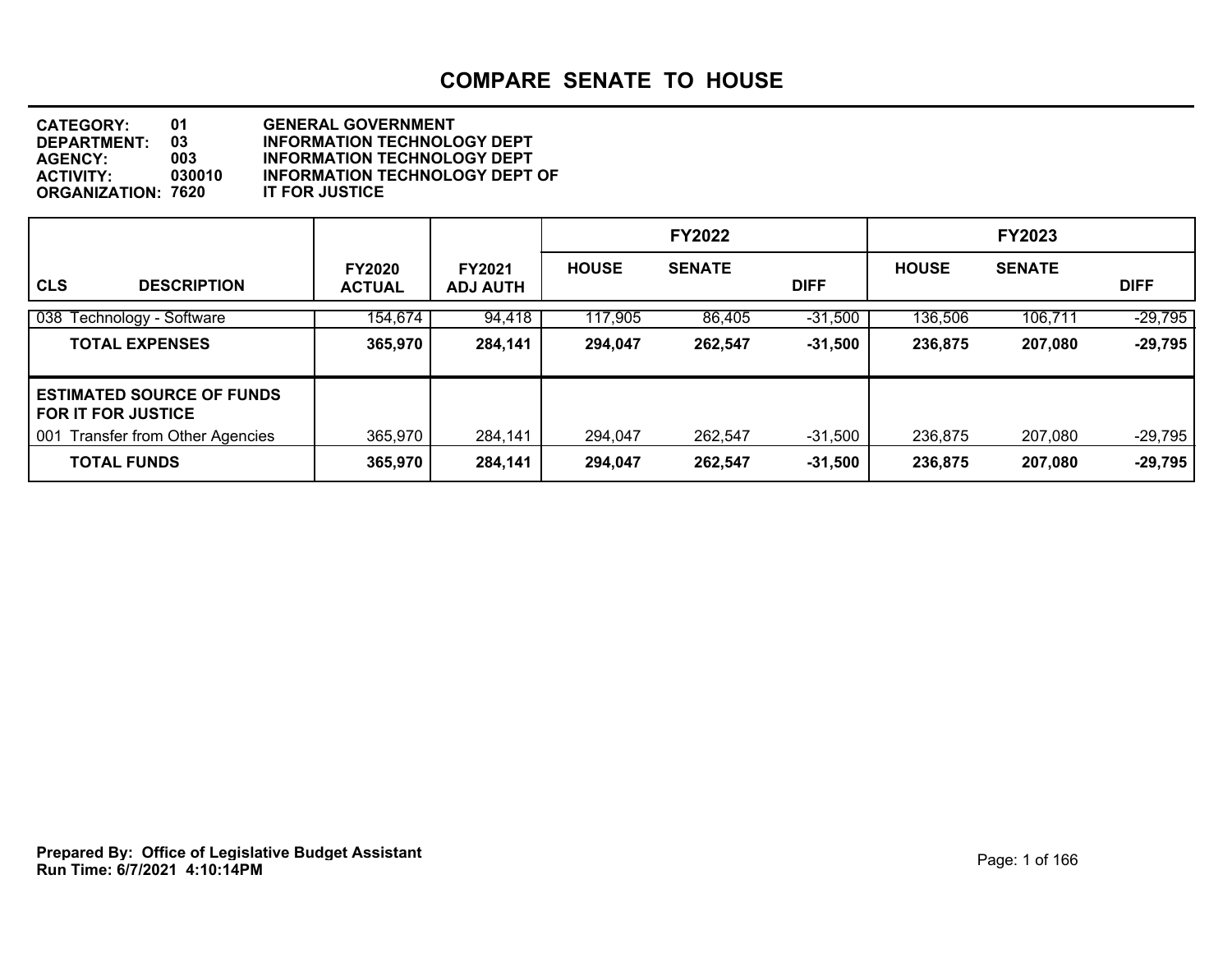# COMPARE SENATE TO HOUSE

**CATEGORY:** 01 GENERAL GOVERNMENT
**DEPARTMENT:** 03 INFORMATION TECHNOLOGY DEPT
**AGENCY:** 003 INFORMATION TECHNOLOGY DEPT
**ACTIVITY:** 030010 INFORMATION TECHNOLOGY DEPT OF
**ORGANIZATION:** 7620 IT FOR JUSTICE

| CLS DESCRIPTION | FY2020 ACTUAL | FY2021 ADJ AUTH | FY2022 HOUSE | FY2022 SENATE | FY2022 DIFF | FY2023 HOUSE | FY2023 SENATE | FY2023 DIFF |
|---|---|---|---|---|---|---|---|---|
| 038 Technology - Software | 154,674 | 94,418 | 117,905 | 86,405 | -31,500 | 136,506 | 106,711 | -29,795 |
| **TOTAL EXPENSES** | **365,970** | **284,141** | **294,047** | **262,547** | **-31,500** | **236,875** | **207,080** | **-29,795** |
| **ESTIMATED SOURCE OF FUNDS FOR IT FOR JUSTICE** | | | | | | | | |
| 001 Transfer from Other Agencies | 365,970 | 284,141 | 294,047 | 262,547 | -31,500 | 236,875 | 207,080 | -29,795 |
| **TOTAL FUNDS** | **365,970** | **284,141** | **294,047** | **262,547** | **-31,500** | **236,875** | **207,080** | **-29,795** |

**Prepared By: Office of Legislative Budget Assistant**
**Run Time: 6/7/2021 4:10:14PM**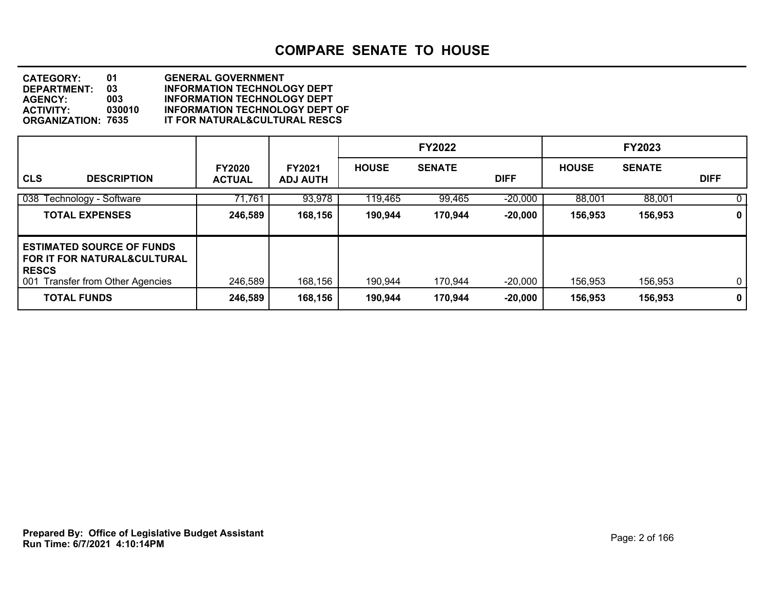# COMPARE SENATE TO HOUSE

**CATEGORY:** 01 GENERAL GOVERNMENT
**DEPARTMENT:** 03 INFORMATION TECHNOLOGY DEPT
**AGENCY:** 003 INFORMATION TECHNOLOGY DEPT
**ACTIVITY:** 030010 INFORMATION TECHNOLOGY DEPT OF
**ORGANIZATION:** 7635 IT FOR NATURAL&CULTURAL RESCS

| CLS DESCRIPTION | FY2020 ACTUAL | FY2021 ADJ AUTH | FY2022 HOUSE | FY2022 SENATE | FY2022 DIFF | FY2023 HOUSE | FY2023 SENATE | FY2023 DIFF |
|---|---|---|---|---|---|---|---|---|
| 038 Technology - Software | 71,761 | 93,978 | 119,465 | 99,465 | -20,000 | 88,001 | 88,001 | 0 |
| **TOTAL EXPENSES** | **246,589** | **168,156** | **190,944** | **170,944** | **-20,000** | **156,953** | **156,953** | **0** |
| **ESTIMATED SOURCE OF FUNDS FOR IT FOR NATURAL&CULTURAL RESCS** | | | | | | | | |
| 001 Transfer from Other Agencies | 246,589 | 168,156 | 190,944 | 170,944 | -20,000 | 156,953 | 156,953 | 0 |
| **TOTAL FUNDS** | **246,589** | **168,156** | **190,944** | **170,944** | **-20,000** | **156,953** | **156,953** | **0** |

**Prepared By: Office of Legislative Budget Assistant**
**Run Time: 6/7/2021 4:10:14PM**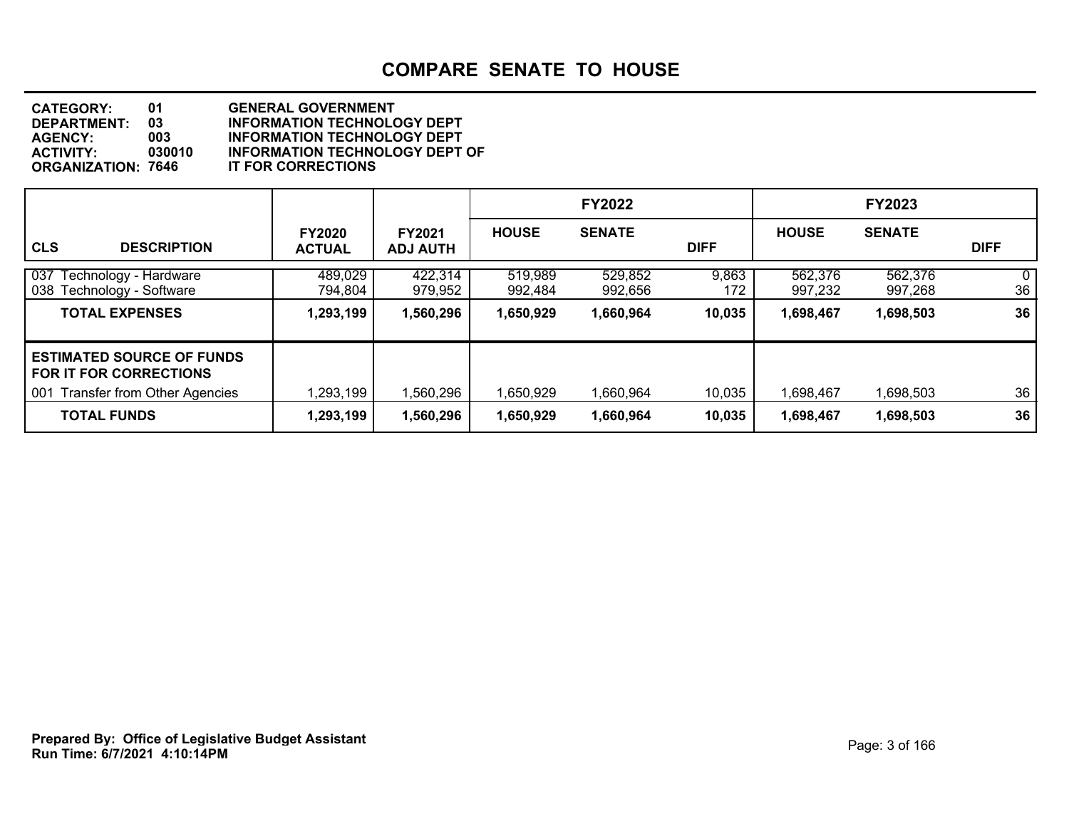# COMPARE SENATE TO HOUSE

**CATEGORY:** 01 GENERAL GOVERNMENT
**DEPARTMENT:** 03 INFORMATION TECHNOLOGY DEPT
**AGENCY:** 003 INFORMATION TECHNOLOGY DEPT
**ACTIVITY:** 030010 INFORMATION TECHNOLOGY DEPT OF
**ORGANIZATION:** 7646 IT FOR CORRECTIONS

| | | | FY2022 | | | FY2023 | | |
|---|---|---|---|---|---|---|---|---|
| **CLS DESCRIPTION** | **FY2020 ACTUAL** | **FY2021 ADJ AUTH** | **HOUSE** | **SENATE** | **DIFF** | **HOUSE** | **SENATE** | **DIFF** |
| 037 Technology - Hardware | 489,029 | 422,314 | 519,989 | 529,852 | 9,863 | 562,376 | 562,376 | 0 |
| 038 Technology - Software | 794,804 | 979,952 | 992,484 | 992,656 | 172 | 997,232 | 997,268 | 36 |
| **TOTAL EXPENSES** | **1,293,199** | **1,560,296** | **1,650,929** | **1,660,964** | **10,035** | **1,698,467** | **1,698,503** | **36** |
| **ESTIMATED SOURCE OF FUNDS FOR IT FOR CORRECTIONS** | | | | | | | | |
| 001 Transfer from Other Agencies | 1,293,199 | 1,560,296 | 1,650,929 | 1,660,964 | 10,035 | 1,698,467 | 1,698,503 | 36 |
| **TOTAL FUNDS** | **1,293,199** | **1,560,296** | **1,650,929** | **1,660,964** | **10,035** | **1,698,467** | **1,698,503** | **36** |

**Prepared By: Office of Legislative Budget Assistant**
**Run Time: 6/7/2021 4:10:14PM**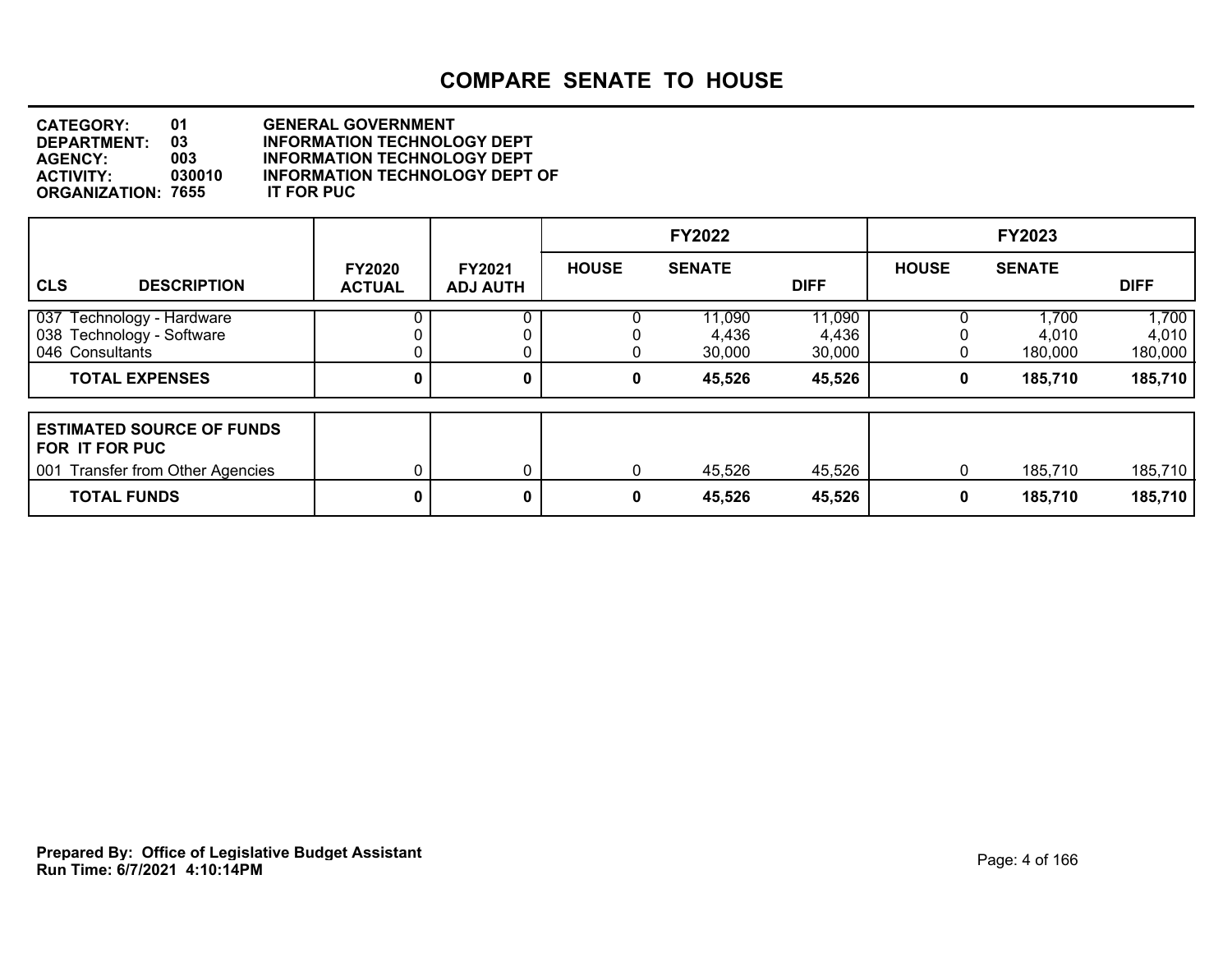# COMPARE SENATE TO HOUSE

**CATEGORY:** 01 GENERAL GOVERNMENT
**DEPARTMENT:** 03 INFORMATION TECHNOLOGY DEPT
**AGENCY:** 003 INFORMATION TECHNOLOGY DEPT
**ACTIVITY:** 030010 INFORMATION TECHNOLOGY DEPT OF
**ORGANIZATION:** 7655 IT FOR PUC

| CLS DESCRIPTION | FY2020 ACTUAL | FY2021 ADJ AUTH | FY2022 HOUSE | FY2022 SENATE | FY2022 DIFF | FY2023 HOUSE | FY2023 SENATE | FY2023 DIFF |
|---|---|---|---|---|---|---|---|---|
| 037 Technology - Hardware | 0 | 0 | 0 | 11,090 | 11,090 | 0 | 1,700 | 1,700 |
| 038 Technology - Software | 0 | 0 | 0 | 4,436 | 4,436 | 0 | 4,010 | 4,010 |
| 046 Consultants | 0 | 0 | 0 | 30,000 | 30,000 | 0 | 180,000 | 180,000 |
| **TOTAL EXPENSES** | **0** | **0** | **0** | **45,526** | **45,526** | **0** | **185,710** | **185,710** |

| ESTIMATED SOURCE OF FUNDS FOR IT FOR PUC | FY2020 ACTUAL | FY2021 ADJ AUTH | FY2022 HOUSE | FY2022 SENATE | FY2022 DIFF | FY2023 HOUSE | FY2023 SENATE | FY2023 DIFF |
|---|---|---|---|---|---|---|---|---|
| 001 Transfer from Other Agencies | 0 | 0 | 0 | 45,526 | 45,526 | 0 | 185,710 | 185,710 |
| **TOTAL FUNDS** | **0** | **0** | **0** | **45,526** | **45,526** | **0** | **185,710** | **185,710** |

**Prepared By: Office of Legislative Budget Assistant**
**Run Time: 6/7/2021 4:10:14PM**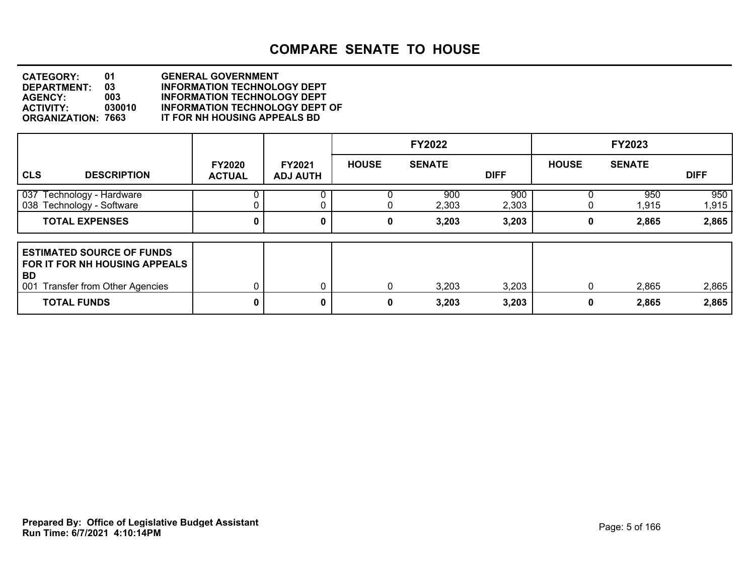# COMPARE SENATE TO HOUSE

**CATEGORY:** 01 GENERAL GOVERNMENT
**DEPARTMENT:** 03 INFORMATION TECHNOLOGY DEPT
**AGENCY:** 003 INFORMATION TECHNOLOGY DEPT
**ACTIVITY:** 030010 INFORMATION TECHNOLOGY DEPT OF
**ORGANIZATION:** 7663 IT FOR NH HOUSING APPEALS BD

| CLS DESCRIPTION | FY2020 ACTUAL | FY2021 ADJ AUTH | FY2022 HOUSE | FY2022 SENATE | FY2022 DIFF | FY2023 HOUSE | FY2023 SENATE | FY2023 DIFF |
|---|---|---|---|---|---|---|---|---|
| 037 Technology - Hardware | 0 | 0 | 0 | 900 | 900 | 0 | 950 | 950 |
| 038 Technology - Software | 0 | 0 | 0 | 2,303 | 2,303 | 0 | 1,915 | 1,915 |
| **TOTAL EXPENSES** | **0** | **0** | **0** | **3,203** | **3,203** | **0** | **2,865** | **2,865** |

| ESTIMATED SOURCE OF FUNDS FOR IT FOR NH HOUSING APPEALS BD | FY2020 ACTUAL | FY2021 ADJ AUTH | FY2022 HOUSE | FY2022 SENATE | FY2022 DIFF | FY2023 HOUSE | FY2023 SENATE | FY2023 DIFF |
|---|---|---|---|---|---|---|---|---|
| 001 Transfer from Other Agencies | 0 | 0 | 0 | 3,203 | 3,203 | 0 | 2,865 | 2,865 |
| **TOTAL FUNDS** | **0** | **0** | **0** | **3,203** | **3,203** | **0** | **2,865** | **2,865** |

**Prepared By: Office of Legislative Budget Assistant**
**Run Time: 6/7/2021 4:10:14PM**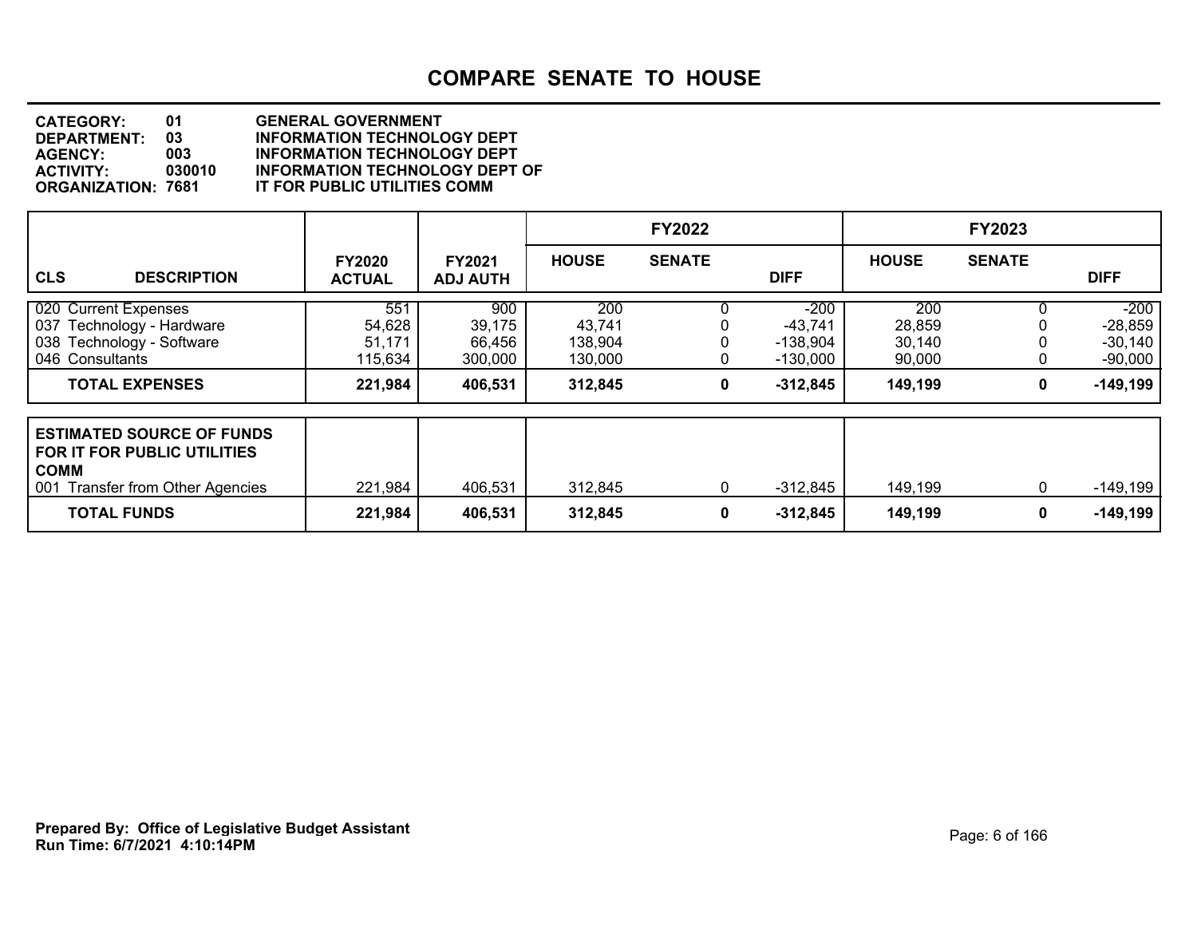# COMPARE SENATE TO HOUSE

**CATEGORY:** 01 GENERAL GOVERNMENT
**DEPARTMENT:** 03 INFORMATION TECHNOLOGY DEPT
**AGENCY:** 003 INFORMATION TECHNOLOGY DEPT
**ACTIVITY:** 030010 INFORMATION TECHNOLOGY DEPT OF
**ORGANIZATION:** 7681 IT FOR PUBLIC UTILITIES COMM

| CLS DESCRIPTION | FY2020 ACTUAL | FY2021 ADJ AUTH | FY2022 HOUSE | FY2022 SENATE | FY2022 DIFF | FY2023 HOUSE | FY2023 SENATE | FY2023 DIFF |
|---|---|---|---|---|---|---|---|---|
| 020 Current Expenses | 551 | 900 | 200 | 0 | -200 | 200 | 0 | -200 |
| 037 Technology - Hardware | 54,628 | 39,175 | 43,741 | 0 | -43,741 | 28,859 | 0 | -28,859 |
| 038 Technology - Software | 51,171 | 66,456 | 138,904 | 0 | -138,904 | 30,140 | 0 | -30,140 |
| 046 Consultants | 115,634 | 300,000 | 130,000 | 0 | -130,000 | 90,000 | 0 | -90,000 |
| **TOTAL EXPENSES** | **221,984** | **406,531** | **312,845** | **0** | **-312,845** | **149,199** | **0** | **-149,199** |

| ESTIMATED SOURCE OF FUNDS FOR IT FOR PUBLIC UTILITIES COMM | FY2020 ACTUAL | FY2021 ADJ AUTH | FY2022 HOUSE | FY2022 SENATE | FY2022 DIFF | FY2023 HOUSE | FY2023 SENATE | FY2023 DIFF |
|---|---|---|---|---|---|---|---|---|
| 001 Transfer from Other Agencies | 221,984 | 406,531 | 312,845 | 0 | -312,845 | 149,199 | 0 | -149,199 |
| **TOTAL FUNDS** | **221,984** | **406,531** | **312,845** | **0** | **-312,845** | **149,199** | **0** | **-149,199** |

**Prepared By: Office of Legislative Budget Assistant**
**Run Time: 6/7/2021 4:10:14PM**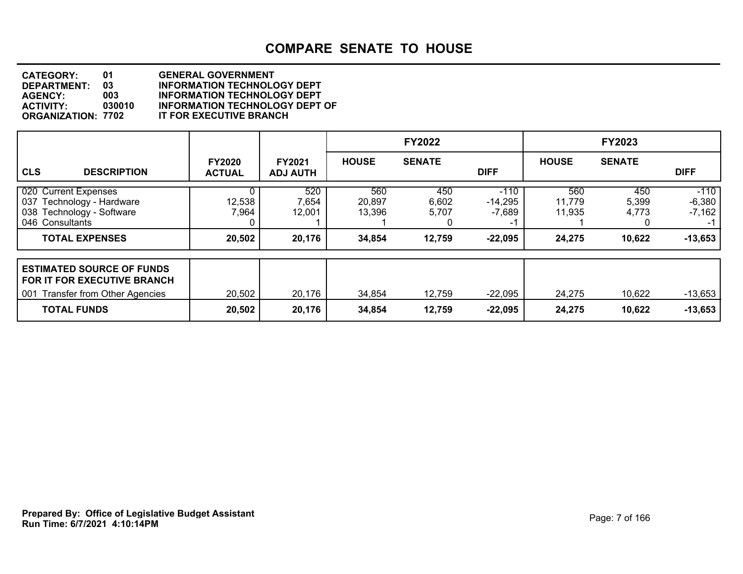# COMPARE SENATE TO HOUSE

| | | |
|---|---|---|
| **CATEGORY:** | **01** | **GENERAL GOVERNMENT** |
| **DEPARTMENT:** | **03** | **INFORMATION TECHNOLOGY DEPT** |
| **AGENCY:** | **003** | **INFORMATION TECHNOLOGY DEPT** |
| **ACTIVITY:** | **030010** | **INFORMATION TECHNOLOGY DEPT OF** |
| **ORGANIZATION:** | **7702** | **IT FOR EXECUTIVE BRANCH** |

| | | | FY2022 | | | FY2023 | | |
|---|---|---|---|---|---|---|---|---|
| **CLS DESCRIPTION** | **FY2020 ACTUAL** | **FY2021 ADJ AUTH** | **HOUSE** | **SENATE** | **DIFF** | **HOUSE** | **SENATE** | **DIFF** |
| 020 Current Expenses | 0 | 520 | 560 | 450 | -110 | 560 | 450 | -110 |
| 037 Technology - Hardware | 12,538 | 7,654 | 20,897 | 6,602 | -14,295 | 11,779 | 5,399 | -6,380 |
| 038 Technology - Software | 7,964 | 12,001 | 13,396 | 5,707 | -7,689 | 11,935 | 4,773 | -7,162 |
| 046 Consultants | 0 | 1 | 1 | 0 | -1 | 1 | 0 | -1 |
| **TOTAL EXPENSES** | **20,502** | **20,176** | **34,854** | **12,759** | **-22,095** | **24,275** | **10,622** | **-13,653** |

| **ESTIMATED SOURCE OF FUNDS FOR IT FOR EXECUTIVE BRANCH** | | | | | | | | |
|---|---|---|---|---|---|---|---|---|
| 001 Transfer from Other Agencies | 20,502 | 20,176 | 34,854 | 12,759 | -22,095 | 24,275 | 10,622 | -13,653 |
| **TOTAL FUNDS** | **20,502** | **20,176** | **34,854** | **12,759** | **-22,095** | **24,275** | **10,622** | **-13,653** |

**Prepared By: Office of Legislative Budget Assistant**
**Run Time: 6/7/2021 4:10:14PM**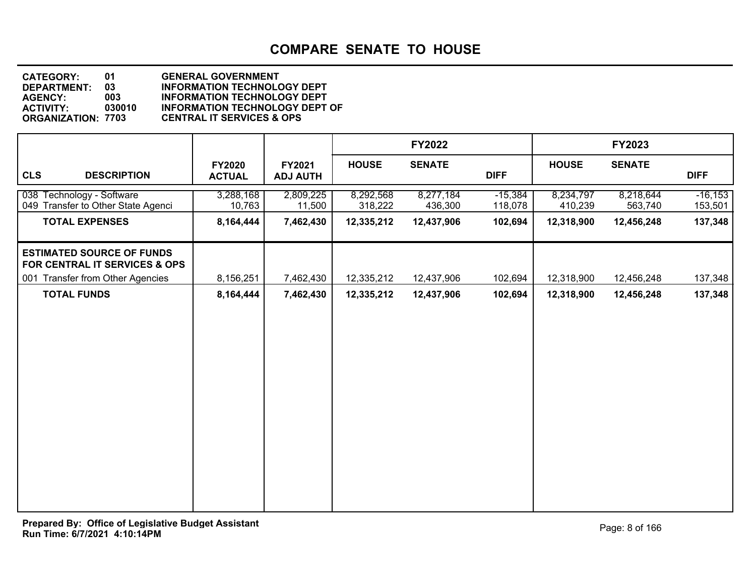# COMPARE SENATE TO HOUSE

**CATEGORY:** 01 GENERAL GOVERNMENT
**DEPARTMENT:** 03 INFORMATION TECHNOLOGY DEPT
**AGENCY:** 003 INFORMATION TECHNOLOGY DEPT
**ACTIVITY:** 030010 INFORMATION TECHNOLOGY DEPT OF
**ORGANIZATION:** 7703 CENTRAL IT SERVICES & OPS

| CLS DESCRIPTION | FY2020 ACTUAL | FY2021 ADJ AUTH | FY2022 HOUSE | FY2022 SENATE | FY2022 DIFF | FY2023 HOUSE | FY2023 SENATE | FY2023 DIFF |
|---|---|---|---|---|---|---|---|---|
| 038 Technology - Software | 3,288,168 | 2,809,225 | 8,292,568 | 8,277,184 | -15,384 | 8,234,797 | 8,218,644 | -16,153 |
| 049 Transfer to Other State Agenci | 10,763 | 11,500 | 318,222 | 436,300 | 118,078 | 410,239 | 563,740 | 153,501 |
| **TOTAL EXPENSES** | **8,164,444** | **7,462,430** | **12,335,212** | **12,437,906** | **102,694** | **12,318,900** | **12,456,248** | **137,348** |
| **ESTIMATED SOURCE OF FUNDS FOR CENTRAL IT SERVICES & OPS** | | | | | | | | |
| 001 Transfer from Other Agencies | 8,156,251 | 7,462,430 | 12,335,212 | 12,437,906 | 102,694 | 12,318,900 | 12,456,248 | 137,348 |
| **TOTAL FUNDS** | **8,164,444** | **7,462,430** | **12,335,212** | **12,437,906** | **102,694** | **12,318,900** | **12,456,248** | **137,348** |

**Prepared By: Office of Legislative Budget Assistant**
**Run Time: 6/7/2021 4:10:14PM**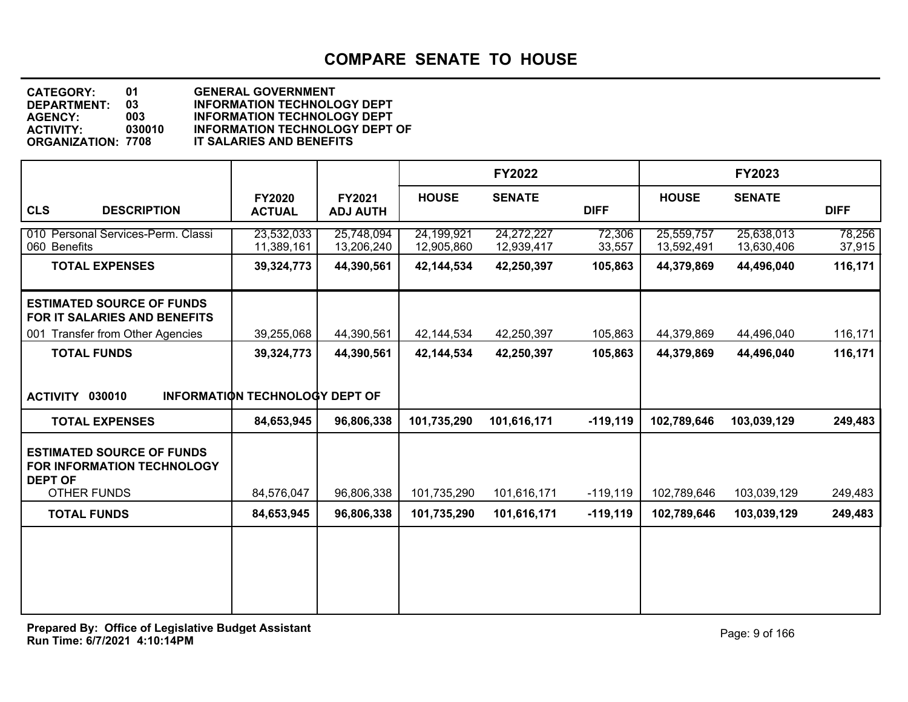# COMPARE SENATE TO HOUSE

**CATEGORY:** 01 GENERAL GOVERNMENT
**DEPARTMENT:** 03 INFORMATION TECHNOLOGY DEPT
**AGENCY:** 003 INFORMATION TECHNOLOGY DEPT
**ACTIVITY:** 030010 INFORMATION TECHNOLOGY DEPT OF
**ORGANIZATION:** 7708 IT SALARIES AND BENEFITS

| | | | FY2022 | | | FY2023 | | |
|---|---|---|---|---|---|---|---|---|
| **CLS DESCRIPTION** | **FY2020 ACTUAL** | **FY2021 ADJ AUTH** | **HOUSE** | **SENATE** | **DIFF** | **HOUSE** | **SENATE** | **DIFF** |
| 010 Personal Services-Perm. Classi | 23,532,033 | 25,748,094 | 24,199,921 | 24,272,227 | 72,306 | 25,559,757 | 25,638,013 | 78,256 |
| 060 Benefits | 11,389,161 | 13,206,240 | 12,905,860 | 12,939,417 | 33,557 | 13,592,491 | 13,630,406 | 37,915 |
| **TOTAL EXPENSES** | **39,324,773** | **44,390,561** | **42,144,534** | **42,250,397** | **105,863** | **44,379,869** | **44,496,040** | **116,171** |
| **ESTIMATED SOURCE OF FUNDS FOR IT SALARIES AND BENEFITS** | | | | | | | | |
| 001 Transfer from Other Agencies | 39,255,068 | 44,390,561 | 42,144,534 | 42,250,397 | 105,863 | 44,379,869 | 44,496,040 | 116,171 |
| **TOTAL FUNDS** | **39,324,773** | **44,390,561** | **42,144,534** | **42,250,397** | **105,863** | **44,379,869** | **44,496,040** | **116,171** |
| **ACTIVITY 030010 INFORMATION TECHNOLOGY DEPT OF** | | | | | | | | |
| **TOTAL EXPENSES** | **84,653,945** | **96,806,338** | **101,735,290** | **101,616,171** | **-119,119** | **102,789,646** | **103,039,129** | **249,483** |
| **ESTIMATED SOURCE OF FUNDS FOR INFORMATION TECHNOLOGY DEPT OF** | | | | | | | | |
| OTHER FUNDS | 84,576,047 | 96,806,338 | 101,735,290 | 101,616,171 | -119,119 | 102,789,646 | 103,039,129 | 249,483 |
| **TOTAL FUNDS** | **84,653,945** | **96,806,338** | **101,735,290** | **101,616,171** | **-119,119** | **102,789,646** | **103,039,129** | **249,483** |

**Prepared By: Office of Legislative Budget Assistant**
**Run Time: 6/7/2021 4:10:14PM**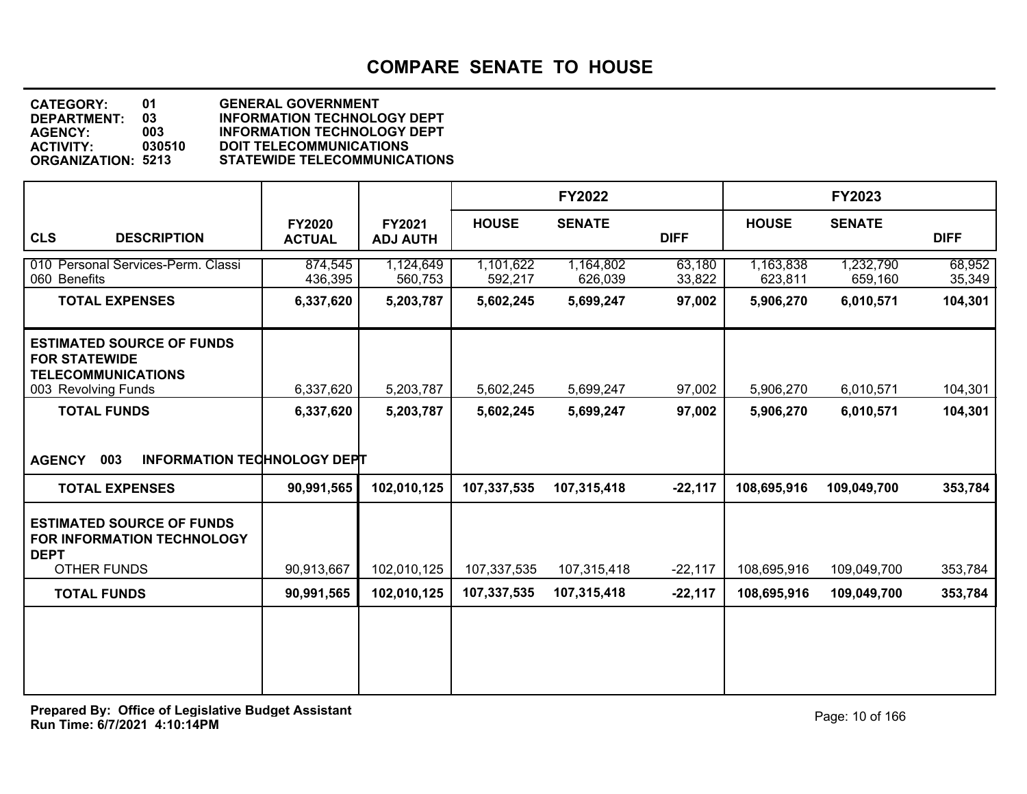# COMPARE SENATE TO HOUSE

**CATEGORY:** 01 GENERAL GOVERNMENT
**DEPARTMENT:** 03 INFORMATION TECHNOLOGY DEPT
**AGENCY:** 003 INFORMATION TECHNOLOGY DEPT
**ACTIVITY:** 030510 DOIT TELECOMMUNICATIONS
**ORGANIZATION:** 5213 STATEWIDE TELECOMMUNICATIONS

| | | | FY2022 | | | FY2023 | | |
|---|---|---|---|---|---|---|---|---|
| **CLS DESCRIPTION** | **FY2020 ACTUAL** | **FY2021 ADJ AUTH** | **HOUSE** | **SENATE** | **DIFF** | **HOUSE** | **SENATE** | **DIFF** |
| 010 Personal Services-Perm. Classi | 874,545 | 1,124,649 | 1,101,622 | 1,164,802 | 63,180 | 1,163,838 | 1,232,790 | 68,952 |
| 060 Benefits | 436,395 | 560,753 | 592,217 | 626,039 | 33,822 | 623,811 | 659,160 | 35,349 |
| **TOTAL EXPENSES** | **6,337,620** | **5,203,787** | **5,602,245** | **5,699,247** | **97,002** | **5,906,270** | **6,010,571** | **104,301** |
| **ESTIMATED SOURCE OF FUNDS FOR STATEWIDE TELECOMMUNICATIONS** | | | | | | | | |
| 003 Revolving Funds | 6,337,620 | 5,203,787 | 5,602,245 | 5,699,247 | 97,002 | 5,906,270 | 6,010,571 | 104,301 |
| **TOTAL FUNDS** | **6,337,620** | **5,203,787** | **5,602,245** | **5,699,247** | **97,002** | **5,906,270** | **6,010,571** | **104,301** |
| **AGENCY 003 INFORMATION TECHNOLOGY DEPT** | | | | | | | | |
| **TOTAL EXPENSES** | **90,991,565** | **102,010,125** | **107,337,535** | **107,315,418** | **-22,117** | **108,695,916** | **109,049,700** | **353,784** |
| **ESTIMATED SOURCE OF FUNDS FOR INFORMATION TECHNOLOGY DEPT** | | | | | | | | |
| OTHER FUNDS | 90,913,667 | 102,010,125 | 107,337,535 | 107,315,418 | -22,117 | 108,695,916 | 109,049,700 | 353,784 |
| **TOTAL FUNDS** | **90,991,565** | **102,010,125** | **107,337,535** | **107,315,418** | **-22,117** | **108,695,916** | **109,049,700** | **353,784** |

**Prepared By: Office of Legislative Budget Assistant**
**Run Time: 6/7/2021 4:10:14PM**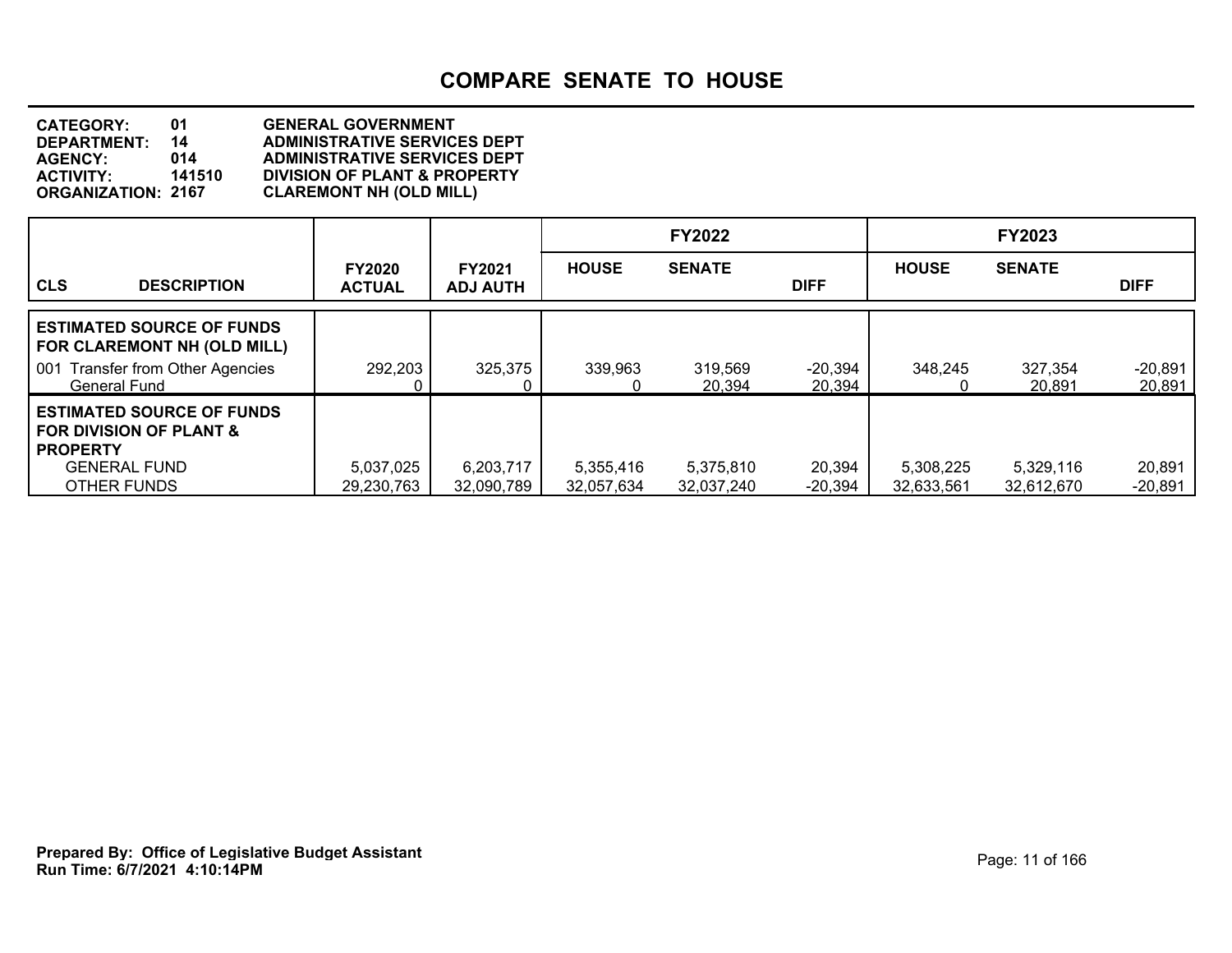# COMPARE SENATE TO HOUSE

**CATEGORY:** 01 GENERAL GOVERNMENT
**DEPARTMENT:** 14 ADMINISTRATIVE SERVICES DEPT
**AGENCY:** 014 ADMINISTRATIVE SERVICES DEPT
**ACTIVITY:** 141510 DIVISION OF PLANT & PROPERTY
**ORGANIZATION:** 2167 CLAREMONT NH (OLD MILL)

| CLS | DESCRIPTION | FY2020 ACTUAL | FY2021 ADJ AUTH | FY2022 HOUSE | FY2022 SENATE | FY2022 DIFF | FY2023 HOUSE | FY2023 SENATE | FY2023 DIFF |
|---|---|---|---|---|---|---|---|---|---|
| | **ESTIMATED SOURCE OF FUNDS FOR CLAREMONT NH (OLD MILL)** | | | | | | | | |
| 001 | Transfer from Other Agencies | 292,203 | 325,375 | 339,963 | 319,569 | -20,394 | 348,245 | 327,354 | -20,891 |
| | General Fund | 0 | 0 | 0 | 20,394 | 20,394 | 0 | 20,891 | 20,891 |
| | **ESTIMATED SOURCE OF FUNDS FOR DIVISION OF PLANT & PROPERTY** | | | | | | | | |
| | GENERAL FUND | 5,037,025 | 6,203,717 | 5,355,416 | 5,375,810 | 20,394 | 5,308,225 | 5,329,116 | 20,891 |
| | OTHER FUNDS | 29,230,763 | 32,090,789 | 32,057,634 | 32,037,240 | -20,394 | 32,633,561 | 32,612,670 | -20,891 |

**Prepared By: Office of Legislative Budget Assistant**
**Run Time: 6/7/2021 4:10:14PM**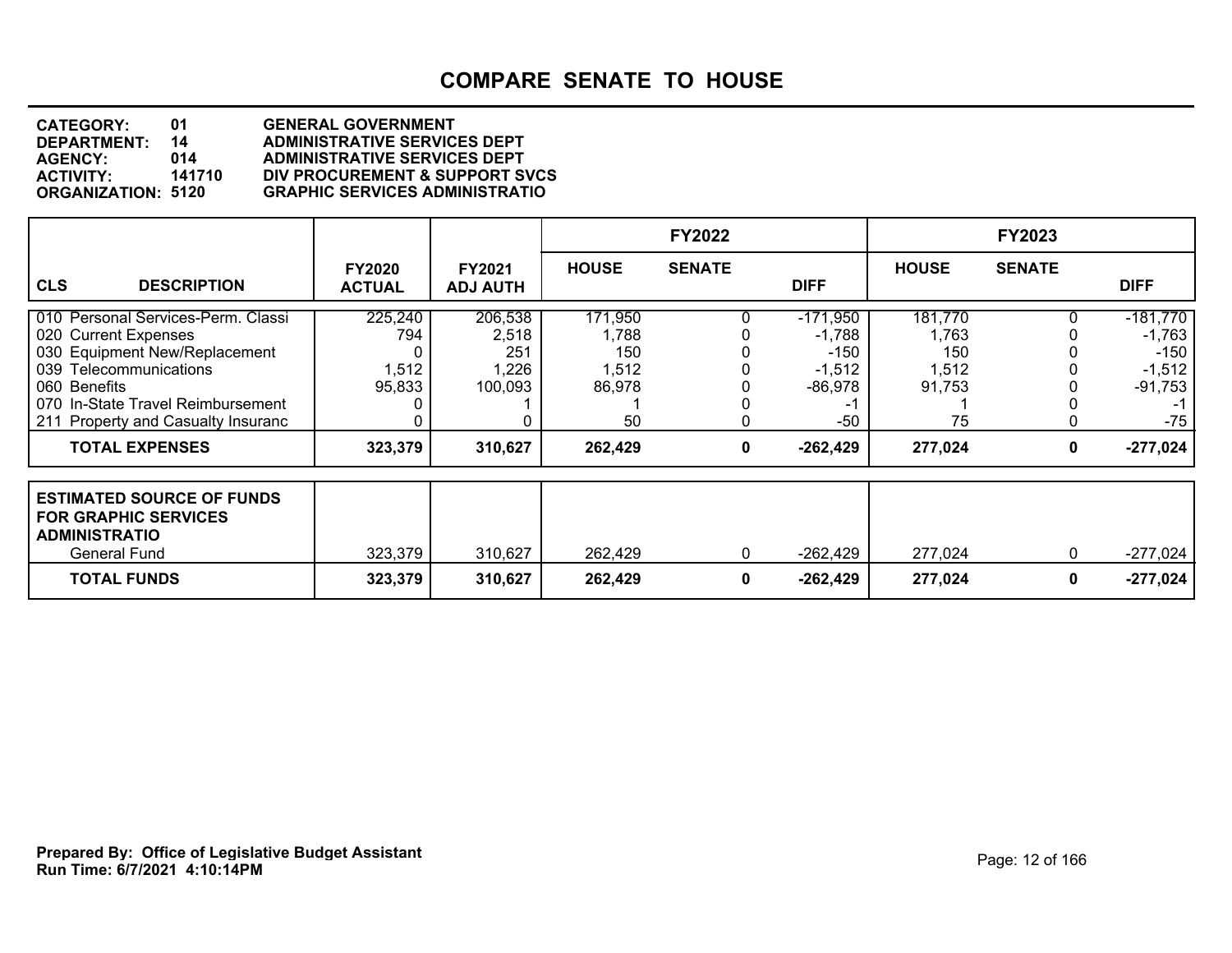# COMPARE SENATE TO HOUSE

**CATEGORY:** 01 GENERAL GOVERNMENT
**DEPARTMENT:** 14 ADMINISTRATIVE SERVICES DEPT
**AGENCY:** 014 ADMINISTRATIVE SERVICES DEPT
**ACTIVITY:** 141710 DIV PROCUREMENT & SUPPORT SVCS
**ORGANIZATION:** 5120 GRAPHIC SERVICES ADMINISTRATIO

| CLS DESCRIPTION | FY2020 ACTUAL | FY2021 ADJ AUTH | FY2022 HOUSE | FY2022 SENATE | FY2022 DIFF | FY2023 HOUSE | FY2023 SENATE | FY2023 DIFF |
|---|---|---|---|---|---|---|---|---|
| 010 Personal Services-Perm. Classi | 225,240 | 206,538 | 171,950 | 0 | -171,950 | 181,770 | 0 | -181,770 |
| 020 Current Expenses | 794 | 2,518 | 1,788 | 0 | -1,788 | 1,763 | 0 | -1,763 |
| 030 Equipment New/Replacement | 0 | 251 | 150 | 0 | -150 | 150 | 0 | -150 |
| 039 Telecommunications | 1,512 | 1,226 | 1,512 | 0 | -1,512 | 1,512 | 0 | -1,512 |
| 060 Benefits | 95,833 | 100,093 | 86,978 | 0 | -86,978 | 91,753 | 0 | -91,753 |
| 070 In-State Travel Reimbursement | 0 | 1 | 1 | 0 | -1 | 1 | 0 | -1 |
| 211 Property and Casualty Insuranc | 0 | 0 | 50 | 0 | -50 | 75 | 0 | -75 |
| **TOTAL EXPENSES** | **323,379** | **310,627** | **262,429** | **0** | **-262,429** | **277,024** | **0** | **-277,024** |

| ESTIMATED SOURCE OF FUNDS FOR GRAPHIC SERVICES ADMINISTRATIO | FY2020 ACTUAL | FY2021 ADJ AUTH | FY2022 HOUSE | FY2022 SENATE | FY2022 DIFF | FY2023 HOUSE | FY2023 SENATE | FY2023 DIFF |
|---|---|---|---|---|---|---|---|---|
| General Fund | 323,379 | 310,627 | 262,429 | 0 | -262,429 | 277,024 | 0 | -277,024 |
| **TOTAL FUNDS** | **323,379** | **310,627** | **262,429** | **0** | **-262,429** | **277,024** | **0** | **-277,024** |

**Prepared By: Office of Legislative Budget Assistant**
**Run Time: 6/7/2021 4:10:14PM**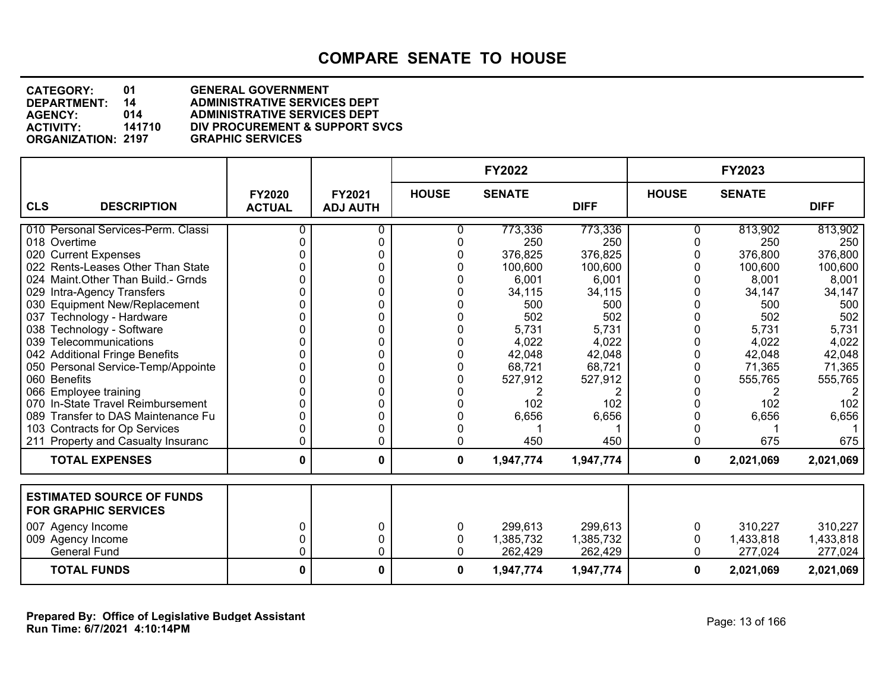# COMPARE SENATE TO HOUSE

**CATEGORY:** 01 GENERAL GOVERNMENT
**DEPARTMENT:** 14 ADMINISTRATIVE SERVICES DEPT
**AGENCY:** 014 ADMINISTRATIVE SERVICES DEPT
**ACTIVITY:** 141710 DIV PROCUREMENT & SUPPORT SVCS
**ORGANIZATION:** 2197 GRAPHIC SERVICES

| | | | FY2022 | | | FY2023 | | |
|---|---|---|---|---|---|---|---|---|
| **CLS DESCRIPTION** | **FY2020 ACTUAL** | **FY2021 ADJ AUTH** | **HOUSE** | **SENATE** | **DIFF** | **HOUSE** | **SENATE** | **DIFF** |
| 010 Personal Services-Perm. Classi | 0 | 0 | 0 | 773,336 | 773,336 | 0 | 813,902 | 813,902 |
| 018 Overtime | 0 | 0 | 0 | 250 | 250 | 0 | 250 | 250 |
| 020 Current Expenses | 0 | 0 | 0 | 376,825 | 376,825 | 0 | 376,800 | 376,800 |
| 022 Rents-Leases Other Than State | 0 | 0 | 0 | 100,600 | 100,600 | 0 | 100,600 | 100,600 |
| 024 Maint.Other Than Build.- Grnds | 0 | 0 | 0 | 6,001 | 6,001 | 0 | 8,001 | 8,001 |
| 029 Intra-Agency Transfers | 0 | 0 | 0 | 34,115 | 34,115 | 0 | 34,147 | 34,147 |
| 030 Equipment New/Replacement | 0 | 0 | 0 | 500 | 500 | 0 | 500 | 500 |
| 037 Technology - Hardware | 0 | 0 | 0 | 502 | 502 | 0 | 502 | 502 |
| 038 Technology - Software | 0 | 0 | 0 | 5,731 | 5,731 | 0 | 5,731 | 5,731 |
| 039 Telecommunications | 0 | 0 | 0 | 4,022 | 4,022 | 0 | 4,022 | 4,022 |
| 042 Additional Fringe Benefits | 0 | 0 | 0 | 42,048 | 42,048 | 0 | 42,048 | 42,048 |
| 050 Personal Service-Temp/Appointe | 0 | 0 | 0 | 68,721 | 68,721 | 0 | 71,365 | 71,365 |
| 060 Benefits | 0 | 0 | 0 | 527,912 | 527,912 | 0 | 555,765 | 555,765 |
| 066 Employee training | 0 | 0 | 0 | 2 | 2 | 0 | 2 | 2 |
| 070 In-State Travel Reimbursement | 0 | 0 | 0 | 102 | 102 | 0 | 102 | 102 |
| 089 Transfer to DAS Maintenance Fu | 0 | 0 | 0 | 6,656 | 6,656 | 0 | 6,656 | 6,656 |
| 103 Contracts for Op Services | 0 | 0 | 0 | 1 | 1 | 0 | 1 | 1 |
| 211 Property and Casualty Insuranc | 0 | 0 | 0 | 450 | 450 | 0 | 675 | 675 |
| **TOTAL EXPENSES** | **0** | **0** | **0** | **1,947,774** | **1,947,774** | **0** | **2,021,069** | **2,021,069** |

| **ESTIMATED SOURCE OF FUNDS FOR GRAPHIC SERVICES** | | | | | | | | |
|---|---|---|---|---|---|---|---|---|
| 007 Agency Income | 0 | 0 | 0 | 299,613 | 299,613 | 0 | 310,227 | 310,227 |
| 009 Agency Income | 0 | 0 | 0 | 1,385,732 | 1,385,732 | 0 | 1,433,818 | 1,433,818 |
| General Fund | 0 | 0 | 0 | 262,429 | 262,429 | 0 | 277,024 | 277,024 |
| **TOTAL FUNDS** | **0** | **0** | **0** | **1,947,774** | **1,947,774** | **0** | **2,021,069** | **2,021,069** |

**Prepared By: Office of Legislative Budget Assistant**
**Run Time: 6/7/2021 4:10:14PM**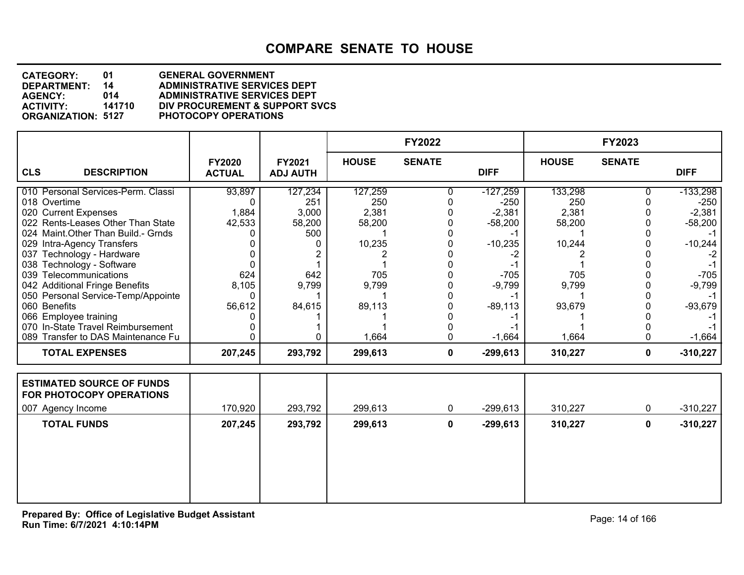# COMPARE SENATE TO HOUSE

**CATEGORY:** 01 GENERAL GOVERNMENT
**DEPARTMENT:** 14 ADMINISTRATIVE SERVICES DEPT
**AGENCY:** 014 ADMINISTRATIVE SERVICES DEPT
**ACTIVITY:** 141710 DIV PROCUREMENT & SUPPORT SVCS
**ORGANIZATION:** 5127 PHOTOCOPY OPERATIONS

| | | | FY2022 | | | FY2023 | | |
|---|---|---|---|---|---|---|---|---|
| **CLS DESCRIPTION** | **FY2020 ACTUAL** | **FY2021 ADJ AUTH** | **HOUSE** | **SENATE** | **DIFF** | **HOUSE** | **SENATE** | **DIFF** |
| 010 Personal Services-Perm. Classi | 93,897 | 127,234 | 127,259 | 0 | -127,259 | 133,298 | 0 | -133,298 |
| 018 Overtime | 0 | 251 | 250 | 0 | -250 | 250 | 0 | -250 |
| 020 Current Expenses | 1,884 | 3,000 | 2,381 | 0 | -2,381 | 2,381 | 0 | -2,381 |
| 022 Rents-Leases Other Than State | 42,533 | 58,200 | 58,200 | 0 | -58,200 | 58,200 | 0 | -58,200 |
| 024 Maint.Other Than Build.- Grnds | 0 | 500 | 1 | 0 | -1 | 1 | 0 | -1 |
| 029 Intra-Agency Transfers | 0 | 0 | 10,235 | 0 | -10,235 | 10,244 | 0 | -10,244 |
| 037 Technology - Hardware | 0 | 2 | 2 | 0 | -2 | 2 | 0 | -2 |
| 038 Technology - Software | 0 | 1 | 1 | 0 | -1 | 1 | 0 | -1 |
| 039 Telecommunications | 624 | 642 | 705 | 0 | -705 | 705 | 0 | -705 |
| 042 Additional Fringe Benefits | 8,105 | 9,799 | 9,799 | 0 | -9,799 | 9,799 | 0 | -9,799 |
| 050 Personal Service-Temp/Appointe | 0 | 1 | 1 | 0 | -1 | 1 | 0 | -1 |
| 060 Benefits | 56,612 | 84,615 | 89,113 | 0 | -89,113 | 93,679 | 0 | -93,679 |
| 066 Employee training | 0 | 1 | 1 | 0 | -1 | 1 | 0 | -1 |
| 070 In-State Travel Reimbursement | 0 | 1 | 1 | 0 | -1 | 1 | 0 | -1 |
| 089 Transfer to DAS Maintenance Fu | 0 | 0 | 1,664 | 0 | -1,664 | 1,664 | 0 | -1,664 |
| **TOTAL EXPENSES** | **207,245** | **293,792** | **299,613** | **0** | **-299,613** | **310,227** | **0** | **-310,227** |

| **ESTIMATED SOURCE OF FUNDS FOR PHOTOCOPY OPERATIONS** | | | | | | | | |
|---|---|---|---|---|---|---|---|---|
| 007 Agency Income | 170,920 | 293,792 | 299,613 | 0 | -299,613 | 310,227 | 0 | -310,227 |
| **TOTAL FUNDS** | **207,245** | **293,792** | **299,613** | **0** | **-299,613** | **310,227** | **0** | **-310,227** |

**Prepared By: Office of Legislative Budget Assistant**
**Run Time: 6/7/2021 4:10:14PM**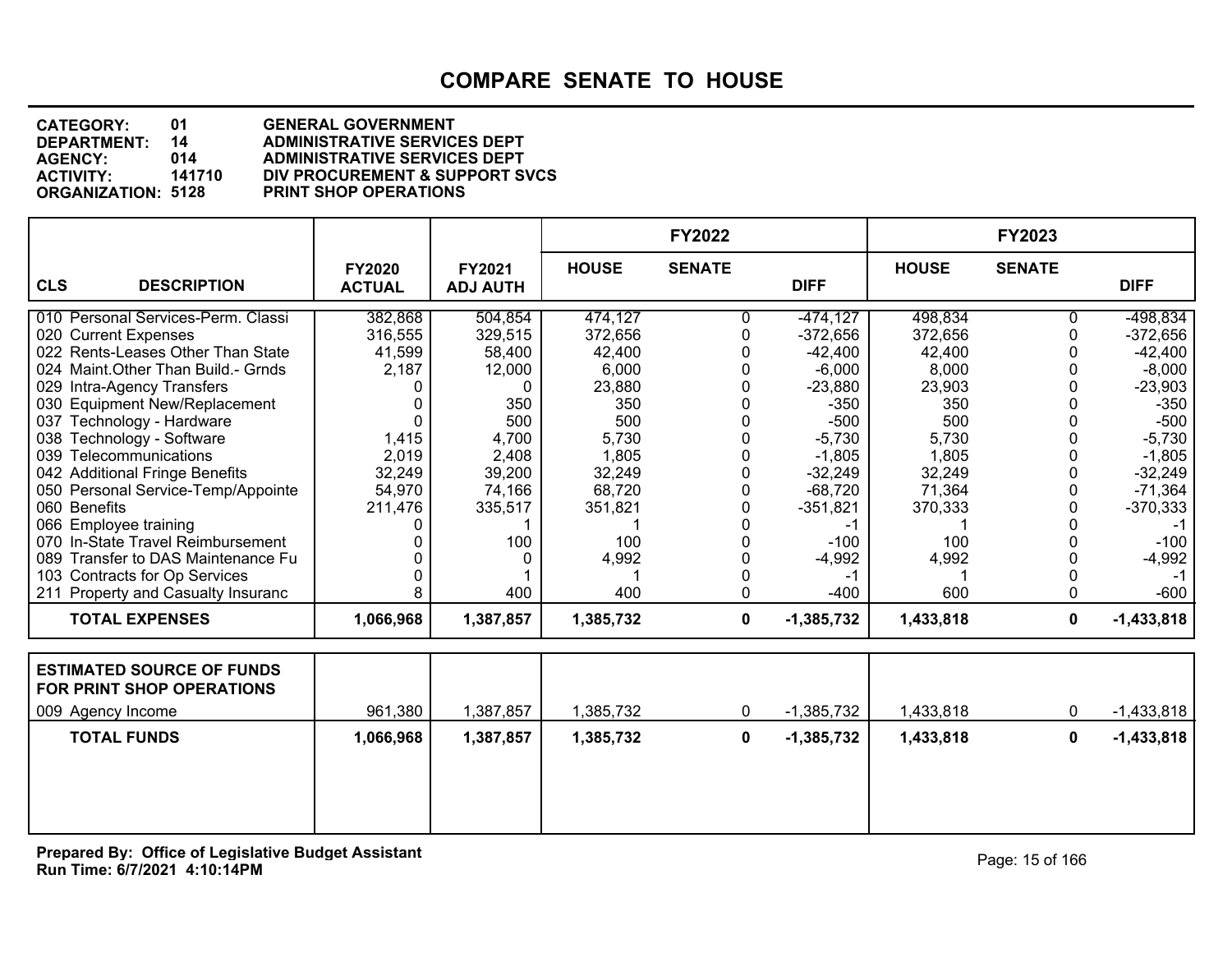# COMPARE SENATE TO HOUSE

**CATEGORY:** 01 GENERAL GOVERNMENT
**DEPARTMENT:** 14 ADMINISTRATIVE SERVICES DEPT
**AGENCY:** 014 ADMINISTRATIVE SERVICES DEPT
**ACTIVITY:** 141710 DIV PROCUREMENT & SUPPORT SVCS
**ORGANIZATION:** 5128 PRINT SHOP OPERATIONS

| CLS | DESCRIPTION | FY2020 ACTUAL | FY2021 ADJ AUTH | FY2022 HOUSE | FY2022 SENATE | FY2022 DIFF | FY2023 HOUSE | FY2023 SENATE | FY2023 DIFF |
|---|---|---|---|---|---|---|---|---|---|
| 010 | Personal Services-Perm. Classi | 382,868 | 504,854 | 474,127 | 0 | -474,127 | 498,834 | 0 | -498,834 |
| 020 | Current Expenses | 316,555 | 329,515 | 372,656 | 0 | -372,656 | 372,656 | 0 | -372,656 |
| 022 | Rents-Leases Other Than State | 41,599 | 58,400 | 42,400 | 0 | -42,400 | 42,400 | 0 | -42,400 |
| 024 | Maint.Other Than Build.- Grnds | 2,187 | 12,000 | 6,000 | 0 | -6,000 | 8,000 | 0 | -8,000 |
| 029 | Intra-Agency Transfers | 0 | 0 | 23,880 | 0 | -23,880 | 23,903 | 0 | -23,903 |
| 030 | Equipment New/Replacement | 0 | 350 | 350 | 0 | -350 | 350 | 0 | -350 |
| 037 | Technology - Hardware | 0 | 500 | 500 | 0 | -500 | 500 | 0 | -500 |
| 038 | Technology - Software | 1,415 | 4,700 | 5,730 | 0 | -5,730 | 5,730 | 0 | -5,730 |
| 039 | Telecommunications | 2,019 | 2,408 | 1,805 | 0 | -1,805 | 1,805 | 0 | -1,805 |
| 042 | Additional Fringe Benefits | 32,249 | 39,200 | 32,249 | 0 | -32,249 | 32,249 | 0 | -32,249 |
| 050 | Personal Service-Temp/Appointe | 54,970 | 74,166 | 68,720 | 0 | -68,720 | 71,364 | 0 | -71,364 |
| 060 | Benefits | 211,476 | 335,517 | 351,821 | 0 | -351,821 | 370,333 | 0 | -370,333 |
| 066 | Employee training | 0 | 1 | 1 | 0 | -1 | 1 | 0 | -1 |
| 070 | In-State Travel Reimbursement | 0 | 100 | 100 | 0 | -100 | 100 | 0 | -100 |
| 089 | Transfer to DAS Maintenance Fu | 0 | 0 | 4,992 | 0 | -4,992 | 4,992 | 0 | -4,992 |
| 103 | Contracts for Op Services | 0 | 1 | 1 | 0 | -1 | 1 | 0 | -1 |
| 211 | Property and Casualty Insuranc | 8 | 400 | 400 | 0 | -400 | 600 | 0 | -600 |
| | **TOTAL EXPENSES** | **1,066,968** | **1,387,857** | **1,385,732** | **0** | **-1,385,732** | **1,433,818** | **0** | **-1,433,818** |

| | ESTIMATED SOURCE OF FUNDS FOR PRINT SHOP OPERATIONS | FY2020 ACTUAL | FY2021 ADJ AUTH | FY2022 HOUSE | FY2022 SENATE | FY2022 DIFF | FY2023 HOUSE | FY2023 SENATE | FY2023 DIFF |
|---|---|---|---|---|---|---|---|---|---|
| 009 | Agency Income | 961,380 | 1,387,857 | 1,385,732 | 0 | -1,385,732 | 1,433,818 | 0 | -1,433,818 |
| | **TOTAL FUNDS** | **1,066,968** | **1,387,857** | **1,385,732** | **0** | **-1,385,732** | **1,433,818** | **0** | **-1,433,818** |

**Prepared By: Office of Legislative Budget Assistant**
**Run Time: 6/7/2021 4:10:14PM**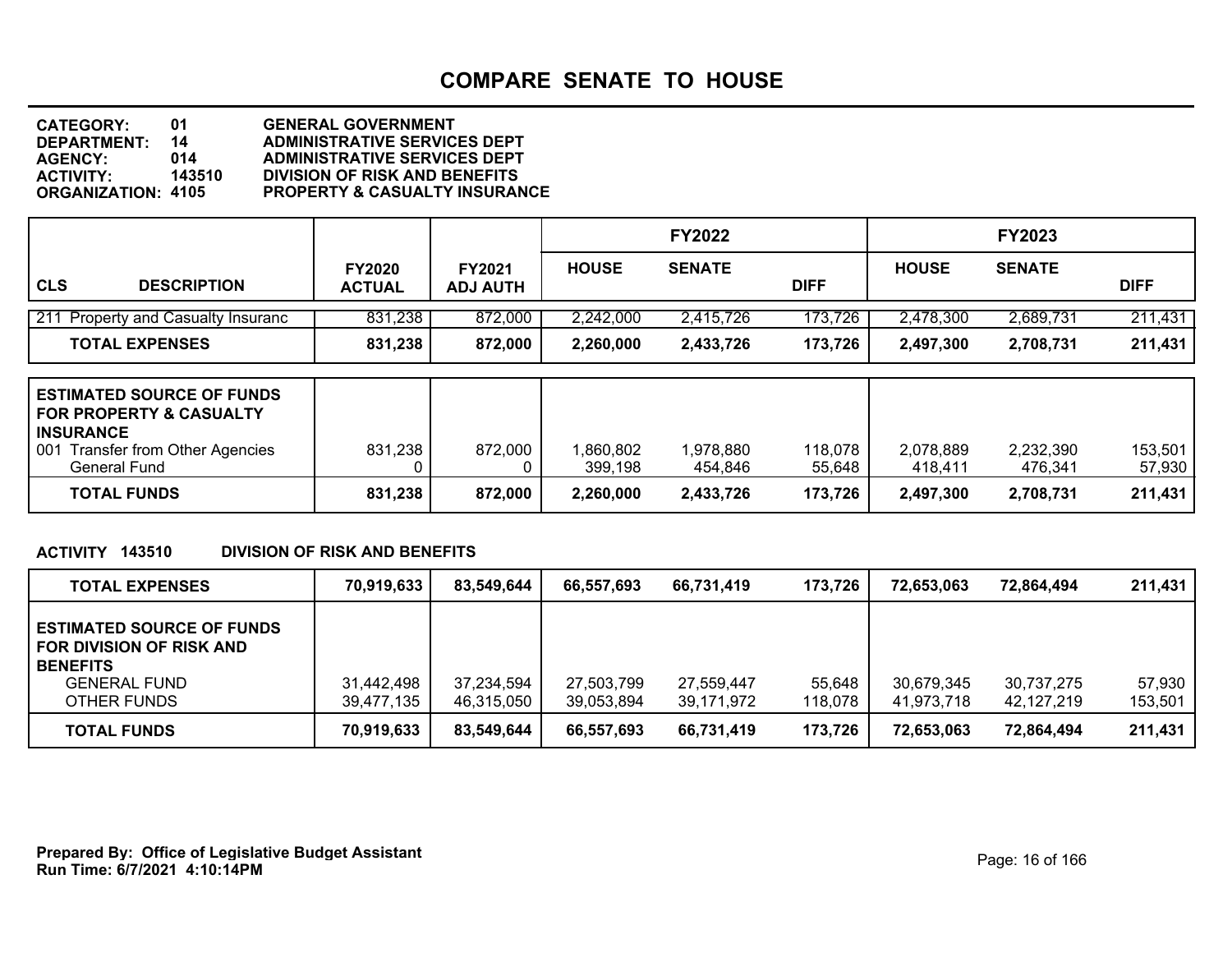# COMPARE SENATE TO HOUSE

**CATEGORY:** 01 GENERAL GOVERNMENT
**DEPARTMENT:** 14 ADMINISTRATIVE SERVICES DEPT
**AGENCY:** 014 ADMINISTRATIVE SERVICES DEPT
**ACTIVITY:** 143510 DIVISION OF RISK AND BENEFITS
**ORGANIZATION:** 4105 PROPERTY & CASUALTY INSURANCE

| CLS DESCRIPTION | FY2020 ACTUAL | FY2021 ADJ AUTH | FY2022 HOUSE | FY2022 SENATE | FY2022 DIFF | FY2023 HOUSE | FY2023 SENATE | FY2023 DIFF |
|---|---|---|---|---|---|---|---|---|
| 211 Property and Casualty Insuranc | 831,238 | 872,000 | 2,242,000 | 2,415,726 | 173,726 | 2,478,300 | 2,689,731 | 211,431 |
| **TOTAL EXPENSES** | **831,238** | **872,000** | **2,260,000** | **2,433,726** | **173,726** | **2,497,300** | **2,708,731** | **211,431** |
| **ESTIMATED SOURCE OF FUNDS FOR PROPERTY & CASUALTY INSURANCE** | | | | | | | | |
| 001 Transfer from Other Agencies | 831,238 | 872,000 | 1,860,802 | 1,978,880 | 118,078 | 2,078,889 | 2,232,390 | 153,501 |
| General Fund | 0 | 0 | 399,198 | 454,846 | 55,648 | 418,411 | 476,341 | 57,930 |
| **TOTAL FUNDS** | **831,238** | **872,000** | **2,260,000** | **2,433,726** | **173,726** | **2,497,300** | **2,708,731** | **211,431** |

**ACTIVITY 143510 DIVISION OF RISK AND BENEFITS**

| | FY2020 ACTUAL | FY2021 ADJ AUTH | FY2022 HOUSE | FY2022 SENATE | FY2022 DIFF | FY2023 HOUSE | FY2023 SENATE | FY2023 DIFF |
|---|---|---|---|---|---|---|---|---|
| **TOTAL EXPENSES** | **70,919,633** | **83,549,644** | **66,557,693** | **66,731,419** | **173,726** | **72,653,063** | **72,864,494** | **211,431** |
| **ESTIMATED SOURCE OF FUNDS FOR DIVISION OF RISK AND BENEFITS** | | | | | | | | |
| GENERAL FUND | 31,442,498 | 37,234,594 | 27,503,799 | 27,559,447 | 55,648 | 30,679,345 | 30,737,275 | 57,930 |
| OTHER FUNDS | 39,477,135 | 46,315,050 | 39,053,894 | 39,171,972 | 118,078 | 41,973,718 | 42,127,219 | 153,501 |
| **TOTAL FUNDS** | **70,919,633** | **83,549,644** | **66,557,693** | **66,731,419** | **173,726** | **72,653,063** | **72,864,494** | **211,431** |

**Prepared By: Office of Legislative Budget Assistant**
**Run Time: 6/7/2021 4:10:14PM**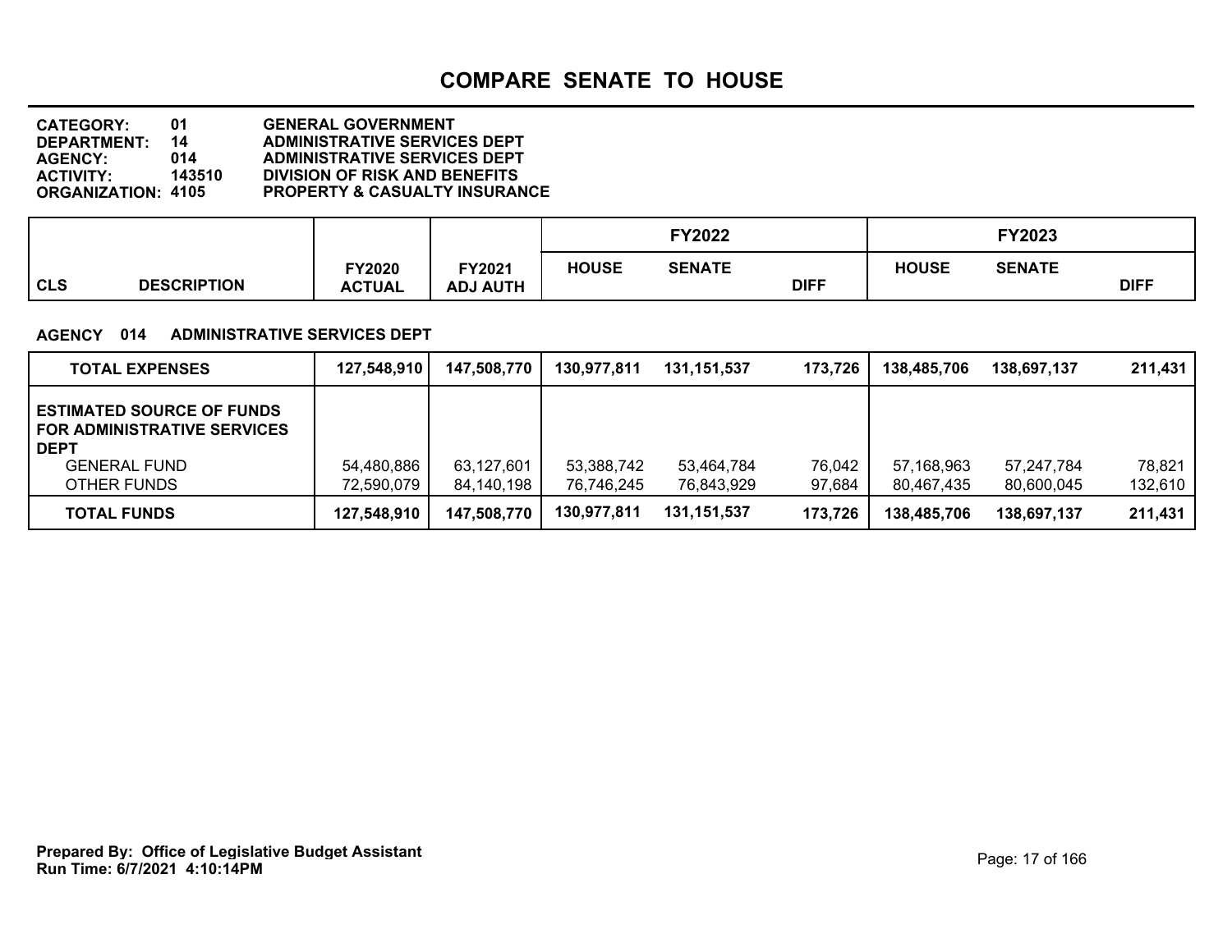# COMPARE SENATE TO HOUSE

**CATEGORY:** 01 GENERAL GOVERNMENT
**DEPARTMENT:** 14 ADMINISTRATIVE SERVICES DEPT
**AGENCY:** 014 ADMINISTRATIVE SERVICES DEPT
**ACTIVITY:** 143510 DIVISION OF RISK AND BENEFITS
**ORGANIZATION:** 4105 PROPERTY & CASUALTY INSURANCE

**AGENCY 014 ADMINISTRATIVE SERVICES DEPT**

| CLS DESCRIPTION | FY2020 ACTUAL | FY2021 ADJ AUTH | FY2022 HOUSE | FY2022 SENATE | FY2022 DIFF | FY2023 HOUSE | FY2023 SENATE | FY2023 DIFF |
|---|---|---|---|---|---|---|---|---|
| **TOTAL EXPENSES** | 127,548,910 | 147,508,770 | 130,977,811 | 131,151,537 | 173,726 | 138,485,706 | 138,697,137 | 211,431 |
| **ESTIMATED SOURCE OF FUNDS FOR ADMINISTRATIVE SERVICES DEPT** | | | | | | | | |
| GENERAL FUND | 54,480,886 | 63,127,601 | 53,388,742 | 53,464,784 | 76,042 | 57,168,963 | 57,247,784 | 78,821 |
| OTHER FUNDS | 72,590,079 | 84,140,198 | 76,746,245 | 76,843,929 | 97,684 | 80,467,435 | 80,600,045 | 132,610 |
| **TOTAL FUNDS** | 127,548,910 | 147,508,770 | 130,977,811 | 131,151,537 | 173,726 | 138,485,706 | 138,697,137 | 211,431 |

**Prepared By: Office of Legislative Budget Assistant**
**Run Time: 6/7/2021 4:10:14PM**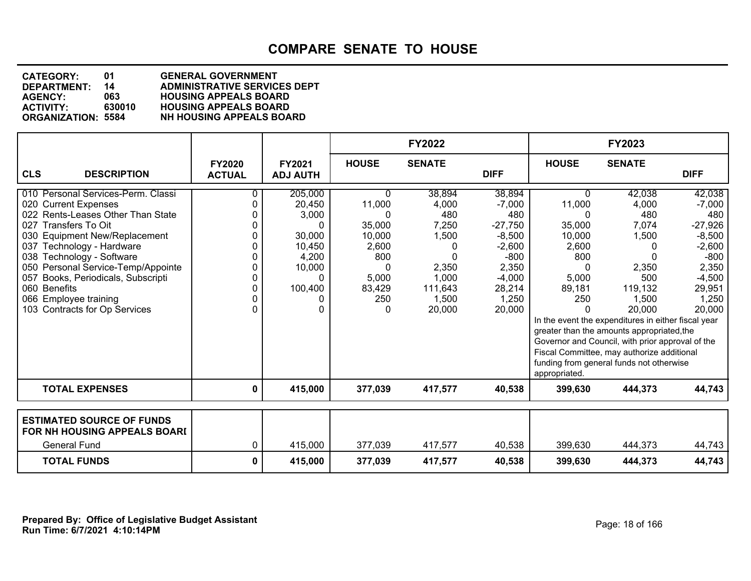# COMPARE SENATE TO HOUSE

**CATEGORY:** 01 GENERAL GOVERNMENT
**DEPARTMENT:** 14 ADMINISTRATIVE SERVICES DEPT
**AGENCY:** 063 HOUSING APPEALS BOARD
**ACTIVITY:** 630010 HOUSING APPEALS BOARD
**ORGANIZATION:** 5584 NH HOUSING APPEALS BOARD

| CLS | DESCRIPTION | FY2020 ACTUAL | FY2021 ADJ AUTH | FY2022 HOUSE | FY2022 SENATE | FY2022 DIFF | FY2023 HOUSE | FY2023 SENATE | FY2023 DIFF |
|---|---|---|---|---|---|---|---|---|---|
| 010 | Personal Services-Perm. Classi | 0 | 205,000 | 0 | 38,894 | 38,894 | 0 | 42,038 | 42,038 |
| 020 | Current Expenses | 0 | 20,450 | 11,000 | 4,000 | -7,000 | 11,000 | 4,000 | -7,000 |
| 022 | Rents-Leases Other Than State | 0 | 3,000 | 0 | 480 | 480 | 0 | 480 | 480 |
| 027 | Transfers To Oit | 0 | 0 | 35,000 | 7,250 | -27,750 | 35,000 | 7,074 | -27,926 |
| 030 | Equipment New/Replacement | 0 | 30,000 | 10,000 | 1,500 | -8,500 | 10,000 | 1,500 | -8,500 |
| 037 | Technology - Hardware | 0 | 10,450 | 2,600 | 0 | -2,600 | 2,600 | 0 | -2,600 |
| 038 | Technology - Software | 0 | 4,200 | 800 | 0 | -800 | 800 | 0 | -800 |
| 050 | Personal Service-Temp/Appointe | 0 | 10,000 | 0 | 2,350 | 2,350 | 0 | 2,350 | 2,350 |
| 057 | Books, Periodicals, Subscripti | 0 | 0 | 5,000 | 1,000 | -4,000 | 5,000 | 500 | -4,500 |
| 060 | Benefits | 0 | 100,400 | 83,429 | 111,643 | 28,214 | 89,181 | 119,132 | 29,951 |
| 066 | Employee training | 0 | 0 | 250 | 1,500 | 1,250 | 250 | 1,500 | 1,250 |
| 103 | Contracts for Op Services | 0 | 0 | 0 | 20,000 | 20,000 | 0 | 20,000 | 20,000 |
| | **TOTAL EXPENSES** | **0** | **415,000** | **377,039** | **417,577** | **40,538** | **399,630** | **444,373** | **44,743** |

In the event the expenditures in either fiscal year greater than the amounts appropriated,the Governor and Council, with prior approval of the Fiscal Committee, may authorize additional funding from general funds not otherwise appropriated.

| ESTIMATED SOURCE OF FUNDS FOR NH HOUSING APPEALS BOARI | FY2020 ACTUAL | FY2021 ADJ AUTH | FY2022 HOUSE | FY2022 SENATE | FY2022 DIFF | FY2023 HOUSE | FY2023 SENATE | FY2023 DIFF |
|---|---|---|---|---|---|---|---|---|
| General Fund | 0 | 415,000 | 377,039 | 417,577 | 40,538 | 399,630 | 444,373 | 44,743 |
| **TOTAL FUNDS** | **0** | **415,000** | **377,039** | **417,577** | **40,538** | **399,630** | **444,373** | **44,743** |

**Prepared By: Office of Legislative Budget Assistant**
**Run Time: 6/7/2021 4:10:14PM**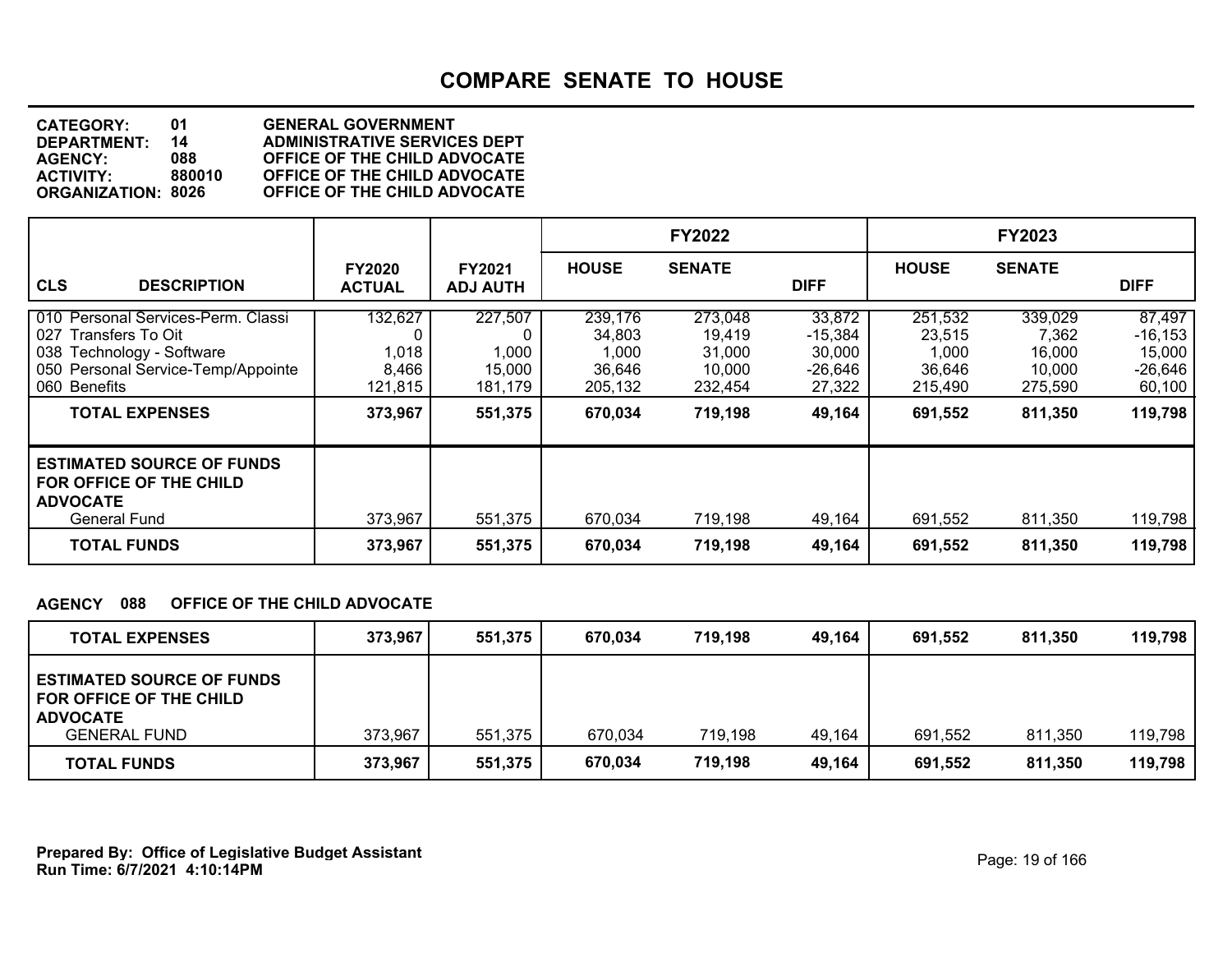# COMPARE SENATE TO HOUSE

**CATEGORY:** 01 GENERAL GOVERNMENT
**DEPARTMENT:** 14 ADMINISTRATIVE SERVICES DEPT
**AGENCY:** 088 OFFICE OF THE CHILD ADVOCATE
**ACTIVITY:** 880010 OFFICE OF THE CHILD ADVOCATE
**ORGANIZATION:** 8026 OFFICE OF THE CHILD ADVOCATE

| CLS DESCRIPTION | FY2020 ACTUAL | FY2021 ADJ AUTH | FY2022 HOUSE | FY2022 SENATE | FY2022 DIFF | FY2023 HOUSE | FY2023 SENATE | FY2023 DIFF |
|---|---|---|---|---|---|---|---|---|
| 010 Personal Services-Perm. Classi | 132,627 | 227,507 | 239,176 | 273,048 | 33,872 | 251,532 | 339,029 | 87,497 |
| 027 Transfers To Oit | 0 | 0 | 34,803 | 19,419 | -15,384 | 23,515 | 7,362 | -16,153 |
| 038 Technology - Software | 1,018 | 1,000 | 1,000 | 31,000 | 30,000 | 1,000 | 16,000 | 15,000 |
| 050 Personal Service-Temp/Appointe | 8,466 | 15,000 | 36,646 | 10,000 | -26,646 | 36,646 | 10,000 | -26,646 |
| 060 Benefits | 121,815 | 181,179 | 205,132 | 232,454 | 27,322 | 215,490 | 275,590 | 60,100 |
| **TOTAL EXPENSES** | **373,967** | **551,375** | **670,034** | **719,198** | **49,164** | **691,552** | **811,350** | **119,798** |
| **ESTIMATED SOURCE OF FUNDS FOR OFFICE OF THE CHILD ADVOCATE** | | | | | | | | |
| General Fund | 373,967 | 551,375 | 670,034 | 719,198 | 49,164 | 691,552 | 811,350 | 119,798 |
| **TOTAL FUNDS** | **373,967** | **551,375** | **670,034** | **719,198** | **49,164** | **691,552** | **811,350** | **119,798** |

**AGENCY 088 OFFICE OF THE CHILD ADVOCATE**

| | FY2020 ACTUAL | FY2021 ADJ AUTH | FY2022 HOUSE | FY2022 SENATE | FY2022 DIFF | FY2023 HOUSE | FY2023 SENATE | FY2023 DIFF |
|---|---|---|---|---|---|---|---|---|
| **TOTAL EXPENSES** | **373,967** | **551,375** | **670,034** | **719,198** | **49,164** | **691,552** | **811,350** | **119,798** |
| **ESTIMATED SOURCE OF FUNDS FOR OFFICE OF THE CHILD ADVOCATE** | | | | | | | | |
| GENERAL FUND | 373,967 | 551,375 | 670,034 | 719,198 | 49,164 | 691,552 | 811,350 | 119,798 |
| **TOTAL FUNDS** | **373,967** | **551,375** | **670,034** | **719,198** | **49,164** | **691,552** | **811,350** | **119,798** |

**Prepared By: Office of Legislative Budget Assistant**
**Run Time: 6/7/2021 4:10:14PM**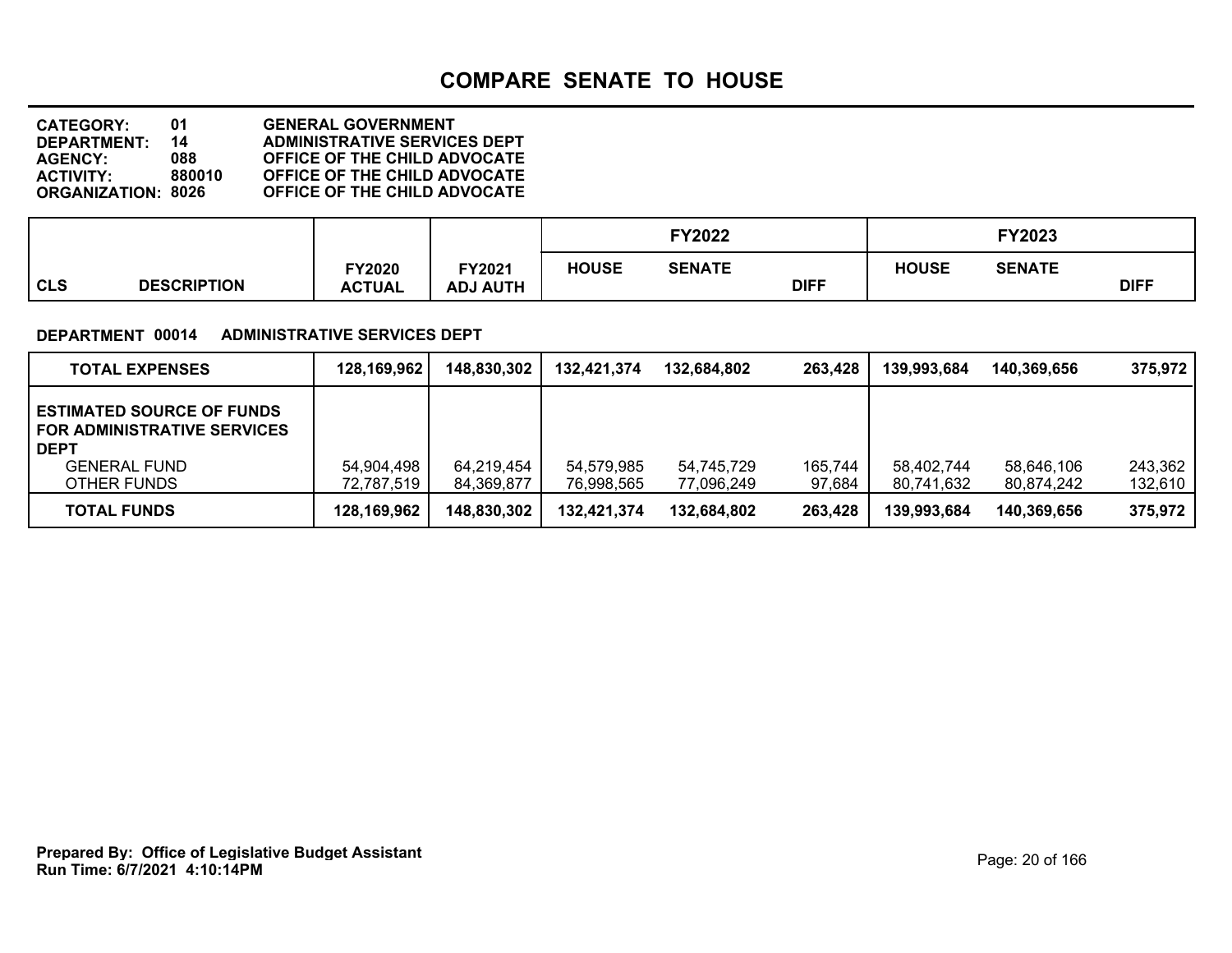# COMPARE SENATE TO HOUSE

**CATEGORY:** 01 GENERAL GOVERNMENT
**DEPARTMENT:** 14 ADMINISTRATIVE SERVICES DEPT
**AGENCY:** 088 OFFICE OF THE CHILD ADVOCATE
**ACTIVITY:** 880010 OFFICE OF THE CHILD ADVOCATE
**ORGANIZATION:** 8026 OFFICE OF THE CHILD ADVOCATE

| CLS | DESCRIPTION | FY2020 ACTUAL | FY2021 ADJ AUTH | FY2022 HOUSE | FY2022 SENATE | FY2022 DIFF | FY2023 HOUSE | FY2023 SENATE | FY2023 DIFF |
|---|---|---|---|---|---|---|---|---|---|

**DEPARTMENT 00014 ADMINISTRATIVE SERVICES DEPT**

| | FY2020 ACTUAL | FY2021 ADJ AUTH | FY2022 HOUSE | FY2022 SENATE | FY2022 DIFF | FY2023 HOUSE | FY2023 SENATE | FY2023 DIFF |
|---|---|---|---|---|---|---|---|---|
| **TOTAL EXPENSES** | 128,169,962 | 148,830,302 | 132,421,374 | 132,684,802 | 263,428 | 139,993,684 | 140,369,656 | 375,972 |
| **ESTIMATED SOURCE OF FUNDS FOR ADMINISTRATIVE SERVICES DEPT** | | | | | | | | |
| GENERAL FUND | 54,904,498 | 64,219,454 | 54,579,985 | 54,745,729 | 165,744 | 58,402,744 | 58,646,106 | 243,362 |
| OTHER FUNDS | 72,787,519 | 84,369,877 | 76,998,565 | 77,096,249 | 97,684 | 80,741,632 | 80,874,242 | 132,610 |
| **TOTAL FUNDS** | 128,169,962 | 148,830,302 | 132,421,374 | 132,684,802 | 263,428 | 139,993,684 | 140,369,656 | 375,972 |

**Prepared By: Office of Legislative Budget Assistant**
**Run Time: 6/7/2021 4:10:14PM**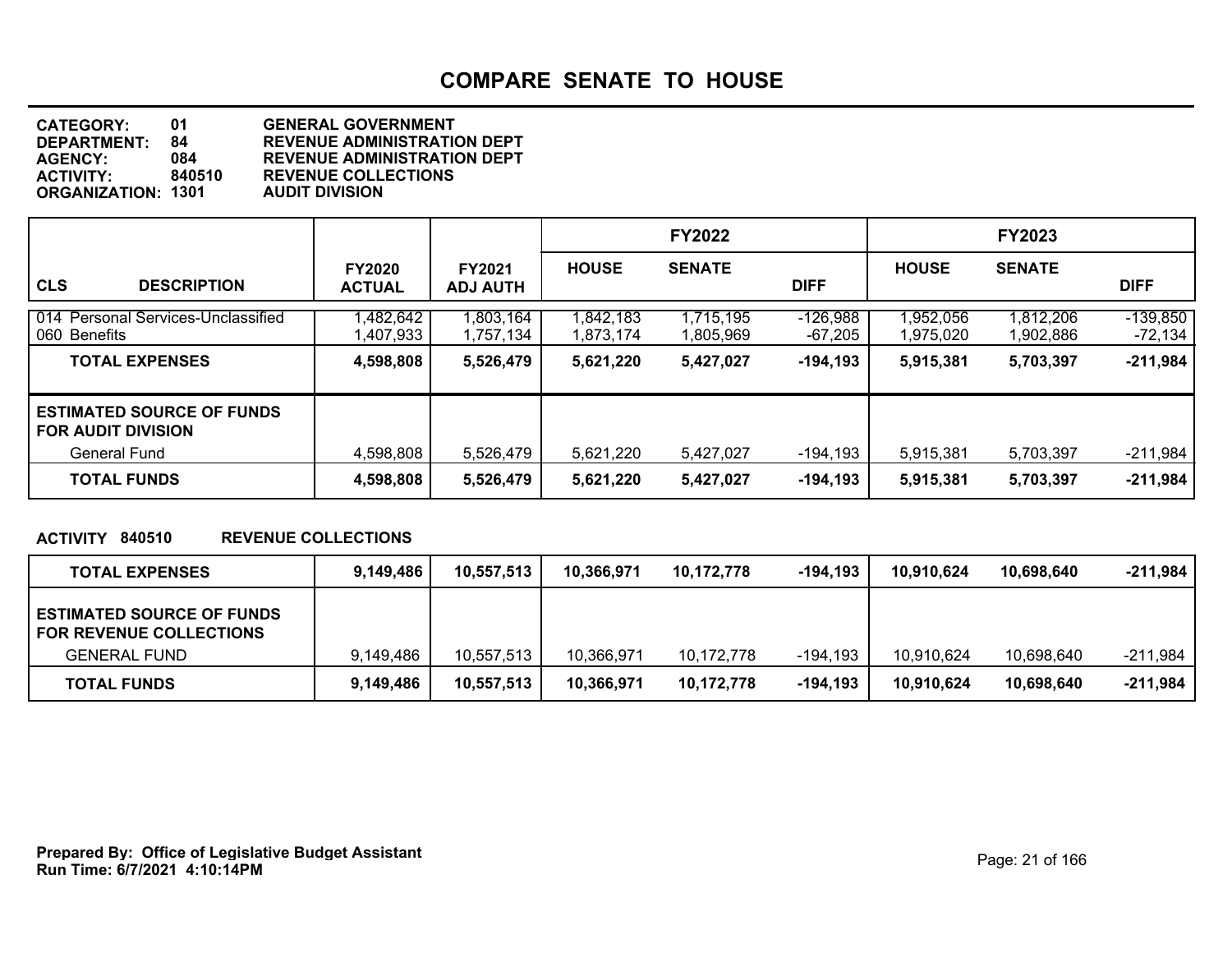# COMPARE SENATE TO HOUSE

**CATEGORY:** 01 GENERAL GOVERNMENT
**DEPARTMENT:** 84 REVENUE ADMINISTRATION DEPT
**AGENCY:** 084 REVENUE ADMINISTRATION DEPT
**ACTIVITY:** 840510 REVENUE COLLECTIONS
**ORGANIZATION:** 1301 AUDIT DIVISION

| CLS DESCRIPTION | FY2020 ACTUAL | FY2021 ADJ AUTH | FY2022 HOUSE | FY2022 SENATE | FY2022 DIFF | FY2023 HOUSE | FY2023 SENATE | FY2023 DIFF |
|---|---|---|---|---|---|---|---|---|
| 014 Personal Services-Unclassified | 1,482,642 | 1,803,164 | 1,842,183 | 1,715,195 | -126,988 | 1,952,056 | 1,812,206 | -139,850 |
| 060 Benefits | 1,407,933 | 1,757,134 | 1,873,174 | 1,805,969 | -67,205 | 1,975,020 | 1,902,886 | -72,134 |
| **TOTAL EXPENSES** | **4,598,808** | **5,526,479** | **5,621,220** | **5,427,027** | **-194,193** | **5,915,381** | **5,703,397** | **-211,984** |
| **ESTIMATED SOURCE OF FUNDS FOR AUDIT DIVISION** | | | | | | | | |
| General Fund | 4,598,808 | 5,526,479 | 5,621,220 | 5,427,027 | -194,193 | 5,915,381 | 5,703,397 | -211,984 |
| **TOTAL FUNDS** | **4,598,808** | **5,526,479** | **5,621,220** | **5,427,027** | **-194,193** | **5,915,381** | **5,703,397** | **-211,984** |

**ACTIVITY 840510 REVENUE COLLECTIONS**

| | FY2020 ACTUAL | FY2021 ADJ AUTH | FY2022 HOUSE | FY2022 SENATE | FY2022 DIFF | FY2023 HOUSE | FY2023 SENATE | FY2023 DIFF |
|---|---|---|---|---|---|---|---|---|
| **TOTAL EXPENSES** | **9,149,486** | **10,557,513** | **10,366,971** | **10,172,778** | **-194,193** | **10,910,624** | **10,698,640** | **-211,984** |
| **ESTIMATED SOURCE OF FUNDS FOR REVENUE COLLECTIONS** | | | | | | | | |
| GENERAL FUND | 9,149,486 | 10,557,513 | 10,366,971 | 10,172,778 | -194,193 | 10,910,624 | 10,698,640 | -211,984 |
| **TOTAL FUNDS** | **9,149,486** | **10,557,513** | **10,366,971** | **10,172,778** | **-194,193** | **10,910,624** | **10,698,640** | **-211,984** |

**Prepared By: Office of Legislative Budget Assistant**
**Run Time: 6/7/2021 4:10:14PM**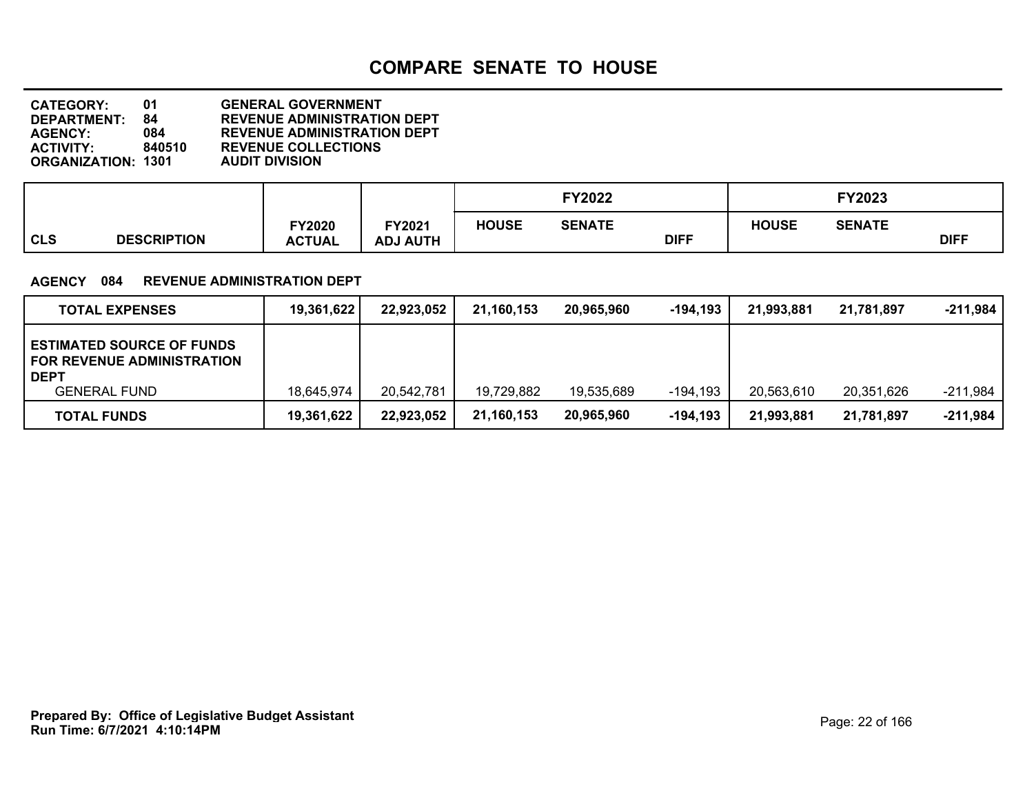# COMPARE SENATE TO HOUSE

**CATEGORY:** 01 GENERAL GOVERNMENT
**DEPARTMENT:** 84 REVENUE ADMINISTRATION DEPT
**AGENCY:** 084 REVENUE ADMINISTRATION DEPT
**ACTIVITY:** 840510 REVENUE COLLECTIONS
**ORGANIZATION:** 1301 AUDIT DIVISION

**AGENCY 084 REVENUE ADMINISTRATION DEPT**

| CLS DESCRIPTION | FY2020 ACTUAL | FY2021 ADJ AUTH | FY2022 HOUSE | FY2022 SENATE | FY2022 DIFF | FY2023 HOUSE | FY2023 SENATE | FY2023 DIFF |
|---|---|---|---|---|---|---|---|---|
| **TOTAL EXPENSES** | **19,361,622** | **22,923,052** | **21,160,153** | **20,965,960** | **-194,193** | **21,993,881** | **21,781,897** | **-211,984** |
| **ESTIMATED SOURCE OF FUNDS FOR REVENUE ADMINISTRATION DEPT** | | | | | | | | |
| GENERAL FUND | 18,645,974 | 20,542,781 | 19,729,882 | 19,535,689 | -194,193 | 20,563,610 | 20,351,626 | -211,984 |
| **TOTAL FUNDS** | **19,361,622** | **22,923,052** | **21,160,153** | **20,965,960** | **-194,193** | **21,993,881** | **21,781,897** | **-211,984** |

Prepared By: Office of Legislative Budget Assistant
Run Time: 6/7/2021 4:10:14PM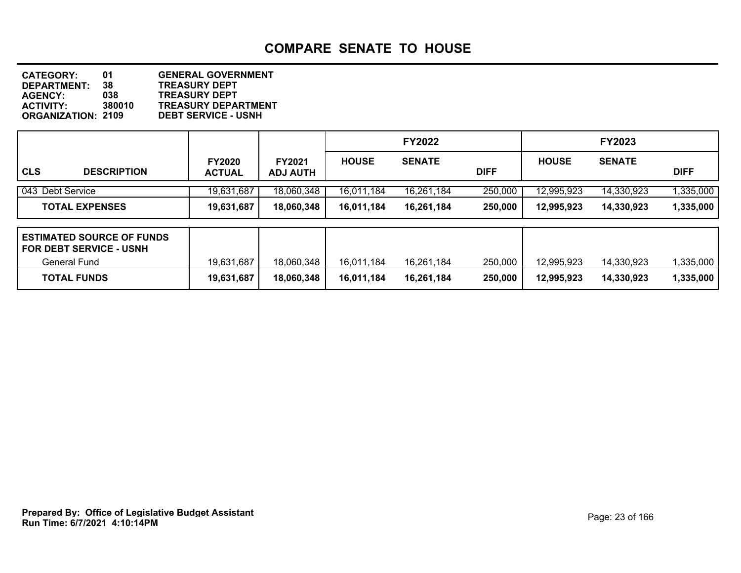# COMPARE SENATE TO HOUSE

**CATEGORY:** 01 GENERAL GOVERNMENT
**DEPARTMENT:** 38 TREASURY DEPT
**AGENCY:** 038 TREASURY DEPT
**ACTIVITY:** 380010 TREASURY DEPARTMENT
**ORGANIZATION:** 2109 DEBT SERVICE - USNH

| CLS DESCRIPTION | FY2020 ACTUAL | FY2021 ADJ AUTH | FY2022 HOUSE | FY2022 SENATE | FY2022 DIFF | FY2023 HOUSE | FY2023 SENATE | FY2023 DIFF |
|---|---|---|---|---|---|---|---|---|
| 043 Debt Service | 19,631,687 | 18,060,348 | 16,011,184 | 16,261,184 | 250,000 | 12,995,923 | 14,330,923 | 1,335,000 |
| **TOTAL EXPENSES** | **19,631,687** | **18,060,348** | **16,011,184** | **16,261,184** | **250,000** | **12,995,923** | **14,330,923** | **1,335,000** |
| **ESTIMATED SOURCE OF FUNDS FOR DEBT SERVICE - USNH** | | | | | | | | |
| General Fund | 19,631,687 | 18,060,348 | 16,011,184 | 16,261,184 | 250,000 | 12,995,923 | 14,330,923 | 1,335,000 |
| **TOTAL FUNDS** | **19,631,687** | **18,060,348** | **16,011,184** | **16,261,184** | **250,000** | **12,995,923** | **14,330,923** | **1,335,000** |

**Prepared By: Office of Legislative Budget Assistant**
**Run Time: 6/7/2021 4:10:14PM**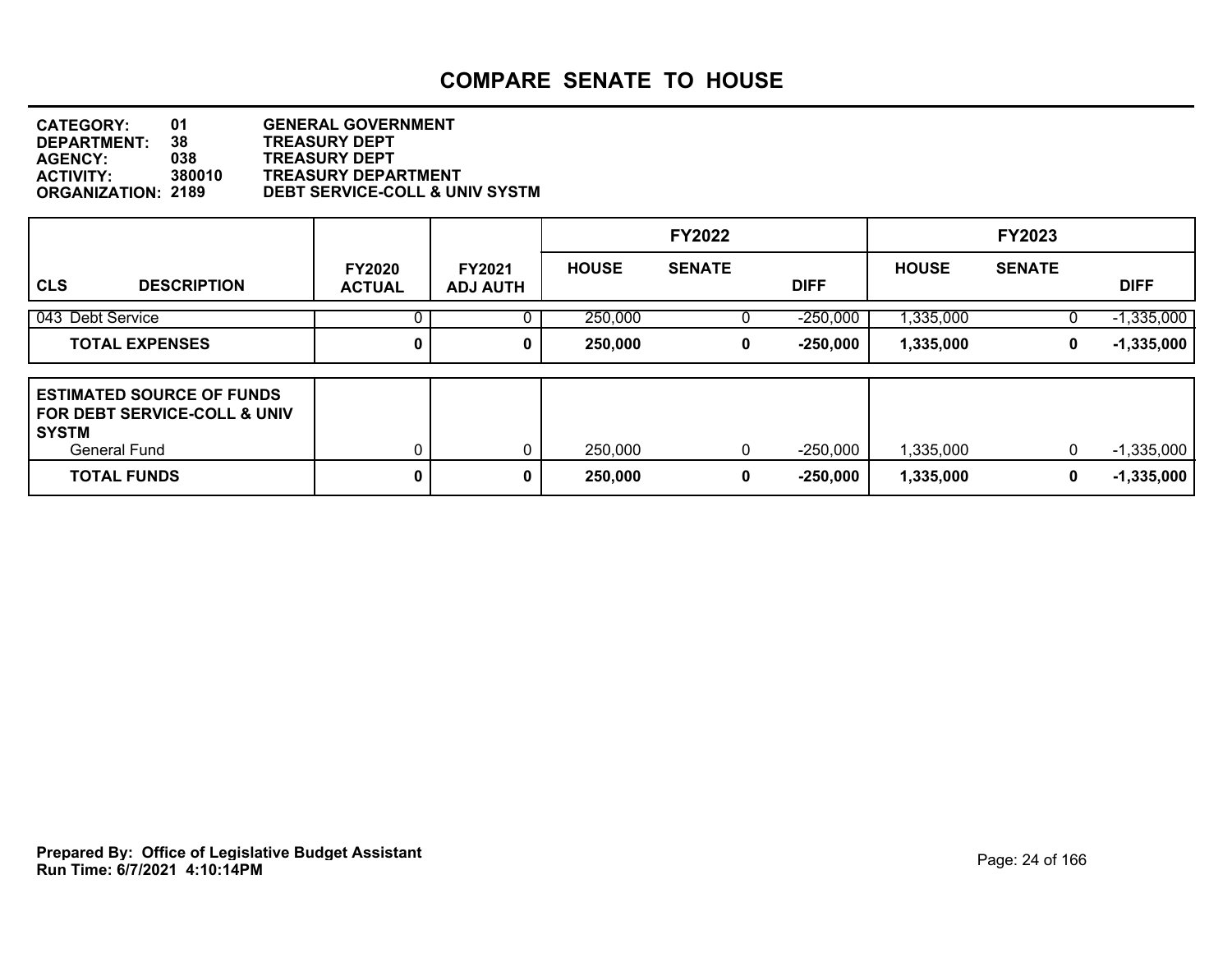# COMPARE SENATE TO HOUSE

**CATEGORY:** 01 GENERAL GOVERNMENT
**DEPARTMENT:** 38 TREASURY DEPT
**AGENCY:** 038 TREASURY DEPT
**ACTIVITY:** 380010 TREASURY DEPARTMENT
**ORGANIZATION:** 2189 DEBT SERVICE-COLL & UNIV SYSTM

| | | | FY2022 | | | FY2023 | | |
|---|---|---|---|---|---|---|---|---|
| **CLS DESCRIPTION** | **FY2020 ACTUAL** | **FY2021 ADJ AUTH** | **HOUSE** | **SENATE** | **DIFF** | **HOUSE** | **SENATE** | **DIFF** |
| 043 Debt Service | 0 | 0 | 250,000 | 0 | -250,000 | 1,335,000 | 0 | -1,335,000 |
| **TOTAL EXPENSES** | **0** | **0** | **250,000** | **0** | **-250,000** | **1,335,000** | **0** | **-1,335,000** |

| **ESTIMATED SOURCE OF FUNDS FOR DEBT SERVICE-COLL & UNIV SYSTM** | | | | | | | | |
|---|---|---|---|---|---|---|---|---|
| General Fund | 0 | 0 | 250,000 | 0 | -250,000 | 1,335,000 | 0 | -1,335,000 |
| **TOTAL FUNDS** | **0** | **0** | **250,000** | **0** | **-250,000** | **1,335,000** | **0** | **-1,335,000** |

**Prepared By: Office of Legislative Budget Assistant**
**Run Time: 6/7/2021 4:10:14PM**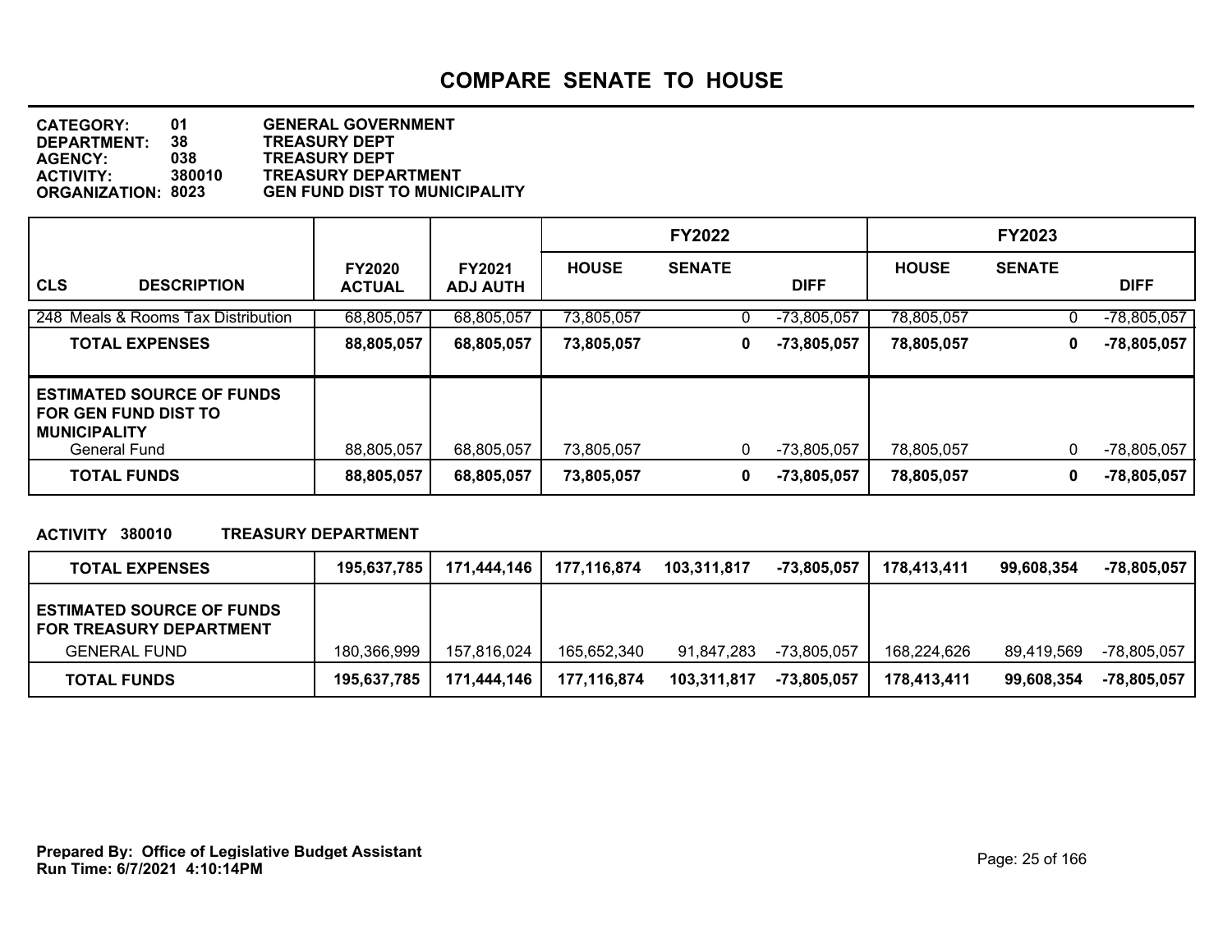# COMPARE SENATE TO HOUSE

**CATEGORY:** 01 **GENERAL GOVERNMENT**
**DEPARTMENT:** 38 **TREASURY DEPT**
**AGENCY:** 038 **TREASURY DEPT**
**ACTIVITY:** 380010 **TREASURY DEPARTMENT**
**ORGANIZATION:** 8023 **GEN FUND DIST TO MUNICIPALITY**

| CLS DESCRIPTION | FY2020 ACTUAL | FY2021 ADJ AUTH | FY2022 HOUSE | FY2022 SENATE | FY2022 DIFF | FY2023 HOUSE | FY2023 SENATE | FY2023 DIFF |
|---|---|---|---|---|---|---|---|---|
| 248 Meals & Rooms Tax Distribution | 68,805,057 | 68,805,057 | 73,805,057 | 0 | -73,805,057 | 78,805,057 | 0 | -78,805,057 |
| **TOTAL EXPENSES** | **88,805,057** | **68,805,057** | **73,805,057** | **0** | **-73,805,057** | **78,805,057** | **0** | **-78,805,057** |
| **ESTIMATED SOURCE OF FUNDS FOR GEN FUND DIST TO MUNICIPALITY** | | | | | | | | |
| General Fund | 88,805,057 | 68,805,057 | 73,805,057 | 0 | -73,805,057 | 78,805,057 | 0 | -78,805,057 |
| **TOTAL FUNDS** | **88,805,057** | **68,805,057** | **73,805,057** | **0** | **-73,805,057** | **78,805,057** | **0** | **-78,805,057** |

**ACTIVITY 380010 TREASURY DEPARTMENT**

| | FY2020 ACTUAL | FY2021 ADJ AUTH | FY2022 HOUSE | FY2022 SENATE | FY2022 DIFF | FY2023 HOUSE | FY2023 SENATE | FY2023 DIFF |
|---|---|---|---|---|---|---|---|---|
| **TOTAL EXPENSES** | **195,637,785** | **171,444,146** | **177,116,874** | **103,311,817** | **-73,805,057** | **178,413,411** | **99,608,354** | **-78,805,057** |
| **ESTIMATED SOURCE OF FUNDS FOR TREASURY DEPARTMENT** | | | | | | | | |
| GENERAL FUND | 180,366,999 | 157,816,024 | 165,652,340 | 91,847,283 | -73,805,057 | 168,224,626 | 89,419,569 | -78,805,057 |
| **TOTAL FUNDS** | **195,637,785** | **171,444,146** | **177,116,874** | **103,311,817** | **-73,805,057** | **178,413,411** | **99,608,354** | **-78,805,057** |

**Prepared By: Office of Legislative Budget Assistant**
**Run Time: 6/7/2021 4:10:14PM**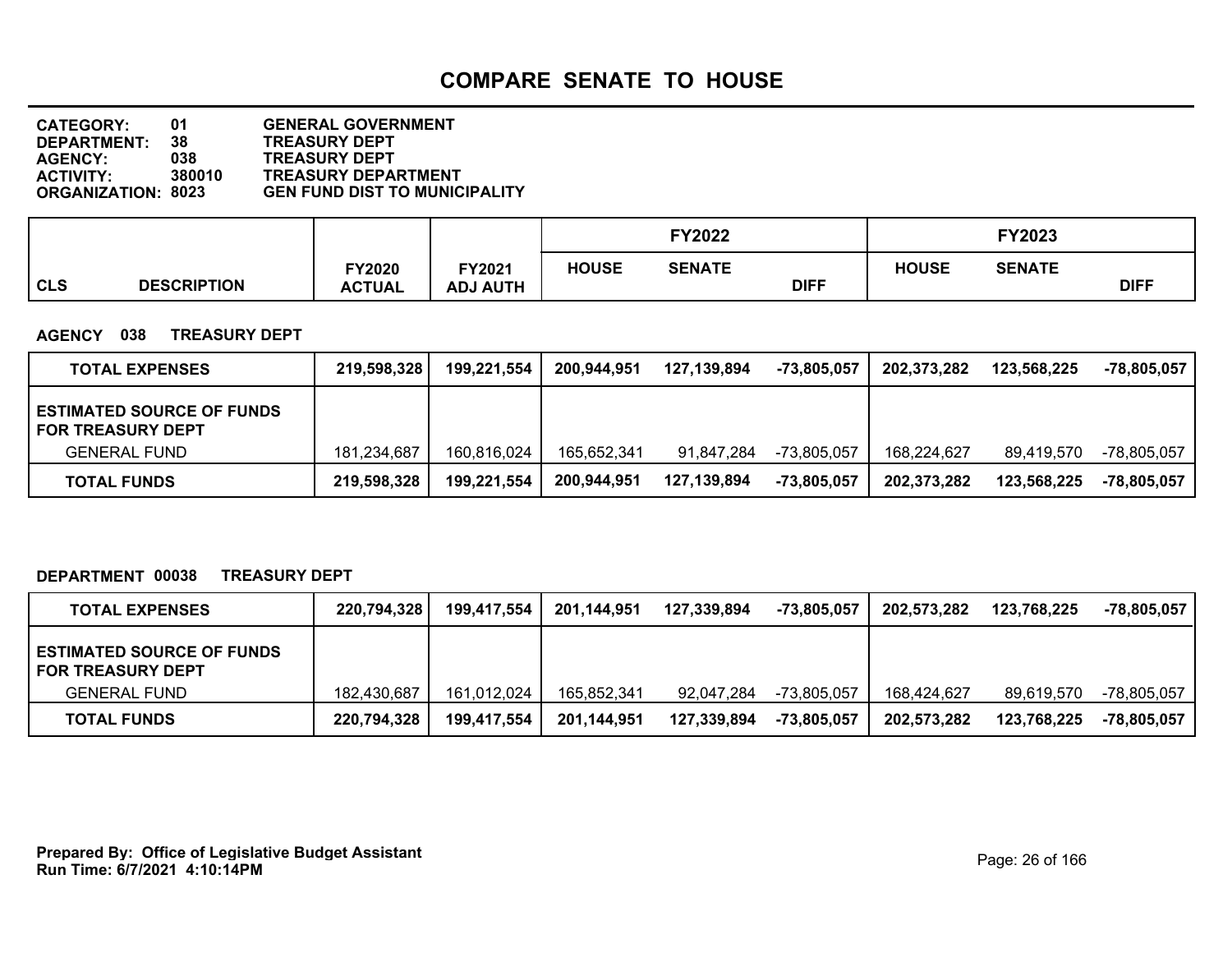# COMPARE SENATE TO HOUSE

**CATEGORY:** 01 GENERAL GOVERNMENT
**DEPARTMENT:** 38 TREASURY DEPT
**AGENCY:** 038 TREASURY DEPT
**ACTIVITY:** 380010 TREASURY DEPARTMENT
**ORGANIZATION:** 8023 GEN FUND DIST TO MUNICIPALITY

**AGENCY 038 TREASURY DEPT**

| CLS DESCRIPTION | FY2020 ACTUAL | FY2021 ADJ AUTH | FY2022 HOUSE | FY2022 SENATE | FY2022 DIFF | FY2023 HOUSE | FY2023 SENATE | FY2023 DIFF |
|---|---|---|---|---|---|---|---|---|
| **TOTAL EXPENSES** | **219,598,328** | **199,221,554** | **200,944,951** | **127,139,894** | **-73,805,057** | **202,373,282** | **123,568,225** | **-78,805,057** |
| **ESTIMATED SOURCE OF FUNDS FOR TREASURY DEPT** | | | | | | | | |
| GENERAL FUND | 181,234,687 | 160,816,024 | 165,652,341 | 91,847,284 | -73,805,057 | 168,224,627 | 89,419,570 | -78,805,057 |
| **TOTAL FUNDS** | **219,598,328** | **199,221,554** | **200,944,951** | **127,139,894** | **-73,805,057** | **202,373,282** | **123,568,225** | **-78,805,057** |

**DEPARTMENT 00038 TREASURY DEPT**

| CLS DESCRIPTION | FY2020 ACTUAL | FY2021 ADJ AUTH | FY2022 HOUSE | FY2022 SENATE | FY2022 DIFF | FY2023 HOUSE | FY2023 SENATE | FY2023 DIFF |
|---|---|---|---|---|---|---|---|---|
| **TOTAL EXPENSES** | **220,794,328** | **199,417,554** | **201,144,951** | **127,339,894** | **-73,805,057** | **202,573,282** | **123,768,225** | **-78,805,057** |
| **ESTIMATED SOURCE OF FUNDS FOR TREASURY DEPT** | | | | | | | | |
| GENERAL FUND | 182,430,687 | 161,012,024 | 165,852,341 | 92,047,284 | -73,805,057 | 168,424,627 | 89,619,570 | -78,805,057 |
| **TOTAL FUNDS** | **220,794,328** | **199,417,554** | **201,144,951** | **127,339,894** | **-73,805,057** | **202,573,282** | **123,768,225** | **-78,805,057** |

**Prepared By: Office of Legislative Budget Assistant**
**Run Time: 6/7/2021 4:10:14PM**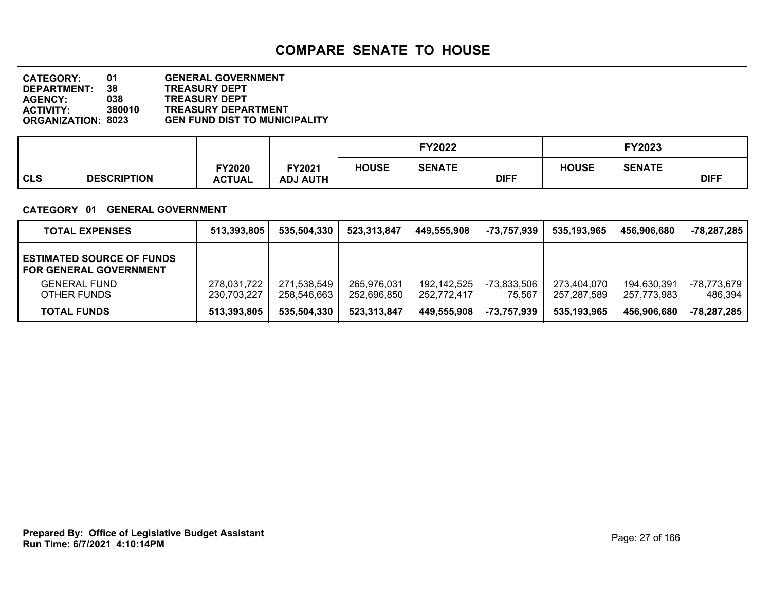# COMPARE SENATE TO HOUSE

**CATEGORY:** 01 GENERAL GOVERNMENT
**DEPARTMENT:** 38 TREASURY DEPT
**AGENCY:** 038 TREASURY DEPT
**ACTIVITY:** 380010 TREASURY DEPARTMENT
**ORGANIZATION:** 8023 GEN FUND DIST TO MUNICIPALITY

**CATEGORY 01 GENERAL GOVERNMENT**

| CLS | DESCRIPTION | FY2020 ACTUAL | FY2021 ADJ AUTH | FY2022 HOUSE | FY2022 SENATE | FY2022 DIFF | FY2023 HOUSE | FY2023 SENATE | FY2023 DIFF |
|---|---|---|---|---|---|---|---|---|---|
| | **TOTAL EXPENSES** | **513,393,805** | **535,504,330** | **523,313,847** | **449,555,908** | **-73,757,939** | **535,193,965** | **456,906,680** | **-78,287,285** |
| | **ESTIMATED SOURCE OF FUNDS FOR GENERAL GOVERNMENT** | | | | | | | | |
| | GENERAL FUND | 278,031,722 | 271,538,549 | 265,976,031 | 192,142,525 | -73,833,506 | 273,404,070 | 194,630,391 | -78,773,679 |
| | OTHER FUNDS | 230,703,227 | 258,546,663 | 252,696,850 | 252,772,417 | 75,567 | 257,287,589 | 257,773,983 | 486,394 |
| | **TOTAL FUNDS** | **513,393,805** | **535,504,330** | **523,313,847** | **449,555,908** | **-73,757,939** | **535,193,965** | **456,906,680** | **-78,287,285** |

**Prepared By: Office of Legislative Budget Assistant**
**Run Time: 6/7/2021 4:10:14PM**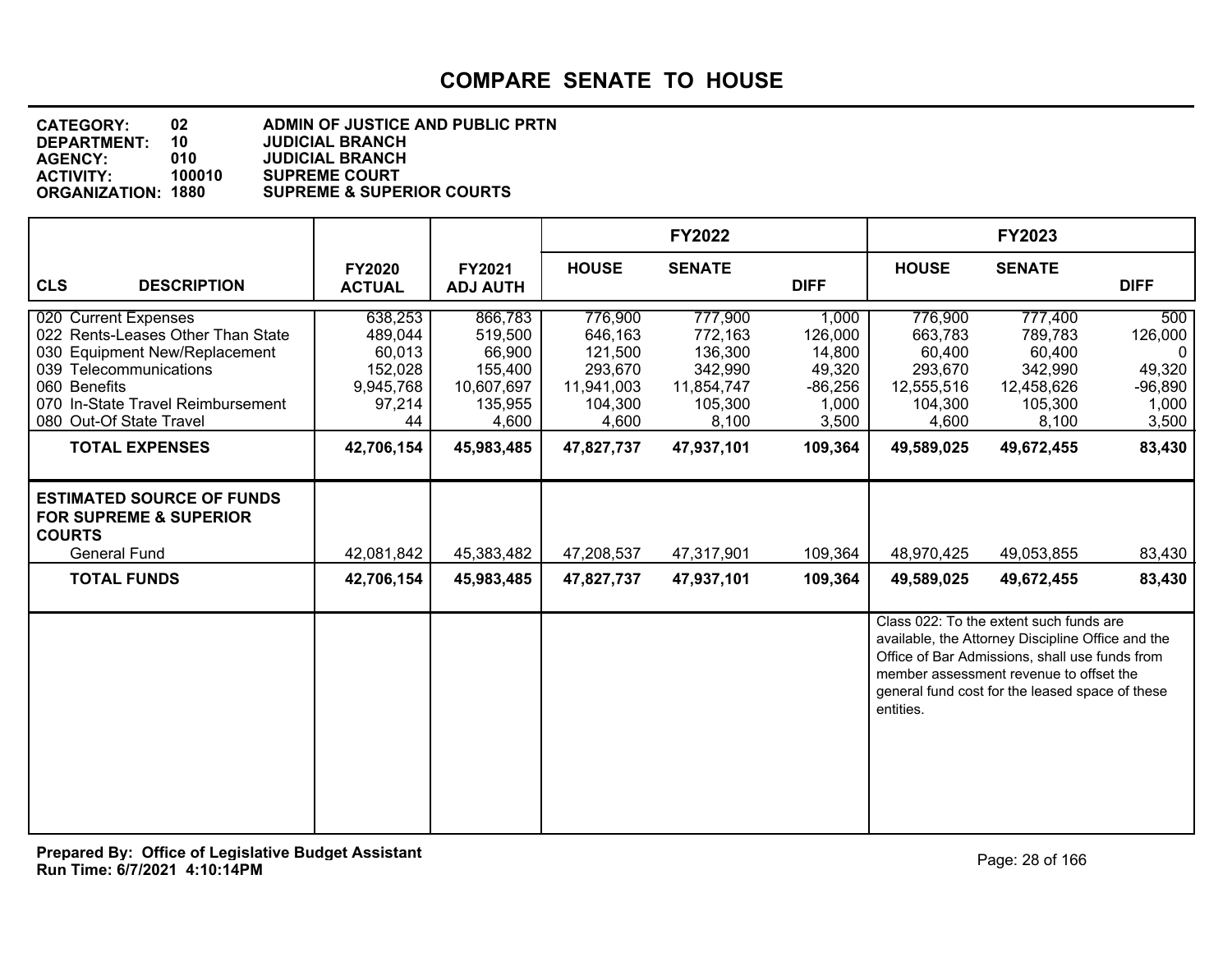# COMPARE SENATE TO HOUSE

**CATEGORY:** 02 ADMIN OF JUSTICE AND PUBLIC PRTN
**DEPARTMENT:** 10 JUDICIAL BRANCH
**AGENCY:** 010 JUDICIAL BRANCH
**ACTIVITY:** 100010 SUPREME COURT
**ORGANIZATION:** 1880 SUPREME & SUPERIOR COURTS

| CLS DESCRIPTION | FY2020 ACTUAL | FY2021 ADJ AUTH | FY2022 HOUSE | FY2022 SENATE | FY2022 DIFF | FY2023 HOUSE | FY2023 SENATE | FY2023 DIFF |
|---|---|---|---|---|---|---|---|---|
| 020 Current Expenses | 638,253 | 866,783 | 776,900 | 777,900 | 1,000 | 776,900 | 777,400 | 500 |
| 022 Rents-Leases Other Than State | 489,044 | 519,500 | 646,163 | 772,163 | 126,000 | 663,783 | 789,783 | 126,000 |
| 030 Equipment New/Replacement | 60,013 | 66,900 | 121,500 | 136,300 | 14,800 | 60,400 | 60,400 | 0 |
| 039 Telecommunications | 152,028 | 155,400 | 293,670 | 342,990 | 49,320 | 293,670 | 342,990 | 49,320 |
| 060 Benefits | 9,945,768 | 10,607,697 | 11,941,003 | 11,854,747 | -86,256 | 12,555,516 | 12,458,626 | -96,890 |
| 070 In-State Travel Reimbursement | 97,214 | 135,955 | 104,300 | 105,300 | 1,000 | 104,300 | 105,300 | 1,000 |
| 080 Out-Of State Travel | 44 | 4,600 | 4,600 | 8,100 | 3,500 | 4,600 | 8,100 | 3,500 |
| **TOTAL EXPENSES** | **42,706,154** | **45,983,485** | **47,827,737** | **47,937,101** | **109,364** | **49,589,025** | **49,672,455** | **83,430** |
| **ESTIMATED SOURCE OF FUNDS FOR SUPREME & SUPERIOR COURTS** | | | | | | | | |
| General Fund | 42,081,842 | 45,383,482 | 47,208,537 | 47,317,901 | 109,364 | 48,970,425 | 49,053,855 | 83,430 |
| **TOTAL FUNDS** | **42,706,154** | **45,983,485** | **47,827,737** | **47,937,101** | **109,364** | **49,589,025** | **49,672,455** | **83,430** |

Class 022: To the extent such funds are available, the Attorney Discipline Office and the Office of Bar Admissions, shall use funds from member assessment revenue to offset the general fund cost for the leased space of these entities.

**Prepared By: Office of Legislative Budget Assistant**
**Run Time: 6/7/2021 4:10:14PM**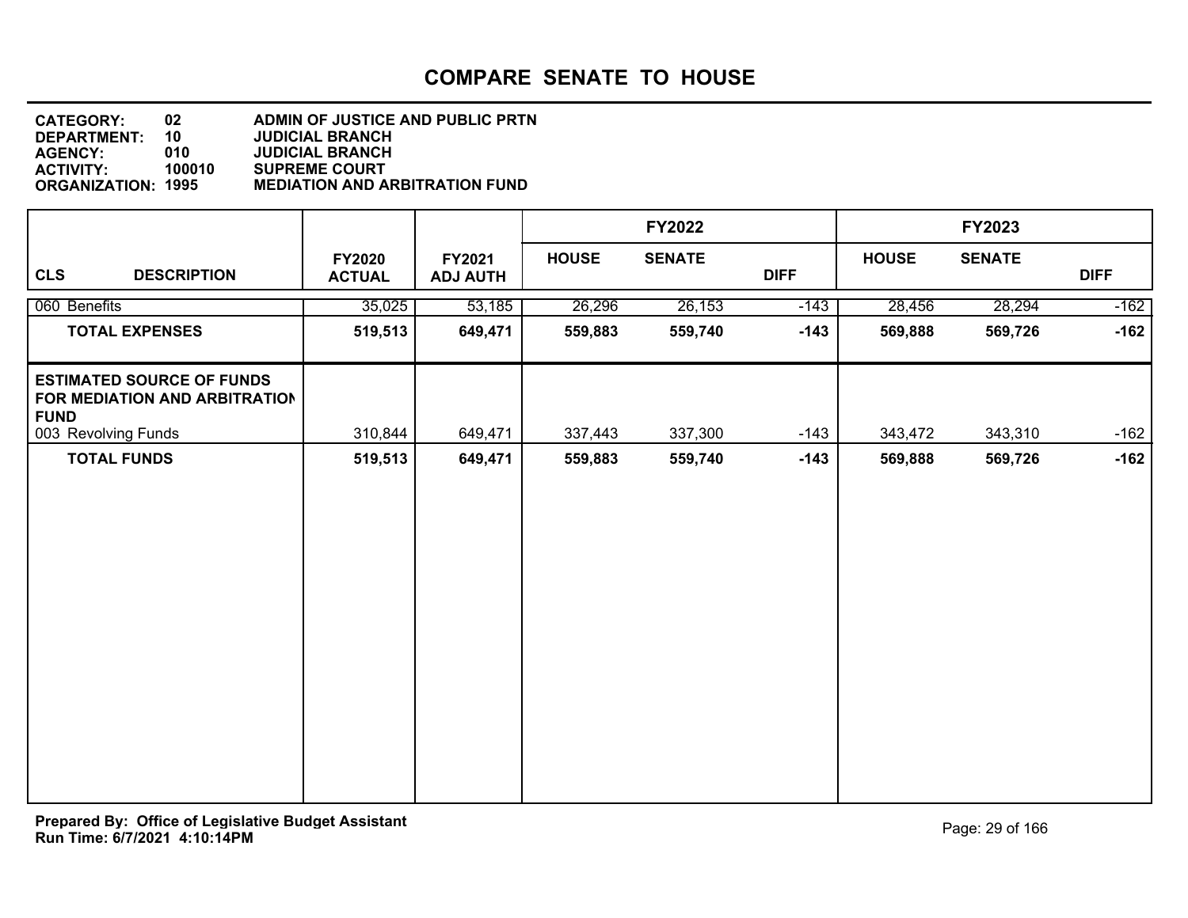# COMPARE SENATE TO HOUSE

**CATEGORY:** 02 ADMIN OF JUSTICE AND PUBLIC PRTN
**DEPARTMENT:** 10 JUDICIAL BRANCH
**AGENCY:** 010 JUDICIAL BRANCH
**ACTIVITY:** 100010 SUPREME COURT
**ORGANIZATION:** 1995 MEDIATION AND ARBITRATION FUND

| CLS DESCRIPTION | FY2020 ACTUAL | FY2021 ADJ AUTH | FY2022 HOUSE | FY2022 SENATE | FY2022 DIFF | FY2023 HOUSE | FY2023 SENATE | FY2023 DIFF |
|---|---|---|---|---|---|---|---|---|
| 060 Benefits | 35,025 | 53,185 | 26,296 | 26,153 | -143 | 28,456 | 28,294 | -162 |
| **TOTAL EXPENSES** | **519,513** | **649,471** | **559,883** | **559,740** | **-143** | **569,888** | **569,726** | **-162** |
| **ESTIMATED SOURCE OF FUNDS FOR MEDIATION AND ARBITRATION FUND** | | | | | | | | |
| 003 Revolving Funds | 310,844 | 649,471 | 337,443 | 337,300 | -143 | 343,472 | 343,310 | -162 |
| **TOTAL FUNDS** | **519,513** | **649,471** | **559,883** | **559,740** | **-143** | **569,888** | **569,726** | **-162** |

**Prepared By: Office of Legislative Budget Assistant**
**Run Time: 6/7/2021 4:10:14PM**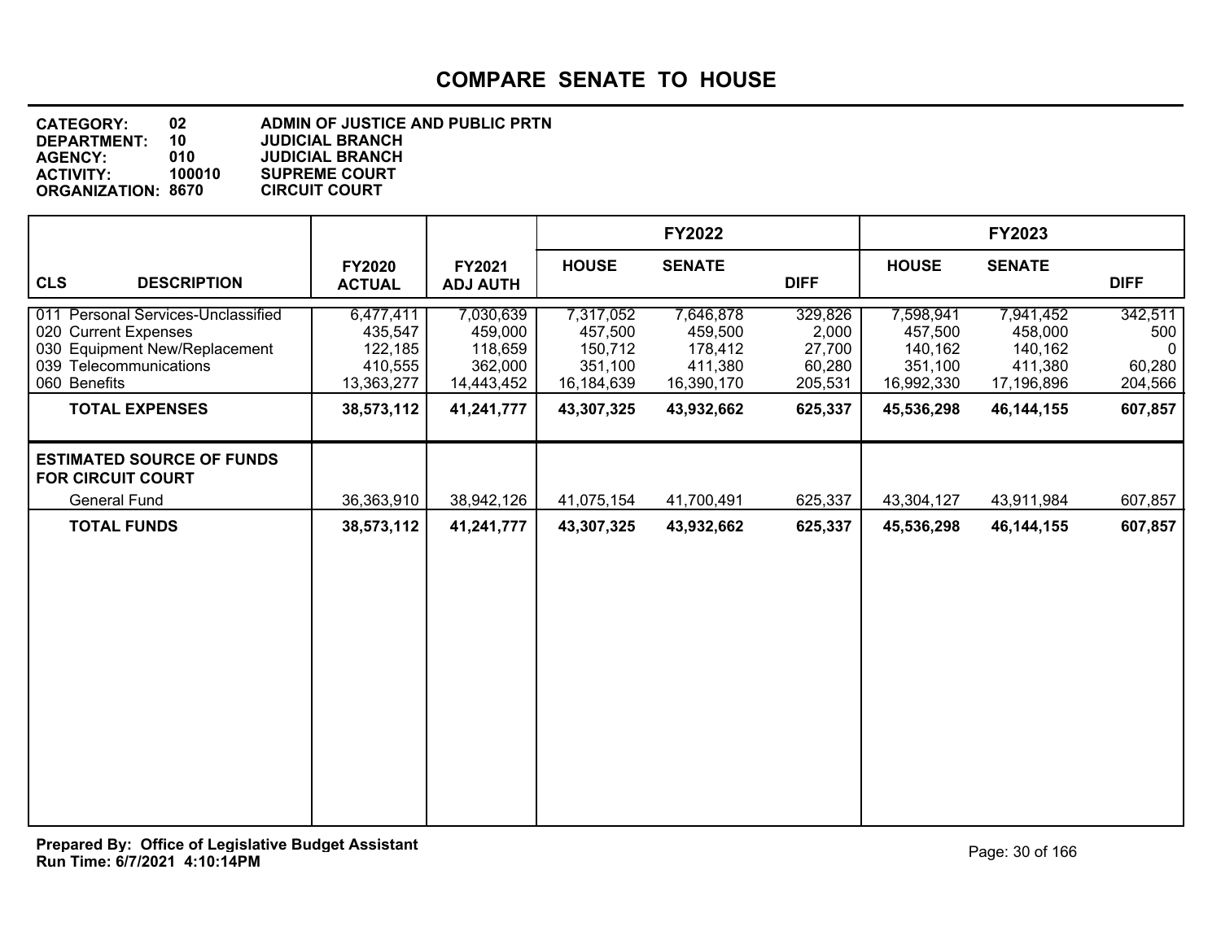# COMPARE SENATE TO HOUSE

**CATEGORY:** 02 ADMIN OF JUSTICE AND PUBLIC PRTN
**DEPARTMENT:** 10 JUDICIAL BRANCH
**AGENCY:** 010 JUDICIAL BRANCH
**ACTIVITY:** 100010 SUPREME COURT
**ORGANIZATION:** 8670 CIRCUIT COURT

| | | | FY2022 | | | FY2023 | | |
|---|---|---|---|---|---|---|---|---|
| **CLS DESCRIPTION** | **FY2020 ACTUAL** | **FY2021 ADJ AUTH** | **HOUSE** | **SENATE** | **DIFF** | **HOUSE** | **SENATE** | **DIFF** |
| 011 Personal Services-Unclassified | 6,477,411 | 7,030,639 | 7,317,052 | 7,646,878 | 329,826 | 7,598,941 | 7,941,452 | 342,511 |
| 020 Current Expenses | 435,547 | 459,000 | 457,500 | 459,500 | 2,000 | 457,500 | 458,000 | 500 |
| 030 Equipment New/Replacement | 122,185 | 118,659 | 150,712 | 178,412 | 27,700 | 140,162 | 140,162 | 0 |
| 039 Telecommunications | 410,555 | 362,000 | 351,100 | 411,380 | 60,280 | 351,100 | 411,380 | 60,280 |
| 060 Benefits | 13,363,277 | 14,443,452 | 16,184,639 | 16,390,170 | 205,531 | 16,992,330 | 17,196,896 | 204,566 |
| **TOTAL EXPENSES** | **38,573,112** | **41,241,777** | **43,307,325** | **43,932,662** | **625,337** | **45,536,298** | **46,144,155** | **607,857** |
| **ESTIMATED SOURCE OF FUNDS FOR CIRCUIT COURT** | | | | | | | | |
| General Fund | 36,363,910 | 38,942,126 | 41,075,154 | 41,700,491 | 625,337 | 43,304,127 | 43,911,984 | 607,857 |
| **TOTAL FUNDS** | **38,573,112** | **41,241,777** | **43,307,325** | **43,932,662** | **625,337** | **45,536,298** | **46,144,155** | **607,857** |

**Prepared By: Office of Legislative Budget Assistant**
**Run Time: 6/7/2021 4:10:14PM**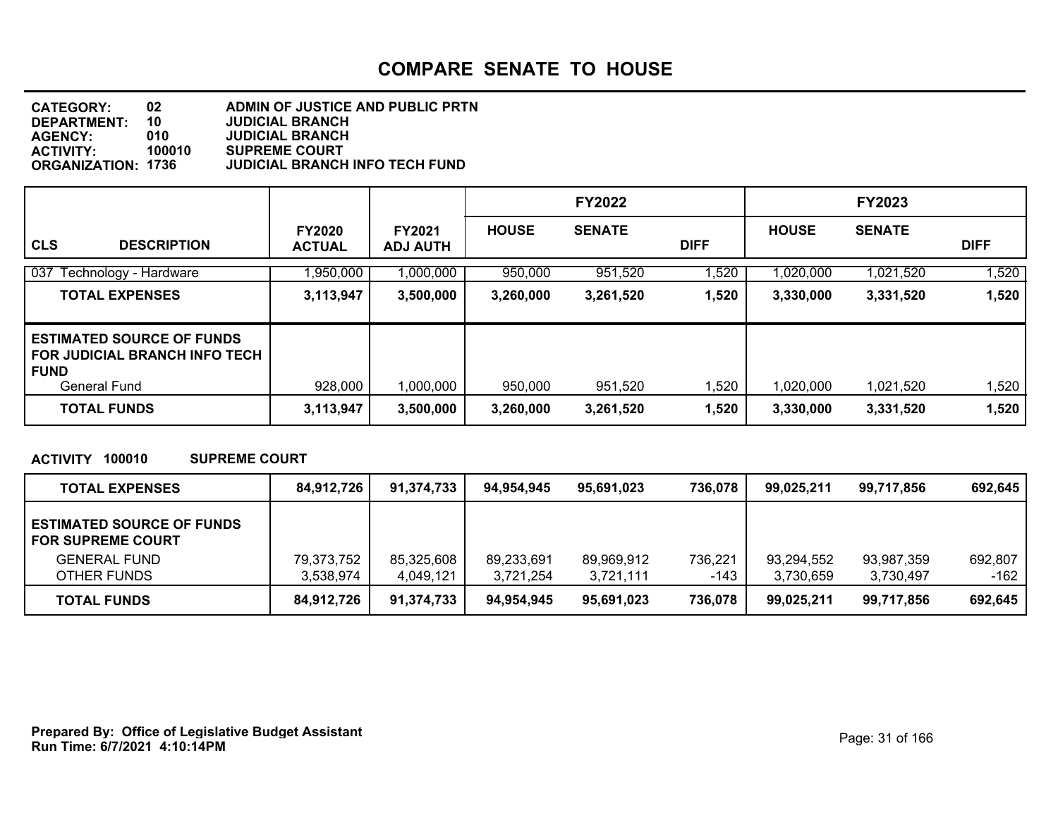# COMPARE SENATE TO HOUSE

**CATEGORY:** 02 ADMIN OF JUSTICE AND PUBLIC PRTN
**DEPARTMENT:** 10 JUDICIAL BRANCH
**AGENCY:** 010 JUDICIAL BRANCH
**ACTIVITY:** 100010 SUPREME COURT
**ORGANIZATION:** 1736 JUDICIAL BRANCH INFO TECH FUND

| CLS DESCRIPTION | FY2020 ACTUAL | FY2021 ADJ AUTH | FY2022 HOUSE | FY2022 SENATE | FY2022 DIFF | FY2023 HOUSE | FY2023 SENATE | FY2023 DIFF |
|---|---|---|---|---|---|---|---|---|
| 037 Technology - Hardware | 1,950,000 | 1,000,000 | 950,000 | 951,520 | 1,520 | 1,020,000 | 1,021,520 | 1,520 |
| **TOTAL EXPENSES** | **3,113,947** | **3,500,000** | **3,260,000** | **3,261,520** | **1,520** | **3,330,000** | **3,331,520** | **1,520** |
| **ESTIMATED SOURCE OF FUNDS FOR JUDICIAL BRANCH INFO TECH FUND** | | | | | | | | |
| General Fund | 928,000 | 1,000,000 | 950,000 | 951,520 | 1,520 | 1,020,000 | 1,021,520 | 1,520 |
| **TOTAL FUNDS** | **3,113,947** | **3,500,000** | **3,260,000** | **3,261,520** | **1,520** | **3,330,000** | **3,331,520** | **1,520** |

**ACTIVITY 100010 SUPREME COURT**

| | FY2020 ACTUAL | FY2021 ADJ AUTH | FY2022 HOUSE | FY2022 SENATE | FY2022 DIFF | FY2023 HOUSE | FY2023 SENATE | FY2023 DIFF |
|---|---|---|---|---|---|---|---|---|
| **TOTAL EXPENSES** | **84,912,726** | **91,374,733** | **94,954,945** | **95,691,023** | **736,078** | **99,025,211** | **99,717,856** | **692,645** |
| **ESTIMATED SOURCE OF FUNDS FOR SUPREME COURT** | | | | | | | | |
| GENERAL FUND | 79,373,752 | 85,325,608 | 89,233,691 | 89,969,912 | 736,221 | 93,294,552 | 93,987,359 | 692,807 |
| OTHER FUNDS | 3,538,974 | 4,049,121 | 3,721,254 | 3,721,111 | -143 | 3,730,659 | 3,730,497 | -162 |
| **TOTAL FUNDS** | **84,912,726** | **91,374,733** | **94,954,945** | **95,691,023** | **736,078** | **99,025,211** | **99,717,856** | **692,645** |

**Prepared By: Office of Legislative Budget Assistant**
**Run Time: 6/7/2021 4:10:14PM**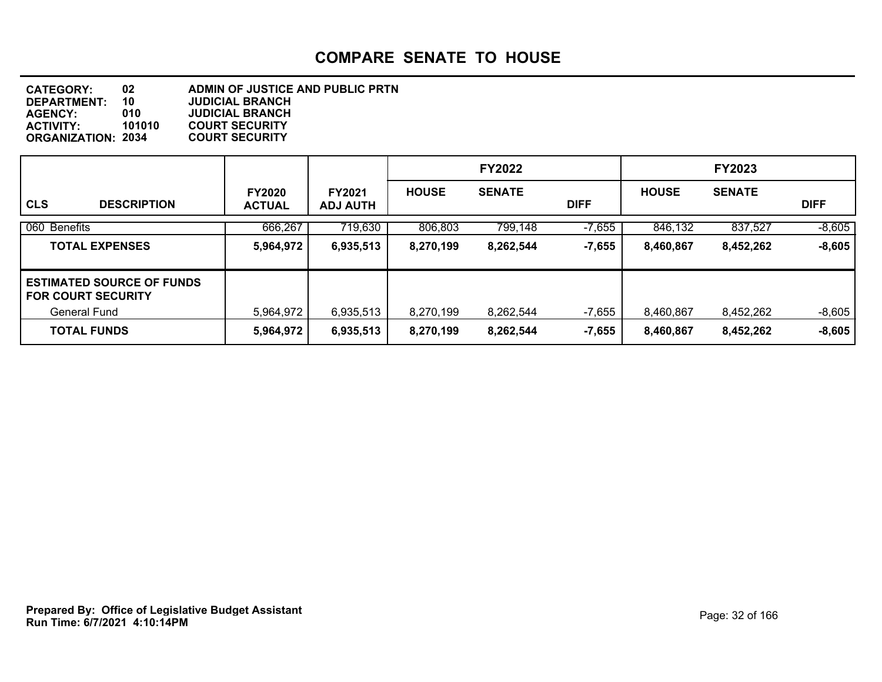# COMPARE SENATE TO HOUSE

**CATEGORY:** 02 ADMIN OF JUSTICE AND PUBLIC PRTN
**DEPARTMENT:** 10 JUDICIAL BRANCH
**AGENCY:** 010 JUDICIAL BRANCH
**ACTIVITY:** 101010 COURT SECURITY
**ORGANIZATION:** 2034 COURT SECURITY

| CLS DESCRIPTION | FY2020 ACTUAL | FY2021 ADJ AUTH | FY2022 HOUSE | FY2022 SENATE | FY2022 DIFF | FY2023 HOUSE | FY2023 SENATE | FY2023 DIFF |
|---|---|---|---|---|---|---|---|---|
| 060 Benefits | 666,267 | 719,630 | 806,803 | 799,148 | -7,655 | 846,132 | 837,527 | -8,605 |
| **TOTAL EXPENSES** | **5,964,972** | **6,935,513** | **8,270,199** | **8,262,544** | **-7,655** | **8,460,867** | **8,452,262** | **-8,605** |
| **ESTIMATED SOURCE OF FUNDS FOR COURT SECURITY** | | | | | | | | |
| General Fund | 5,964,972 | 6,935,513 | 8,270,199 | 8,262,544 | -7,655 | 8,460,867 | 8,452,262 | -8,605 |
| **TOTAL FUNDS** | **5,964,972** | **6,935,513** | **8,270,199** | **8,262,544** | **-7,655** | **8,460,867** | **8,452,262** | **-8,605** |

**Prepared By: Office of Legislative Budget Assistant**
**Run Time: 6/7/2021 4:10:14PM**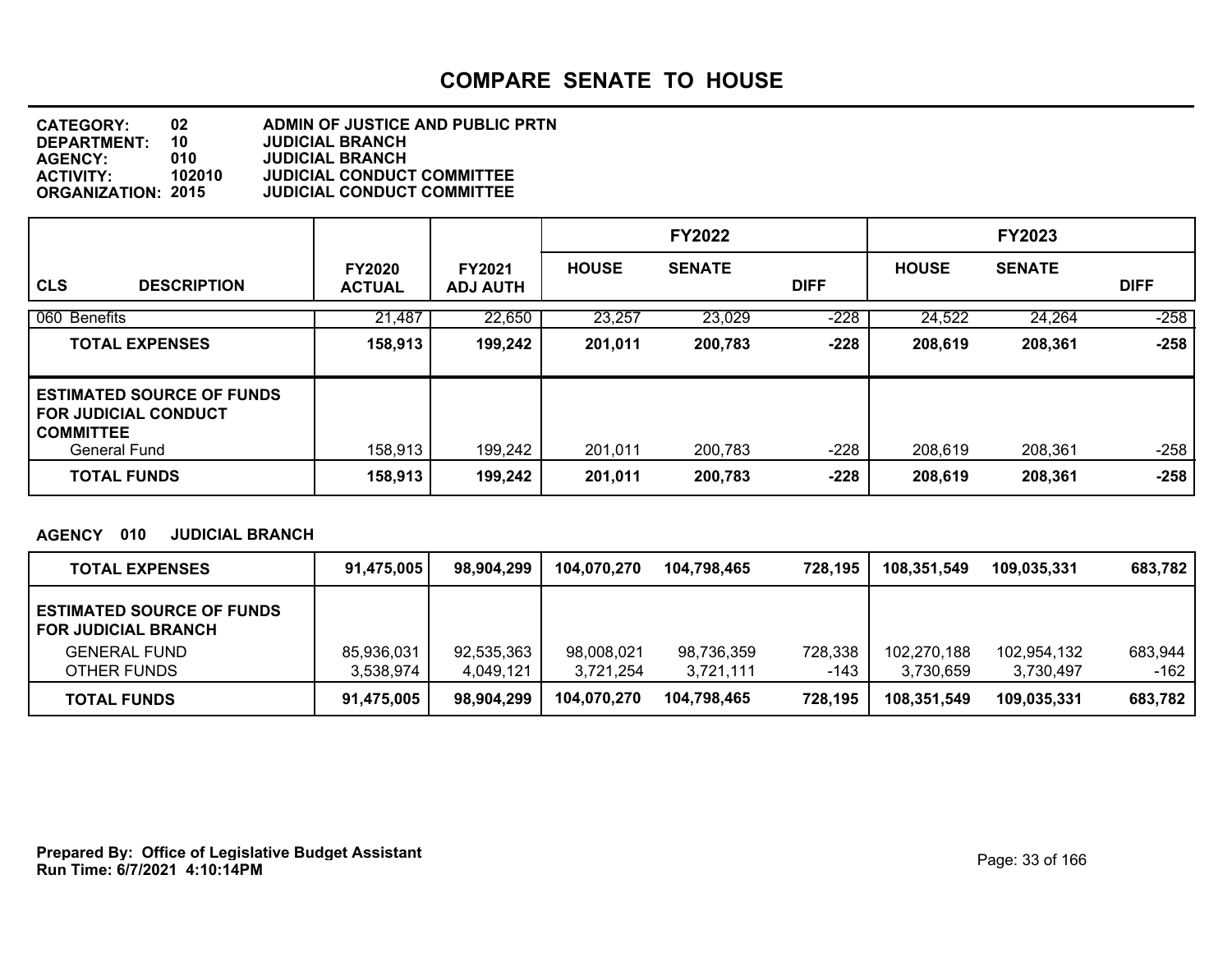# COMPARE SENATE TO HOUSE

**CATEGORY:** 02 ADMIN OF JUSTICE AND PUBLIC PRTN
**DEPARTMENT:** 10 JUDICIAL BRANCH
**AGENCY:** 010 JUDICIAL BRANCH
**ACTIVITY:** 102010 JUDICIAL CONDUCT COMMITTEE
**ORGANIZATION:** 2015 JUDICIAL CONDUCT COMMITTEE

| CLS DESCRIPTION | FY2020 ACTUAL | FY2021 ADJ AUTH | FY2022 HOUSE | FY2022 SENATE | FY2022 DIFF | FY2023 HOUSE | FY2023 SENATE | FY2023 DIFF |
|---|---|---|---|---|---|---|---|---|
| 060 Benefits | 21,487 | 22,650 | 23,257 | 23,029 | -228 | 24,522 | 24,264 | -258 |
| **TOTAL EXPENSES** | **158,913** | **199,242** | **201,011** | **200,783** | **-228** | **208,619** | **208,361** | **-258** |
| **ESTIMATED SOURCE OF FUNDS FOR JUDICIAL CONDUCT COMMITTEE** | | | | | | | | |
| General Fund | 158,913 | 199,242 | 201,011 | 200,783 | -228 | 208,619 | 208,361 | -258 |
| **TOTAL FUNDS** | **158,913** | **199,242** | **201,011** | **200,783** | **-228** | **208,619** | **208,361** | **-258** |

**AGENCY 010 JUDICIAL BRANCH**

| | FY2020 ACTUAL | FY2021 ADJ AUTH | FY2022 HOUSE | FY2022 SENATE | FY2022 DIFF | FY2023 HOUSE | FY2023 SENATE | FY2023 DIFF |
|---|---|---|---|---|---|---|---|---|
| **TOTAL EXPENSES** | **91,475,005** | **98,904,299** | **104,070,270** | **104,798,465** | **728,195** | **108,351,549** | **109,035,331** | **683,782** |
| **ESTIMATED SOURCE OF FUNDS FOR JUDICIAL BRANCH** | | | | | | | | |
| GENERAL FUND | 85,936,031 | 92,535,363 | 98,008,021 | 98,736,359 | 728,338 | 102,270,188 | 102,954,132 | 683,944 |
| OTHER FUNDS | 3,538,974 | 4,049,121 | 3,721,254 | 3,721,111 | -143 | 3,730,659 | 3,730,497 | -162 |
| **TOTAL FUNDS** | **91,475,005** | **98,904,299** | **104,070,270** | **104,798,465** | **728,195** | **108,351,549** | **109,035,331** | **683,782** |

**Prepared By: Office of Legislative Budget Assistant**
**Run Time: 6/7/2021 4:10:14PM**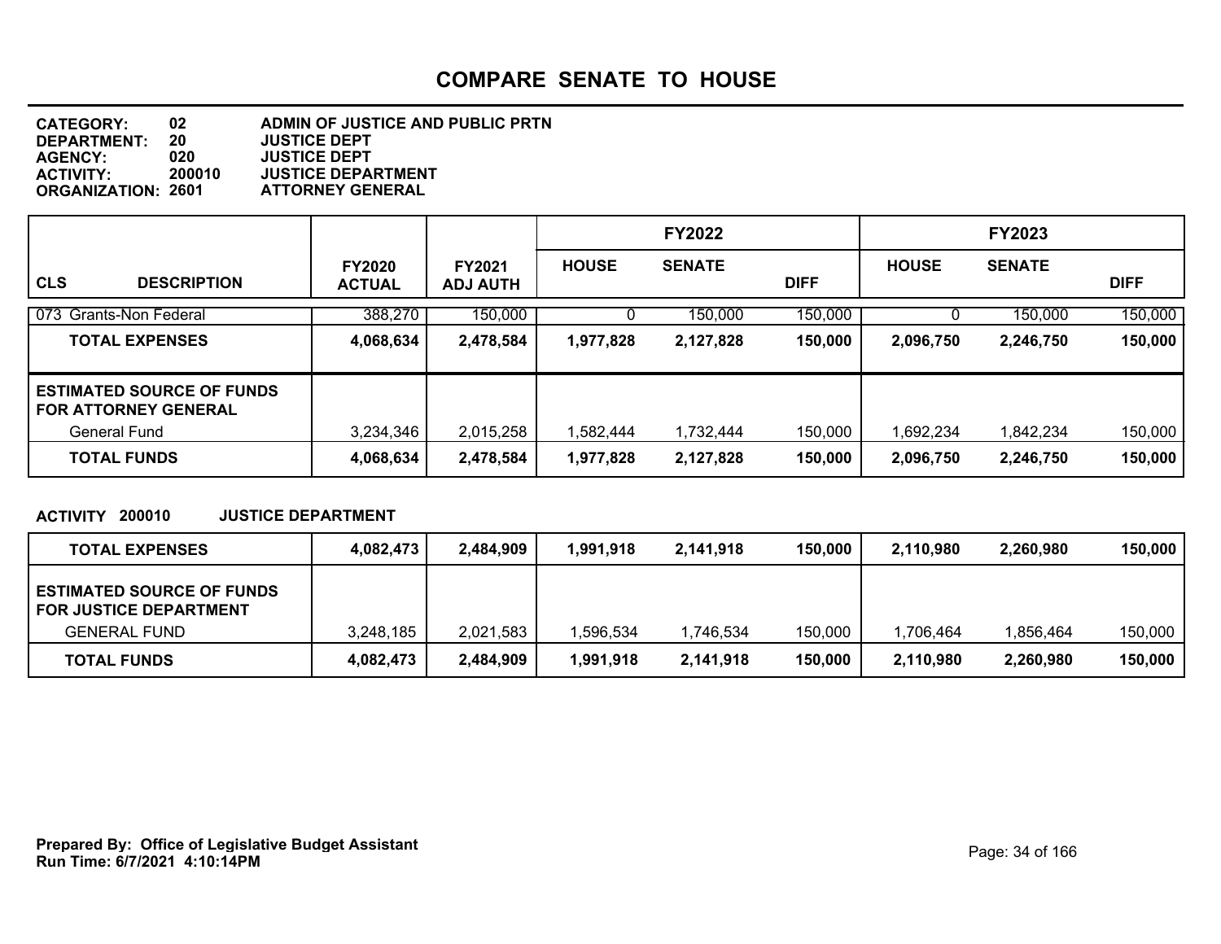# COMPARE SENATE TO HOUSE

**CATEGORY:** 02 ADMIN OF JUSTICE AND PUBLIC PRTN
**DEPARTMENT:** 20 JUSTICE DEPT
**AGENCY:** 020 JUSTICE DEPT
**ACTIVITY:** 200010 JUSTICE DEPARTMENT
**ORGANIZATION:** 2601 ATTORNEY GENERAL

| CLS DESCRIPTION | FY2020 ACTUAL | FY2021 ADJ AUTH | FY2022 HOUSE | FY2022 SENATE | FY2022 DIFF | FY2023 HOUSE | FY2023 SENATE | FY2023 DIFF |
|---|---|---|---|---|---|---|---|---|
| 073 Grants-Non Federal | 388,270 | 150,000 | 0 | 150,000 | 150,000 | 0 | 150,000 | 150,000 |
| **TOTAL EXPENSES** | **4,068,634** | **2,478,584** | **1,977,828** | **2,127,828** | **150,000** | **2,096,750** | **2,246,750** | **150,000** |
| **ESTIMATED SOURCE OF FUNDS FOR ATTORNEY GENERAL** | | | | | | | | |
| General Fund | 3,234,346 | 2,015,258 | 1,582,444 | 1,732,444 | 150,000 | 1,692,234 | 1,842,234 | 150,000 |
| **TOTAL FUNDS** | **4,068,634** | **2,478,584** | **1,977,828** | **2,127,828** | **150,000** | **2,096,750** | **2,246,750** | **150,000** |

**ACTIVITY 200010 JUSTICE DEPARTMENT**

| | FY2020 ACTUAL | FY2021 ADJ AUTH | FY2022 HOUSE | FY2022 SENATE | FY2022 DIFF | FY2023 HOUSE | FY2023 SENATE | FY2023 DIFF |
|---|---|---|---|---|---|---|---|---|
| **TOTAL EXPENSES** | **4,082,473** | **2,484,909** | **1,991,918** | **2,141,918** | **150,000** | **2,110,980** | **2,260,980** | **150,000** |
| **ESTIMATED SOURCE OF FUNDS FOR JUSTICE DEPARTMENT** | | | | | | | | |
| GENERAL FUND | 3,248,185 | 2,021,583 | 1,596,534 | 1,746,534 | 150,000 | 1,706,464 | 1,856,464 | 150,000 |
| **TOTAL FUNDS** | **4,082,473** | **2,484,909** | **1,991,918** | **2,141,918** | **150,000** | **2,110,980** | **2,260,980** | **150,000** |

**Prepared By: Office of Legislative Budget Assistant**
**Run Time: 6/7/2021 4:10:14PM**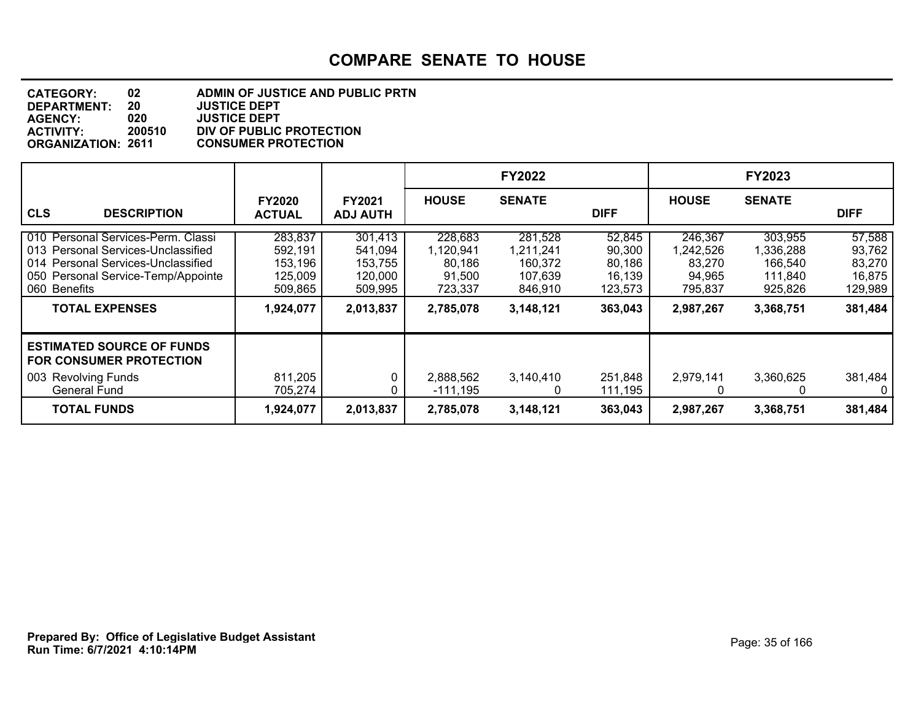# COMPARE SENATE TO HOUSE

**CATEGORY:** 02 ADMIN OF JUSTICE AND PUBLIC PRTN
**DEPARTMENT:** 20 JUSTICE DEPT
**AGENCY:** 020 JUSTICE DEPT
**ACTIVITY:** 200510 DIV OF PUBLIC PROTECTION
**ORGANIZATION:** 2611 CONSUMER PROTECTION

| CLS DESCRIPTION | FY2020 ACTUAL | FY2021 ADJ AUTH | FY2022 HOUSE | FY2022 SENATE | FY2022 DIFF | FY2023 HOUSE | FY2023 SENATE | FY2023 DIFF |
|---|---|---|---|---|---|---|---|---|
| 010 Personal Services-Perm. Classi | 283,837 | 301,413 | 228,683 | 281,528 | 52,845 | 246,367 | 303,955 | 57,588 |
| 013 Personal Services-Unclassified | 592,191 | 541,094 | 1,120,941 | 1,211,241 | 90,300 | 1,242,526 | 1,336,288 | 93,762 |
| 014 Personal Services-Unclassified | 153,196 | 153,755 | 80,186 | 160,372 | 80,186 | 83,270 | 166,540 | 83,270 |
| 050 Personal Service-Temp/Appointe | 125,009 | 120,000 | 91,500 | 107,639 | 16,139 | 94,965 | 111,840 | 16,875 |
| 060 Benefits | 509,865 | 509,995 | 723,337 | 846,910 | 123,573 | 795,837 | 925,826 | 129,989 |
| **TOTAL EXPENSES** | **1,924,077** | **2,013,837** | **2,785,078** | **3,148,121** | **363,043** | **2,987,267** | **3,368,751** | **381,484** |
| **ESTIMATED SOURCE OF FUNDS FOR CONSUMER PROTECTION** | | | | | | | | |
| 003 Revolving Funds | 811,205 | 0 | 2,888,562 | 3,140,410 | 251,848 | 2,979,141 | 3,360,625 | 381,484 |
| General Fund | 705,274 | 0 | -111,195 | 0 | 111,195 | 0 | 0 | 0 |
| **TOTAL FUNDS** | **1,924,077** | **2,013,837** | **2,785,078** | **3,148,121** | **363,043** | **2,987,267** | **3,368,751** | **381,484** |

**Prepared By: Office of Legislative Budget Assistant**
**Run Time: 6/7/2021 4:10:14PM**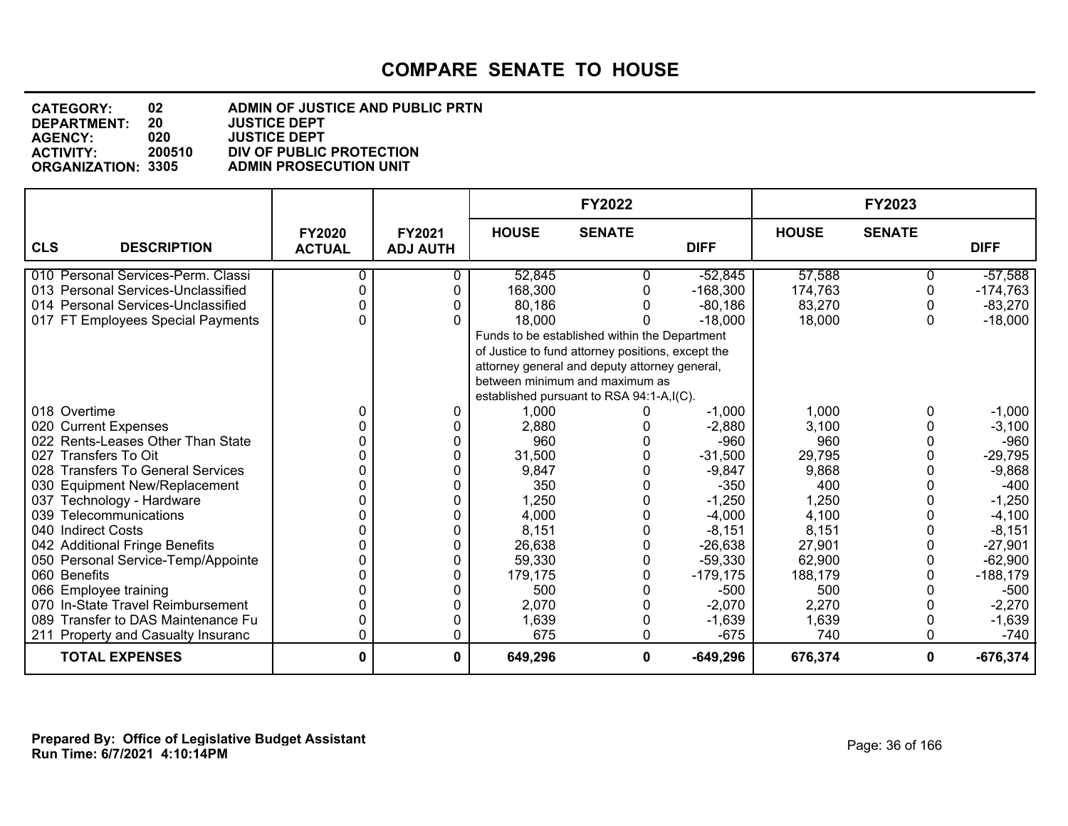# COMPARE SENATE TO HOUSE

**CATEGORY:** 02 ADMIN OF JUSTICE AND PUBLIC PRTN
**DEPARTMENT:** 20 JUSTICE DEPT
**AGENCY:** 020 JUSTICE DEPT
**ACTIVITY:** 200510 DIV OF PUBLIC PROTECTION
**ORGANIZATION:** 3305 ADMIN PROSECUTION UNIT

| CLS | DESCRIPTION | FY2020 ACTUAL | FY2021 ADJ AUTH | FY2022 HOUSE | FY2022 SENATE | FY2022 DIFF | FY2023 HOUSE | FY2023 SENATE | FY2023 DIFF |
|---|---|---|---|---|---|---|---|---|---|
| 010 | Personal Services-Perm. Classi | 0 | 0 | 52,845 | 0 | -52,845 | 57,588 | 0 | -57,588 |
| 013 | Personal Services-Unclassified | 0 | 0 | 168,300 | 0 | -168,300 | 174,763 | 0 | -174,763 |
| 014 | Personal Services-Unclassified | 0 | 0 | 80,186 | 0 | -80,186 | 83,270 | 0 | -83,270 |
| 017 | FT Employees Special Payments | 0 | 0 | 18,000 | 0 | -18,000 | 18,000 | 0 | -18,000 |
| | | | | Funds to be established within the Department of Justice to fund attorney positions, except the attorney general and deputy attorney general, between minimum and maximum as established pursuant to RSA 94:1-A,I(C). | | | | | |
| 018 | Overtime | 0 | 0 | 1,000 | 0 | -1,000 | 1,000 | 0 | -1,000 |
| 020 | Current Expenses | 0 | 0 | 2,880 | 0 | -2,880 | 3,100 | 0 | -3,100 |
| 022 | Rents-Leases Other Than State | 0 | 0 | 960 | 0 | -960 | 960 | 0 | -960 |
| 027 | Transfers To Oit | 0 | 0 | 31,500 | 0 | -31,500 | 29,795 | 0 | -29,795 |
| 028 | Transfers To General Services | 0 | 0 | 9,847 | 0 | -9,847 | 9,868 | 0 | -9,868 |
| 030 | Equipment New/Replacement | 0 | 0 | 350 | 0 | -350 | 400 | 0 | -400 |
| 037 | Technology - Hardware | 0 | 0 | 1,250 | 0 | -1,250 | 1,250 | 0 | -1,250 |
| 039 | Telecommunications | 0 | 0 | 4,000 | 0 | -4,000 | 4,100 | 0 | -4,100 |
| 040 | Indirect Costs | 0 | 0 | 8,151 | 0 | -8,151 | 8,151 | 0 | -8,151 |
| 042 | Additional Fringe Benefits | 0 | 0 | 26,638 | 0 | -26,638 | 27,901 | 0 | -27,901 |
| 050 | Personal Service-Temp/Appointe | 0 | 0 | 59,330 | 0 | -59,330 | 62,900 | 0 | -62,900 |
| 060 | Benefits | 0 | 0 | 179,175 | 0 | -179,175 | 188,179 | 0 | -188,179 |
| 066 | Employee training | 0 | 0 | 500 | 0 | -500 | 500 | 0 | -500 |
| 070 | In-State Travel Reimbursement | 0 | 0 | 2,070 | 0 | -2,070 | 2,270 | 0 | -2,270 |
| 089 | Transfer to DAS Maintenance Fu | 0 | 0 | 1,639 | 0 | -1,639 | 1,639 | 0 | -1,639 |
| 211 | Property and Casualty Insuranc | 0 | 0 | 675 | 0 | -675 | 740 | 0 | -740 |
| | **TOTAL EXPENSES** | **0** | **0** | **649,296** | **0** | **-649,296** | **676,374** | **0** | **-676,374** |

**Prepared By: Office of Legislative Budget Assistant**
**Run Time: 6/7/2021 4:10:14PM**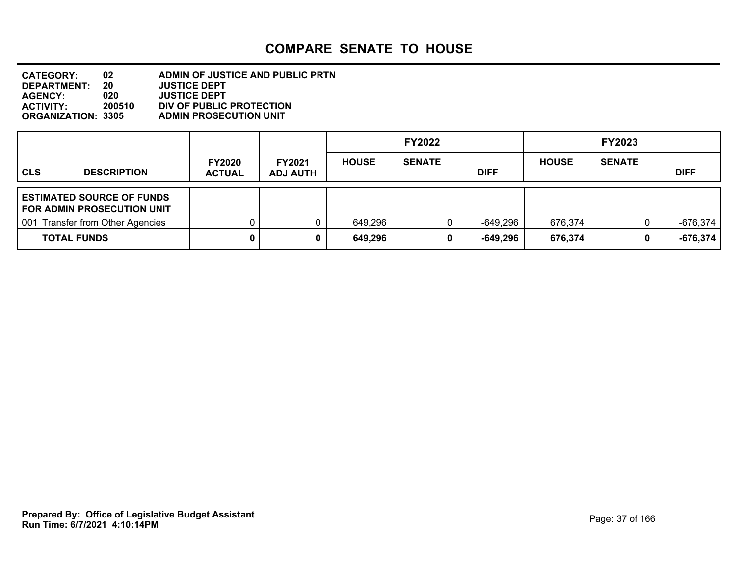# COMPARE SENATE TO HOUSE

**CATEGORY:** 02 ADMIN OF JUSTICE AND PUBLIC PRTN
**DEPARTMENT:** 20 JUSTICE DEPT
**AGENCY:** 020 JUSTICE DEPT
**ACTIVITY:** 200510 DIV OF PUBLIC PROTECTION
**ORGANIZATION:** 3305 ADMIN PROSECUTION UNIT

| CLS | DESCRIPTION | FY2020 ACTUAL | FY2021 ADJ AUTH | FY2022 HOUSE | FY2022 SENATE | FY2022 DIFF | FY2023 HOUSE | FY2023 SENATE | FY2023 DIFF |
|---|---|---|---|---|---|---|---|---|---|
| **ESTIMATED SOURCE OF FUNDS FOR ADMIN PROSECUTION UNIT** | | | | | | | | | |
| 001 | Transfer from Other Agencies | 0 | 0 | 649,296 | 0 | -649,296 | 676,374 | 0 | -676,374 |
| | **TOTAL FUNDS** | **0** | **0** | **649,296** | **0** | **-649,296** | **676,374** | **0** | **-676,374** |

**Prepared By: Office of Legislative Budget Assistant**
**Run Time: 6/7/2021 4:10:14PM**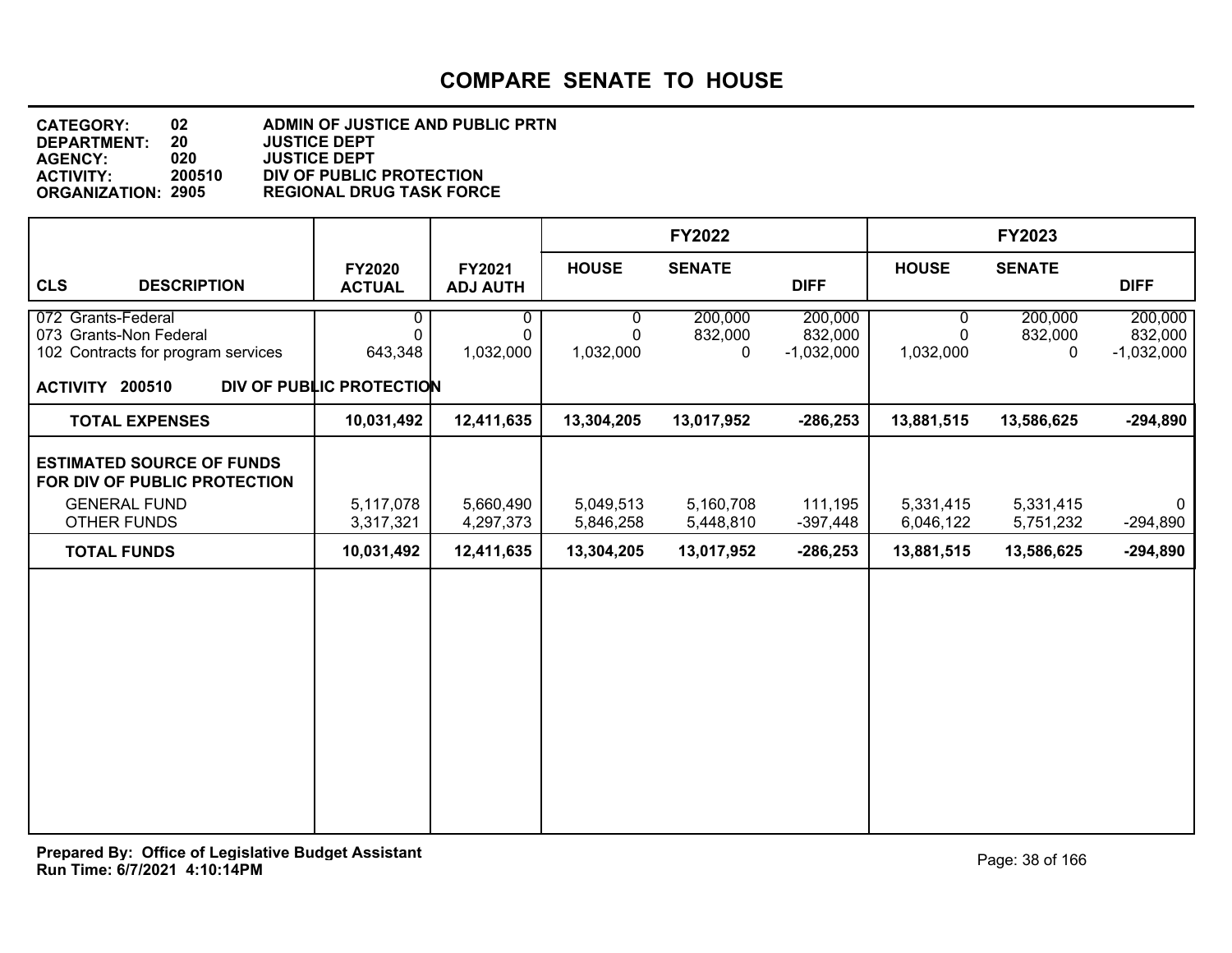# COMPARE SENATE TO HOUSE

**CATEGORY:** 02 ADMIN OF JUSTICE AND PUBLIC PRTN
**DEPARTMENT:** 20 JUSTICE DEPT
**AGENCY:** 020 JUSTICE DEPT
**ACTIVITY:** 200510 DIV OF PUBLIC PROTECTION
**ORGANIZATION:** 2905 REGIONAL DRUG TASK FORCE

| CLS DESCRIPTION | FY2020 ACTUAL | FY2021 ADJ AUTH | FY2022 HOUSE | FY2022 SENATE | FY2022 DIFF | FY2023 HOUSE | FY2023 SENATE | FY2023 DIFF |
|---|---|---|---|---|---|---|---|---|
| 072 Grants-Federal | 0 | 0 | 0 | 200,000 | 200,000 | 0 | 200,000 | 200,000 |
| 073 Grants-Non Federal | 0 | 0 | 0 | 832,000 | 832,000 | 0 | 832,000 | 832,000 |
| 102 Contracts for program services | 643,348 | 1,032,000 | 1,032,000 | 0 | -1,032,000 | 1,032,000 | 0 | -1,032,000 |
| **ACTIVITY 200510 DIV OF PUBLIC PROTECTION** | | | | | | | | |
| **TOTAL EXPENSES** | **10,031,492** | **12,411,635** | **13,304,205** | **13,017,952** | **-286,253** | **13,881,515** | **13,586,625** | **-294,890** |
| **ESTIMATED SOURCE OF FUNDS FOR DIV OF PUBLIC PROTECTION** | | | | | | | | |
| GENERAL FUND | 5,117,078 | 5,660,490 | 5,049,513 | 5,160,708 | 111,195 | 5,331,415 | 5,331,415 | 0 |
| OTHER FUNDS | 3,317,321 | 4,297,373 | 5,846,258 | 5,448,810 | -397,448 | 6,046,122 | 5,751,232 | -294,890 |
| **TOTAL FUNDS** | **10,031,492** | **12,411,635** | **13,304,205** | **13,017,952** | **-286,253** | **13,881,515** | **13,586,625** | **-294,890** |

**Prepared By: Office of Legislative Budget Assistant**
**Run Time: 6/7/2021 4:10:14PM**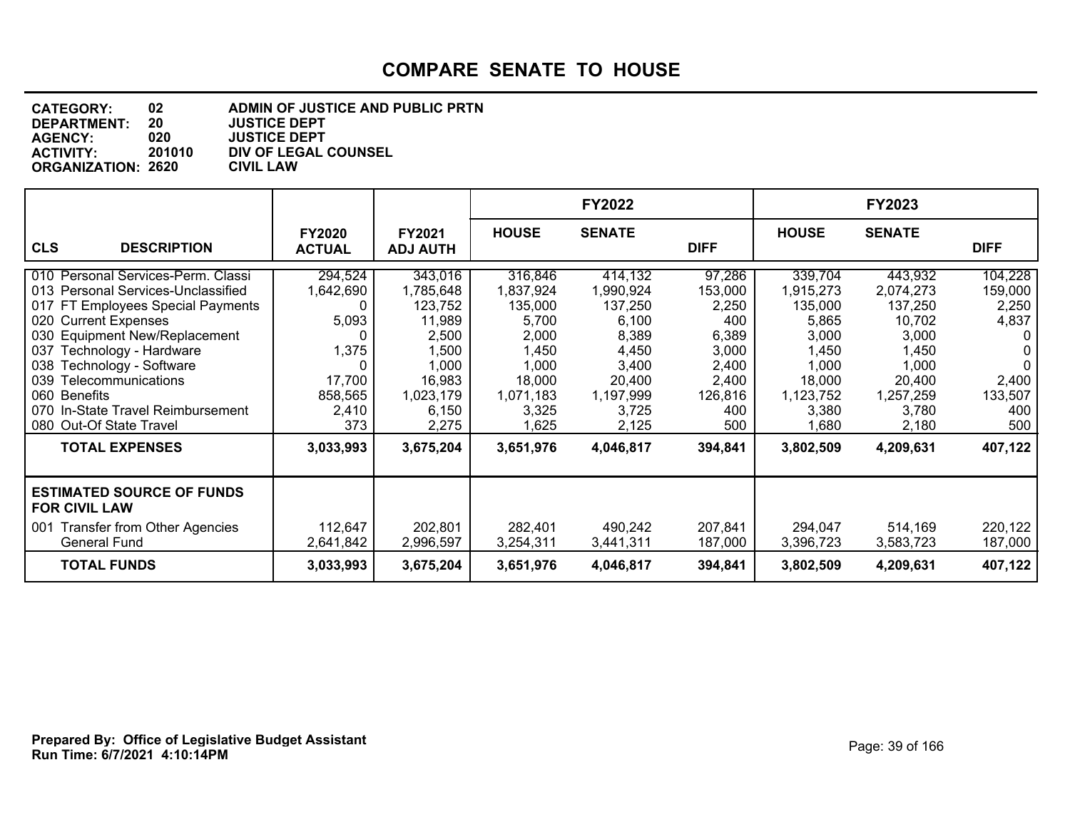# COMPARE SENATE TO HOUSE

**CATEGORY:** 02 ADMIN OF JUSTICE AND PUBLIC PRTN
**DEPARTMENT:** 20 JUSTICE DEPT
**AGENCY:** 020 JUSTICE DEPT
**ACTIVITY:** 201010 DIV OF LEGAL COUNSEL
**ORGANIZATION:** 2620 CIVIL LAW

| | | | FY2022 | | | FY2023 | | |
|---|---|---|---|---|---|---|---|---|
| **CLS DESCRIPTION** | **FY2020 ACTUAL** | **FY2021 ADJ AUTH** | **HOUSE** | **SENATE** | **DIFF** | **HOUSE** | **SENATE** | **DIFF** |
| 010 Personal Services-Perm. Classi | 294,524 | 343,016 | 316,846 | 414,132 | 97,286 | 339,704 | 443,932 | 104,228 |
| 013 Personal Services-Unclassified | 1,642,690 | 1,785,648 | 1,837,924 | 1,990,924 | 153,000 | 1,915,273 | 2,074,273 | 159,000 |
| 017 FT Employees Special Payments | 0 | 123,752 | 135,000 | 137,250 | 2,250 | 135,000 | 137,250 | 2,250 |
| 020 Current Expenses | 5,093 | 11,989 | 5,700 | 6,100 | 400 | 5,865 | 10,702 | 4,837 |
| 030 Equipment New/Replacement | 0 | 2,500 | 2,000 | 8,389 | 6,389 | 3,000 | 3,000 | 0 |
| 037 Technology - Hardware | 1,375 | 1,500 | 1,450 | 4,450 | 3,000 | 1,450 | 1,450 | 0 |
| 038 Technology - Software | 0 | 1,000 | 1,000 | 3,400 | 2,400 | 1,000 | 1,000 | 0 |
| 039 Telecommunications | 17,700 | 16,983 | 18,000 | 20,400 | 2,400 | 18,000 | 20,400 | 2,400 |
| 060 Benefits | 858,565 | 1,023,179 | 1,071,183 | 1,197,999 | 126,816 | 1,123,752 | 1,257,259 | 133,507 |
| 070 In-State Travel Reimbursement | 2,410 | 6,150 | 3,325 | 3,725 | 400 | 3,380 | 3,780 | 400 |
| 080 Out-Of State Travel | 373 | 2,275 | 1,625 | 2,125 | 500 | 1,680 | 2,180 | 500 |
| **TOTAL EXPENSES** | **3,033,993** | **3,675,204** | **3,651,976** | **4,046,817** | **394,841** | **3,802,509** | **4,209,631** | **407,122** |
| **ESTIMATED SOURCE OF FUNDS FOR CIVIL LAW** | | | | | | | | |
| 001 Transfer from Other Agencies | 112,647 | 202,801 | 282,401 | 490,242 | 207,841 | 294,047 | 514,169 | 220,122 |
| General Fund | 2,641,842 | 2,996,597 | 3,254,311 | 3,441,311 | 187,000 | 3,396,723 | 3,583,723 | 187,000 |
| **TOTAL FUNDS** | **3,033,993** | **3,675,204** | **3,651,976** | **4,046,817** | **394,841** | **3,802,509** | **4,209,631** | **407,122** |

**Prepared By: Office of Legislative Budget Assistant**
**Run Time: 6/7/2021 4:10:14PM**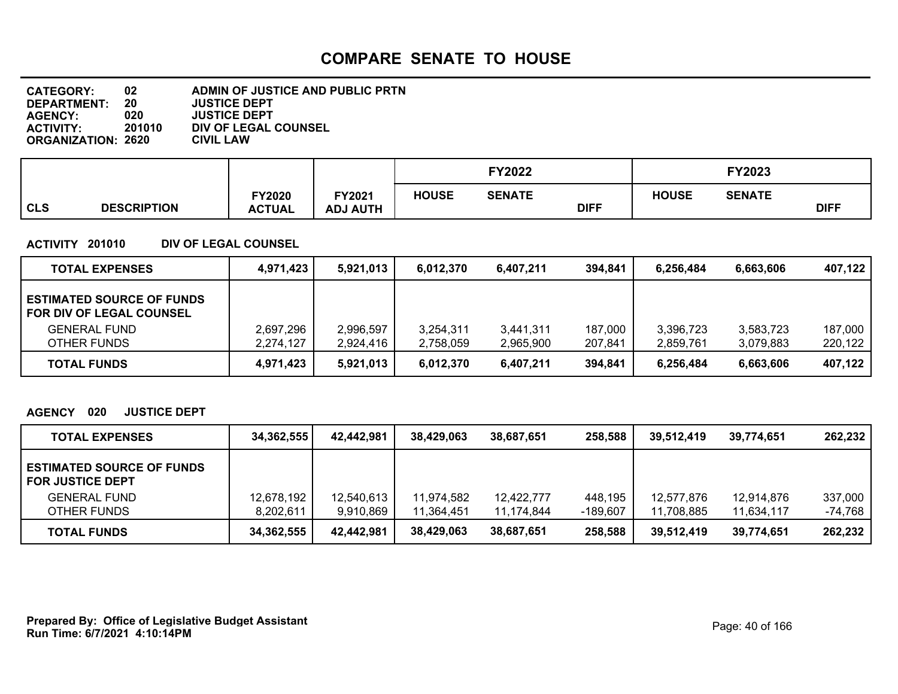# COMPARE SENATE TO HOUSE

**CATEGORY:** 02 ADMIN OF JUSTICE AND PUBLIC PRTN
**DEPARTMENT:** 20 JUSTICE DEPT
**AGENCY:** 020 JUSTICE DEPT
**ACTIVITY:** 201010 DIV OF LEGAL COUNSEL
**ORGANIZATION:** 2620 CIVIL LAW

| CLS DESCRIPTION | FY2020 ACTUAL | FY2021 ADJ AUTH | FY2022 HOUSE | FY2022 SENATE | FY2022 DIFF | FY2023 HOUSE | FY2023 SENATE | FY2023 DIFF |
|---|---|---|---|---|---|---|---|---|

**ACTIVITY 201010 DIV OF LEGAL COUNSEL**

| | FY2020 ACTUAL | FY2021 ADJ AUTH | FY2022 HOUSE | FY2022 SENATE | FY2022 DIFF | FY2023 HOUSE | FY2023 SENATE | FY2023 DIFF |
|---|---|---|---|---|---|---|---|---|
| **TOTAL EXPENSES** | **4,971,423** | **5,921,013** | **6,012,370** | **6,407,211** | **394,841** | **6,256,484** | **6,663,606** | **407,122** |
| **ESTIMATED SOURCE OF FUNDS FOR DIV OF LEGAL COUNSEL** | | | | | | | | |
| GENERAL FUND | 2,697,296 | 2,996,597 | 3,254,311 | 3,441,311 | 187,000 | 3,396,723 | 3,583,723 | 187,000 |
| OTHER FUNDS | 2,274,127 | 2,924,416 | 2,758,059 | 2,965,900 | 207,841 | 2,859,761 | 3,079,883 | 220,122 |
| **TOTAL FUNDS** | **4,971,423** | **5,921,013** | **6,012,370** | **6,407,211** | **394,841** | **6,256,484** | **6,663,606** | **407,122** |

**AGENCY 020 JUSTICE DEPT**

| | FY2020 ACTUAL | FY2021 ADJ AUTH | FY2022 HOUSE | FY2022 SENATE | FY2022 DIFF | FY2023 HOUSE | FY2023 SENATE | FY2023 DIFF |
|---|---|---|---|---|---|---|---|---|
| **TOTAL EXPENSES** | **34,362,555** | **42,442,981** | **38,429,063** | **38,687,651** | **258,588** | **39,512,419** | **39,774,651** | **262,232** |
| **ESTIMATED SOURCE OF FUNDS FOR JUSTICE DEPT** | | | | | | | | |
| GENERAL FUND | 12,678,192 | 12,540,613 | 11,974,582 | 12,422,777 | 448,195 | 12,577,876 | 12,914,876 | 337,000 |
| OTHER FUNDS | 8,202,611 | 9,910,869 | 11,364,451 | 11,174,844 | -189,607 | 11,708,885 | 11,634,117 | -74,768 |
| **TOTAL FUNDS** | **34,362,555** | **42,442,981** | **38,429,063** | **38,687,651** | **258,588** | **39,512,419** | **39,774,651** | **262,232** |

**Prepared By: Office of Legislative Budget Assistant**
**Run Time: 6/7/2021 4:10:14PM**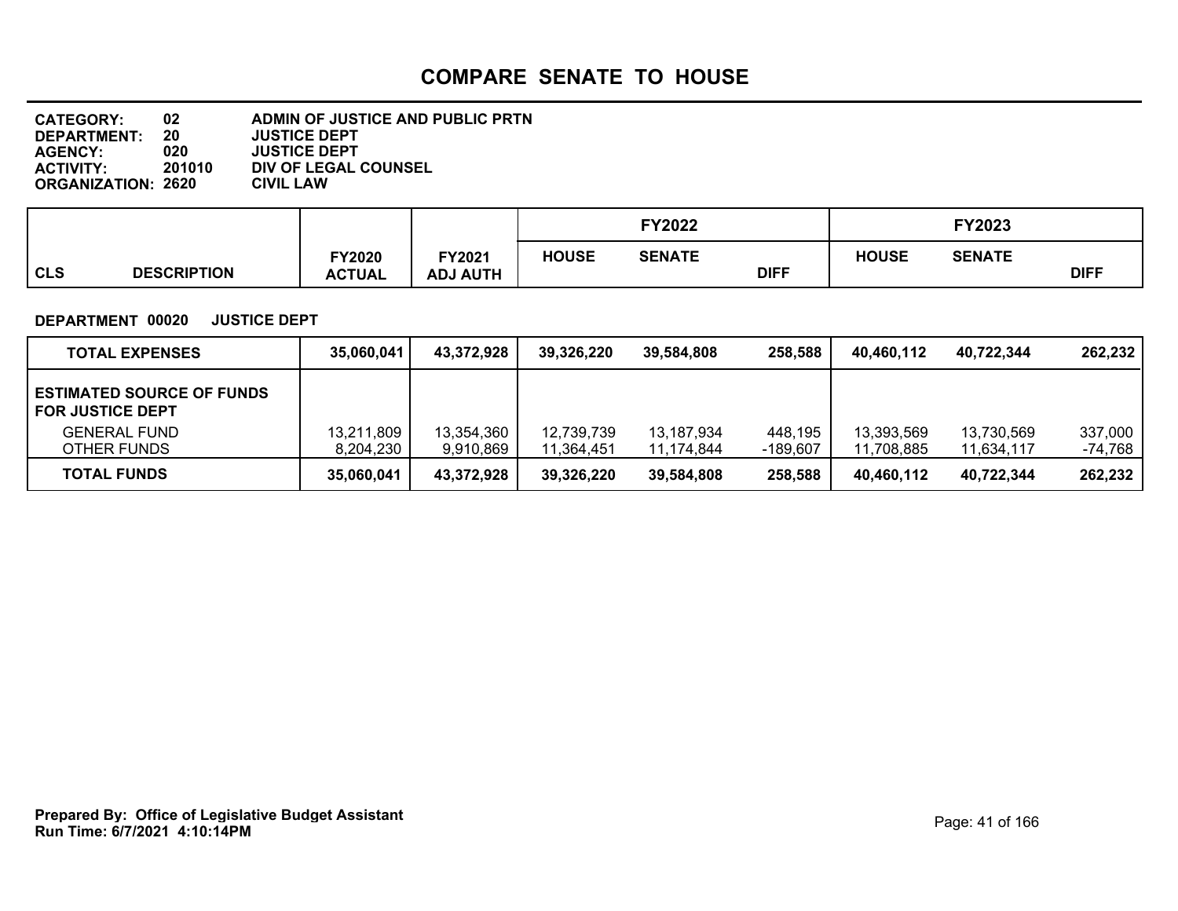# COMPARE SENATE TO HOUSE

**CATEGORY:** 02 ADMIN OF JUSTICE AND PUBLIC PRTN
**DEPARTMENT:** 20 JUSTICE DEPT
**AGENCY:** 020 JUSTICE DEPT
**ACTIVITY:** 201010 DIV OF LEGAL COUNSEL
**ORGANIZATION:** 2620 CIVIL LAW

**DEPARTMENT 00020 JUSTICE DEPT**

| CLS DESCRIPTION | FY2020 ACTUAL | FY2021 ADJ AUTH | FY2022 HOUSE | FY2022 SENATE | FY2022 DIFF | FY2023 HOUSE | FY2023 SENATE | FY2023 DIFF |
|---|---|---|---|---|---|---|---|---|
| **TOTAL EXPENSES** | **35,060,041** | **43,372,928** | **39,326,220** | **39,584,808** | **258,588** | **40,460,112** | **40,722,344** | **262,232** |
| **ESTIMATED SOURCE OF FUNDS FOR JUSTICE DEPT** | | | | | | | | |
| GENERAL FUND | 13,211,809 | 13,354,360 | 12,739,739 | 13,187,934 | 448,195 | 13,393,569 | 13,730,569 | 337,000 |
| OTHER FUNDS | 8,204,230 | 9,910,869 | 11,364,451 | 11,174,844 | -189,607 | 11,708,885 | 11,634,117 | -74,768 |
| **TOTAL FUNDS** | **35,060,041** | **43,372,928** | **39,326,220** | **39,584,808** | **258,588** | **40,460,112** | **40,722,344** | **262,232** |

**Prepared By: Office of Legislative Budget Assistant**
**Run Time: 6/7/2021 4:10:14PM**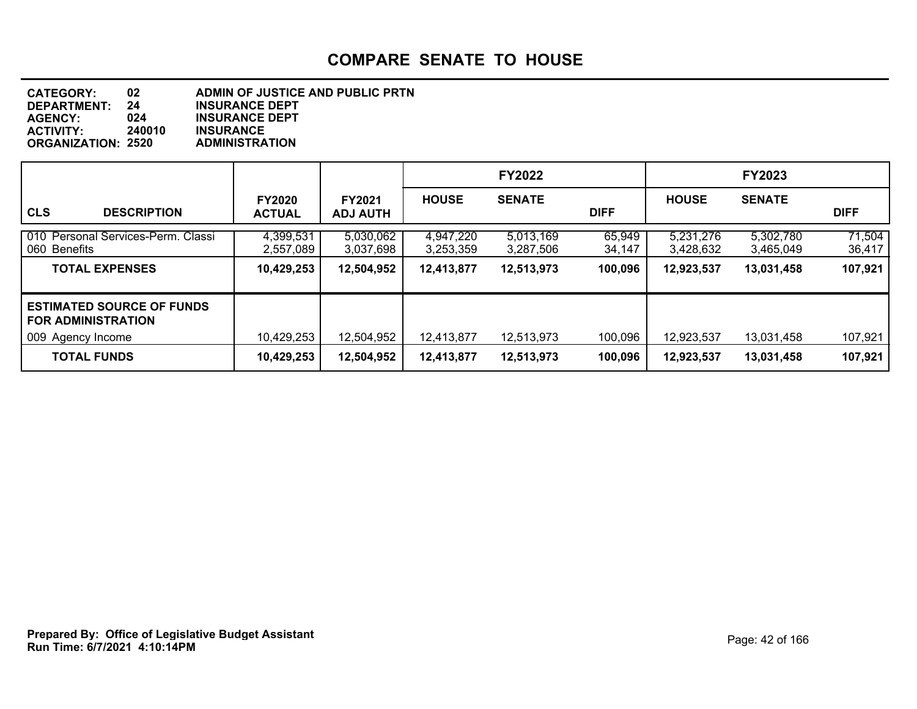# COMPARE SENATE TO HOUSE

**CATEGORY:** 02 ADMIN OF JUSTICE AND PUBLIC PRTN
**DEPARTMENT:** 24 INSURANCE DEPT
**AGENCY:** 024 INSURANCE DEPT
**ACTIVITY:** 240010 INSURANCE
**ORGANIZATION:** 2520 ADMINISTRATION

| CLS DESCRIPTION | FY2020 ACTUAL | FY2021 ADJ AUTH | FY2022 HOUSE | FY2022 SENATE | FY2022 DIFF | FY2023 HOUSE | FY2023 SENATE | FY2023 DIFF |
|---|---|---|---|---|---|---|---|---|
| 010 Personal Services-Perm. Classi | 4,399,531 | 5,030,062 | 4,947,220 | 5,013,169 | 65,949 | 5,231,276 | 5,302,780 | 71,504 |
| 060 Benefits | 2,557,089 | 3,037,698 | 3,253,359 | 3,287,506 | 34,147 | 3,428,632 | 3,465,049 | 36,417 |
| **TOTAL EXPENSES** | **10,429,253** | **12,504,952** | **12,413,877** | **12,513,973** | **100,096** | **12,923,537** | **13,031,458** | **107,921** |
| **ESTIMATED SOURCE OF FUNDS FOR ADMINISTRATION** | | | | | | | | |
| 009 Agency Income | 10,429,253 | 12,504,952 | 12,413,877 | 12,513,973 | 100,096 | 12,923,537 | 13,031,458 | 107,921 |
| **TOTAL FUNDS** | **10,429,253** | **12,504,952** | **12,413,877** | **12,513,973** | **100,096** | **12,923,537** | **13,031,458** | **107,921** |

**Prepared By: Office of Legislative Budget Assistant**
**Run Time: 6/7/2021 4:10:14PM**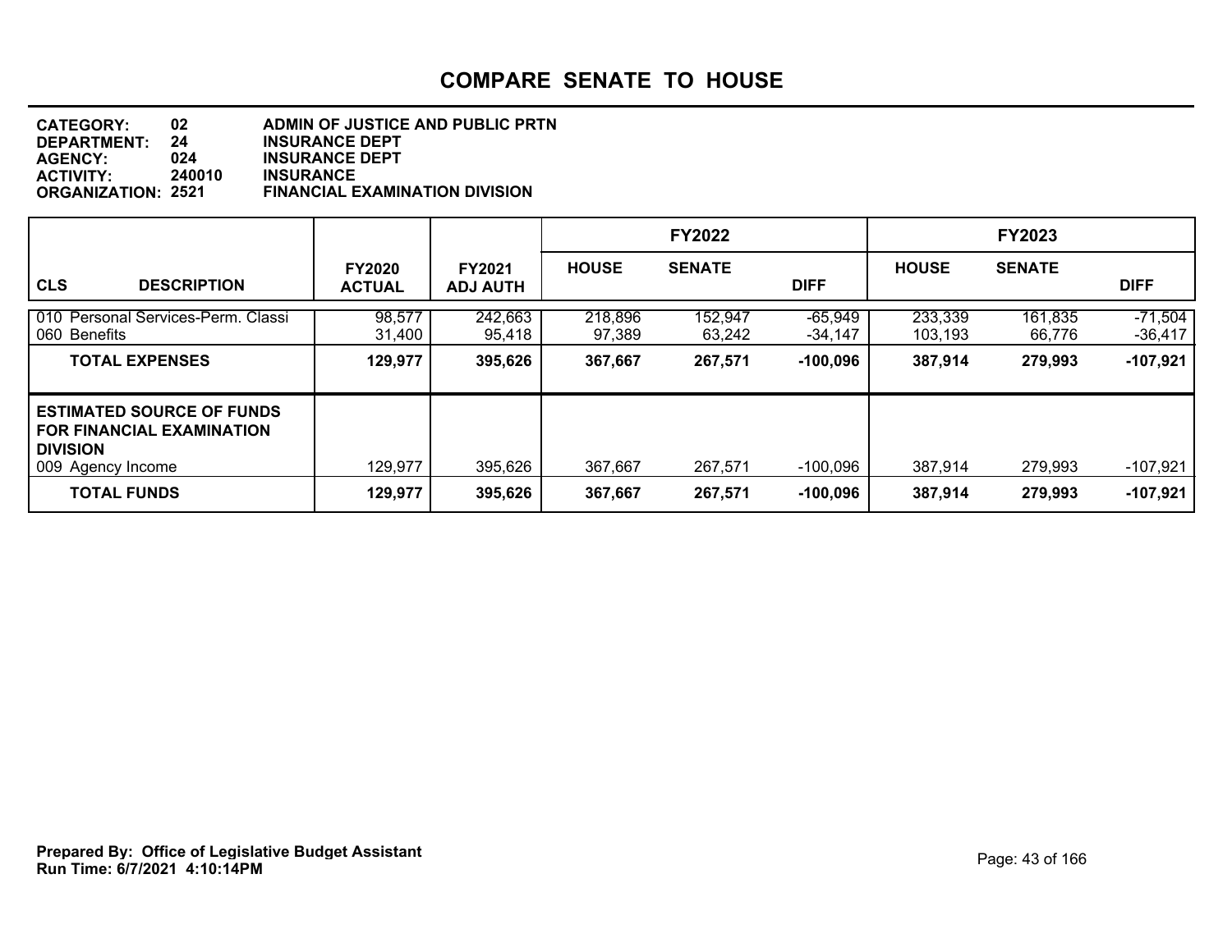# COMPARE SENATE TO HOUSE

**CATEGORY:** 02 ADMIN OF JUSTICE AND PUBLIC PRTN
**DEPARTMENT:** 24 INSURANCE DEPT
**AGENCY:** 024 INSURANCE DEPT
**ACTIVITY:** 240010 INSURANCE
**ORGANIZATION:** 2521 FINANCIAL EXAMINATION DIVISION

| CLS DESCRIPTION | FY2020 ACTUAL | FY2021 ADJ AUTH | FY2022 HOUSE | FY2022 SENATE | FY2022 DIFF | FY2023 HOUSE | FY2023 SENATE | FY2023 DIFF |
|---|---|---|---|---|---|---|---|---|
| 010 Personal Services-Perm. Classi | 98,577 | 242,663 | 218,896 | 152,947 | -65,949 | 233,339 | 161,835 | -71,504 |
| 060 Benefits | 31,400 | 95,418 | 97,389 | 63,242 | -34,147 | 103,193 | 66,776 | -36,417 |
| **TOTAL EXPENSES** | **129,977** | **395,626** | **367,667** | **267,571** | **-100,096** | **387,914** | **279,993** | **-107,921** |
| **ESTIMATED SOURCE OF FUNDS FOR FINANCIAL EXAMINATION DIVISION** | | | | | | | | |
| 009 Agency Income | 129,977 | 395,626 | 367,667 | 267,571 | -100,096 | 387,914 | 279,993 | -107,921 |
| **TOTAL FUNDS** | **129,977** | **395,626** | **367,667** | **267,571** | **-100,096** | **387,914** | **279,993** | **-107,921** |

**Prepared By: Office of Legislative Budget Assistant**
**Run Time: 6/7/2021 4:10:14PM**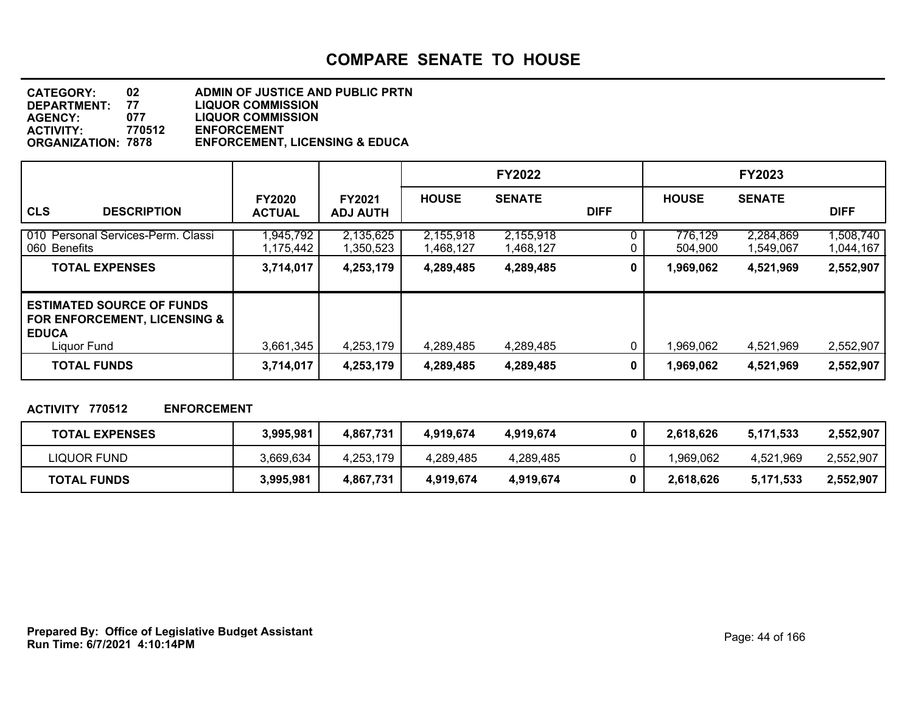# COMPARE SENATE TO HOUSE

**CATEGORY:** 02 ADMIN OF JUSTICE AND PUBLIC PRTN
**DEPARTMENT:** 77 LIQUOR COMMISSION
**AGENCY:** 077 LIQUOR COMMISSION
**ACTIVITY:** 770512 ENFORCEMENT
**ORGANIZATION:** 7878 ENFORCEMENT, LICENSING & EDUCA

| CLS DESCRIPTION | FY2020 ACTUAL | FY2021 ADJ AUTH | FY2022 HOUSE | FY2022 SENATE | FY2022 DIFF | FY2023 HOUSE | FY2023 SENATE | FY2023 DIFF |
|---|---|---|---|---|---|---|---|---|
| 010 Personal Services-Perm. Classi | 1,945,792 | 2,135,625 | 2,155,918 | 2,155,918 | 0 | 776,129 | 2,284,869 | 1,508,740 |
| 060 Benefits | 1,175,442 | 1,350,523 | 1,468,127 | 1,468,127 | 0 | 504,900 | 1,549,067 | 1,044,167 |
| **TOTAL EXPENSES** | **3,714,017** | **4,253,179** | **4,289,485** | **4,289,485** | **0** | **1,969,062** | **4,521,969** | **2,552,907** |
| **ESTIMATED SOURCE OF FUNDS FOR ENFORCEMENT, LICENSING & EDUCA** | | | | | | | | |
| Liquor Fund | 3,661,345 | 4,253,179 | 4,289,485 | 4,289,485 | 0 | 1,969,062 | 4,521,969 | 2,552,907 |
| **TOTAL FUNDS** | **3,714,017** | **4,253,179** | **4,289,485** | **4,289,485** | **0** | **1,969,062** | **4,521,969** | **2,552,907** |

**ACTIVITY 770512 ENFORCEMENT**

| | FY2020 ACTUAL | FY2021 ADJ AUTH | FY2022 HOUSE | FY2022 SENATE | FY2022 DIFF | FY2023 HOUSE | FY2023 SENATE | FY2023 DIFF |
|---|---|---|---|---|---|---|---|---|
| **TOTAL EXPENSES** | **3,995,981** | **4,867,731** | **4,919,674** | **4,919,674** | **0** | **2,618,626** | **5,171,533** | **2,552,907** |
| LIQUOR FUND | 3,669,634 | 4,253,179 | 4,289,485 | 4,289,485 | 0 | 1,969,062 | 4,521,969 | 2,552,907 |
| **TOTAL FUNDS** | **3,995,981** | **4,867,731** | **4,919,674** | **4,919,674** | **0** | **2,618,626** | **5,171,533** | **2,552,907** |

**Prepared By: Office of Legislative Budget Assistant**
**Run Time: 6/7/2021 4:10:14PM**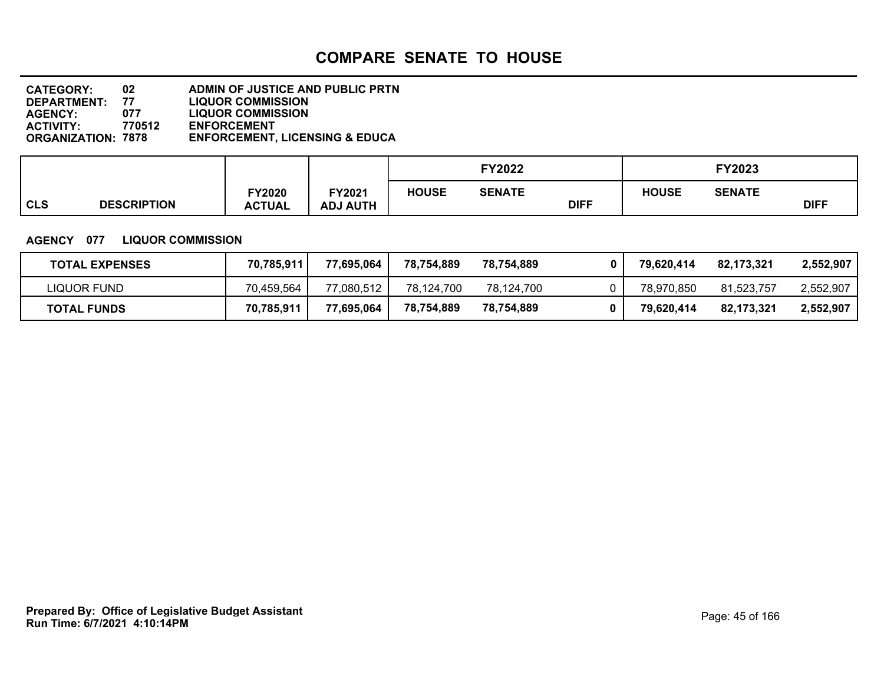# COMPARE SENATE TO HOUSE

**CATEGORY:** 02 ADMIN OF JUSTICE AND PUBLIC PRTN
**DEPARTMENT:** 77 LIQUOR COMMISSION
**AGENCY:** 077 LIQUOR COMMISSION
**ACTIVITY:** 770512 ENFORCEMENT
**ORGANIZATION:** 7878 ENFORCEMENT, LICENSING & EDUCA

| CLS | DESCRIPTION | FY2020 ACTUAL | FY2021 ADJ AUTH | FY2022 HOUSE | FY2022 SENATE | FY2022 DIFF | FY2023 HOUSE | FY2023 SENATE | FY2023 DIFF |
|---|---|---|---|---|---|---|---|---|---|

**AGENCY 077 LIQUOR COMMISSION**

| | DESCRIPTION | FY2020 ACTUAL | FY2021 ADJ AUTH | FY2022 HOUSE | FY2022 SENATE | FY2022 DIFF | FY2023 HOUSE | FY2023 SENATE | FY2023 DIFF |
|---|---|---|---|---|---|---|---|---|---|
| | **TOTAL EXPENSES** | **70,785,911** | **77,695,064** | **78,754,889** | **78,754,889** | **0** | **79,620,414** | **82,173,321** | **2,552,907** |
| | LIQUOR FUND | 70,459,564 | 77,080,512 | 78,124,700 | 78,124,700 | 0 | 78,970,850 | 81,523,757 | 2,552,907 |
| | **TOTAL FUNDS** | **70,785,911** | **77,695,064** | **78,754,889** | **78,754,889** | **0** | **79,620,414** | **82,173,321** | **2,552,907** |

**Prepared By: Office of Legislative Budget Assistant**
**Run Time: 6/7/2021 4:10:14PM**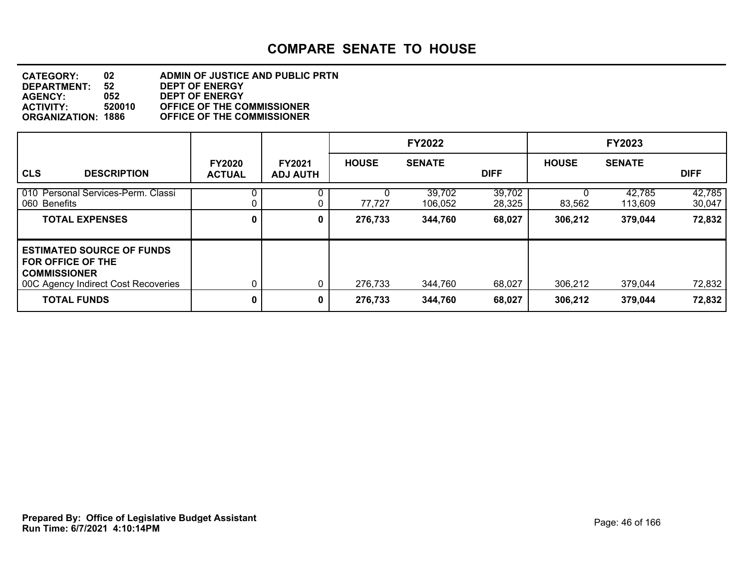# COMPARE SENATE TO HOUSE

**CATEGORY:** 02 ADMIN OF JUSTICE AND PUBLIC PRTN
**DEPARTMENT:** 52 DEPT OF ENERGY
**AGENCY:** 052 DEPT OF ENERGY
**ACTIVITY:** 520010 OFFICE OF THE COMMISSIONER
**ORGANIZATION:** 1886 OFFICE OF THE COMMISSIONER

| CLS DESCRIPTION | FY2020 ACTUAL | FY2021 ADJ AUTH | FY2022 HOUSE | FY2022 SENATE | FY2022 DIFF | FY2023 HOUSE | FY2023 SENATE | FY2023 DIFF |
|---|---|---|---|---|---|---|---|---|
| 010 Personal Services-Perm. Classi | 0 | 0 | 0 | 39,702 | 39,702 | 0 | 42,785 | 42,785 |
| 060 Benefits | 0 | 0 | 77,727 | 106,052 | 28,325 | 83,562 | 113,609 | 30,047 |
| **TOTAL EXPENSES** | **0** | **0** | **276,733** | **344,760** | **68,027** | **306,212** | **379,044** | **72,832** |
| **ESTIMATED SOURCE OF FUNDS FOR OFFICE OF THE COMMISSIONER** | | | | | | | | |
| 00C Agency Indirect Cost Recoveries | 0 | 0 | 276,733 | 344,760 | 68,027 | 306,212 | 379,044 | 72,832 |
| **TOTAL FUNDS** | **0** | **0** | **276,733** | **344,760** | **68,027** | **306,212** | **379,044** | **72,832** |

**Prepared By: Office of Legislative Budget Assistant**
**Run Time: 6/7/2021 4:10:14PM**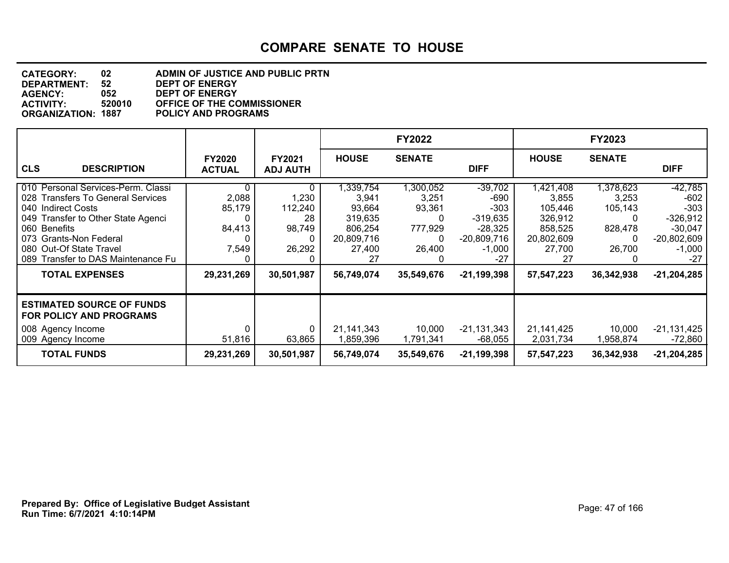# COMPARE SENATE TO HOUSE

**CATEGORY:** 02 ADMIN OF JUSTICE AND PUBLIC PRTN
**DEPARTMENT:** 52 DEPT OF ENERGY
**AGENCY:** 052 DEPT OF ENERGY
**ACTIVITY:** 520010 OFFICE OF THE COMMISSIONER
**ORGANIZATION:** 1887 POLICY AND PROGRAMS

| | | | FY2022 | | | FY2023 | | |
|---|---|---|---|---|---|---|---|---|
| **CLS DESCRIPTION** | **FY2020 ACTUAL** | **FY2021 ADJ AUTH** | **HOUSE** | **SENATE** | **DIFF** | **HOUSE** | **SENATE** | **DIFF** |
| 010 Personal Services-Perm. Classi | 0 | 0 | 1,339,754 | 1,300,052 | -39,702 | 1,421,408 | 1,378,623 | -42,785 |
| 028 Transfers To General Services | 2,088 | 1,230 | 3,941 | 3,251 | -690 | 3,855 | 3,253 | -602 |
| 040 Indirect Costs | 85,179 | 112,240 | 93,664 | 93,361 | -303 | 105,446 | 105,143 | -303 |
| 049 Transfer to Other State Agenci | 0 | 28 | 319,635 | 0 | -319,635 | 326,912 | 0 | -326,912 |
| 060 Benefits | 84,413 | 98,749 | 806,254 | 777,929 | -28,325 | 858,525 | 828,478 | -30,047 |
| 073 Grants-Non Federal | 0 | 0 | 20,809,716 | 0 | -20,809,716 | 20,802,609 | 0 | -20,802,609 |
| 080 Out-Of State Travel | 7,549 | 26,292 | 27,400 | 26,400 | -1,000 | 27,700 | 26,700 | -1,000 |
| 089 Transfer to DAS Maintenance Fu | 0 | 0 | 27 | 0 | -27 | 27 | 0 | -27 |
| **TOTAL EXPENSES** | **29,231,269** | **30,501,987** | **56,749,074** | **35,549,676** | **-21,199,398** | **57,547,223** | **36,342,938** | **-21,204,285** |
| **ESTIMATED SOURCE OF FUNDS FOR POLICY AND PROGRAMS** | | | | | | | | |
| 008 Agency Income | 0 | 0 | 21,141,343 | 10,000 | -21,131,343 | 21,141,425 | 10,000 | -21,131,425 |
| 009 Agency Income | 51,816 | 63,865 | 1,859,396 | 1,791,341 | -68,055 | 2,031,734 | 1,958,874 | -72,860 |
| **TOTAL FUNDS** | **29,231,269** | **30,501,987** | **56,749,074** | **35,549,676** | **-21,199,398** | **57,547,223** | **36,342,938** | **-21,204,285** |

**Prepared By: Office of Legislative Budget Assistant**
**Run Time: 6/7/2021 4:10:14PM**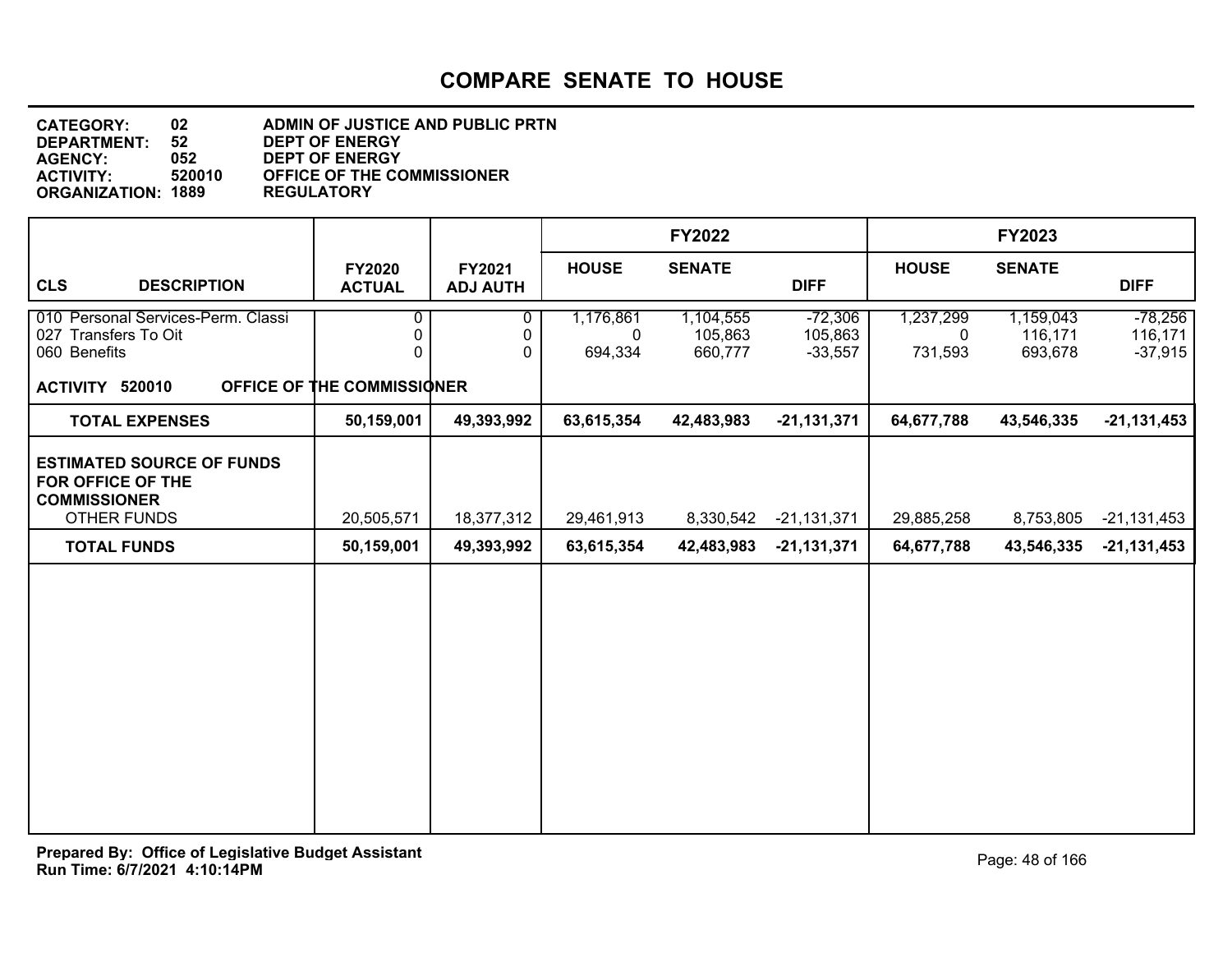# COMPARE SENATE TO HOUSE

**CATEGORY:** 02 ADMIN OF JUSTICE AND PUBLIC PRTN
**DEPARTMENT:** 52 DEPT OF ENERGY
**AGENCY:** 052 DEPT OF ENERGY
**ACTIVITY:** 520010 OFFICE OF THE COMMISSIONER
**ORGANIZATION:** 1889 REGULATORY

| CLS DESCRIPTION | FY2020 ACTUAL | FY2021 ADJ AUTH | FY2022 HOUSE | FY2022 SENATE | FY2022 DIFF | FY2023 HOUSE | FY2023 SENATE | FY2023 DIFF |
|---|---|---|---|---|---|---|---|---|
| 010 Personal Services-Perm. Classi | 0 | 0 | 1,176,861 | 1,104,555 | -72,306 | 1,237,299 | 1,159,043 | -78,256 |
| 027 Transfers To Oit | 0 | 0 | 0 | 105,863 | 105,863 | 0 | 116,171 | 116,171 |
| 060 Benefits | 0 | 0 | 694,334 | 660,777 | -33,557 | 731,593 | 693,678 | -37,915 |
| **ACTIVITY 520010 OFFICE OF THE COMMISSIONER** | | | | | | | | |
| **TOTAL EXPENSES** | **50,159,001** | **49,393,992** | **63,615,354** | **42,483,983** | **-21,131,371** | **64,677,788** | **43,546,335** | **-21,131,453** |
| **ESTIMATED SOURCE OF FUNDS FOR OFFICE OF THE COMMISSIONER** | | | | | | | | |
| OTHER FUNDS | 20,505,571 | 18,377,312 | 29,461,913 | 8,330,542 | -21,131,371 | 29,885,258 | 8,753,805 | -21,131,453 |
| **TOTAL FUNDS** | **50,159,001** | **49,393,992** | **63,615,354** | **42,483,983** | **-21,131,371** | **64,677,788** | **43,546,335** | **-21,131,453** |

**Prepared By: Office of Legislative Budget Assistant**
**Run Time: 6/7/2021 4:10:14PM**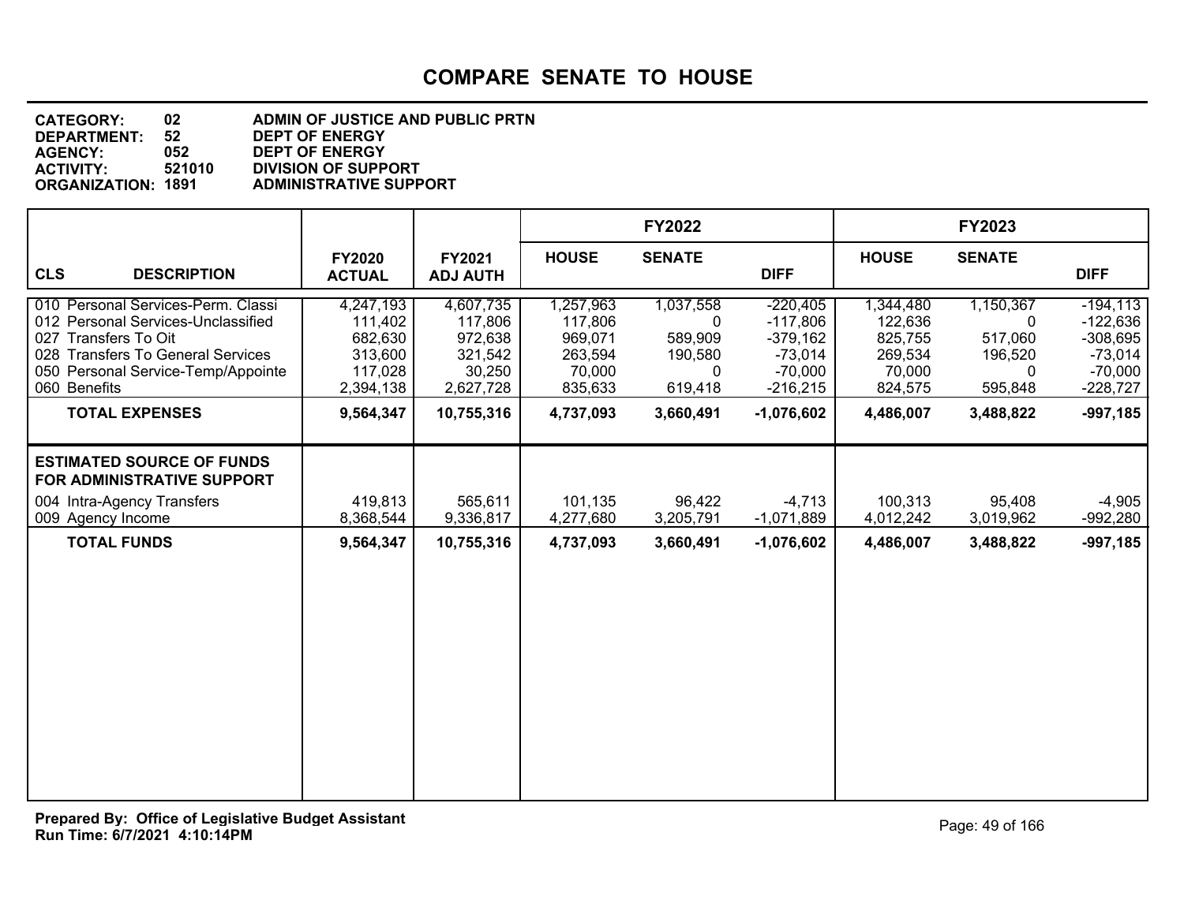# COMPARE SENATE TO HOUSE

**CATEGORY:** 02 ADMIN OF JUSTICE AND PUBLIC PRTN
**DEPARTMENT:** 52 DEPT OF ENERGY
**AGENCY:** 052 DEPT OF ENERGY
**ACTIVITY:** 521010 DIVISION OF SUPPORT
**ORGANIZATION:** 1891 ADMINISTRATIVE SUPPORT

| | | | FY2022 | | | FY2023 | | |
|---|---|---|---|---|---|---|---|---|
| **CLS DESCRIPTION** | **FY2020 ACTUAL** | **FY2021 ADJ AUTH** | **HOUSE** | **SENATE** | **DIFF** | **HOUSE** | **SENATE** | **DIFF** |
| 010 Personal Services-Perm. Classi | 4,247,193 | 4,607,735 | 1,257,963 | 1,037,558 | -220,405 | 1,344,480 | 1,150,367 | -194,113 |
| 012 Personal Services-Unclassified | 111,402 | 117,806 | 117,806 | 0 | -117,806 | 122,636 | 0 | -122,636 |
| 027 Transfers To Oit | 682,630 | 972,638 | 969,071 | 589,909 | -379,162 | 825,755 | 517,060 | -308,695 |
| 028 Transfers To General Services | 313,600 | 321,542 | 263,594 | 190,580 | -73,014 | 269,534 | 196,520 | -73,014 |
| 050 Personal Service-Temp/Appointe | 117,028 | 30,250 | 70,000 | 0 | -70,000 | 70,000 | 0 | -70,000 |
| 060 Benefits | 2,394,138 | 2,627,728 | 835,633 | 619,418 | -216,215 | 824,575 | 595,848 | -228,727 |
| **TOTAL EXPENSES** | **9,564,347** | **10,755,316** | **4,737,093** | **3,660,491** | **-1,076,602** | **4,486,007** | **3,488,822** | **-997,185** |
| **ESTIMATED SOURCE OF FUNDS FOR ADMINISTRATIVE SUPPORT** | | | | | | | | |
| 004 Intra-Agency Transfers | 419,813 | 565,611 | 101,135 | 96,422 | -4,713 | 100,313 | 95,408 | -4,905 |
| 009 Agency Income | 8,368,544 | 9,336,817 | 4,277,680 | 3,205,791 | -1,071,889 | 4,012,242 | 3,019,962 | -992,280 |
| **TOTAL FUNDS** | **9,564,347** | **10,755,316** | **4,737,093** | **3,660,491** | **-1,076,602** | **4,486,007** | **3,488,822** | **-997,185** |

**Prepared By: Office of Legislative Budget Assistant**
**Run Time: 6/7/2021 4:10:14PM**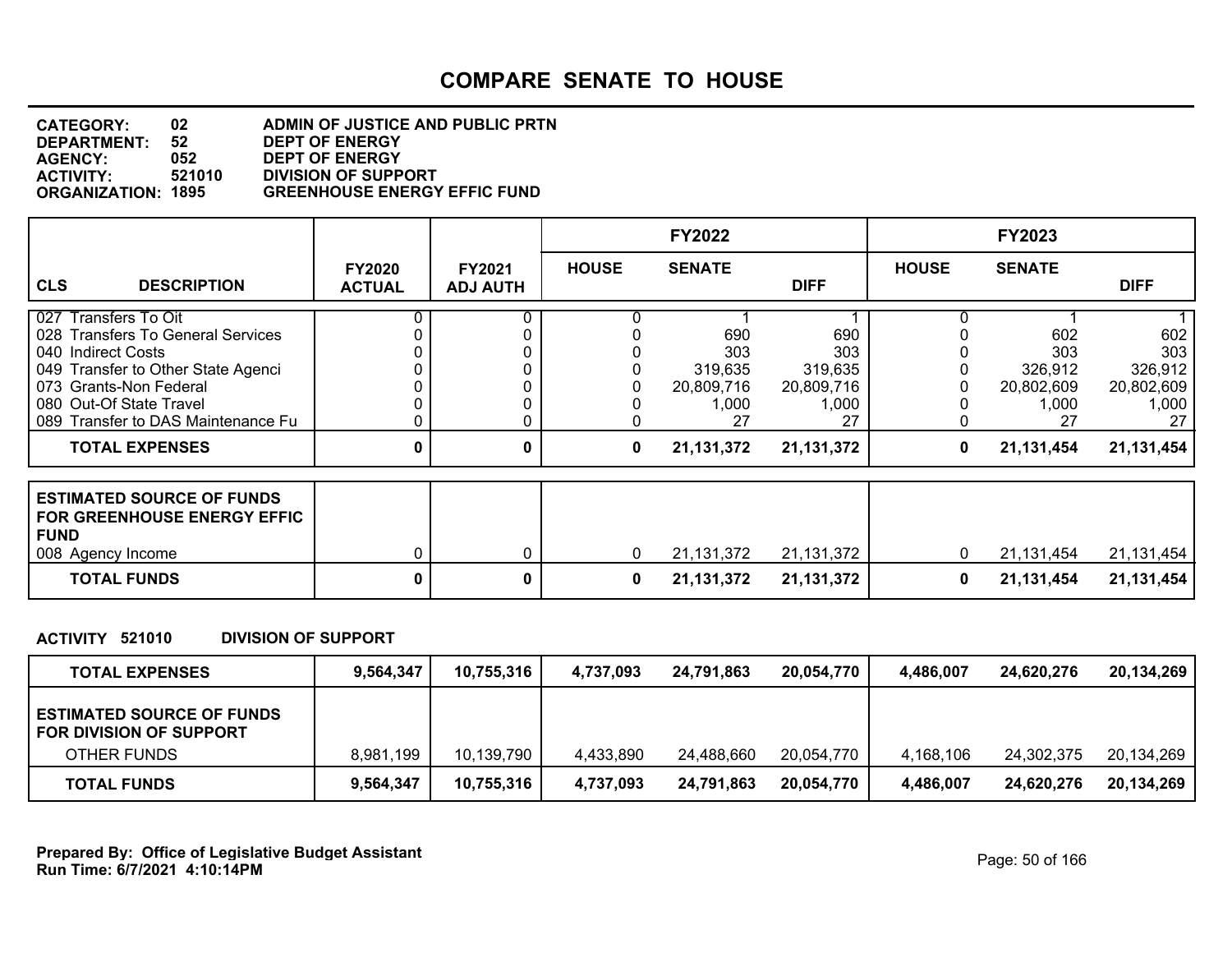# COMPARE SENATE TO HOUSE

**CATEGORY:** 02 ADMIN OF JUSTICE AND PUBLIC PRTN
**DEPARTMENT:** 52 DEPT OF ENERGY
**AGENCY:** 052 DEPT OF ENERGY
**ACTIVITY:** 521010 DIVISION OF SUPPORT
**ORGANIZATION:** 1895 GREENHOUSE ENERGY EFFIC FUND

| CLS DESCRIPTION | FY2020 ACTUAL | FY2021 ADJ AUTH | FY2022 HOUSE | FY2022 SENATE | FY2022 DIFF | FY2023 HOUSE | FY2023 SENATE | FY2023 DIFF |
|---|---|---|---|---|---|---|---|---|
| 027 Transfers To Oit | 0 | 0 | 0 | 1 | 1 | 0 | 1 | 1 |
| 028 Transfers To General Services | 0 | 0 | 0 | 690 | 690 | 0 | 602 | 602 |
| 040 Indirect Costs | 0 | 0 | 0 | 303 | 303 | 0 | 303 | 303 |
| 049 Transfer to Other State Agenci | 0 | 0 | 0 | 319,635 | 319,635 | 0 | 326,912 | 326,912 |
| 073 Grants-Non Federal | 0 | 0 | 0 | 20,809,716 | 20,809,716 | 0 | 20,802,609 | 20,802,609 |
| 080 Out-Of State Travel | 0 | 0 | 0 | 1,000 | 1,000 | 0 | 1,000 | 1,000 |
| 089 Transfer to DAS Maintenance Fu | 0 | 0 | 0 | 27 | 27 | 0 | 27 | 27 |
| **TOTAL EXPENSES** | **0** | **0** | **0** | **21,131,372** | **21,131,372** | **0** | **21,131,454** | **21,131,454** |

| ESTIMATED SOURCE OF FUNDS FOR GREENHOUSE ENERGY EFFIC FUND | FY2020 ACTUAL | FY2021 ADJ AUTH | FY2022 HOUSE | FY2022 SENATE | FY2022 DIFF | FY2023 HOUSE | FY2023 SENATE | FY2023 DIFF |
|---|---|---|---|---|---|---|---|---|
| 008 Agency Income | 0 | 0 | 0 | 21,131,372 | 21,131,372 | 0 | 21,131,454 | 21,131,454 |
| **TOTAL FUNDS** | **0** | **0** | **0** | **21,131,372** | **21,131,372** | **0** | **21,131,454** | **21,131,454** |

**ACTIVITY 521010 DIVISION OF SUPPORT**

| | FY2020 ACTUAL | FY2021 ADJ AUTH | FY2022 HOUSE | FY2022 SENATE | FY2022 DIFF | FY2023 HOUSE | FY2023 SENATE | FY2023 DIFF |
|---|---|---|---|---|---|---|---|---|
| **TOTAL EXPENSES** | **9,564,347** | **10,755,316** | **4,737,093** | **24,791,863** | **20,054,770** | **4,486,007** | **24,620,276** | **20,134,269** |
| **ESTIMATED SOURCE OF FUNDS FOR DIVISION OF SUPPORT** | | | | | | | | |
| OTHER FUNDS | 8,981,199 | 10,139,790 | 4,433,890 | 24,488,660 | 20,054,770 | 4,168,106 | 24,302,375 | 20,134,269 |
| **TOTAL FUNDS** | **9,564,347** | **10,755,316** | **4,737,093** | **24,791,863** | **20,054,770** | **4,486,007** | **24,620,276** | **20,134,269** |

**Prepared By: Office of Legislative Budget Assistant**
**Run Time: 6/7/2021 4:10:14PM**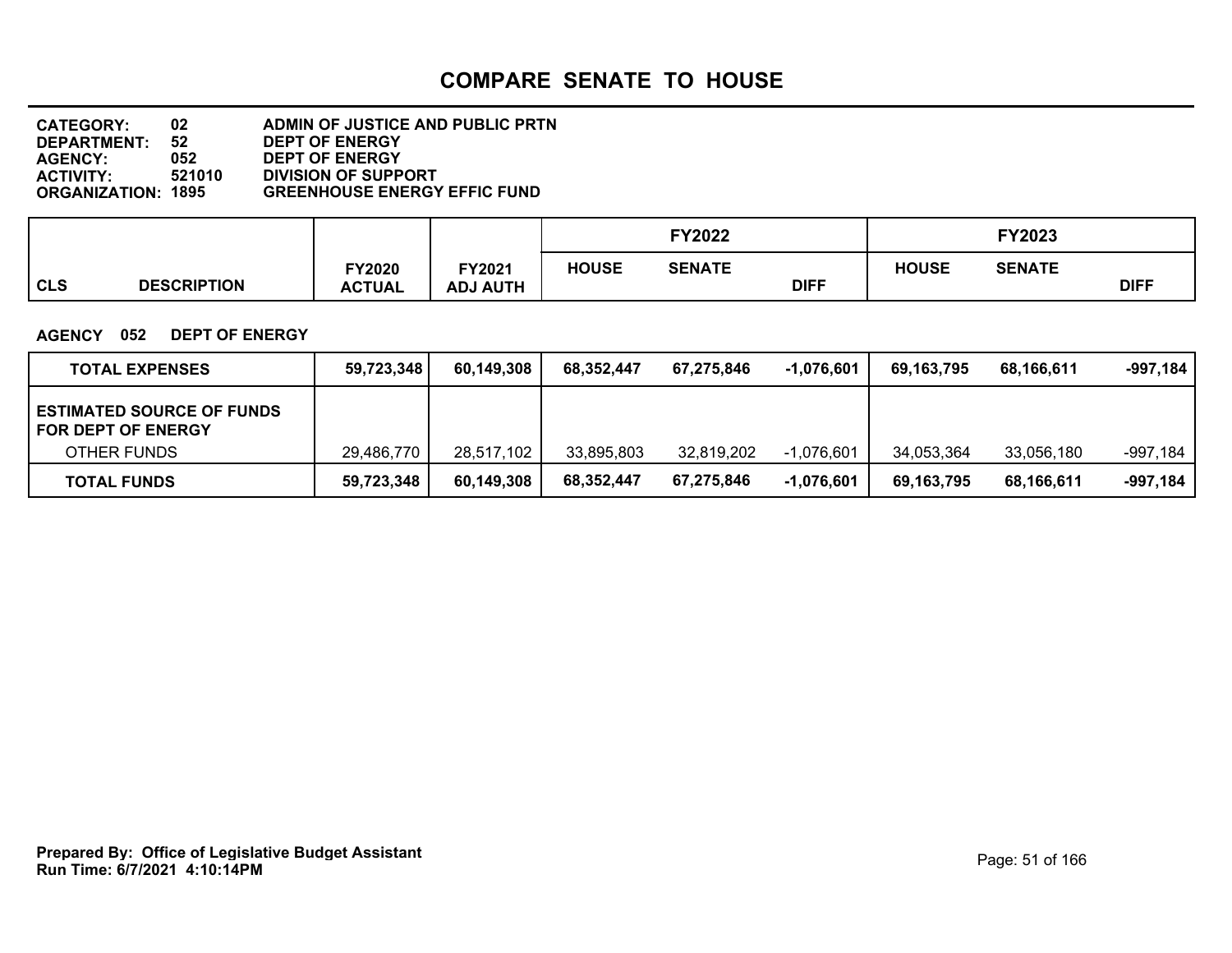# COMPARE SENATE TO HOUSE

**CATEGORY:** 02 ADMIN OF JUSTICE AND PUBLIC PRTN
**DEPARTMENT:** 52 DEPT OF ENERGY
**AGENCY:** 052 DEPT OF ENERGY
**ACTIVITY:** 521010 DIVISION OF SUPPORT
**ORGANIZATION:** 1895 GREENHOUSE ENERGY EFFIC FUND

**AGENCY 052 DEPT OF ENERGY**

| CLS DESCRIPTION | FY2020 ACTUAL | FY2021 ADJ AUTH | FY2022 HOUSE | FY2022 SENATE | FY2022 DIFF | FY2023 HOUSE | FY2023 SENATE | FY2023 DIFF |
|---|---|---|---|---|---|---|---|---|
| **TOTAL EXPENSES** | **59,723,348** | **60,149,308** | **68,352,447** | **67,275,846** | **-1,076,601** | **69,163,795** | **68,166,611** | **-997,184** |
| **ESTIMATED SOURCE OF FUNDS FOR DEPT OF ENERGY** | | | | | | | | |
| OTHER FUNDS | 29,486,770 | 28,517,102 | 33,895,803 | 32,819,202 | -1,076,601 | 34,053,364 | 33,056,180 | -997,184 |
| **TOTAL FUNDS** | **59,723,348** | **60,149,308** | **68,352,447** | **67,275,846** | **-1,076,601** | **69,163,795** | **68,166,611** | **-997,184** |

**Prepared By: Office of Legislative Budget Assistant**
**Run Time: 6/7/2021 4:10:14PM**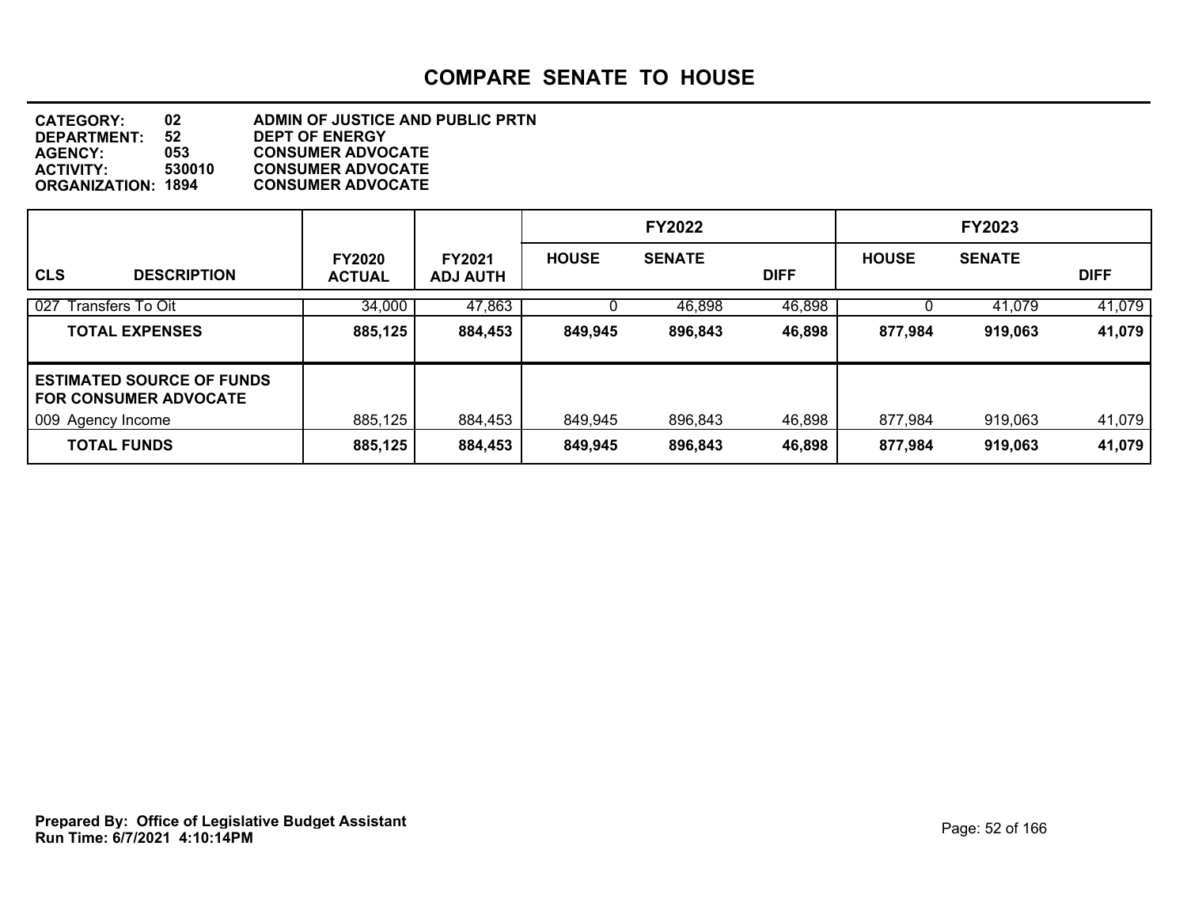# COMPARE SENATE TO HOUSE

**CATEGORY:** 02 ADMIN OF JUSTICE AND PUBLIC PRTN
**DEPARTMENT:** 52 DEPT OF ENERGY
**AGENCY:** 053 CONSUMER ADVOCATE
**ACTIVITY:** 530010 CONSUMER ADVOCATE
**ORGANIZATION:** 1894 CONSUMER ADVOCATE

| | | | FY2022 | | | FY2023 | | |
|---|---|---|---|---|---|---|---|---|
| **CLS DESCRIPTION** | **FY2020 ACTUAL** | **FY2021 ADJ AUTH** | **HOUSE** | **SENATE** | **DIFF** | **HOUSE** | **SENATE** | **DIFF** |
| 027 Transfers To Oit | 34,000 | 47,863 | 0 | 46,898 | 46,898 | 0 | 41,079 | 41,079 |
| **TOTAL EXPENSES** | **885,125** | **884,453** | **849,945** | **896,843** | **46,898** | **877,984** | **919,063** | **41,079** |
| **ESTIMATED SOURCE OF FUNDS FOR CONSUMER ADVOCATE** | | | | | | | | |
| 009 Agency Income | 885,125 | 884,453 | 849,945 | 896,843 | 46,898 | 877,984 | 919,063 | 41,079 |
| **TOTAL FUNDS** | **885,125** | **884,453** | **849,945** | **896,843** | **46,898** | **877,984** | **919,063** | **41,079** |

**Prepared By: Office of Legislative Budget Assistant**
**Run Time: 6/7/2021 4:10:14PM**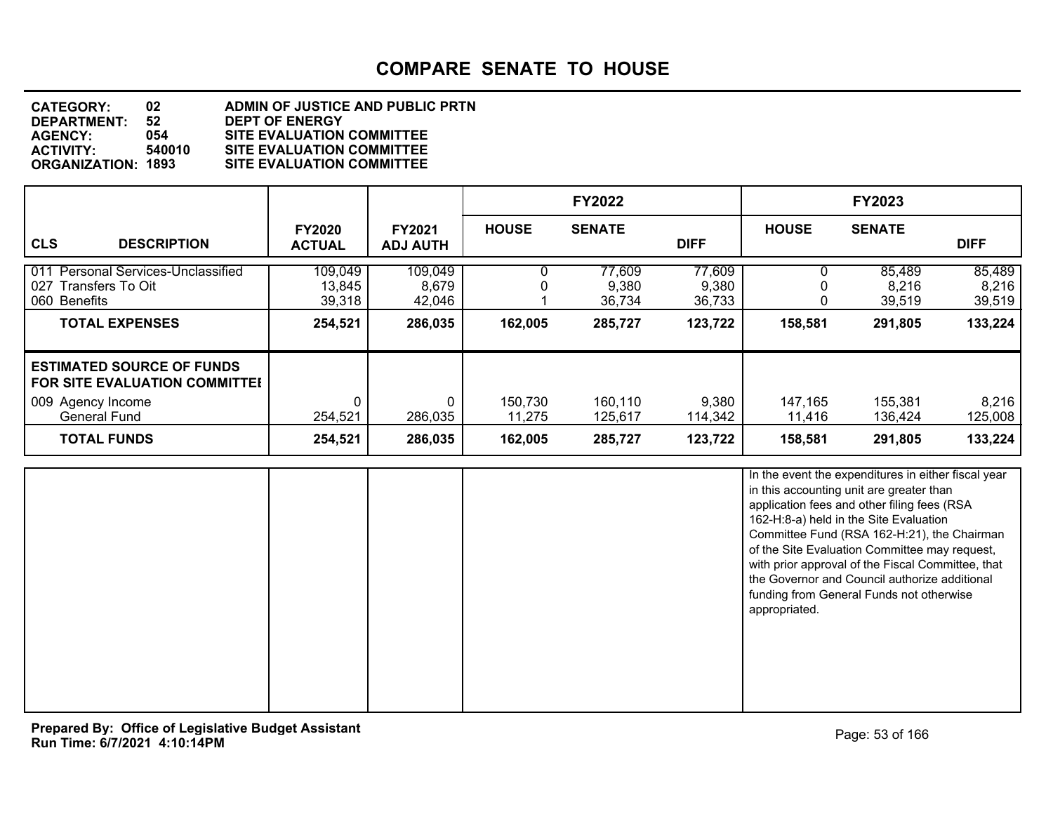# COMPARE SENATE TO HOUSE

**CATEGORY:** 02 ADMIN OF JUSTICE AND PUBLIC PRTN
**DEPARTMENT:** 52 DEPT OF ENERGY
**AGENCY:** 054 SITE EVALUATION COMMITTEE
**ACTIVITY:** 540010 SITE EVALUATION COMMITTEE
**ORGANIZATION:** 1893 SITE EVALUATION COMMITTEE

| CLS DESCRIPTION | FY2020 ACTUAL | FY2021 ADJ AUTH | FY2022 HOUSE | FY2022 SENATE | FY2022 DIFF | FY2023 HOUSE | FY2023 SENATE | FY2023 DIFF |
|---|---|---|---|---|---|---|---|---|
| 011 Personal Services-Unclassified | 109,049 | 109,049 | 0 | 77,609 | 77,609 | 0 | 85,489 | 85,489 |
| 027 Transfers To Oit | 13,845 | 8,679 | 0 | 9,380 | 9,380 | 0 | 8,216 | 8,216 |
| 060 Benefits | 39,318 | 42,046 | 1 | 36,734 | 36,733 | 0 | 39,519 | 39,519 |
| **TOTAL EXPENSES** | **254,521** | **286,035** | **162,005** | **285,727** | **123,722** | **158,581** | **291,805** | **133,224** |
| **ESTIMATED SOURCE OF FUNDS FOR SITE EVALUATION COMMITTEE** | | | | | | | | |
| 009 Agency Income | 0 | 0 | 150,730 | 160,110 | 9,380 | 147,165 | 155,381 | 8,216 |
| General Fund | 254,521 | 286,035 | 11,275 | 125,617 | 114,342 | 11,416 | 136,424 | 125,008 |
| **TOTAL FUNDS** | **254,521** | **286,035** | **162,005** | **285,727** | **123,722** | **158,581** | **291,805** | **133,224** |

In the event the expenditures in either fiscal year in this accounting unit are greater than application fees and other filing fees (RSA 162-H:8-a) held in the Site Evaluation Committee Fund (RSA 162-H:21), the Chairman of the Site Evaluation Committee may request, with prior approval of the Fiscal Committee, that the Governor and Council authorize additional funding from General Funds not otherwise appropriated.

**Prepared By: Office of Legislative Budget Assistant**
**Run Time: 6/7/2021 4:10:14PM**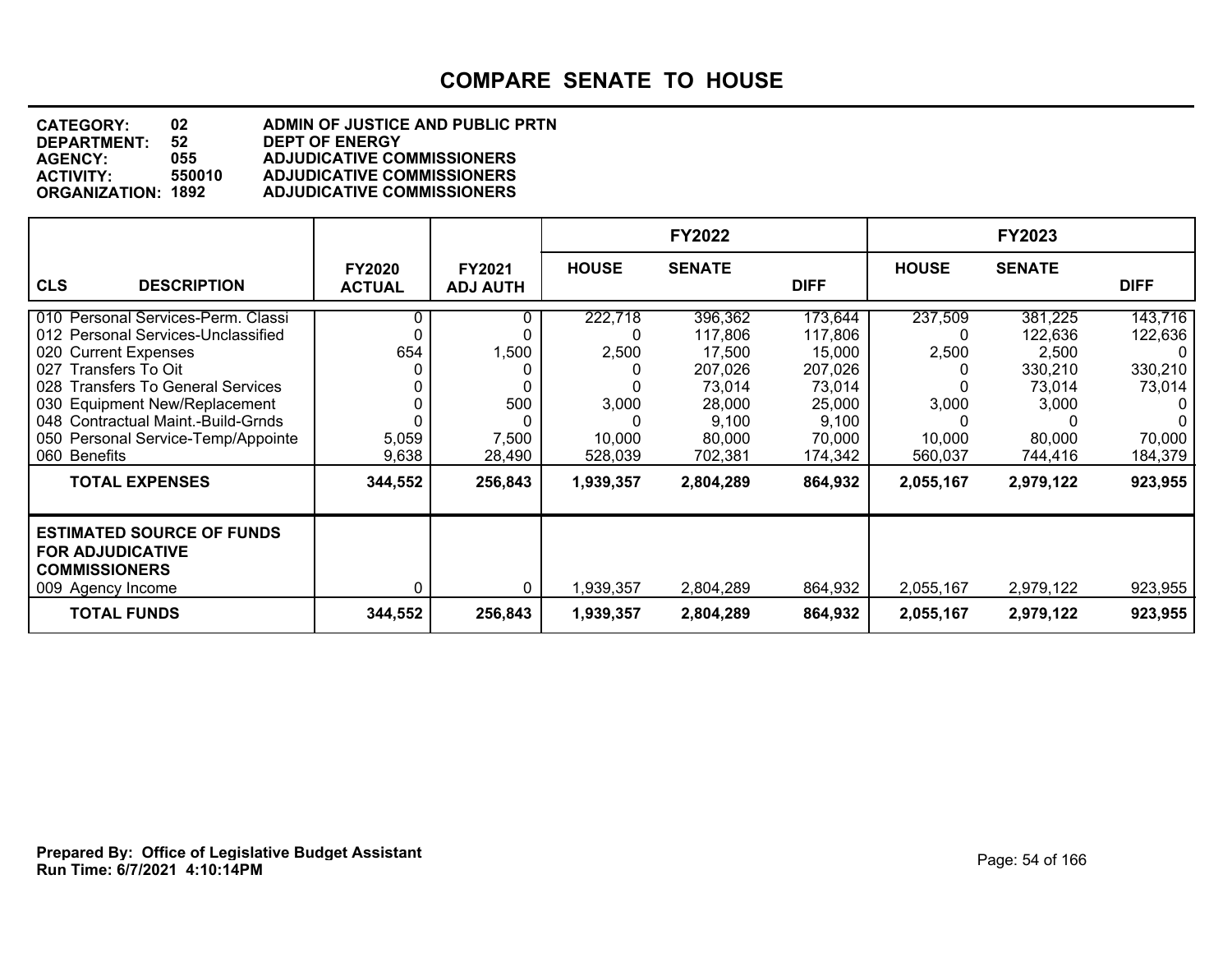# COMPARE SENATE TO HOUSE

**CATEGORY:** 02 ADMIN OF JUSTICE AND PUBLIC PRTN
**DEPARTMENT:** 52 DEPT OF ENERGY
**AGENCY:** 055 ADJUDICATIVE COMMISSIONERS
**ACTIVITY:** 550010 ADJUDICATIVE COMMISSIONERS
**ORGANIZATION:** 1892 ADJUDICATIVE COMMISSIONERS

| CLS DESCRIPTION | FY2020 ACTUAL | FY2021 ADJ AUTH | FY2022 HOUSE | FY2022 SENATE | FY2022 DIFF | FY2023 HOUSE | FY2023 SENATE | FY2023 DIFF |
|---|---|---|---|---|---|---|---|---|
| 010 Personal Services-Perm. Classi | 0 | 0 | 222,718 | 396,362 | 173,644 | 237,509 | 381,225 | 143,716 |
| 012 Personal Services-Unclassified | 0 | 0 | 0 | 117,806 | 117,806 | 0 | 122,636 | 122,636 |
| 020 Current Expenses | 654 | 1,500 | 2,500 | 17,500 | 15,000 | 2,500 | 2,500 | 0 |
| 027 Transfers To Oit | 0 | 0 | 0 | 207,026 | 207,026 | 0 | 330,210 | 330,210 |
| 028 Transfers To General Services | 0 | 0 | 0 | 73,014 | 73,014 | 0 | 73,014 | 73,014 |
| 030 Equipment New/Replacement | 0 | 500 | 3,000 | 28,000 | 25,000 | 3,000 | 3,000 | 0 |
| 048 Contractual Maint.-Build-Grnds | 0 | 0 | 0 | 9,100 | 9,100 | 0 | 0 | 0 |
| 050 Personal Service-Temp/Appointe | 5,059 | 7,500 | 10,000 | 80,000 | 70,000 | 10,000 | 80,000 | 70,000 |
| 060 Benefits | 9,638 | 28,490 | 528,039 | 702,381 | 174,342 | 560,037 | 744,416 | 184,379 |
| **TOTAL EXPENSES** | **344,552** | **256,843** | **1,939,357** | **2,804,289** | **864,932** | **2,055,167** | **2,979,122** | **923,955** |
| **ESTIMATED SOURCE OF FUNDS FOR ADJUDICATIVE COMMISSIONERS** | | | | | | | | |
| 009 Agency Income | 0 | 0 | 1,939,357 | 2,804,289 | 864,932 | 2,055,167 | 2,979,122 | 923,955 |
| **TOTAL FUNDS** | **344,552** | **256,843** | **1,939,357** | **2,804,289** | **864,932** | **2,055,167** | **2,979,122** | **923,955** |

**Prepared By: Office of Legislative Budget Assistant**
**Run Time: 6/7/2021 4:10:14PM**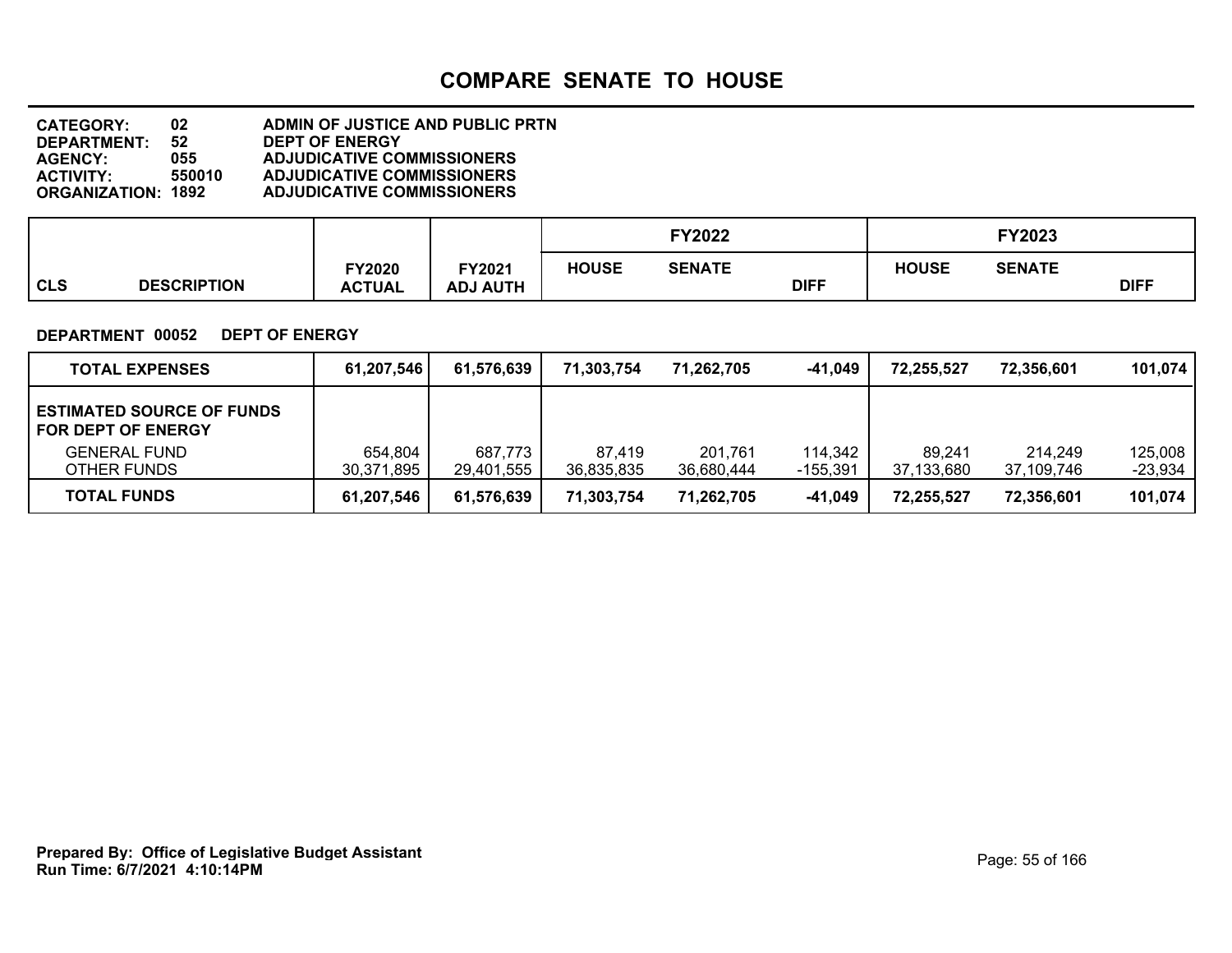# COMPARE SENATE TO HOUSE

**CATEGORY:** 02 ADMIN OF JUSTICE AND PUBLIC PRTN
**DEPARTMENT:** 52 DEPT OF ENERGY
**AGENCY:** 055 ADJUDICATIVE COMMISSIONERS
**ACTIVITY:** 550010 ADJUDICATIVE COMMISSIONERS
**ORGANIZATION:** 1892 ADJUDICATIVE COMMISSIONERS

**DEPARTMENT 00052 DEPT OF ENERGY**

| CLS DESCRIPTION | FY2020 ACTUAL | FY2021 ADJ AUTH | FY2022 HOUSE | FY2022 SENATE | FY2022 DIFF | FY2023 HOUSE | FY2023 SENATE | FY2023 DIFF |
|---|---|---|---|---|---|---|---|---|
| **TOTAL EXPENSES** | **61,207,546** | **61,576,639** | **71,303,754** | **71,262,705** | **-41,049** | **72,255,527** | **72,356,601** | **101,074** |
| **ESTIMATED SOURCE OF FUNDS FOR DEPT OF ENERGY** | | | | | | | | |
| GENERAL FUND | 654,804 | 687,773 | 87,419 | 201,761 | 114,342 | 89,241 | 214,249 | 125,008 |
| OTHER FUNDS | 30,371,895 | 29,401,555 | 36,835,835 | 36,680,444 | -155,391 | 37,133,680 | 37,109,746 | -23,934 |
| **TOTAL FUNDS** | **61,207,546** | **61,576,639** | **71,303,754** | **71,262,705** | **-41,049** | **72,255,527** | **72,356,601** | **101,074** |

**Prepared By: Office of Legislative Budget Assistant**
**Run Time: 6/7/2021 4:10:14PM**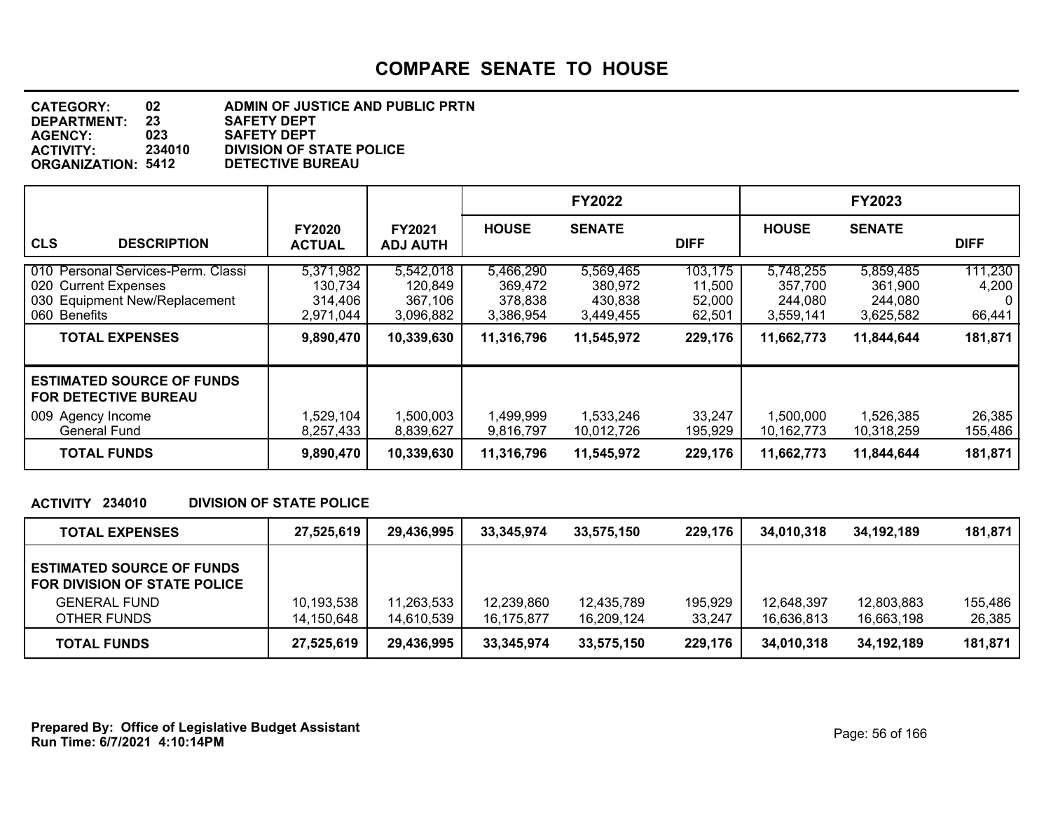# COMPARE SENATE TO HOUSE

**CATEGORY:** 02 ADMIN OF JUSTICE AND PUBLIC PRTN
**DEPARTMENT:** 23 SAFETY DEPT
**AGENCY:** 023 SAFETY DEPT
**ACTIVITY:** 234010 DIVISION OF STATE POLICE
**ORGANIZATION:** 5412 DETECTIVE BUREAU

| CLS DESCRIPTION | FY2020 ACTUAL | FY2021 ADJ AUTH | FY2022 HOUSE | FY2022 SENATE | FY2022 DIFF | FY2023 HOUSE | FY2023 SENATE | FY2023 DIFF |
|---|---|---|---|---|---|---|---|---|
| 010 Personal Services-Perm. Classi | 5,371,982 | 5,542,018 | 5,466,290 | 5,569,465 | 103,175 | 5,748,255 | 5,859,485 | 111,230 |
| 020 Current Expenses | 130,734 | 120,849 | 369,472 | 380,972 | 11,500 | 357,700 | 361,900 | 4,200 |
| 030 Equipment New/Replacement | 314,406 | 367,106 | 378,838 | 430,838 | 52,000 | 244,080 | 244,080 | 0 |
| 060 Benefits | 2,971,044 | 3,096,882 | 3,386,954 | 3,449,455 | 62,501 | 3,559,141 | 3,625,582 | 66,441 |
| **TOTAL EXPENSES** | **9,890,470** | **10,339,630** | **11,316,796** | **11,545,972** | **229,176** | **11,662,773** | **11,844,644** | **181,871** |
| **ESTIMATED SOURCE OF FUNDS FOR DETECTIVE BUREAU** | | | | | | | | |
| 009 Agency Income | 1,529,104 | 1,500,003 | 1,499,999 | 1,533,246 | 33,247 | 1,500,000 | 1,526,385 | 26,385 |
| General Fund | 8,257,433 | 8,839,627 | 9,816,797 | 10,012,726 | 195,929 | 10,162,773 | 10,318,259 | 155,486 |
| **TOTAL FUNDS** | **9,890,470** | **10,339,630** | **11,316,796** | **11,545,972** | **229,176** | **11,662,773** | **11,844,644** | **181,871** |

**ACTIVITY 234010 DIVISION OF STATE POLICE**

| | FY2020 ACTUAL | FY2021 ADJ AUTH | FY2022 HOUSE | FY2022 SENATE | FY2022 DIFF | FY2023 HOUSE | FY2023 SENATE | FY2023 DIFF |
|---|---|---|---|---|---|---|---|---|
| **TOTAL EXPENSES** | **27,525,619** | **29,436,995** | **33,345,974** | **33,575,150** | **229,176** | **34,010,318** | **34,192,189** | **181,871** |
| **ESTIMATED SOURCE OF FUNDS FOR DIVISION OF STATE POLICE** | | | | | | | | |
| GENERAL FUND | 10,193,538 | 11,263,533 | 12,239,860 | 12,435,789 | 195,929 | 12,648,397 | 12,803,883 | 155,486 |
| OTHER FUNDS | 14,150,648 | 14,610,539 | 16,175,877 | 16,209,124 | 33,247 | 16,636,813 | 16,663,198 | 26,385 |
| **TOTAL FUNDS** | **27,525,619** | **29,436,995** | **33,345,974** | **33,575,150** | **229,176** | **34,010,318** | **34,192,189** | **181,871** |

**Prepared By: Office of Legislative Budget Assistant**
**Run Time: 6/7/2021 4:10:14PM**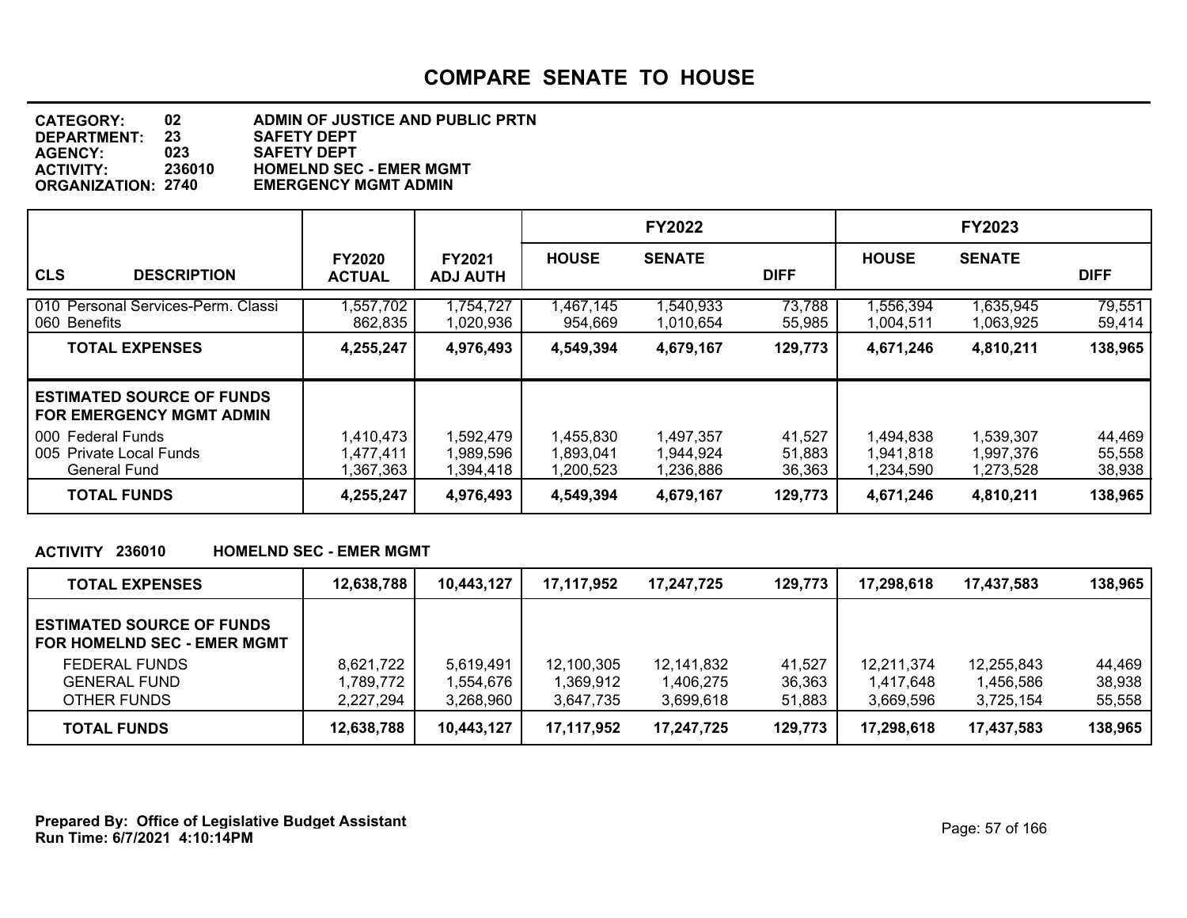# COMPARE SENATE TO HOUSE

**CATEGORY:** 02 ADMIN OF JUSTICE AND PUBLIC PRTN
**DEPARTMENT:** 23 SAFETY DEPT
**AGENCY:** 023 SAFETY DEPT
**ACTIVITY:** 236010 HOMELND SEC - EMER MGMT
**ORGANIZATION:** 2740 EMERGENCY MGMT ADMIN

| CLS | DESCRIPTION | FY2020 ACTUAL | FY2021 ADJ AUTH | FY2022 HOUSE | FY2022 SENATE | FY2022 DIFF | FY2023 HOUSE | FY2023 SENATE | FY2023 DIFF |
|---|---|---|---|---|---|---|---|---|---|
| 010 | Personal Services-Perm. Classi | 1,557,702 | 1,754,727 | 1,467,145 | 1,540,933 | 73,788 | 1,556,394 | 1,635,945 | 79,551 |
| 060 | Benefits | 862,835 | 1,020,936 | 954,669 | 1,010,654 | 55,985 | 1,004,511 | 1,063,925 | 59,414 |
| | **TOTAL EXPENSES** | **4,255,247** | **4,976,493** | **4,549,394** | **4,679,167** | **129,773** | **4,671,246** | **4,810,211** | **138,965** |
| | **ESTIMATED SOURCE OF FUNDS FOR EMERGENCY MGMT ADMIN** | | | | | | | | |
| 000 | Federal Funds | 1,410,473 | 1,592,479 | 1,455,830 | 1,497,357 | 41,527 | 1,494,838 | 1,539,307 | 44,469 |
| 005 | Private Local Funds | 1,477,411 | 1,989,596 | 1,893,041 | 1,944,924 | 51,883 | 1,941,818 | 1,997,376 | 55,558 |
| | General Fund | 1,367,363 | 1,394,418 | 1,200,523 | 1,236,886 | 36,363 | 1,234,590 | 1,273,528 | 38,938 |
| | **TOTAL FUNDS** | **4,255,247** | **4,976,493** | **4,549,394** | **4,679,167** | **129,773** | **4,671,246** | **4,810,211** | **138,965** |

**ACTIVITY 236010 HOMELND SEC - EMER MGMT**

| | FY2020 ACTUAL | FY2021 ADJ AUTH | FY2022 HOUSE | FY2022 SENATE | FY2022 DIFF | FY2023 HOUSE | FY2023 SENATE | FY2023 DIFF |
|---|---|---|---|---|---|---|---|---|
| **TOTAL EXPENSES** | **12,638,788** | **10,443,127** | **17,117,952** | **17,247,725** | **129,773** | **17,298,618** | **17,437,583** | **138,965** |
| **ESTIMATED SOURCE OF FUNDS FOR HOMELND SEC - EMER MGMT** | | | | | | | | |
| FEDERAL FUNDS | 8,621,722 | 5,619,491 | 12,100,305 | 12,141,832 | 41,527 | 12,211,374 | 12,255,843 | 44,469 |
| GENERAL FUND | 1,789,772 | 1,554,676 | 1,369,912 | 1,406,275 | 36,363 | 1,417,648 | 1,456,586 | 38,938 |
| OTHER FUNDS | 2,227,294 | 3,268,960 | 3,647,735 | 3,699,618 | 51,883 | 3,669,596 | 3,725,154 | 55,558 |
| **TOTAL FUNDS** | **12,638,788** | **10,443,127** | **17,117,952** | **17,247,725** | **129,773** | **17,298,618** | **17,437,583** | **138,965** |

**Prepared By: Office of Legislative Budget Assistant**
**Run Time: 6/7/2021 4:10:14PM**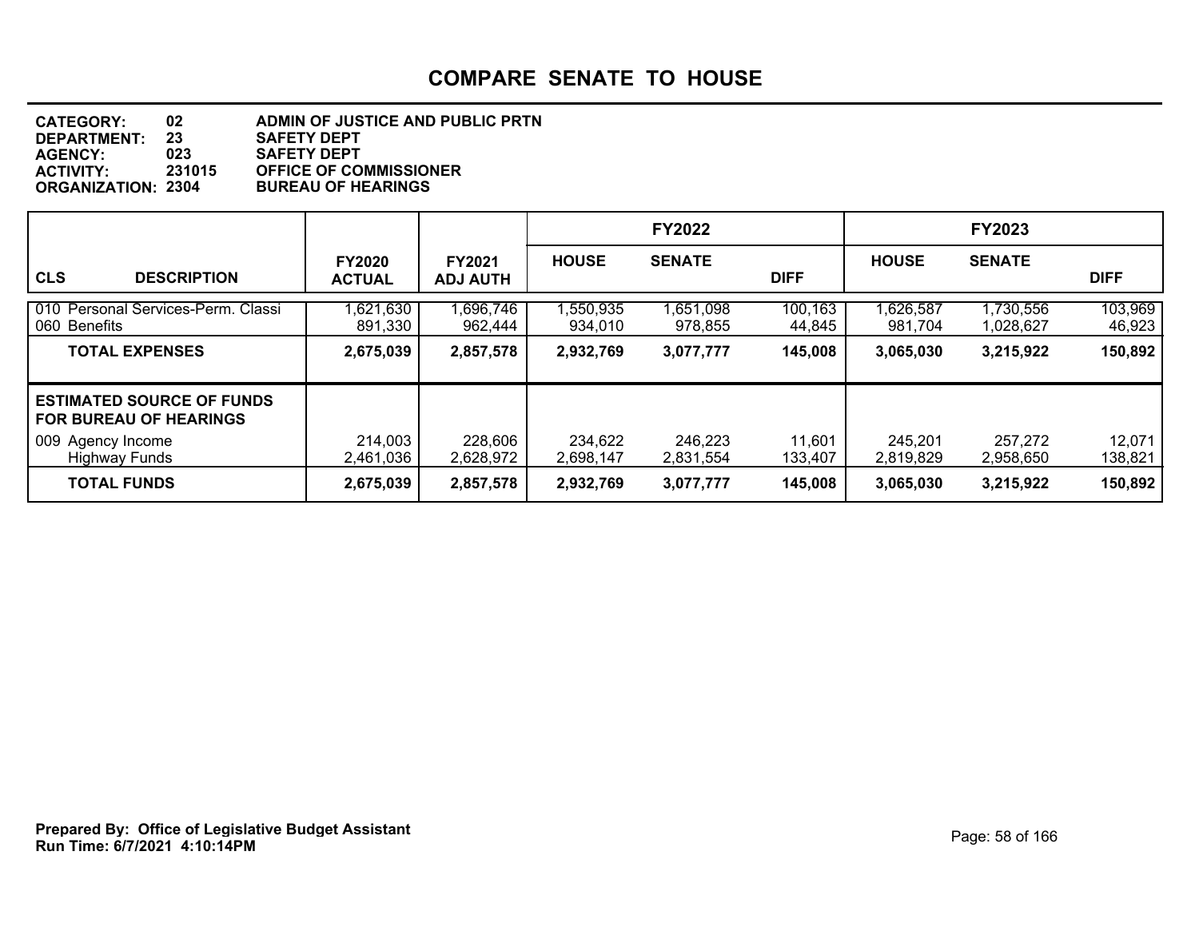# COMPARE SENATE TO HOUSE

**CATEGORY:** 02 ADMIN OF JUSTICE AND PUBLIC PRTN
**DEPARTMENT:** 23 SAFETY DEPT
**AGENCY:** 023 SAFETY DEPT
**ACTIVITY:** 231015 OFFICE OF COMMISSIONER
**ORGANIZATION:** 2304 BUREAU OF HEARINGS

| CLS DESCRIPTION | FY2020 ACTUAL | FY2021 ADJ AUTH | FY2022 HOUSE | FY2022 SENATE | FY2022 DIFF | FY2023 HOUSE | FY2023 SENATE | FY2023 DIFF |
|---|---|---|---|---|---|---|---|---|
| 010 Personal Services-Perm. Classi | 1,621,630 | 1,696,746 | 1,550,935 | 1,651,098 | 100,163 | 1,626,587 | 1,730,556 | 103,969 |
| 060 Benefits | 891,330 | 962,444 | 934,010 | 978,855 | 44,845 | 981,704 | 1,028,627 | 46,923 |
| **TOTAL EXPENSES** | **2,675,039** | **2,857,578** | **2,932,769** | **3,077,777** | **145,008** | **3,065,030** | **3,215,922** | **150,892** |
| **ESTIMATED SOURCE OF FUNDS FOR BUREAU OF HEARINGS** | | | | | | | | |
| 009 Agency Income | 214,003 | 228,606 | 234,622 | 246,223 | 11,601 | 245,201 | 257,272 | 12,071 |
| Highway Funds | 2,461,036 | 2,628,972 | 2,698,147 | 2,831,554 | 133,407 | 2,819,829 | 2,958,650 | 138,821 |
| **TOTAL FUNDS** | **2,675,039** | **2,857,578** | **2,932,769** | **3,077,777** | **145,008** | **3,065,030** | **3,215,922** | **150,892** |

**Prepared By: Office of Legislative Budget Assistant**
**Run Time: 6/7/2021 4:10:14PM**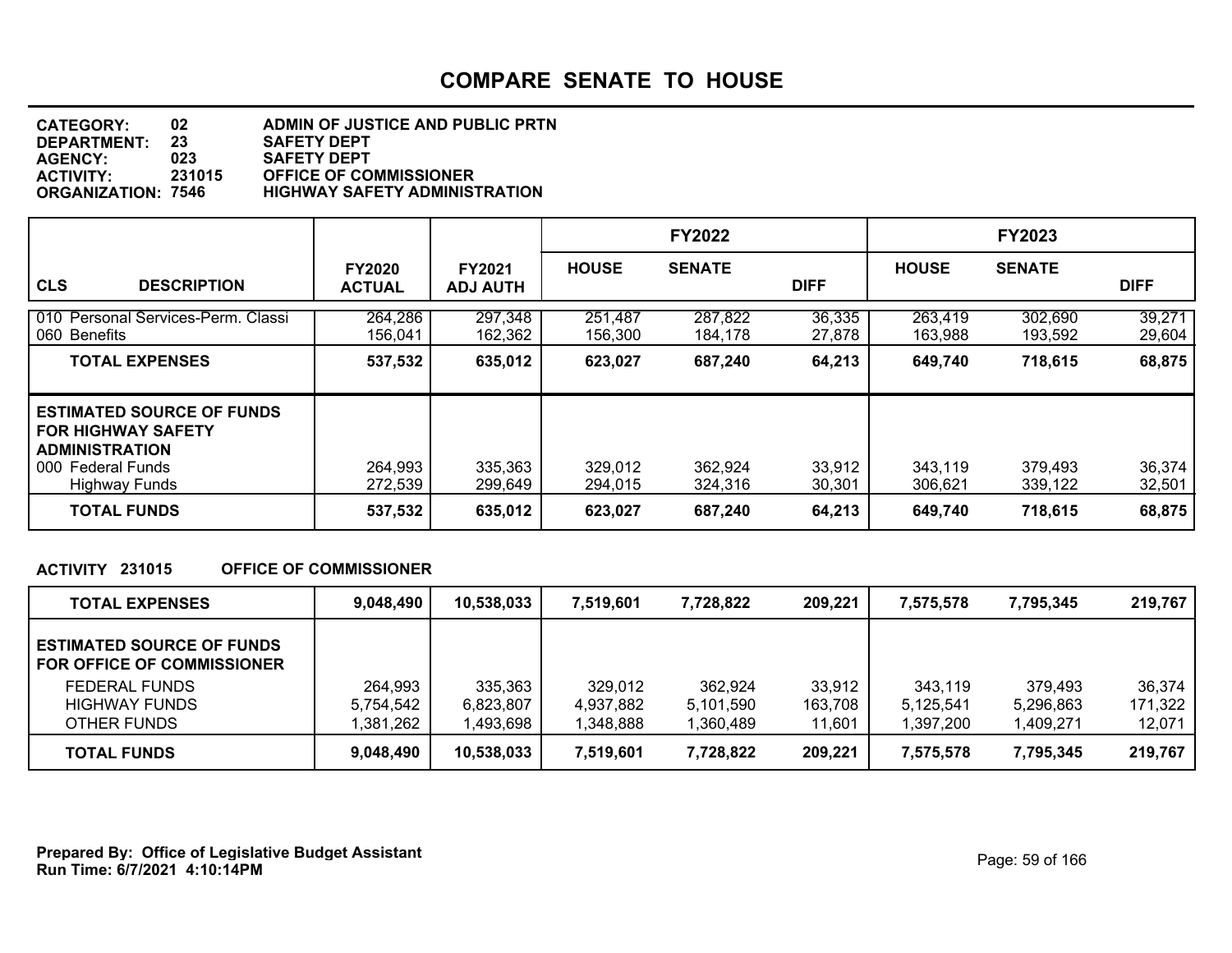# COMPARE SENATE TO HOUSE

**CATEGORY:** 02 ADMIN OF JUSTICE AND PUBLIC PRTN
**DEPARTMENT:** 23 SAFETY DEPT
**AGENCY:** 023 SAFETY DEPT
**ACTIVITY:** 231015 OFFICE OF COMMISSIONER
**ORGANIZATION:** 7546 HIGHWAY SAFETY ADMINISTRATION

| CLS DESCRIPTION | FY2020 ACTUAL | FY2021 ADJ AUTH | FY2022 HOUSE | FY2022 SENATE | FY2022 DIFF | FY2023 HOUSE | FY2023 SENATE | FY2023 DIFF |
|---|---|---|---|---|---|---|---|---|
| 010 Personal Services-Perm. Classi | 264,286 | 297,348 | 251,487 | 287,822 | 36,335 | 263,419 | 302,690 | 39,271 |
| 060 Benefits | 156,041 | 162,362 | 156,300 | 184,178 | 27,878 | 163,988 | 193,592 | 29,604 |
| **TOTAL EXPENSES** | **537,532** | **635,012** | **623,027** | **687,240** | **64,213** | **649,740** | **718,615** | **68,875** |
| **ESTIMATED SOURCE OF FUNDS FOR HIGHWAY SAFETY ADMINISTRATION** | | | | | | | | |
| 000 Federal Funds | 264,993 | 335,363 | 329,012 | 362,924 | 33,912 | 343,119 | 379,493 | 36,374 |
| Highway Funds | 272,539 | 299,649 | 294,015 | 324,316 | 30,301 | 306,621 | 339,122 | 32,501 |
| **TOTAL FUNDS** | **537,532** | **635,012** | **623,027** | **687,240** | **64,213** | **649,740** | **718,615** | **68,875** |

**ACTIVITY 231015 OFFICE OF COMMISSIONER**

| | FY2020 ACTUAL | FY2021 ADJ AUTH | FY2022 HOUSE | FY2022 SENATE | FY2022 DIFF | FY2023 HOUSE | FY2023 SENATE | FY2023 DIFF |
|---|---|---|---|---|---|---|---|---|
| **TOTAL EXPENSES** | **9,048,490** | **10,538,033** | **7,519,601** | **7,728,822** | **209,221** | **7,575,578** | **7,795,345** | **219,767** |
| **ESTIMATED SOURCE OF FUNDS FOR OFFICE OF COMMISSIONER** | | | | | | | | |
| FEDERAL FUNDS | 264,993 | 335,363 | 329,012 | 362,924 | 33,912 | 343,119 | 379,493 | 36,374 |
| HIGHWAY FUNDS | 5,754,542 | 6,823,807 | 4,937,882 | 5,101,590 | 163,708 | 5,125,541 | 5,296,863 | 171,322 |
| OTHER FUNDS | 1,381,262 | 1,493,698 | 1,348,888 | 1,360,489 | 11,601 | 1,397,200 | 1,409,271 | 12,071 |
| **TOTAL FUNDS** | **9,048,490** | **10,538,033** | **7,519,601** | **7,728,822** | **209,221** | **7,575,578** | **7,795,345** | **219,767** |

**Prepared By: Office of Legislative Budget Assistant**
**Run Time: 6/7/2021 4:10:14PM**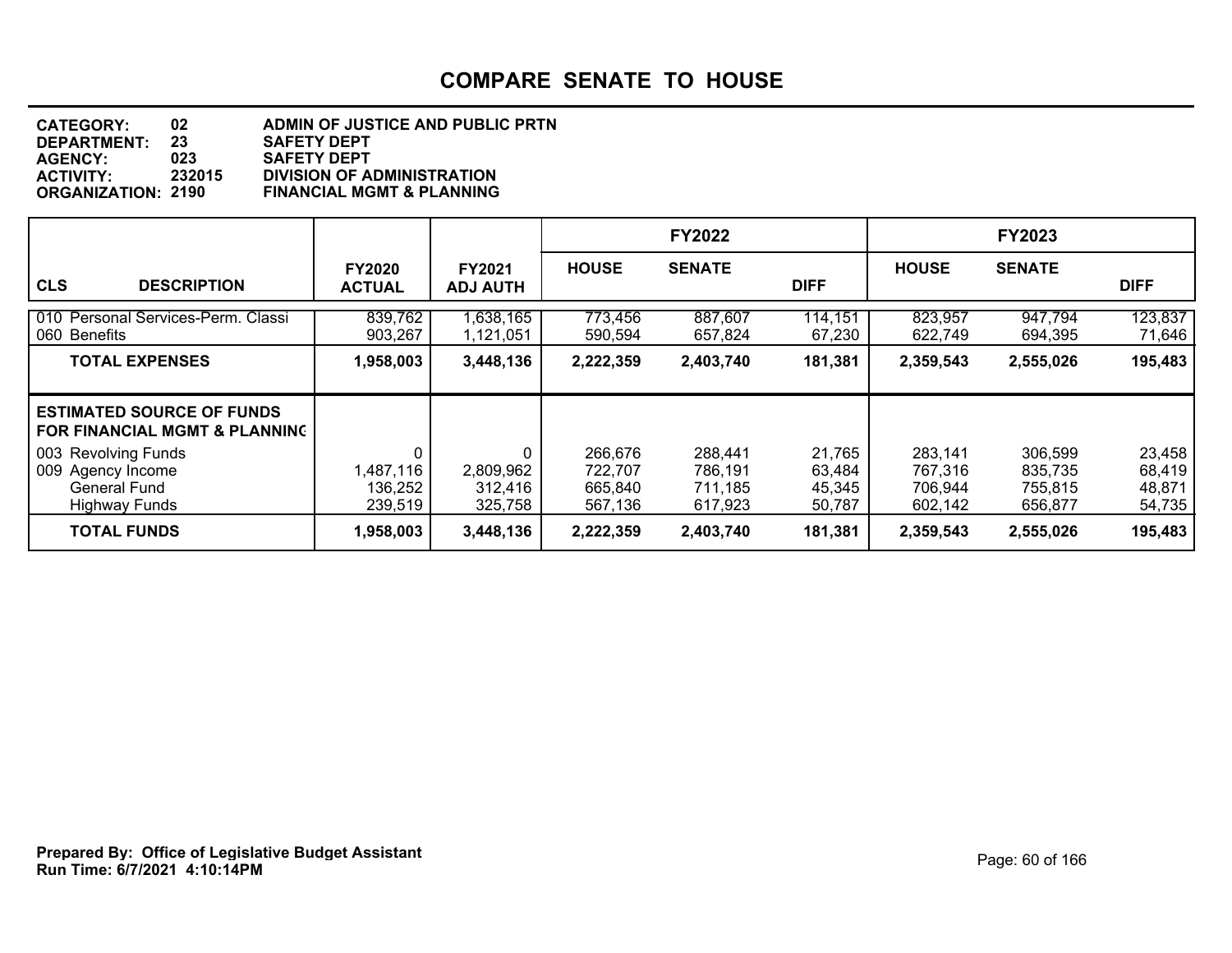# COMPARE SENATE TO HOUSE

**CATEGORY:** 02 ADMIN OF JUSTICE AND PUBLIC PRTN
**DEPARTMENT:** 23 SAFETY DEPT
**AGENCY:** 023 SAFETY DEPT
**ACTIVITY:** 232015 DIVISION OF ADMINISTRATION
**ORGANIZATION:** 2190 FINANCIAL MGMT & PLANNING

| | | | FY2022 | | | FY2023 | | |
|---|---|---|---|---|---|---|---|---|
| **CLS DESCRIPTION** | **FY2020 ACTUAL** | **FY2021 ADJ AUTH** | **HOUSE** | **SENATE** | **DIFF** | **HOUSE** | **SENATE** | **DIFF** |
| 010 Personal Services-Perm. Classi | 839,762 | 1,638,165 | 773,456 | 887,607 | 114,151 | 823,957 | 947,794 | 123,837 |
| 060 Benefits | 903,267 | 1,121,051 | 590,594 | 657,824 | 67,230 | 622,749 | 694,395 | 71,646 |
| **TOTAL EXPENSES** | **1,958,003** | **3,448,136** | **2,222,359** | **2,403,740** | **181,381** | **2,359,543** | **2,555,026** | **195,483** |
| **ESTIMATED SOURCE OF FUNDS FOR FINANCIAL MGMT & PLANNING** | | | | | | | | |
| 003 Revolving Funds | 0 | 0 | 266,676 | 288,441 | 21,765 | 283,141 | 306,599 | 23,458 |
| 009 Agency Income | 1,487,116 | 2,809,962 | 722,707 | 786,191 | 63,484 | 767,316 | 835,735 | 68,419 |
| General Fund | 136,252 | 312,416 | 665,840 | 711,185 | 45,345 | 706,944 | 755,815 | 48,871 |
| Highway Funds | 239,519 | 325,758 | 567,136 | 617,923 | 50,787 | 602,142 | 656,877 | 54,735 |
| **TOTAL FUNDS** | **1,958,003** | **3,448,136** | **2,222,359** | **2,403,740** | **181,381** | **2,359,543** | **2,555,026** | **195,483** |

**Prepared By: Office of Legislative Budget Assistant**
**Run Time: 6/7/2021 4:10:14PM**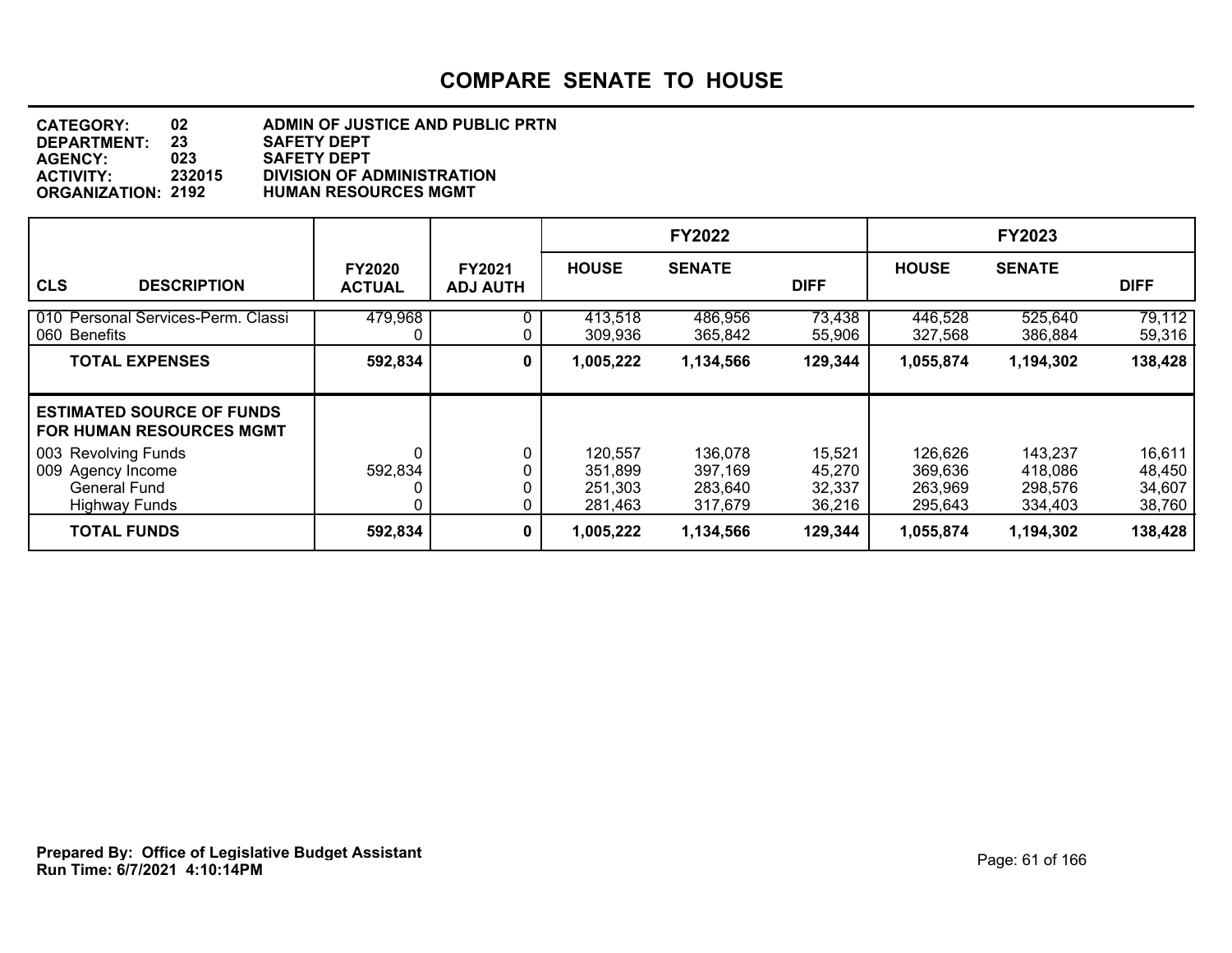# COMPARE SENATE TO HOUSE

**CATEGORY:** 02 ADMIN OF JUSTICE AND PUBLIC PRTN
**DEPARTMENT:** 23 SAFETY DEPT
**AGENCY:** 023 SAFETY DEPT
**ACTIVITY:** 232015 DIVISION OF ADMINISTRATION
**ORGANIZATION:** 2192 HUMAN RESOURCES MGMT

| CLS DESCRIPTION | FY2020 ACTUAL | FY2021 ADJ AUTH | FY2022 HOUSE | FY2022 SENATE | FY2022 DIFF | FY2023 HOUSE | FY2023 SENATE | FY2023 DIFF |
|---|---|---|---|---|---|---|---|---|
| 010 Personal Services-Perm. Classi | 479,968 | 0 | 413,518 | 486,956 | 73,438 | 446,528 | 525,640 | 79,112 |
| 060 Benefits | 0 | 0 | 309,936 | 365,842 | 55,906 | 327,568 | 386,884 | 59,316 |
| **TOTAL EXPENSES** | **592,834** | **0** | **1,005,222** | **1,134,566** | **129,344** | **1,055,874** | **1,194,302** | **138,428** |
| **ESTIMATED SOURCE OF FUNDS FOR HUMAN RESOURCES MGMT** | | | | | | | | |
| 003 Revolving Funds | 0 | 0 | 120,557 | 136,078 | 15,521 | 126,626 | 143,237 | 16,611 |
| 009 Agency Income | 592,834 | 0 | 351,899 | 397,169 | 45,270 | 369,636 | 418,086 | 48,450 |
| General Fund | 0 | 0 | 251,303 | 283,640 | 32,337 | 263,969 | 298,576 | 34,607 |
| Highway Funds | 0 | 0 | 281,463 | 317,679 | 36,216 | 295,643 | 334,403 | 38,760 |
| **TOTAL FUNDS** | **592,834** | **0** | **1,005,222** | **1,134,566** | **129,344** | **1,055,874** | **1,194,302** | **138,428** |

**Prepared By: Office of Legislative Budget Assistant**
**Run Time: 6/7/2021 4:10:14PM**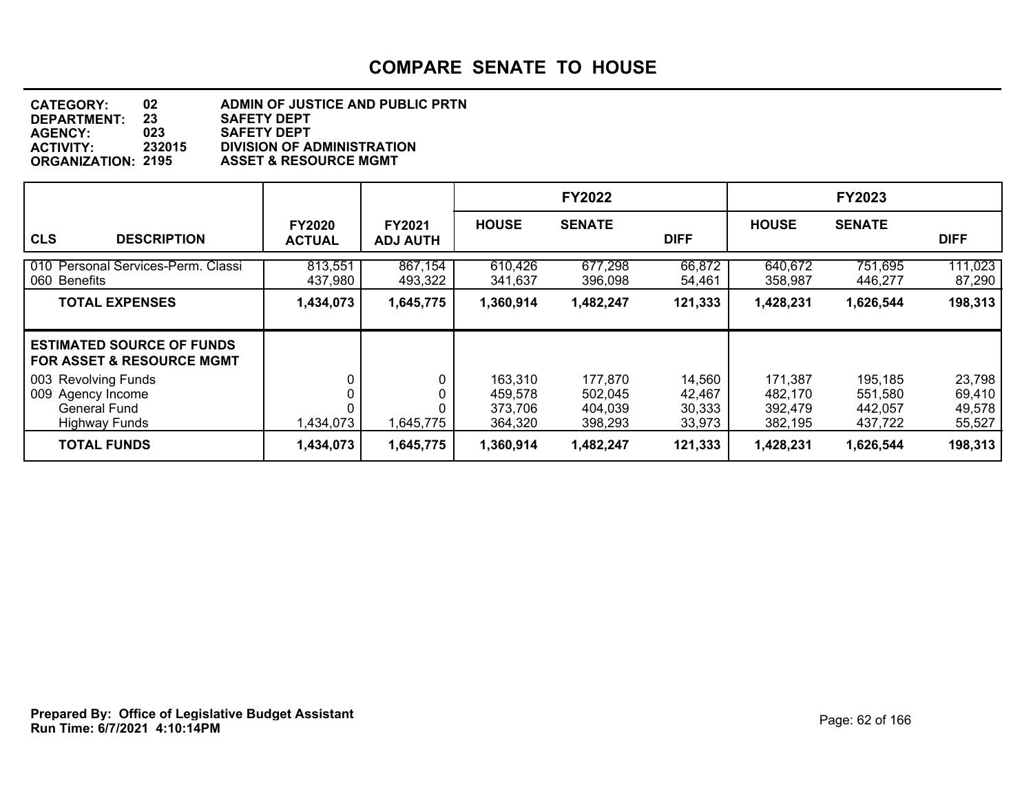# COMPARE SENATE TO HOUSE

**CATEGORY:** 02 ADMIN OF JUSTICE AND PUBLIC PRTN
**DEPARTMENT:** 23 SAFETY DEPT
**AGENCY:** 023 SAFETY DEPT
**ACTIVITY:** 232015 DIVISION OF ADMINISTRATION
**ORGANIZATION:** 2195 ASSET & RESOURCE MGMT

| | | | FY2022 | | | FY2023 | | |
|---|---|---|---|---|---|---|---|---|
| **CLS DESCRIPTION** | **FY2020 ACTUAL** | **FY2021 ADJ AUTH** | **HOUSE** | **SENATE** | **DIFF** | **HOUSE** | **SENATE** | **DIFF** |
| 010 Personal Services-Perm. Classi | 813,551 | 867,154 | 610,426 | 677,298 | 66,872 | 640,672 | 751,695 | 111,023 |
| 060 Benefits | 437,980 | 493,322 | 341,637 | 396,098 | 54,461 | 358,987 | 446,277 | 87,290 |
| **TOTAL EXPENSES** | **1,434,073** | **1,645,775** | **1,360,914** | **1,482,247** | **121,333** | **1,428,231** | **1,626,544** | **198,313** |
| **ESTIMATED SOURCE OF FUNDS FOR ASSET & RESOURCE MGMT** | | | | | | | | |
| 003 Revolving Funds | 0 | 0 | 163,310 | 177,870 | 14,560 | 171,387 | 195,185 | 23,798 |
| 009 Agency Income | 0 | 0 | 459,578 | 502,045 | 42,467 | 482,170 | 551,580 | 69,410 |
| General Fund | 0 | 0 | 373,706 | 404,039 | 30,333 | 392,479 | 442,057 | 49,578 |
| Highway Funds | 1,434,073 | 1,645,775 | 364,320 | 398,293 | 33,973 | 382,195 | 437,722 | 55,527 |
| **TOTAL FUNDS** | **1,434,073** | **1,645,775** | **1,360,914** | **1,482,247** | **121,333** | **1,428,231** | **1,626,544** | **198,313** |

**Prepared By: Office of Legislative Budget Assistant**
**Run Time: 6/7/2021 4:10:14PM**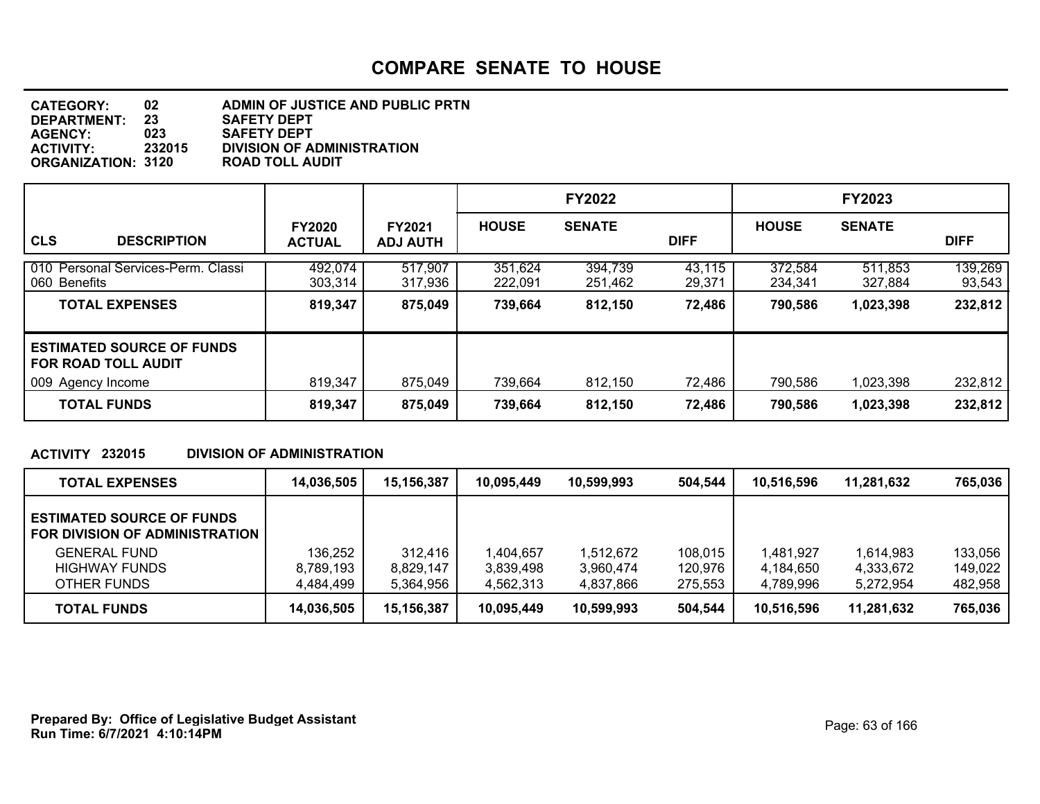# COMPARE SENATE TO HOUSE

**CATEGORY:** 02 ADMIN OF JUSTICE AND PUBLIC PRTN
**DEPARTMENT:** 23 SAFETY DEPT
**AGENCY:** 023 SAFETY DEPT
**ACTIVITY:** 232015 DIVISION OF ADMINISTRATION
**ORGANIZATION:** 3120 ROAD TOLL AUDIT

| CLS DESCRIPTION | FY2020 ACTUAL | FY2021 ADJ AUTH | FY2022 HOUSE | FY2022 SENATE | FY2022 DIFF | FY2023 HOUSE | FY2023 SENATE | FY2023 DIFF |
|---|---|---|---|---|---|---|---|---|
| 010 Personal Services-Perm. Classi | 492,074 | 517,907 | 351,624 | 394,739 | 43,115 | 372,584 | 511,853 | 139,269 |
| 060 Benefits | 303,314 | 317,936 | 222,091 | 251,462 | 29,371 | 234,341 | 327,884 | 93,543 |
| **TOTAL EXPENSES** | **819,347** | **875,049** | **739,664** | **812,150** | **72,486** | **790,586** | **1,023,398** | **232,812** |
| **ESTIMATED SOURCE OF FUNDS FOR ROAD TOLL AUDIT** | | | | | | | | |
| 009 Agency Income | 819,347 | 875,049 | 739,664 | 812,150 | 72,486 | 790,586 | 1,023,398 | 232,812 |
| **TOTAL FUNDS** | **819,347** | **875,049** | **739,664** | **812,150** | **72,486** | **790,586** | **1,023,398** | **232,812** |

**ACTIVITY 232015 DIVISION OF ADMINISTRATION**

| | FY2020 ACTUAL | FY2021 ADJ AUTH | FY2022 HOUSE | FY2022 SENATE | FY2022 DIFF | FY2023 HOUSE | FY2023 SENATE | FY2023 DIFF |
|---|---|---|---|---|---|---|---|---|
| **TOTAL EXPENSES** | **14,036,505** | **15,156,387** | **10,095,449** | **10,599,993** | **504,544** | **10,516,596** | **11,281,632** | **765,036** |
| **ESTIMATED SOURCE OF FUNDS FOR DIVISION OF ADMINISTRATION** | | | | | | | | |
| GENERAL FUND | 136,252 | 312,416 | 1,404,657 | 1,512,672 | 108,015 | 1,481,927 | 1,614,983 | 133,056 |
| HIGHWAY FUNDS | 8,789,193 | 8,829,147 | 3,839,498 | 3,960,474 | 120,976 | 4,184,650 | 4,333,672 | 149,022 |
| OTHER FUNDS | 4,484,499 | 5,364,956 | 4,562,313 | 4,837,866 | 275,553 | 4,789,996 | 5,272,954 | 482,958 |
| **TOTAL FUNDS** | **14,036,505** | **15,156,387** | **10,095,449** | **10,599,993** | **504,544** | **10,516,596** | **11,281,632** | **765,036** |

**Prepared By: Office of Legislative Budget Assistant**
**Run Time: 6/7/2021 4:10:14PM**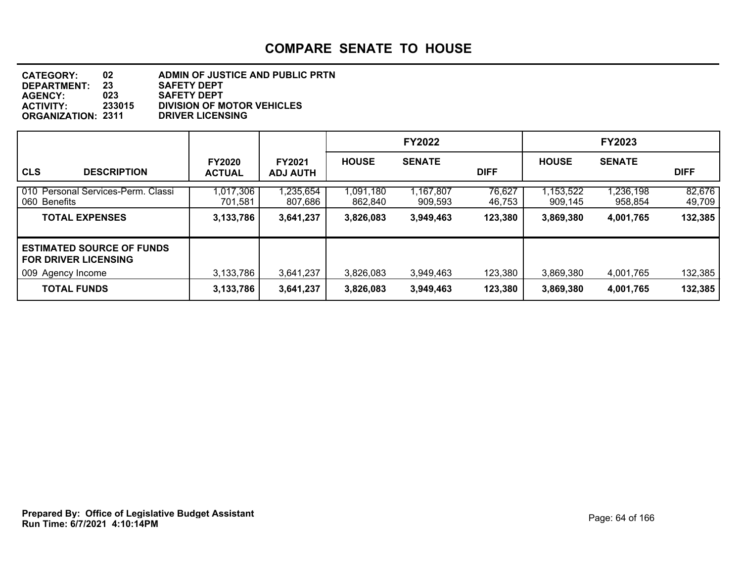# COMPARE SENATE TO HOUSE

**CATEGORY:** 02 ADMIN OF JUSTICE AND PUBLIC PRTN
**DEPARTMENT:** 23 SAFETY DEPT
**AGENCY:** 023 SAFETY DEPT
**ACTIVITY:** 233015 DIVISION OF MOTOR VEHICLES
**ORGANIZATION:** 2311 DRIVER LICENSING

| CLS DESCRIPTION | FY2020 ACTUAL | FY2021 ADJ AUTH | FY2022 HOUSE | FY2022 SENATE | FY2022 DIFF | FY2023 HOUSE | FY2023 SENATE | FY2023 DIFF |
|---|---|---|---|---|---|---|---|---|
| 010 Personal Services-Perm. Classi | 1,017,306 | 1,235,654 | 1,091,180 | 1,167,807 | 76,627 | 1,153,522 | 1,236,198 | 82,676 |
| 060 Benefits | 701,581 | 807,686 | 862,840 | 909,593 | 46,753 | 909,145 | 958,854 | 49,709 |
| **TOTAL EXPENSES** | **3,133,786** | **3,641,237** | **3,826,083** | **3,949,463** | **123,380** | **3,869,380** | **4,001,765** | **132,385** |
| **ESTIMATED SOURCE OF FUNDS FOR DRIVER LICENSING** | | | | | | | | |
| 009 Agency Income | 3,133,786 | 3,641,237 | 3,826,083 | 3,949,463 | 123,380 | 3,869,380 | 4,001,765 | 132,385 |
| **TOTAL FUNDS** | **3,133,786** | **3,641,237** | **3,826,083** | **3,949,463** | **123,380** | **3,869,380** | **4,001,765** | **132,385** |

**Prepared By: Office of Legislative Budget Assistant**
**Run Time: 6/7/2021 4:10:14PM**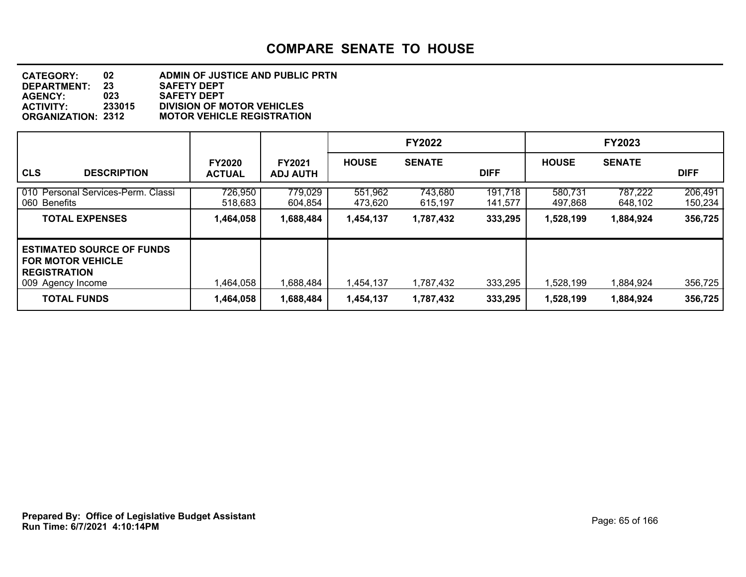# COMPARE SENATE TO HOUSE

**CATEGORY:** 02 ADMIN OF JUSTICE AND PUBLIC PRTN
**DEPARTMENT:** 23 SAFETY DEPT
**AGENCY:** 023 SAFETY DEPT
**ACTIVITY:** 233015 DIVISION OF MOTOR VEHICLES
**ORGANIZATION:** 2312 MOTOR VEHICLE REGISTRATION

| CLS DESCRIPTION | FY2020 ACTUAL | FY2021 ADJ AUTH | FY2022 HOUSE | FY2022 SENATE | FY2022 DIFF | FY2023 HOUSE | FY2023 SENATE | FY2023 DIFF |
|---|---|---|---|---|---|---|---|---|
| 010 Personal Services-Perm. Classi | 726,950 | 779,029 | 551,962 | 743,680 | 191,718 | 580,731 | 787,222 | 206,491 |
| 060 Benefits | 518,683 | 604,854 | 473,620 | 615,197 | 141,577 | 497,868 | 648,102 | 150,234 |
| **TOTAL EXPENSES** | **1,464,058** | **1,688,484** | **1,454,137** | **1,787,432** | **333,295** | **1,528,199** | **1,884,924** | **356,725** |
| **ESTIMATED SOURCE OF FUNDS FOR MOTOR VEHICLE REGISTRATION** | | | | | | | | |
| 009 Agency Income | 1,464,058 | 1,688,484 | 1,454,137 | 1,787,432 | 333,295 | 1,528,199 | 1,884,924 | 356,725 |
| **TOTAL FUNDS** | **1,464,058** | **1,688,484** | **1,454,137** | **1,787,432** | **333,295** | **1,528,199** | **1,884,924** | **356,725** |

**Prepared By: Office of Legislative Budget Assistant**
**Run Time: 6/7/2021 4:10:14PM**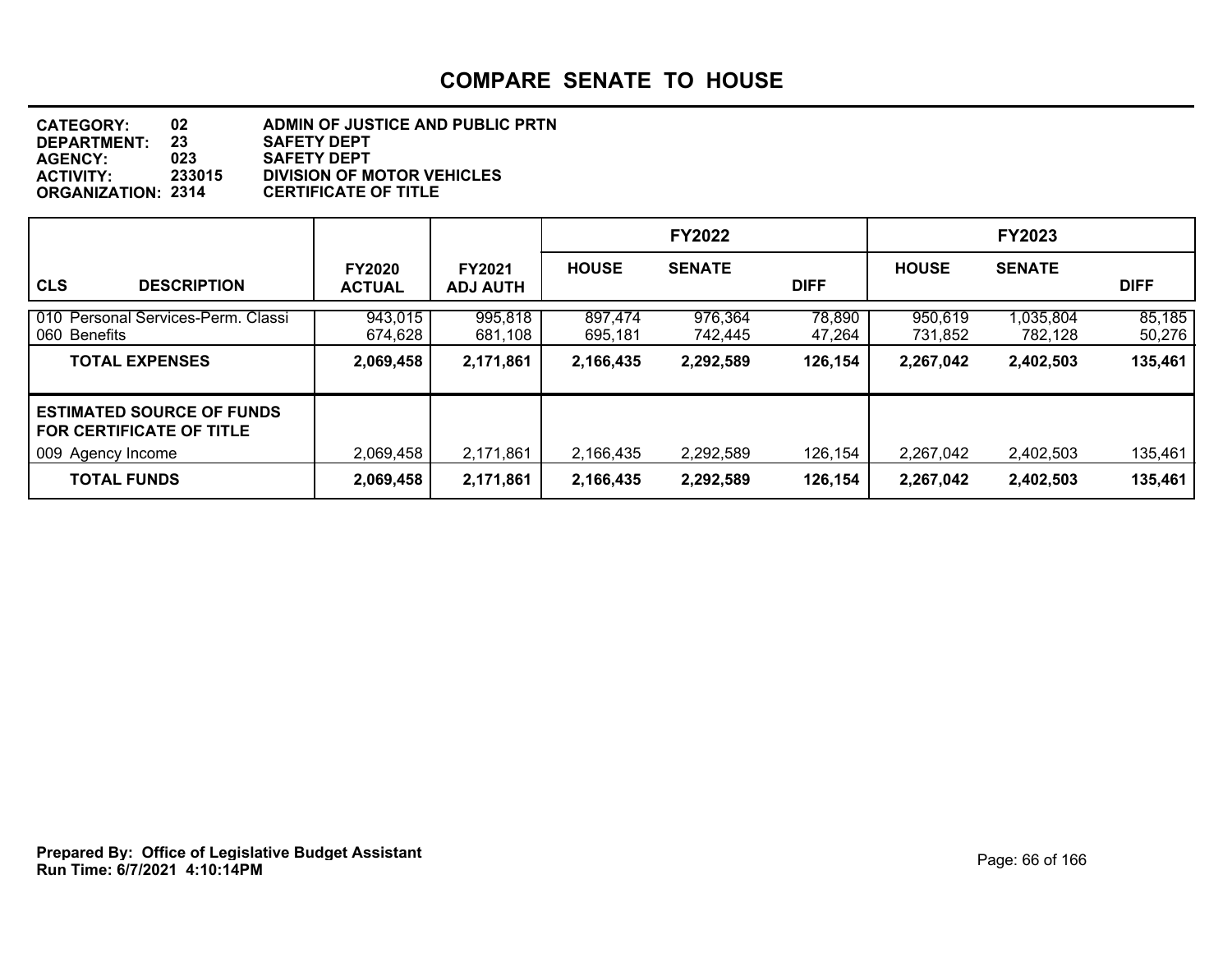# COMPARE SENATE TO HOUSE

**CATEGORY:** 02 ADMIN OF JUSTICE AND PUBLIC PRTN
**DEPARTMENT:** 23 SAFETY DEPT
**AGENCY:** 023 SAFETY DEPT
**ACTIVITY:** 233015 DIVISION OF MOTOR VEHICLES
**ORGANIZATION:** 2314 CERTIFICATE OF TITLE

| | | | FY2022 | | | FY2023 | | |
|---|---|---|---|---|---|---|---|---|
| **CLS DESCRIPTION** | **FY2020 ACTUAL** | **FY2021 ADJ AUTH** | **HOUSE** | **SENATE** | **DIFF** | **HOUSE** | **SENATE** | **DIFF** |
| 010 Personal Services-Perm. Classi | 943,015 | 995,818 | 897,474 | 976,364 | 78,890 | 950,619 | 1,035,804 | 85,185 |
| 060 Benefits | 674,628 | 681,108 | 695,181 | 742,445 | 47,264 | 731,852 | 782,128 | 50,276 |
| **TOTAL EXPENSES** | **2,069,458** | **2,171,861** | **2,166,435** | **2,292,589** | **126,154** | **2,267,042** | **2,402,503** | **135,461** |
| **ESTIMATED SOURCE OF FUNDS FOR CERTIFICATE OF TITLE** | | | | | | | | |
| 009 Agency Income | 2,069,458 | 2,171,861 | 2,166,435 | 2,292,589 | 126,154 | 2,267,042 | 2,402,503 | 135,461 |
| **TOTAL FUNDS** | **2,069,458** | **2,171,861** | **2,166,435** | **2,292,589** | **126,154** | **2,267,042** | **2,402,503** | **135,461** |

**Prepared By: Office of Legislative Budget Assistant**
**Run Time: 6/7/2021 4:10:14PM**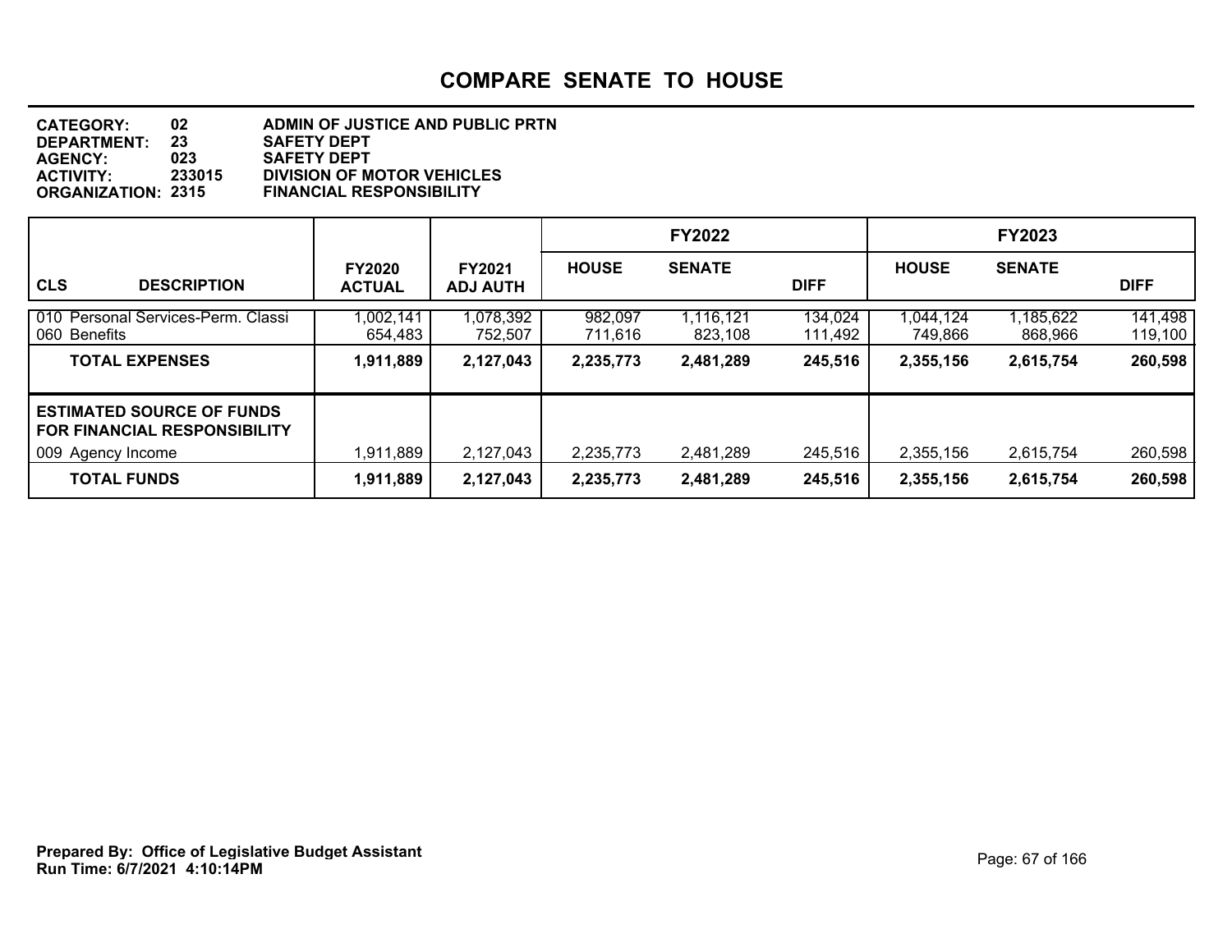# COMPARE SENATE TO HOUSE

**CATEGORY:** 02 ADMIN OF JUSTICE AND PUBLIC PRTN
**DEPARTMENT:** 23 SAFETY DEPT
**AGENCY:** 023 SAFETY DEPT
**ACTIVITY:** 233015 DIVISION OF MOTOR VEHICLES
**ORGANIZATION:** 2315 FINANCIAL RESPONSIBILITY

| CLS DESCRIPTION | FY2020 ACTUAL | FY2021 ADJ AUTH | FY2022 HOUSE | FY2022 SENATE | FY2022 DIFF | FY2023 HOUSE | FY2023 SENATE | FY2023 DIFF |
|---|---|---|---|---|---|---|---|---|
| 010 Personal Services-Perm. Classi | 1,002,141 | 1,078,392 | 982,097 | 1,116,121 | 134,024 | 1,044,124 | 1,185,622 | 141,498 |
| 060 Benefits | 654,483 | 752,507 | 711,616 | 823,108 | 111,492 | 749,866 | 868,966 | 119,100 |
| **TOTAL EXPENSES** | **1,911,889** | **2,127,043** | **2,235,773** | **2,481,289** | **245,516** | **2,355,156** | **2,615,754** | **260,598** |
| **ESTIMATED SOURCE OF FUNDS FOR FINANCIAL RESPONSIBILITY** | | | | | | | | |
| 009 Agency Income | 1,911,889 | 2,127,043 | 2,235,773 | 2,481,289 | 245,516 | 2,355,156 | 2,615,754 | 260,598 |
| **TOTAL FUNDS** | **1,911,889** | **2,127,043** | **2,235,773** | **2,481,289** | **245,516** | **2,355,156** | **2,615,754** | **260,598** |

**Prepared By: Office of Legislative Budget Assistant**
**Run Time: 6/7/2021 4:10:14PM**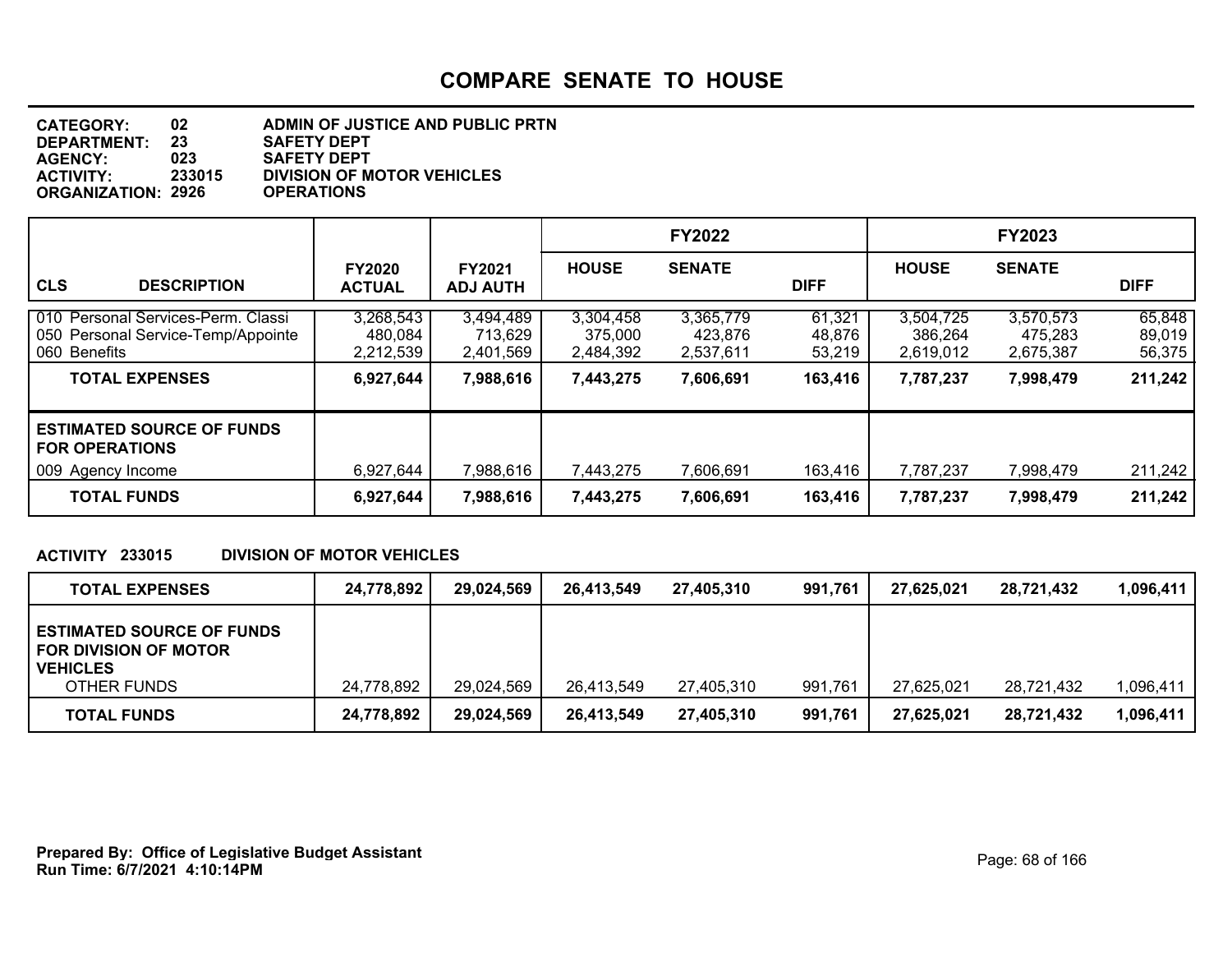# COMPARE SENATE TO HOUSE

**CATEGORY:** 02 ADMIN OF JUSTICE AND PUBLIC PRTN
**DEPARTMENT:** 23 SAFETY DEPT
**AGENCY:** 023 SAFETY DEPT
**ACTIVITY:** 233015 DIVISION OF MOTOR VEHICLES
**ORGANIZATION:** 2926 OPERATIONS

| | | | FY2022 | | | FY2023 | | |
|---|---|---|---|---|---|---|---|---|
| **CLS DESCRIPTION** | **FY2020 ACTUAL** | **FY2021 ADJ AUTH** | **HOUSE** | **SENATE** | **DIFF** | **HOUSE** | **SENATE** | **DIFF** |
| 010 Personal Services-Perm. Classi | 3,268,543 | 3,494,489 | 3,304,458 | 3,365,779 | 61,321 | 3,504,725 | 3,570,573 | 65,848 |
| 050 Personal Service-Temp/Appointe | 480,084 | 713,629 | 375,000 | 423,876 | 48,876 | 386,264 | 475,283 | 89,019 |
| 060 Benefits | 2,212,539 | 2,401,569 | 2,484,392 | 2,537,611 | 53,219 | 2,619,012 | 2,675,387 | 56,375 |
| **TOTAL EXPENSES** | **6,927,644** | **7,988,616** | **7,443,275** | **7,606,691** | **163,416** | **7,787,237** | **7,998,479** | **211,242** |
| **ESTIMATED SOURCE OF FUNDS FOR OPERATIONS** | | | | | | | | |
| 009 Agency Income | 6,927,644 | 7,988,616 | 7,443,275 | 7,606,691 | 163,416 | 7,787,237 | 7,998,479 | 211,242 |
| **TOTAL FUNDS** | **6,927,644** | **7,988,616** | **7,443,275** | **7,606,691** | **163,416** | **7,787,237** | **7,998,479** | **211,242** |

**ACTIVITY 233015 DIVISION OF MOTOR VEHICLES**

| | FY2020 ACTUAL | FY2021 ADJ AUTH | FY2022 HOUSE | FY2022 SENATE | FY2022 DIFF | FY2023 HOUSE | FY2023 SENATE | FY2023 DIFF |
|---|---|---|---|---|---|---|---|---|
| **TOTAL EXPENSES** | **24,778,892** | **29,024,569** | **26,413,549** | **27,405,310** | **991,761** | **27,625,021** | **28,721,432** | **1,096,411** |
| **ESTIMATED SOURCE OF FUNDS FOR DIVISION OF MOTOR VEHICLES** | | | | | | | | |
| OTHER FUNDS | 24,778,892 | 29,024,569 | 26,413,549 | 27,405,310 | 991,761 | 27,625,021 | 28,721,432 | 1,096,411 |
| **TOTAL FUNDS** | **24,778,892** | **29,024,569** | **26,413,549** | **27,405,310** | **991,761** | **27,625,021** | **28,721,432** | **1,096,411** |

**Prepared By: Office of Legislative Budget Assistant**
**Run Time: 6/7/2021 4:10:14PM**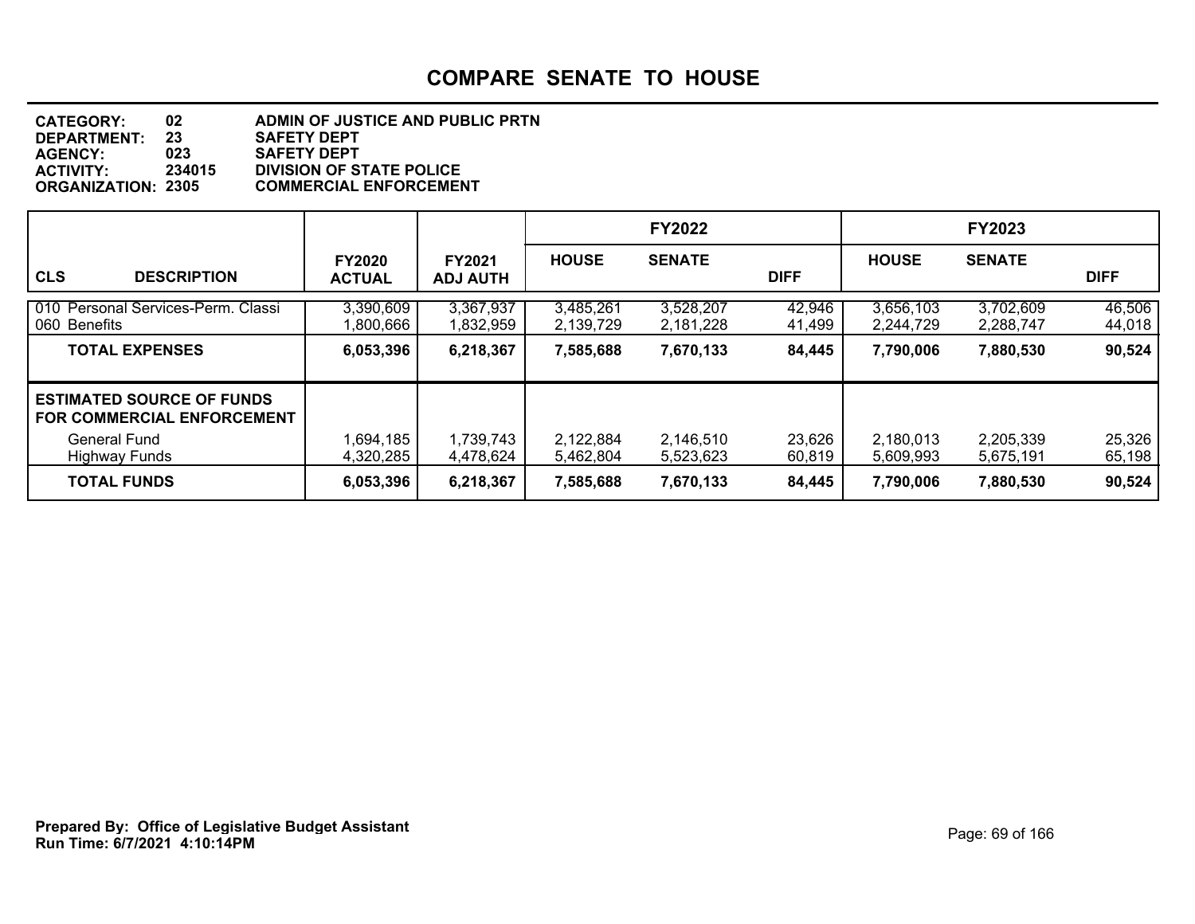# COMPARE SENATE TO HOUSE

**CATEGORY:** 02 ADMIN OF JUSTICE AND PUBLIC PRTN
**DEPARTMENT:** 23 SAFETY DEPT
**AGENCY:** 023 SAFETY DEPT
**ACTIVITY:** 234015 DIVISION OF STATE POLICE
**ORGANIZATION:** 2305 COMMERCIAL ENFORCEMENT

| CLS DESCRIPTION | FY2020 ACTUAL | FY2021 ADJ AUTH | FY2022 HOUSE | FY2022 SENATE | FY2022 DIFF | FY2023 HOUSE | FY2023 SENATE | FY2023 DIFF |
|---|---|---|---|---|---|---|---|---|
| 010 Personal Services-Perm. Classi | 3,390,609 | 3,367,937 | 3,485,261 | 3,528,207 | 42,946 | 3,656,103 | 3,702,609 | 46,506 |
| 060 Benefits | 1,800,666 | 1,832,959 | 2,139,729 | 2,181,228 | 41,499 | 2,244,729 | 2,288,747 | 44,018 |
| **TOTAL EXPENSES** | **6,053,396** | **6,218,367** | **7,585,688** | **7,670,133** | **84,445** | **7,790,006** | **7,880,530** | **90,524** |
| **ESTIMATED SOURCE OF FUNDS FOR COMMERCIAL ENFORCEMENT** | | | | | | | | |
| General Fund | 1,694,185 | 1,739,743 | 2,122,884 | 2,146,510 | 23,626 | 2,180,013 | 2,205,339 | 25,326 |
| Highway Funds | 4,320,285 | 4,478,624 | 5,462,804 | 5,523,623 | 60,819 | 5,609,993 | 5,675,191 | 65,198 |
| **TOTAL FUNDS** | **6,053,396** | **6,218,367** | **7,585,688** | **7,670,133** | **84,445** | **7,790,006** | **7,880,530** | **90,524** |

**Prepared By: Office of Legislative Budget Assistant**
**Run Time: 6/7/2021 4:10:14PM**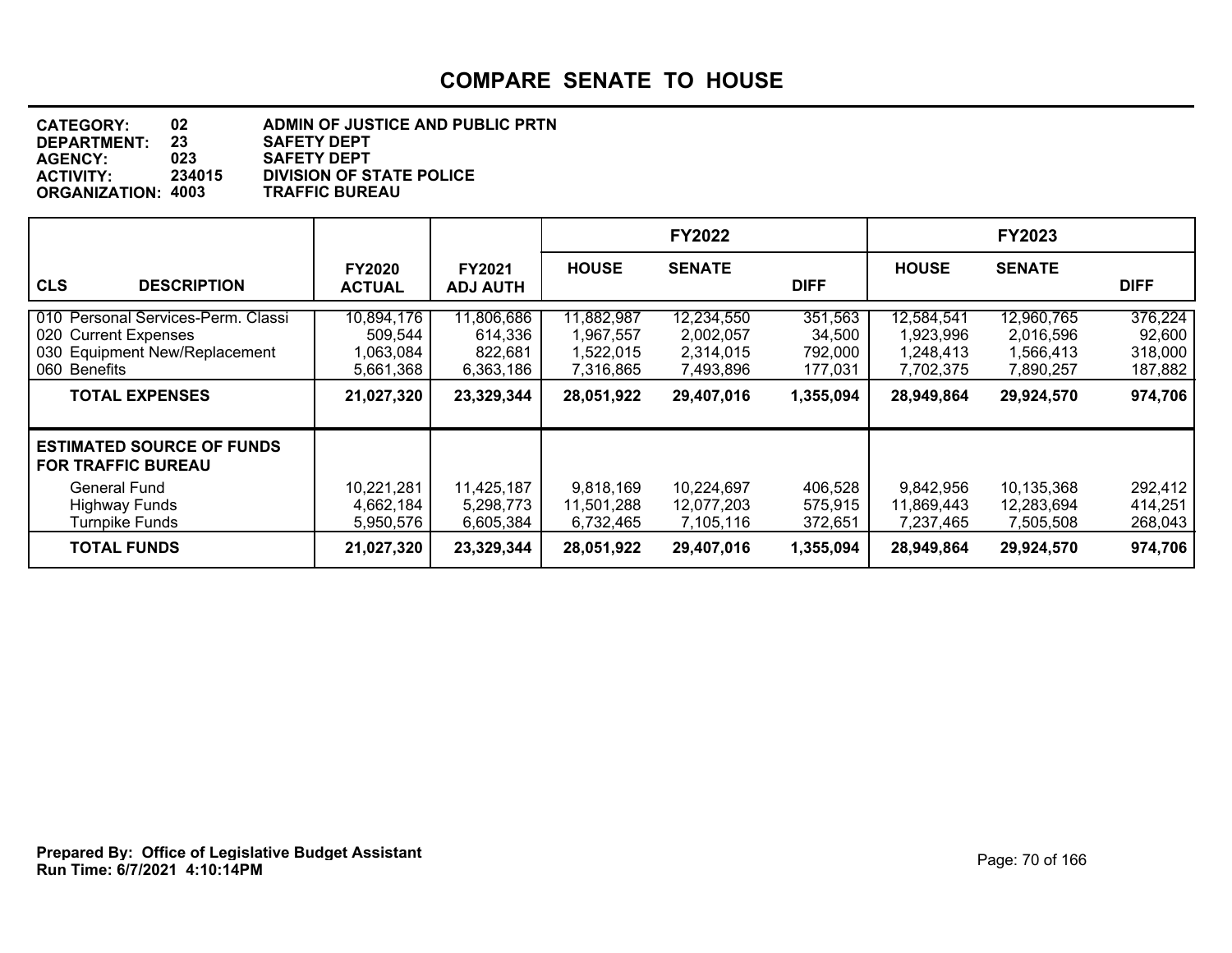# COMPARE SENATE TO HOUSE

**CATEGORY:** 02 ADMIN OF JUSTICE AND PUBLIC PRTN
**DEPARTMENT:** 23 SAFETY DEPT
**AGENCY:** 023 SAFETY DEPT
**ACTIVITY:** 234015 DIVISION OF STATE POLICE
**ORGANIZATION:** 4003 TRAFFIC BUREAU

| CLS DESCRIPTION | FY2020 ACTUAL | FY2021 ADJ AUTH | FY2022 HOUSE | FY2022 SENATE | FY2022 DIFF | FY2023 HOUSE | FY2023 SENATE | FY2023 DIFF |
|---|---|---|---|---|---|---|---|---|
| 010 Personal Services-Perm. Classi | 10,894,176 | 11,806,686 | 11,882,987 | 12,234,550 | 351,563 | 12,584,541 | 12,960,765 | 376,224 |
| 020 Current Expenses | 509,544 | 614,336 | 1,967,557 | 2,002,057 | 34,500 | 1,923,996 | 2,016,596 | 92,600 |
| 030 Equipment New/Replacement | 1,063,084 | 822,681 | 1,522,015 | 2,314,015 | 792,000 | 1,248,413 | 1,566,413 | 318,000 |
| 060 Benefits | 5,661,368 | 6,363,186 | 7,316,865 | 7,493,896 | 177,031 | 7,702,375 | 7,890,257 | 187,882 |
| **TOTAL EXPENSES** | **21,027,320** | **23,329,344** | **28,051,922** | **29,407,016** | **1,355,094** | **28,949,864** | **29,924,570** | **974,706** |
| **ESTIMATED SOURCE OF FUNDS FOR TRAFFIC BUREAU** | | | | | | | | |
| General Fund | 10,221,281 | 11,425,187 | 9,818,169 | 10,224,697 | 406,528 | 9,842,956 | 10,135,368 | 292,412 |
| Highway Funds | 4,662,184 | 5,298,773 | 11,501,288 | 12,077,203 | 575,915 | 11,869,443 | 12,283,694 | 414,251 |
| Turnpike Funds | 5,950,576 | 6,605,384 | 6,732,465 | 7,105,116 | 372,651 | 7,237,465 | 7,505,508 | 268,043 |
| **TOTAL FUNDS** | **21,027,320** | **23,329,344** | **28,051,922** | **29,407,016** | **1,355,094** | **28,949,864** | **29,924,570** | **974,706** |

**Prepared By: Office of Legislative Budget Assistant**
**Run Time: 6/7/2021 4:10:14PM**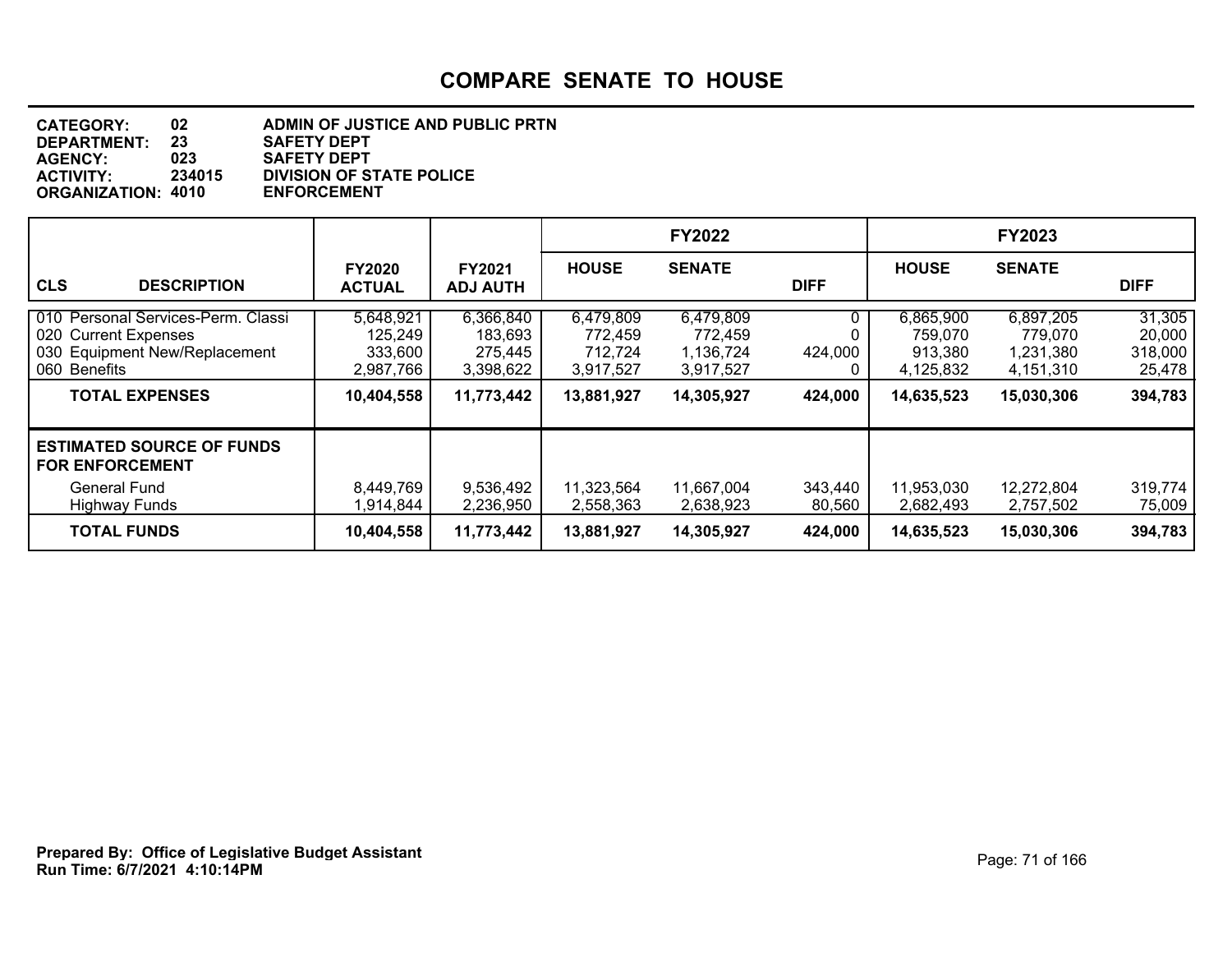# COMPARE SENATE TO HOUSE

**CATEGORY:** 02 ADMIN OF JUSTICE AND PUBLIC PRTN
**DEPARTMENT:** 23 SAFETY DEPT
**AGENCY:** 023 SAFETY DEPT
**ACTIVITY:** 234015 DIVISION OF STATE POLICE
**ORGANIZATION:** 4010 ENFORCEMENT

| | | | FY2022 | | | FY2023 | | |
|---|---|---|---|---|---|---|---|---|
| **CLS DESCRIPTION** | **FY2020 ACTUAL** | **FY2021 ADJ AUTH** | **HOUSE** | **SENATE** | **DIFF** | **HOUSE** | **SENATE** | **DIFF** |
| 010 Personal Services-Perm. Classi | 5,648,921 | 6,366,840 | 6,479,809 | 6,479,809 | 0 | 6,865,900 | 6,897,205 | 31,305 |
| 020 Current Expenses | 125,249 | 183,693 | 772,459 | 772,459 | 0 | 759,070 | 779,070 | 20,000 |
| 030 Equipment New/Replacement | 333,600 | 275,445 | 712,724 | 1,136,724 | 424,000 | 913,380 | 1,231,380 | 318,000 |
| 060 Benefits | 2,987,766 | 3,398,622 | 3,917,527 | 3,917,527 | 0 | 4,125,832 | 4,151,310 | 25,478 |
| **TOTAL EXPENSES** | **10,404,558** | **11,773,442** | **13,881,927** | **14,305,927** | **424,000** | **14,635,523** | **15,030,306** | **394,783** |
| **ESTIMATED SOURCE OF FUNDS FOR ENFORCEMENT** | | | | | | | | |
| General Fund | 8,449,769 | 9,536,492 | 11,323,564 | 11,667,004 | 343,440 | 11,953,030 | 12,272,804 | 319,774 |
| Highway Funds | 1,914,844 | 2,236,950 | 2,558,363 | 2,638,923 | 80,560 | 2,682,493 | 2,757,502 | 75,009 |
| **TOTAL FUNDS** | **10,404,558** | **11,773,442** | **13,881,927** | **14,305,927** | **424,000** | **14,635,523** | **15,030,306** | **394,783** |

**Prepared By: Office of Legislative Budget Assistant**
**Run Time: 6/7/2021 4:10:14PM**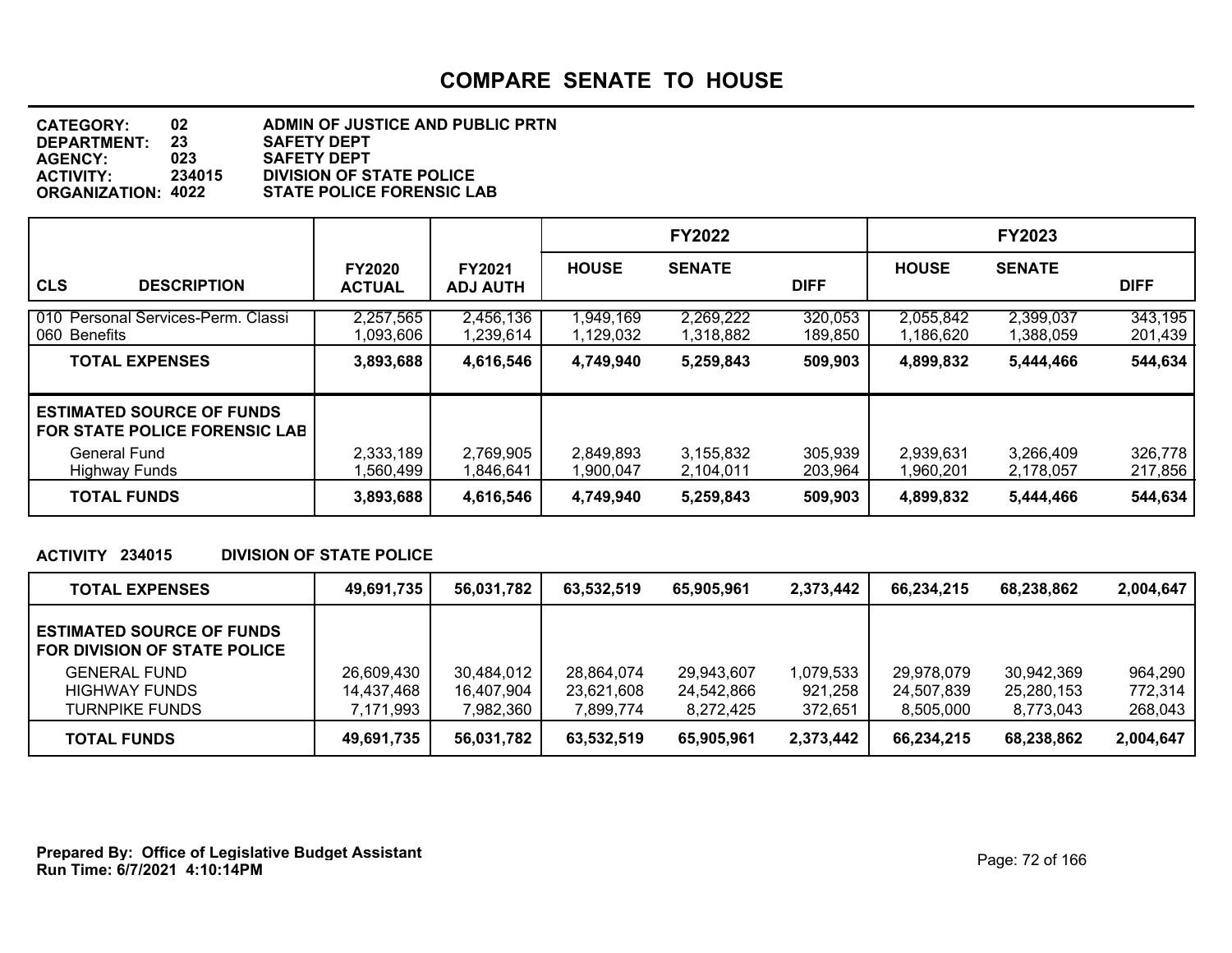# COMPARE SENATE TO HOUSE

**CATEGORY:** 02 ADMIN OF JUSTICE AND PUBLIC PRTN
**DEPARTMENT:** 23 SAFETY DEPT
**AGENCY:** 023 SAFETY DEPT
**ACTIVITY:** 234015 DIVISION OF STATE POLICE
**ORGANIZATION:** 4022 STATE POLICE FORENSIC LAB

| CLS DESCRIPTION | FY2020 ACTUAL | FY2021 ADJ AUTH | FY2022 HOUSE | FY2022 SENATE | FY2022 DIFF | FY2023 HOUSE | FY2023 SENATE | FY2023 DIFF |
|---|---|---|---|---|---|---|---|---|
| 010 Personal Services-Perm. Classi | 2,257,565 | 2,456,136 | 1,949,169 | 2,269,222 | 320,053 | 2,055,842 | 2,399,037 | 343,195 |
| 060 Benefits | 1,093,606 | 1,239,614 | 1,129,032 | 1,318,882 | 189,850 | 1,186,620 | 1,388,059 | 201,439 |
| **TOTAL EXPENSES** | **3,893,688** | **4,616,546** | **4,749,940** | **5,259,843** | **509,903** | **4,899,832** | **5,444,466** | **544,634** |
| **ESTIMATED SOURCE OF FUNDS FOR STATE POLICE FORENSIC LAB** | | | | | | | | |
| General Fund | 2,333,189 | 2,769,905 | 2,849,893 | 3,155,832 | 305,939 | 2,939,631 | 3,266,409 | 326,778 |
| Highway Funds | 1,560,499 | 1,846,641 | 1,900,047 | 2,104,011 | 203,964 | 1,960,201 | 2,178,057 | 217,856 |
| **TOTAL FUNDS** | **3,893,688** | **4,616,546** | **4,749,940** | **5,259,843** | **509,903** | **4,899,832** | **5,444,466** | **544,634** |

**ACTIVITY 234015 DIVISION OF STATE POLICE**

| | FY2020 ACTUAL | FY2021 ADJ AUTH | FY2022 HOUSE | FY2022 SENATE | FY2022 DIFF | FY2023 HOUSE | FY2023 SENATE | FY2023 DIFF |
|---|---|---|---|---|---|---|---|---|
| **TOTAL EXPENSES** | **49,691,735** | **56,031,782** | **63,532,519** | **65,905,961** | **2,373,442** | **66,234,215** | **68,238,862** | **2,004,647** |
| **ESTIMATED SOURCE OF FUNDS FOR DIVISION OF STATE POLICE** | | | | | | | | |
| GENERAL FUND | 26,609,430 | 30,484,012 | 28,864,074 | 29,943,607 | 1,079,533 | 29,978,079 | 30,942,369 | 964,290 |
| HIGHWAY FUNDS | 14,437,468 | 16,407,904 | 23,621,608 | 24,542,866 | 921,258 | 24,507,839 | 25,280,153 | 772,314 |
| TURNPIKE FUNDS | 7,171,993 | 7,982,360 | 7,899,774 | 8,272,425 | 372,651 | 8,505,000 | 8,773,043 | 268,043 |
| **TOTAL FUNDS** | **49,691,735** | **56,031,782** | **63,532,519** | **65,905,961** | **2,373,442** | **66,234,215** | **68,238,862** | **2,004,647** |

**Prepared By: Office of Legislative Budget Assistant**
**Run Time: 6/7/2021 4:10:14PM**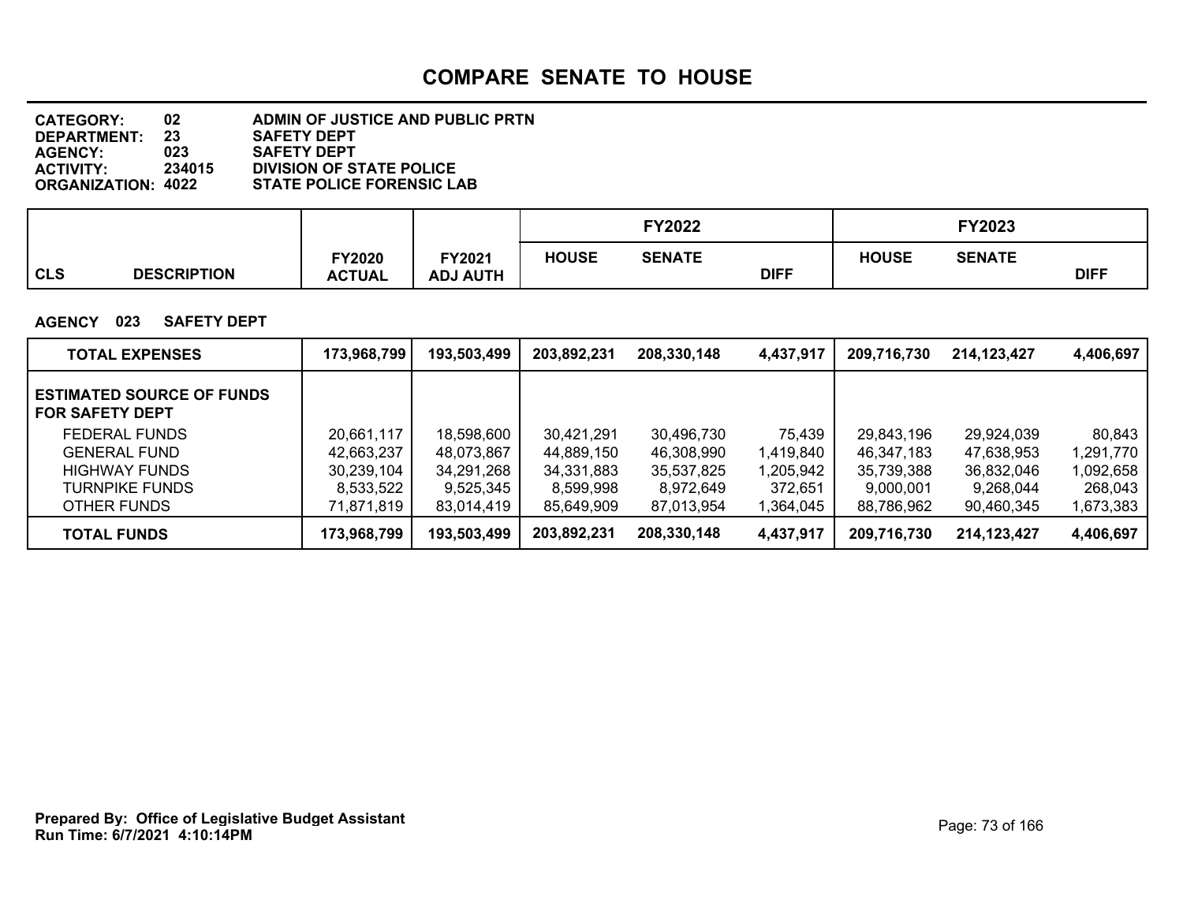# COMPARE SENATE TO HOUSE

**CATEGORY:** 02 ADMIN OF JUSTICE AND PUBLIC PRTN
**DEPARTMENT:** 23 SAFETY DEPT
**AGENCY:** 023 SAFETY DEPT
**ACTIVITY:** 234015 DIVISION OF STATE POLICE
**ORGANIZATION:** 4022 STATE POLICE FORENSIC LAB

**AGENCY 023 SAFETY DEPT**

| CLS DESCRIPTION | FY2020 ACTUAL | FY2021 ADJ AUTH | FY2022 HOUSE | FY2022 SENATE | FY2022 DIFF | FY2023 HOUSE | FY2023 SENATE | FY2023 DIFF |
|---|---|---|---|---|---|---|---|---|
| **TOTAL EXPENSES** | **173,968,799** | **193,503,499** | **203,892,231** | **208,330,148** | **4,437,917** | **209,716,730** | **214,123,427** | **4,406,697** |
| **ESTIMATED SOURCE OF FUNDS FOR SAFETY DEPT** | | | | | | | | |
| FEDERAL FUNDS | 20,661,117 | 18,598,600 | 30,421,291 | 30,496,730 | 75,439 | 29,843,196 | 29,924,039 | 80,843 |
| GENERAL FUND | 42,663,237 | 48,073,867 | 44,889,150 | 46,308,990 | 1,419,840 | 46,347,183 | 47,638,953 | 1,291,770 |
| HIGHWAY FUNDS | 30,239,104 | 34,291,268 | 34,331,883 | 35,537,825 | 1,205,942 | 35,739,388 | 36,832,046 | 1,092,658 |
| TURNPIKE FUNDS | 8,533,522 | 9,525,345 | 8,599,998 | 8,972,649 | 372,651 | 9,000,001 | 9,268,044 | 268,043 |
| OTHER FUNDS | 71,871,819 | 83,014,419 | 85,649,909 | 87,013,954 | 1,364,045 | 88,786,962 | 90,460,345 | 1,673,383 |
| **TOTAL FUNDS** | **173,968,799** | **193,503,499** | **203,892,231** | **208,330,148** | **4,437,917** | **209,716,730** | **214,123,427** | **4,406,697** |

**Prepared By: Office of Legislative Budget Assistant**
**Run Time: 6/7/2021 4:10:14PM**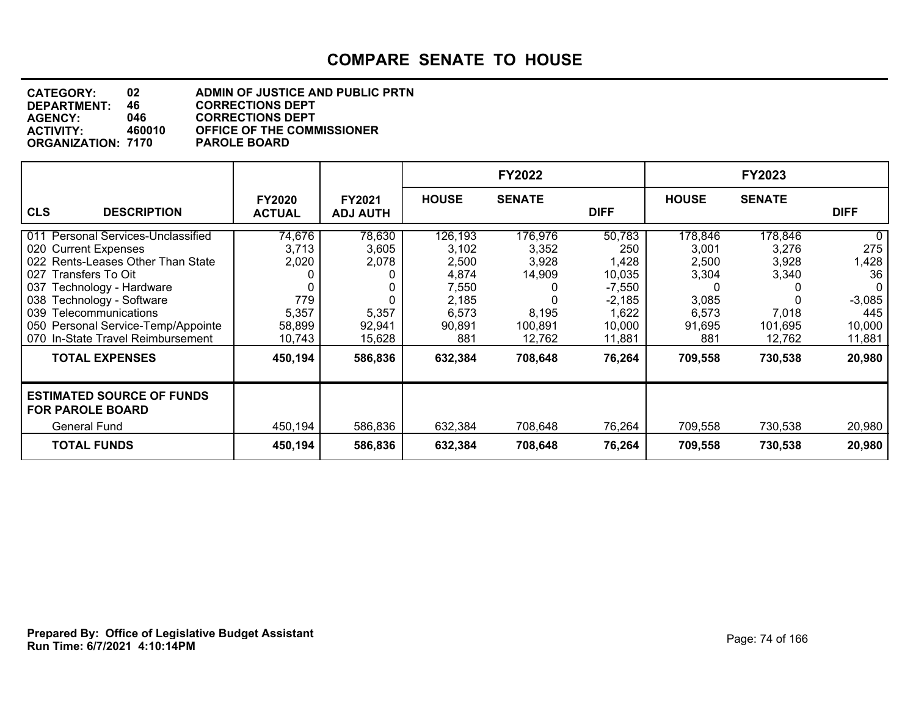# COMPARE SENATE TO HOUSE

**CATEGORY:** 02 ADMIN OF JUSTICE AND PUBLIC PRTN
**DEPARTMENT:** 46 CORRECTIONS DEPT
**AGENCY:** 046 CORRECTIONS DEPT
**ACTIVITY:** 460010 OFFICE OF THE COMMISSIONER
**ORGANIZATION:** 7170 PAROLE BOARD

| CLS DESCRIPTION | FY2020 ACTUAL | FY2021 ADJ AUTH | FY2022 HOUSE | FY2022 SENATE | FY2022 DIFF | FY2023 HOUSE | FY2023 SENATE | FY2023 DIFF |
|---|---|---|---|---|---|---|---|---|
| 011 Personal Services-Unclassified | 74,676 | 78,630 | 126,193 | 176,976 | 50,783 | 178,846 | 178,846 | 0 |
| 020 Current Expenses | 3,713 | 3,605 | 3,102 | 3,352 | 250 | 3,001 | 3,276 | 275 |
| 022 Rents-Leases Other Than State | 2,020 | 2,078 | 2,500 | 3,928 | 1,428 | 2,500 | 3,928 | 1,428 |
| 027 Transfers To Oit | 0 | 0 | 4,874 | 14,909 | 10,035 | 3,304 | 3,340 | 36 |
| 037 Technology - Hardware | 0 | 0 | 7,550 | 0 | -7,550 | 0 | 0 | 0 |
| 038 Technology - Software | 779 | 0 | 2,185 | 0 | -2,185 | 3,085 | 0 | -3,085 |
| 039 Telecommunications | 5,357 | 5,357 | 6,573 | 8,195 | 1,622 | 6,573 | 7,018 | 445 |
| 050 Personal Service-Temp/Appointe | 58,899 | 92,941 | 90,891 | 100,891 | 10,000 | 91,695 | 101,695 | 10,000 |
| 070 In-State Travel Reimbursement | 10,743 | 15,628 | 881 | 12,762 | 11,881 | 881 | 12,762 | 11,881 |
| **TOTAL EXPENSES** | **450,194** | **586,836** | **632,384** | **708,648** | **76,264** | **709,558** | **730,538** | **20,980** |
| **ESTIMATED SOURCE OF FUNDS FOR PAROLE BOARD** | | | | | | | | |
| General Fund | 450,194 | 586,836 | 632,384 | 708,648 | 76,264 | 709,558 | 730,538 | 20,980 |
| **TOTAL FUNDS** | **450,194** | **586,836** | **632,384** | **708,648** | **76,264** | **709,558** | **730,538** | **20,980** |

**Prepared By: Office of Legislative Budget Assistant**
**Run Time: 6/7/2021 4:10:14PM**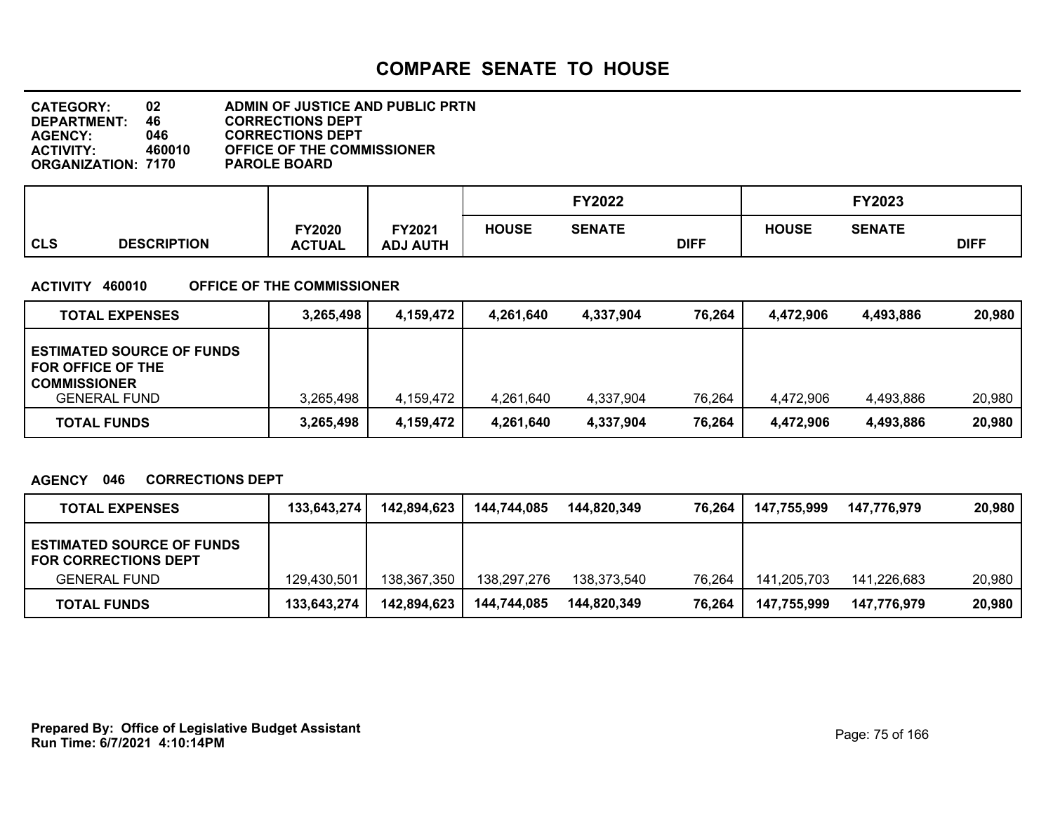# COMPARE SENATE TO HOUSE

**CATEGORY:** 02 ADMIN OF JUSTICE AND PUBLIC PRTN
**DEPARTMENT:** 46 CORRECTIONS DEPT
**AGENCY:** 046 CORRECTIONS DEPT
**ACTIVITY:** 460010 OFFICE OF THE COMMISSIONER
**ORGANIZATION:** 7170 PAROLE BOARD

| CLS DESCRIPTION | FY2020 ACTUAL | FY2021 ADJ AUTH | FY2022 HOUSE | FY2022 SENATE | FY2022 DIFF | FY2023 HOUSE | FY2023 SENATE | FY2023 DIFF |
|---|---|---|---|---|---|---|---|---|

**ACTIVITY 460010 OFFICE OF THE COMMISSIONER**

| | FY2020 ACTUAL | FY2021 ADJ AUTH | FY2022 HOUSE | FY2022 SENATE | FY2022 DIFF | FY2023 HOUSE | FY2023 SENATE | FY2023 DIFF |
|---|---|---|---|---|---|---|---|---|
| **TOTAL EXPENSES** | **3,265,498** | **4,159,472** | **4,261,640** | **4,337,904** | **76,264** | **4,472,906** | **4,493,886** | **20,980** |
| **ESTIMATED SOURCE OF FUNDS FOR OFFICE OF THE COMMISSIONER** | | | | | | | | |
| GENERAL FUND | 3,265,498 | 4,159,472 | 4,261,640 | 4,337,904 | 76,264 | 4,472,906 | 4,493,886 | 20,980 |
| **TOTAL FUNDS** | **3,265,498** | **4,159,472** | **4,261,640** | **4,337,904** | **76,264** | **4,472,906** | **4,493,886** | **20,980** |

**AGENCY 046 CORRECTIONS DEPT**

| | FY2020 ACTUAL | FY2021 ADJ AUTH | FY2022 HOUSE | FY2022 SENATE | FY2022 DIFF | FY2023 HOUSE | FY2023 SENATE | FY2023 DIFF |
|---|---|---|---|---|---|---|---|---|
| **TOTAL EXPENSES** | **133,643,274** | **142,894,623** | **144,744,085** | **144,820,349** | **76,264** | **147,755,999** | **147,776,979** | **20,980** |
| **ESTIMATED SOURCE OF FUNDS FOR CORRECTIONS DEPT** | | | | | | | | |
| GENERAL FUND | 129,430,501 | 138,367,350 | 138,297,276 | 138,373,540 | 76,264 | 141,205,703 | 141,226,683 | 20,980 |
| **TOTAL FUNDS** | **133,643,274** | **142,894,623** | **144,744,085** | **144,820,349** | **76,264** | **147,755,999** | **147,776,979** | **20,980** |

**Prepared By: Office of Legislative Budget Assistant**
**Run Time: 6/7/2021 4:10:14PM**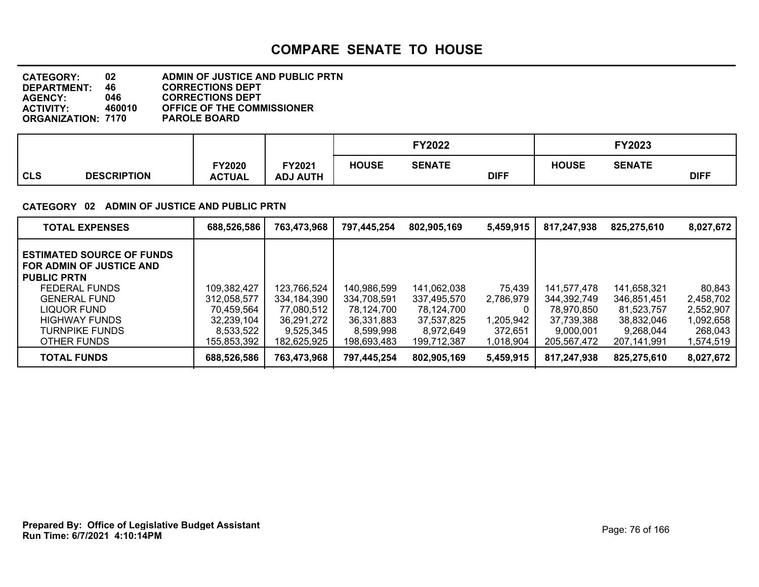# COMPARE SENATE TO HOUSE

**CATEGORY:** 02 ADMIN OF JUSTICE AND PUBLIC PRTN
**DEPARTMENT:** 46 CORRECTIONS DEPT
**AGENCY:** 046 CORRECTIONS DEPT
**ACTIVITY:** 460010 OFFICE OF THE COMMISSIONER
**ORGANIZATION:** 7170 PAROLE BOARD

**CATEGORY 02 ADMIN OF JUSTICE AND PUBLIC PRTN**

| CLS DESCRIPTION | FY2020 ACTUAL | FY2021 ADJ AUTH | FY2022 HOUSE | FY2022 SENATE | FY2022 DIFF | FY2023 HOUSE | FY2023 SENATE | FY2023 DIFF |
|---|---|---|---|---|---|---|---|---|
| **TOTAL EXPENSES** | 688,526,586 | 763,473,968 | 797,445,254 | 802,905,169 | 5,459,915 | 817,247,938 | 825,275,610 | 8,027,672 |
| **ESTIMATED SOURCE OF FUNDS FOR ADMIN OF JUSTICE AND PUBLIC PRTN** | | | | | | | | |
| FEDERAL FUNDS | 109,382,427 | 123,766,524 | 140,986,599 | 141,062,038 | 75,439 | 141,577,478 | 141,658,321 | 80,843 |
| GENERAL FUND | 312,058,577 | 334,184,390 | 334,708,591 | 337,495,570 | 2,786,979 | 344,392,749 | 346,851,451 | 2,458,702 |
| LIQUOR FUND | 70,459,564 | 77,080,512 | 78,124,700 | 78,124,700 | 0 | 78,970,850 | 81,523,757 | 2,552,907 |
| HIGHWAY FUNDS | 32,239,104 | 36,291,272 | 36,331,883 | 37,537,825 | 1,205,942 | 37,739,388 | 38,832,046 | 1,092,658 |
| TURNPIKE FUNDS | 8,533,522 | 9,525,345 | 8,599,998 | 8,972,649 | 372,651 | 9,000,001 | 9,268,044 | 268,043 |
| OTHER FUNDS | 155,853,392 | 182,625,925 | 198,693,483 | 199,712,387 | 1,018,904 | 205,567,472 | 207,141,991 | 1,574,519 |
| **TOTAL FUNDS** | 688,526,586 | 763,473,968 | 797,445,254 | 802,905,169 | 5,459,915 | 817,247,938 | 825,275,610 | 8,027,672 |

**Prepared By: Office of Legislative Budget Assistant**
**Run Time: 6/7/2021 4:10:14PM**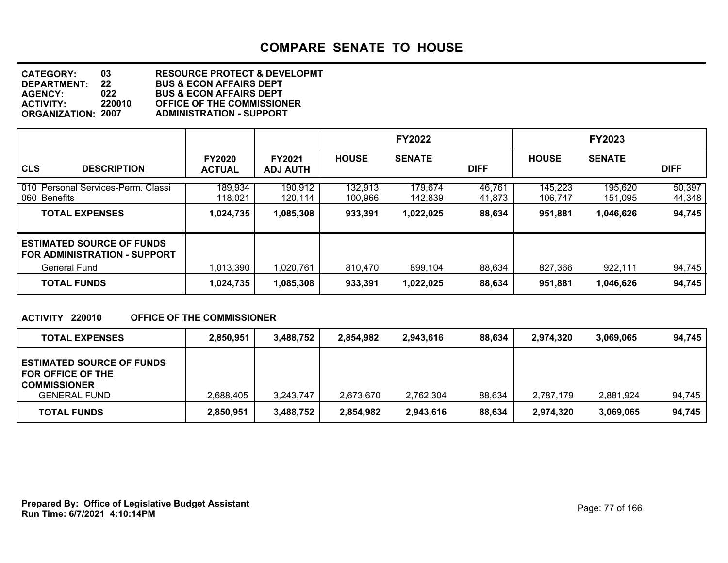# COMPARE SENATE TO HOUSE

**CATEGORY:** 03 **RESOURCE PROTECT & DEVELOPMT**
**DEPARTMENT:** 22 **BUS & ECON AFFAIRS DEPT**
**AGENCY:** 022 **BUS & ECON AFFAIRS DEPT**
**ACTIVITY:** 220010 **OFFICE OF THE COMMISSIONER**
**ORGANIZATION:** 2007 **ADMINISTRATION - SUPPORT**

| CLS DESCRIPTION | FY2020 ACTUAL | FY2021 ADJ AUTH | FY2022 HOUSE | FY2022 SENATE | FY2022 DIFF | FY2023 HOUSE | FY2023 SENATE | FY2023 DIFF |
|---|---|---|---|---|---|---|---|---|
| 010 Personal Services-Perm. Classi | 189,934 | 190,912 | 132,913 | 179,674 | 46,761 | 145,223 | 195,620 | 50,397 |
| 060 Benefits | 118,021 | 120,114 | 100,966 | 142,839 | 41,873 | 106,747 | 151,095 | 44,348 |
| **TOTAL EXPENSES** | **1,024,735** | **1,085,308** | **933,391** | **1,022,025** | **88,634** | **951,881** | **1,046,626** | **94,745** |
| **ESTIMATED SOURCE OF FUNDS FOR ADMINISTRATION - SUPPORT** | | | | | | | | |
| General Fund | 1,013,390 | 1,020,761 | 810,470 | 899,104 | 88,634 | 827,366 | 922,111 | 94,745 |
| **TOTAL FUNDS** | **1,024,735** | **1,085,308** | **933,391** | **1,022,025** | **88,634** | **951,881** | **1,046,626** | **94,745** |

**ACTIVITY 220010 OFFICE OF THE COMMISSIONER**

| | FY2020 ACTUAL | FY2021 ADJ AUTH | FY2022 HOUSE | FY2022 SENATE | FY2022 DIFF | FY2023 HOUSE | FY2023 SENATE | FY2023 DIFF |
|---|---|---|---|---|---|---|---|---|
| **TOTAL EXPENSES** | **2,850,951** | **3,488,752** | **2,854,982** | **2,943,616** | **88,634** | **2,974,320** | **3,069,065** | **94,745** |
| **ESTIMATED SOURCE OF FUNDS FOR OFFICE OF THE COMMISSIONER** | | | | | | | | |
| GENERAL FUND | 2,688,405 | 3,243,747 | 2,673,670 | 2,762,304 | 88,634 | 2,787,179 | 2,881,924 | 94,745 |
| **TOTAL FUNDS** | **2,850,951** | **3,488,752** | **2,854,982** | **2,943,616** | **88,634** | **2,974,320** | **3,069,065** | **94,745** |

**Prepared By: Office of Legislative Budget Assistant**
**Run Time: 6/7/2021 4:10:14PM**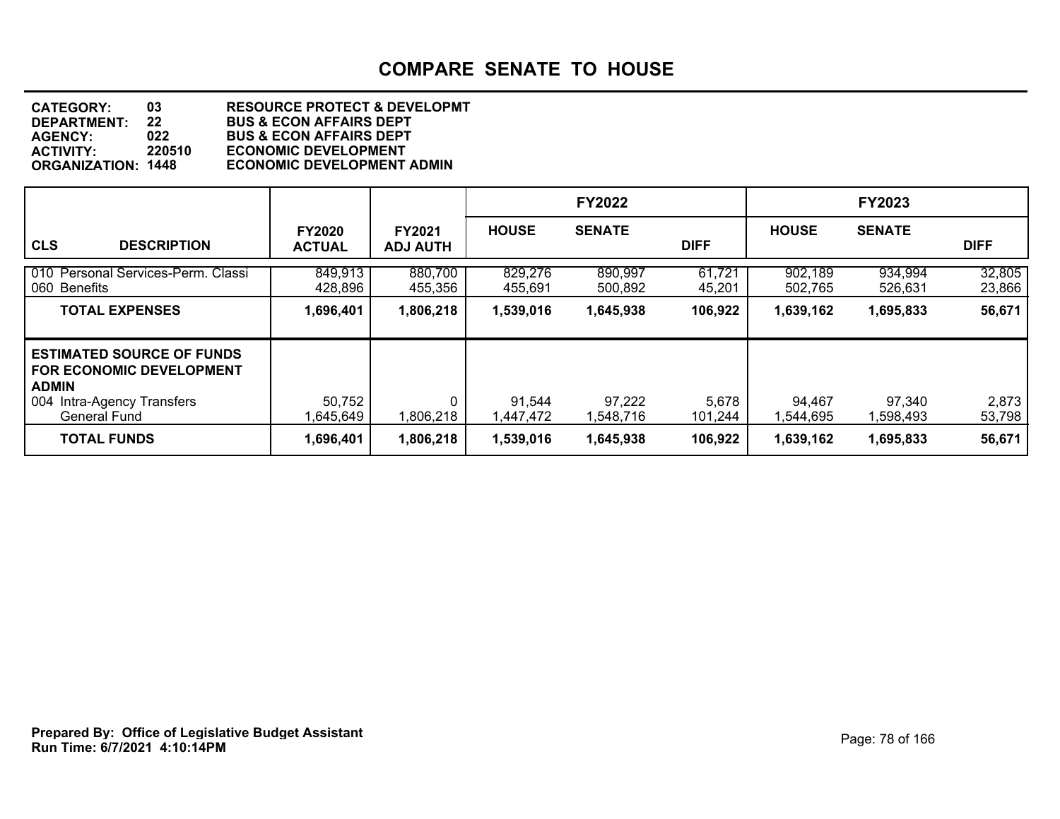# COMPARE SENATE TO HOUSE

**CATEGORY:** 03 RESOURCE PROTECT & DEVELOPMT
**DEPARTMENT:** 22 BUS & ECON AFFAIRS DEPT
**AGENCY:** 022 BUS & ECON AFFAIRS DEPT
**ACTIVITY:** 220510 ECONOMIC DEVELOPMENT
**ORGANIZATION:** 1448 ECONOMIC DEVELOPMENT ADMIN

| | | | FY2022 | | | FY2023 | | |
|---|---|---|---|---|---|---|---|---|
| **CLS DESCRIPTION** | **FY2020 ACTUAL** | **FY2021 ADJ AUTH** | **HOUSE** | **SENATE** | **DIFF** | **HOUSE** | **SENATE** | **DIFF** |
| 010 Personal Services-Perm. Classi | 849,913 | 880,700 | 829,276 | 890,997 | 61,721 | 902,189 | 934,994 | 32,805 |
| 060 Benefits | 428,896 | 455,356 | 455,691 | 500,892 | 45,201 | 502,765 | 526,631 | 23,866 |
| **TOTAL EXPENSES** | **1,696,401** | **1,806,218** | **1,539,016** | **1,645,938** | **106,922** | **1,639,162** | **1,695,833** | **56,671** |
| **ESTIMATED SOURCE OF FUNDS FOR ECONOMIC DEVELOPMENT ADMIN** | | | | | | | | |
| 004 Intra-Agency Transfers | 50,752 | 0 | 91,544 | 97,222 | 5,678 | 94,467 | 97,340 | 2,873 |
| General Fund | 1,645,649 | 1,806,218 | 1,447,472 | 1,548,716 | 101,244 | 1,544,695 | 1,598,493 | 53,798 |
| **TOTAL FUNDS** | **1,696,401** | **1,806,218** | **1,539,016** | **1,645,938** | **106,922** | **1,639,162** | **1,695,833** | **56,671** |

**Prepared By: Office of Legislative Budget Assistant**
**Run Time: 6/7/2021 4:10:14PM**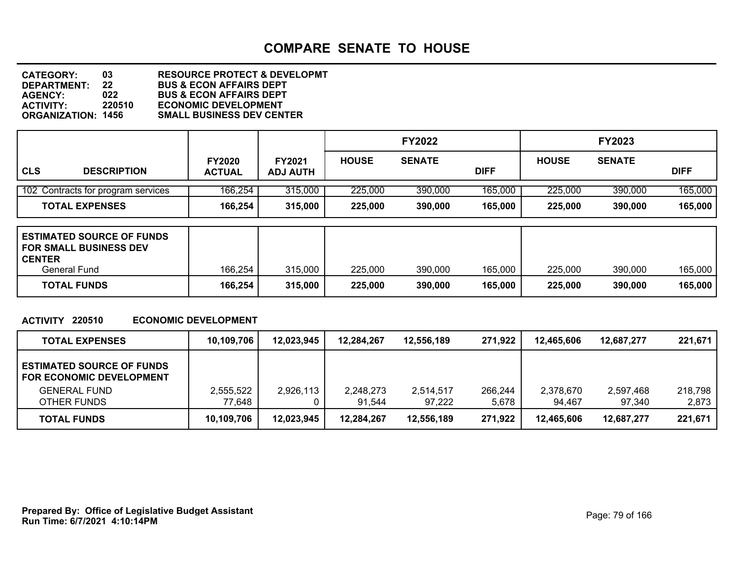# COMPARE SENATE TO HOUSE

**CATEGORY:** 03 RESOURCE PROTECT & DEVELOPMT
**DEPARTMENT:** 22 BUS & ECON AFFAIRS DEPT
**AGENCY:** 022 BUS & ECON AFFAIRS DEPT
**ACTIVITY:** 220510 ECONOMIC DEVELOPMENT
**ORGANIZATION:** 1456 SMALL BUSINESS DEV CENTER

| CLS DESCRIPTION | FY2020 ACTUAL | FY2021 ADJ AUTH | FY2022 HOUSE | FY2022 SENATE | FY2022 DIFF | FY2023 HOUSE | FY2023 SENATE | FY2023 DIFF |
|---|---|---|---|---|---|---|---|---|
| 102 Contracts for program services | 166,254 | 315,000 | 225,000 | 390,000 | 165,000 | 225,000 | 390,000 | 165,000 |
| **TOTAL EXPENSES** | **166,254** | **315,000** | **225,000** | **390,000** | **165,000** | **225,000** | **390,000** | **165,000** |
| **ESTIMATED SOURCE OF FUNDS FOR SMALL BUSINESS DEV CENTER** | | | | | | | | |
| General Fund | 166,254 | 315,000 | 225,000 | 390,000 | 165,000 | 225,000 | 390,000 | 165,000 |
| **TOTAL FUNDS** | **166,254** | **315,000** | **225,000** | **390,000** | **165,000** | **225,000** | **390,000** | **165,000** |

**ACTIVITY 220510 ECONOMIC DEVELOPMENT**

| | FY2020 ACTUAL | FY2021 ADJ AUTH | FY2022 HOUSE | FY2022 SENATE | FY2022 DIFF | FY2023 HOUSE | FY2023 SENATE | FY2023 DIFF |
|---|---|---|---|---|---|---|---|---|
| **TOTAL EXPENSES** | **10,109,706** | **12,023,945** | **12,284,267** | **12,556,189** | **271,922** | **12,465,606** | **12,687,277** | **221,671** |
| **ESTIMATED SOURCE OF FUNDS FOR ECONOMIC DEVELOPMENT** | | | | | | | | |
| GENERAL FUND | 2,555,522 | 2,926,113 | 2,248,273 | 2,514,517 | 266,244 | 2,378,670 | 2,597,468 | 218,798 |
| OTHER FUNDS | 77,648 | 0 | 91,544 | 97,222 | 5,678 | 94,467 | 97,340 | 2,873 |
| **TOTAL FUNDS** | **10,109,706** | **12,023,945** | **12,284,267** | **12,556,189** | **271,922** | **12,465,606** | **12,687,277** | **221,671** |

**Prepared By: Office of Legislative Budget Assistant**
**Run Time: 6/7/2021 4:10:14PM**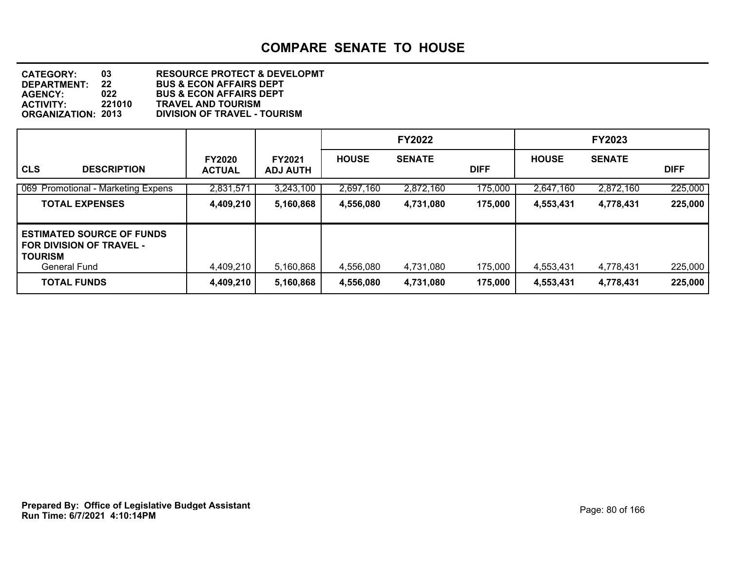# COMPARE SENATE TO HOUSE

**CATEGORY:** 03 RESOURCE PROTECT & DEVELOPMT
**DEPARTMENT:** 22 BUS & ECON AFFAIRS DEPT
**AGENCY:** 022 BUS & ECON AFFAIRS DEPT
**ACTIVITY:** 221010 TRAVEL AND TOURISM
**ORGANIZATION:** 2013 DIVISION OF TRAVEL - TOURISM

| CLS DESCRIPTION | FY2020 ACTUAL | FY2021 ADJ AUTH | FY2022 HOUSE | FY2022 SENATE | FY2022 DIFF | FY2023 HOUSE | FY2023 SENATE | FY2023 DIFF |
|---|---|---|---|---|---|---|---|---|
| 069 Promotional - Marketing Expens | 2,831,571 | 3,243,100 | 2,697,160 | 2,872,160 | 175,000 | 2,647,160 | 2,872,160 | 225,000 |
| **TOTAL EXPENSES** | **4,409,210** | **5,160,868** | **4,556,080** | **4,731,080** | **175,000** | **4,553,431** | **4,778,431** | **225,000** |
| **ESTIMATED SOURCE OF FUNDS FOR DIVISION OF TRAVEL - TOURISM** | | | | | | | | |
| General Fund | 4,409,210 | 5,160,868 | 4,556,080 | 4,731,080 | 175,000 | 4,553,431 | 4,778,431 | 225,000 |
| **TOTAL FUNDS** | **4,409,210** | **5,160,868** | **4,556,080** | **4,731,080** | **175,000** | **4,553,431** | **4,778,431** | **225,000** |

**Prepared By: Office of Legislative Budget Assistant**
**Run Time: 6/7/2021 4:10:14PM**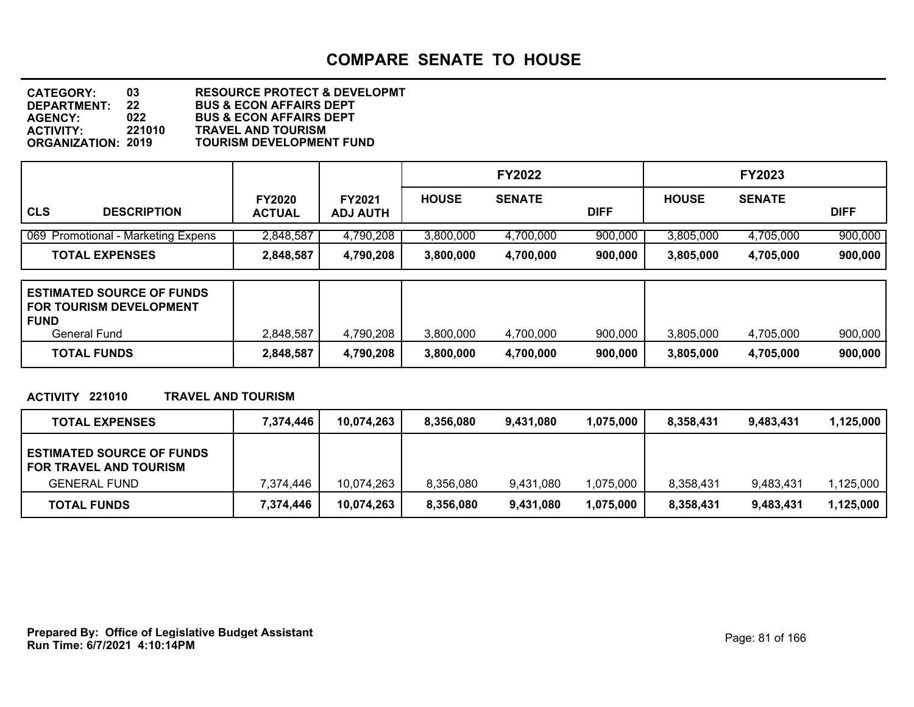# COMPARE SENATE TO HOUSE

**CATEGORY:** 03 RESOURCE PROTECT & DEVELOPMT
**DEPARTMENT:** 22 BUS & ECON AFFAIRS DEPT
**AGENCY:** 022 BUS & ECON AFFAIRS DEPT
**ACTIVITY:** 221010 TRAVEL AND TOURISM
**ORGANIZATION:** 2019 TOURISM DEVELOPMENT FUND

| CLS DESCRIPTION | FY2020 ACTUAL | FY2021 ADJ AUTH | FY2022 HOUSE | FY2022 SENATE | FY2022 DIFF | FY2023 HOUSE | FY2023 SENATE | FY2023 DIFF |
|---|---|---|---|---|---|---|---|---|
| 069 Promotional - Marketing Expens | 2,848,587 | 4,790,208 | 3,800,000 | 4,700,000 | 900,000 | 3,805,000 | 4,705,000 | 900,000 |
| **TOTAL EXPENSES** | **2,848,587** | **4,790,208** | **3,800,000** | **4,700,000** | **900,000** | **3,805,000** | **4,705,000** | **900,000** |
| **ESTIMATED SOURCE OF FUNDS FOR TOURISM DEVELOPMENT FUND** | | | | | | | | |
| General Fund | 2,848,587 | 4,790,208 | 3,800,000 | 4,700,000 | 900,000 | 3,805,000 | 4,705,000 | 900,000 |
| **TOTAL FUNDS** | **2,848,587** | **4,790,208** | **3,800,000** | **4,700,000** | **900,000** | **3,805,000** | **4,705,000** | **900,000** |

**ACTIVITY 221010 TRAVEL AND TOURISM**

| DESCRIPTION | FY2020 ACTUAL | FY2021 ADJ AUTH | FY2022 HOUSE | FY2022 SENATE | FY2022 DIFF | FY2023 HOUSE | FY2023 SENATE | FY2023 DIFF |
|---|---|---|---|---|---|---|---|---|
| **TOTAL EXPENSES** | **7,374,446** | **10,074,263** | **8,356,080** | **9,431,080** | **1,075,000** | **8,358,431** | **9,483,431** | **1,125,000** |
| **ESTIMATED SOURCE OF FUNDS FOR TRAVEL AND TOURISM** | | | | | | | | |
| GENERAL FUND | 7,374,446 | 10,074,263 | 8,356,080 | 9,431,080 | 1,075,000 | 8,358,431 | 9,483,431 | 1,125,000 |
| **TOTAL FUNDS** | **7,374,446** | **10,074,263** | **8,356,080** | **9,431,080** | **1,075,000** | **8,358,431** | **9,483,431** | **1,125,000** |

**Prepared By: Office of Legislative Budget Assistant**
**Run Time: 6/7/2021 4:10:14PM**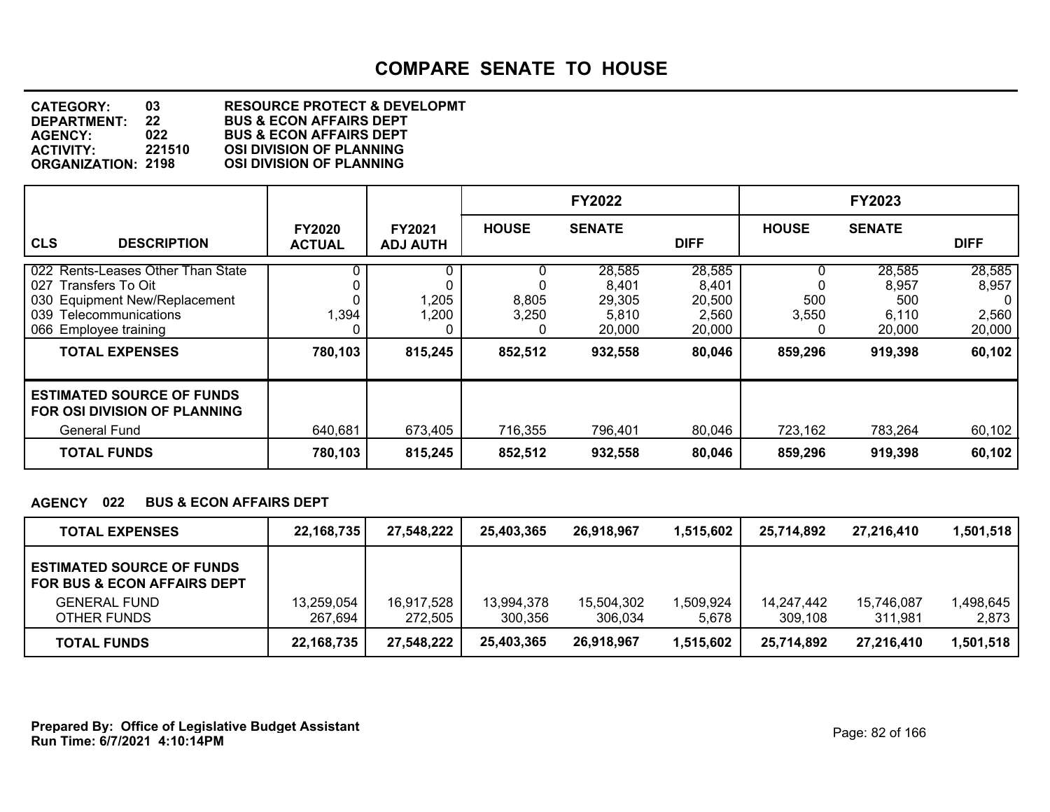# COMPARE SENATE TO HOUSE

**CATEGORY:** 03 RESOURCE PROTECT & DEVELOPMT
**DEPARTMENT:** 22 BUS & ECON AFFAIRS DEPT
**AGENCY:** 022 BUS & ECON AFFAIRS DEPT
**ACTIVITY:** 221510 OSI DIVISION OF PLANNING
**ORGANIZATION:** 2198 OSI DIVISION OF PLANNING

| CLS DESCRIPTION | FY2020 ACTUAL | FY2021 ADJ AUTH | FY2022 HOUSE | FY2022 SENATE | FY2022 DIFF | FY2023 HOUSE | FY2023 SENATE | FY2023 DIFF |
|---|---|---|---|---|---|---|---|---|
| 022 Rents-Leases Other Than State | 0 | 0 | 0 | 28,585 | 28,585 | 0 | 28,585 | 28,585 |
| 027 Transfers To Oit | 0 | 0 | 0 | 8,401 | 8,401 | 0 | 8,957 | 8,957 |
| 030 Equipment New/Replacement | 0 | 1,205 | 8,805 | 29,305 | 20,500 | 500 | 500 | 0 |
| 039 Telecommunications | 1,394 | 1,200 | 3,250 | 5,810 | 2,560 | 3,550 | 6,110 | 2,560 |
| 066 Employee training | 0 | 0 | 0 | 20,000 | 20,000 | 0 | 20,000 | 20,000 |
| **TOTAL EXPENSES** | **780,103** | **815,245** | **852,512** | **932,558** | **80,046** | **859,296** | **919,398** | **60,102** |
| **ESTIMATED SOURCE OF FUNDS FOR OSI DIVISION OF PLANNING** | | | | | | | | |
| General Fund | 640,681 | 673,405 | 716,355 | 796,401 | 80,046 | 723,162 | 783,264 | 60,102 |
| **TOTAL FUNDS** | **780,103** | **815,245** | **852,512** | **932,558** | **80,046** | **859,296** | **919,398** | **60,102** |

**AGENCY 022 BUS & ECON AFFAIRS DEPT**

| | FY2020 ACTUAL | FY2021 ADJ AUTH | FY2022 HOUSE | FY2022 SENATE | FY2022 DIFF | FY2023 HOUSE | FY2023 SENATE | FY2023 DIFF |
|---|---|---|---|---|---|---|---|---|
| **TOTAL EXPENSES** | **22,168,735** | **27,548,222** | **25,403,365** | **26,918,967** | **1,515,602** | **25,714,892** | **27,216,410** | **1,501,518** |
| **ESTIMATED SOURCE OF FUNDS FOR BUS & ECON AFFAIRS DEPT** | | | | | | | | |
| GENERAL FUND | 13,259,054 | 16,917,528 | 13,994,378 | 15,504,302 | 1,509,924 | 14,247,442 | 15,746,087 | 1,498,645 |
| OTHER FUNDS | 267,694 | 272,505 | 300,356 | 306,034 | 5,678 | 309,108 | 311,981 | 2,873 |
| **TOTAL FUNDS** | **22,168,735** | **27,548,222** | **25,403,365** | **26,918,967** | **1,515,602** | **25,714,892** | **27,216,410** | **1,501,518** |

**Prepared By: Office of Legislative Budget Assistant**
**Run Time: 6/7/2021 4:10:14PM**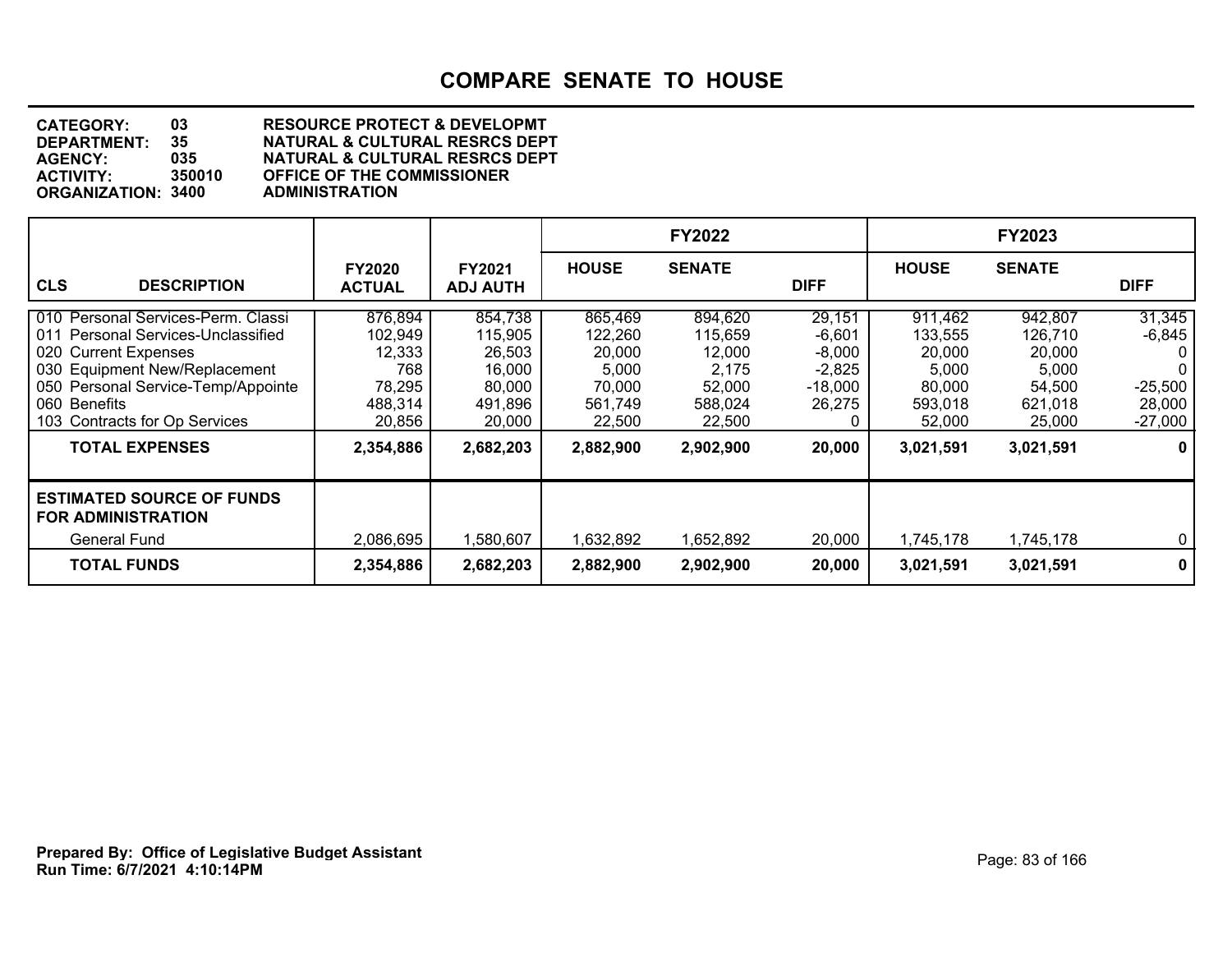# COMPARE SENATE TO HOUSE

**CATEGORY:** 03 **RESOURCE PROTECT & DEVELOPMT**
**DEPARTMENT:** 35 **NATURAL & CULTURAL RESRCS DEPT**
**AGENCY:** 035 **NATURAL & CULTURAL RESRCS DEPT**
**ACTIVITY:** 350010 **OFFICE OF THE COMMISSIONER**
**ORGANIZATION:** 3400 **ADMINISTRATION**

| | | | FY2022 | | | FY2023 | | |
|---|---|---|---|---|---|---|---|---|
| **CLS DESCRIPTION** | **FY2020 ACTUAL** | **FY2021 ADJ AUTH** | **HOUSE** | **SENATE** | **DIFF** | **HOUSE** | **SENATE** | **DIFF** |
| 010 Personal Services-Perm. Classi | 876,894 | 854,738 | 865,469 | 894,620 | 29,151 | 911,462 | 942,807 | 31,345 |
| 011 Personal Services-Unclassified | 102,949 | 115,905 | 122,260 | 115,659 | -6,601 | 133,555 | 126,710 | -6,845 |
| 020 Current Expenses | 12,333 | 26,503 | 20,000 | 12,000 | -8,000 | 20,000 | 20,000 | 0 |
| 030 Equipment New/Replacement | 768 | 16,000 | 5,000 | 2,175 | -2,825 | 5,000 | 5,000 | 0 |
| 050 Personal Service-Temp/Appointe | 78,295 | 80,000 | 70,000 | 52,000 | -18,000 | 80,000 | 54,500 | -25,500 |
| 060 Benefits | 488,314 | 491,896 | 561,749 | 588,024 | 26,275 | 593,018 | 621,018 | 28,000 |
| 103 Contracts for Op Services | 20,856 | 20,000 | 22,500 | 22,500 | 0 | 52,000 | 25,000 | -27,000 |
| **TOTAL EXPENSES** | **2,354,886** | **2,682,203** | **2,882,900** | **2,902,900** | **20,000** | **3,021,591** | **3,021,591** | **0** |
| **ESTIMATED SOURCE OF FUNDS FOR ADMINISTRATION** | | | | | | | | |
| General Fund | 2,086,695 | 1,580,607 | 1,632,892 | 1,652,892 | 20,000 | 1,745,178 | 1,745,178 | 0 |
| **TOTAL FUNDS** | **2,354,886** | **2,682,203** | **2,882,900** | **2,902,900** | **20,000** | **3,021,591** | **3,021,591** | **0** |

**Prepared By: Office of Legislative Budget Assistant**
**Run Time: 6/7/2021 4:10:14PM**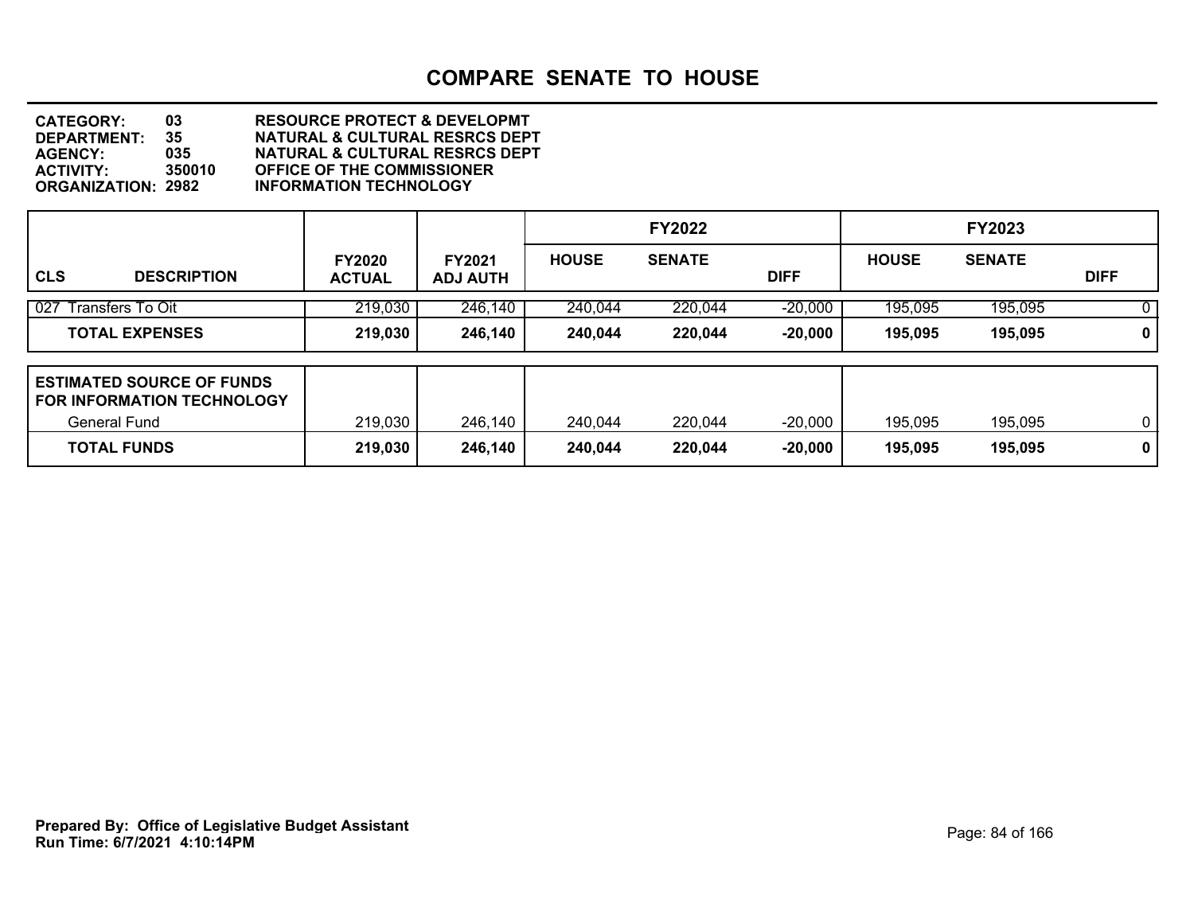# COMPARE SENATE TO HOUSE

**CATEGORY:** 03 RESOURCE PROTECT & DEVELOPMT
**DEPARTMENT:** 35 NATURAL & CULTURAL RESRCS DEPT
**AGENCY:** 035 NATURAL & CULTURAL RESRCS DEPT
**ACTIVITY:** 350010 OFFICE OF THE COMMISSIONER
**ORGANIZATION:** 2982 INFORMATION TECHNOLOGY

| CLS | DESCRIPTION | FY2020 ACTUAL | FY2021 ADJ AUTH | FY2022 HOUSE | FY2022 SENATE | FY2022 DIFF | FY2023 HOUSE | FY2023 SENATE | FY2023 DIFF |
|---|---|---|---|---|---|---|---|---|---|
| 027 | Transfers To Oit | 219,030 | 246,140 | 240,044 | 220,044 | -20,000 | 195,095 | 195,095 | 0 |
| | **TOTAL EXPENSES** | **219,030** | **246,140** | **240,044** | **220,044** | **-20,000** | **195,095** | **195,095** | **0** |

| ESTIMATED SOURCE OF FUNDS FOR INFORMATION TECHNOLOGY | FY2020 ACTUAL | FY2021 ADJ AUTH | FY2022 HOUSE | FY2022 SENATE | FY2022 DIFF | FY2023 HOUSE | FY2023 SENATE | FY2023 DIFF |
|---|---|---|---|---|---|---|---|---|
| General Fund | 219,030 | 246,140 | 240,044 | 220,044 | -20,000 | 195,095 | 195,095 | 0 |
| **TOTAL FUNDS** | **219,030** | **246,140** | **240,044** | **220,044** | **-20,000** | **195,095** | **195,095** | **0** |

**Prepared By: Office of Legislative Budget Assistant**
**Run Time: 6/7/2021 4:10:14PM**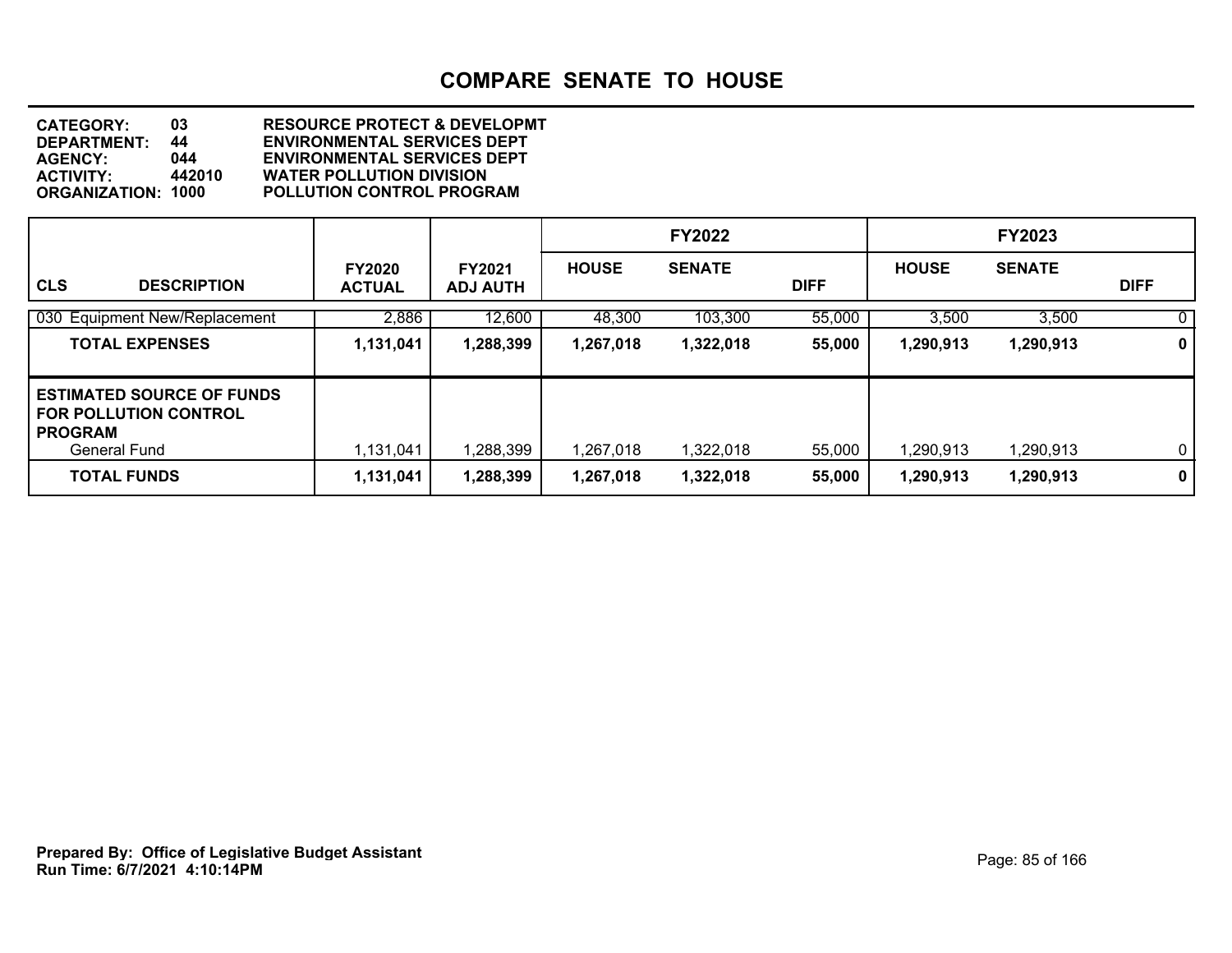# COMPARE SENATE TO HOUSE

**CATEGORY:** 03 RESOURCE PROTECT & DEVELOPMT
**DEPARTMENT:** 44 ENVIRONMENTAL SERVICES DEPT
**AGENCY:** 044 ENVIRONMENTAL SERVICES DEPT
**ACTIVITY:** 442010 WATER POLLUTION DIVISION
**ORGANIZATION:** 1000 POLLUTION CONTROL PROGRAM

| CLS DESCRIPTION | FY2020 ACTUAL | FY2021 ADJ AUTH | FY2022 HOUSE | FY2022 SENATE | FY2022 DIFF | FY2023 HOUSE | FY2023 SENATE | FY2023 DIFF |
|---|---|---|---|---|---|---|---|---|
| 030 Equipment New/Replacement | 2,886 | 12,600 | 48,300 | 103,300 | 55,000 | 3,500 | 3,500 | 0 |
| **TOTAL EXPENSES** | **1,131,041** | **1,288,399** | **1,267,018** | **1,322,018** | **55,000** | **1,290,913** | **1,290,913** | **0** |
| **ESTIMATED SOURCE OF FUNDS FOR POLLUTION CONTROL PROGRAM** | | | | | | | | |
| General Fund | 1,131,041 | 1,288,399 | 1,267,018 | 1,322,018 | 55,000 | 1,290,913 | 1,290,913 | 0 |
| **TOTAL FUNDS** | **1,131,041** | **1,288,399** | **1,267,018** | **1,322,018** | **55,000** | **1,290,913** | **1,290,913** | **0** |

**Prepared By: Office of Legislative Budget Assistant**
**Run Time: 6/7/2021 4:10:14PM**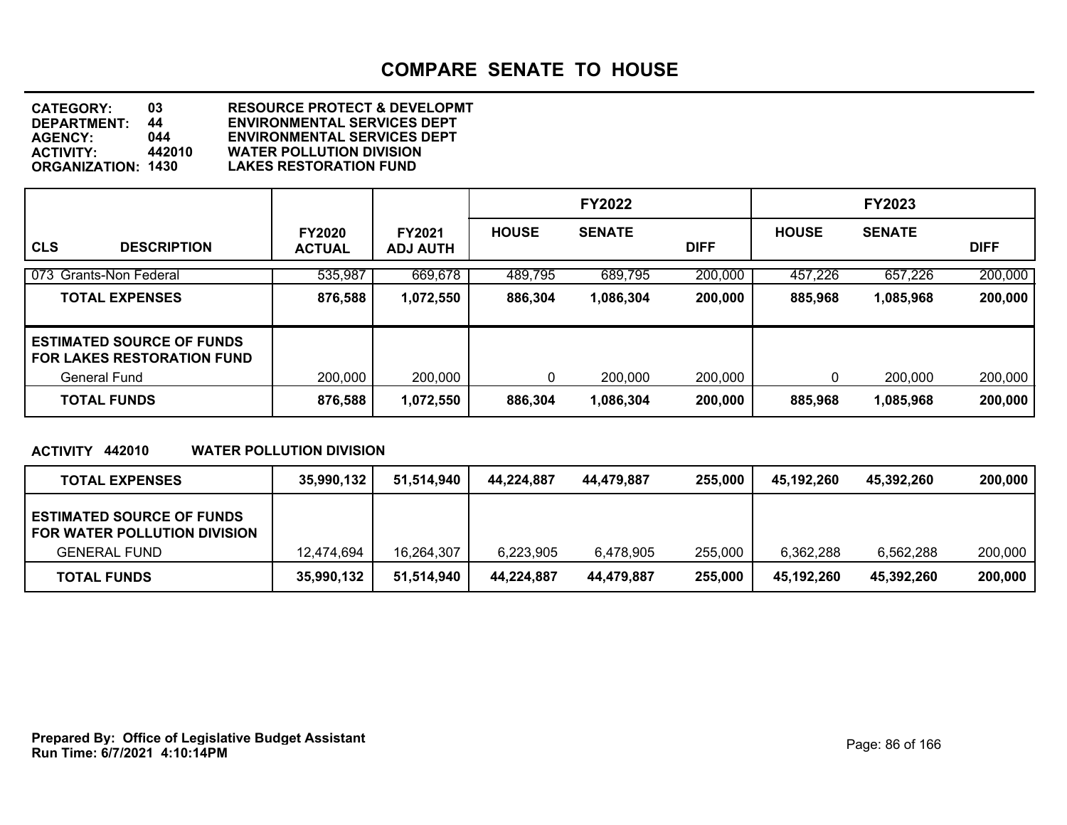# COMPARE SENATE TO HOUSE

**CATEGORY:** 03 RESOURCE PROTECT & DEVELOPMT
**DEPARTMENT:** 44 ENVIRONMENTAL SERVICES DEPT
**AGENCY:** 044 ENVIRONMENTAL SERVICES DEPT
**ACTIVITY:** 442010 WATER POLLUTION DIVISION
**ORGANIZATION:** 1430 LAKES RESTORATION FUND

| CLS DESCRIPTION | FY2020 ACTUAL | FY2021 ADJ AUTH | FY2022 HOUSE | FY2022 SENATE | FY2022 DIFF | FY2023 HOUSE | FY2023 SENATE | FY2023 DIFF |
|---|---|---|---|---|---|---|---|---|
| 073 Grants-Non Federal | 535,987 | 669,678 | 489,795 | 689,795 | 200,000 | 457,226 | 657,226 | 200,000 |
| **TOTAL EXPENSES** | **876,588** | **1,072,550** | **886,304** | **1,086,304** | **200,000** | **885,968** | **1,085,968** | **200,000** |
| **ESTIMATED SOURCE OF FUNDS FOR LAKES RESTORATION FUND** | | | | | | | | |
| General Fund | 200,000 | 200,000 | 0 | 200,000 | 200,000 | 0 | 200,000 | 200,000 |
| **TOTAL FUNDS** | **876,588** | **1,072,550** | **886,304** | **1,086,304** | **200,000** | **885,968** | **1,085,968** | **200,000** |

**ACTIVITY 442010 WATER POLLUTION DIVISION**

| | FY2020 ACTUAL | FY2021 ADJ AUTH | FY2022 HOUSE | FY2022 SENATE | FY2022 DIFF | FY2023 HOUSE | FY2023 SENATE | FY2023 DIFF |
|---|---|---|---|---|---|---|---|---|
| **TOTAL EXPENSES** | **35,990,132** | **51,514,940** | **44,224,887** | **44,479,887** | **255,000** | **45,192,260** | **45,392,260** | **200,000** |
| **ESTIMATED SOURCE OF FUNDS FOR WATER POLLUTION DIVISION** | | | | | | | | |
| GENERAL FUND | 12,474,694 | 16,264,307 | 6,223,905 | 6,478,905 | 255,000 | 6,362,288 | 6,562,288 | 200,000 |
| **TOTAL FUNDS** | **35,990,132** | **51,514,940** | **44,224,887** | **44,479,887** | **255,000** | **45,192,260** | **45,392,260** | **200,000** |

**Prepared By: Office of Legislative Budget Assistant**
**Run Time: 6/7/2021 4:10:14PM**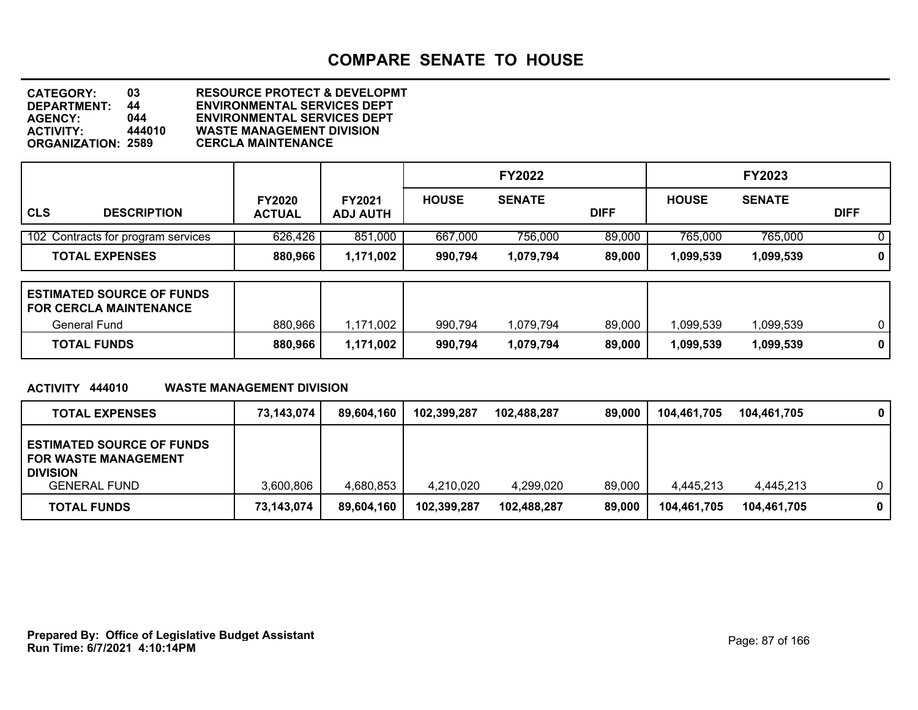# COMPARE SENATE TO HOUSE

**CATEGORY:** 03 RESOURCE PROTECT & DEVELOPMT
**DEPARTMENT:** 44 ENVIRONMENTAL SERVICES DEPT
**AGENCY:** 044 ENVIRONMENTAL SERVICES DEPT
**ACTIVITY:** 444010 WASTE MANAGEMENT DIVISION
**ORGANIZATION:** 2589 CERCLA MAINTENANCE

| | | | FY2022 | | | FY2023 | | |
|---|---|---|---|---|---|---|---|---|
| CLS DESCRIPTION | FY2020 ACTUAL | FY2021 ADJ AUTH | HOUSE | SENATE | DIFF | HOUSE | SENATE | DIFF |
| 102 Contracts for program services | 626,426 | 851,000 | 667,000 | 756,000 | 89,000 | 765,000 | 765,000 | 0 |
| **TOTAL EXPENSES** | **880,966** | **1,171,002** | **990,794** | **1,079,794** | **89,000** | **1,099,539** | **1,099,539** | **0** |
| **ESTIMATED SOURCE OF FUNDS FOR CERCLA MAINTENANCE** | | | | | | | | |
| General Fund | 880,966 | 1,171,002 | 990,794 | 1,079,794 | 89,000 | 1,099,539 | 1,099,539 | 0 |
| **TOTAL FUNDS** | **880,966** | **1,171,002** | **990,794** | **1,079,794** | **89,000** | **1,099,539** | **1,099,539** | **0** |

**ACTIVITY 444010 WASTE MANAGEMENT DIVISION**

| | FY2020 ACTUAL | FY2021 ADJ AUTH | FY2022 HOUSE | FY2022 SENATE | FY2022 DIFF | FY2023 HOUSE | FY2023 SENATE | FY2023 DIFF |
|---|---|---|---|---|---|---|---|---|
| **TOTAL EXPENSES** | **73,143,074** | **89,604,160** | **102,399,287** | **102,488,287** | **89,000** | **104,461,705** | **104,461,705** | **0** |
| **ESTIMATED SOURCE OF FUNDS FOR WASTE MANAGEMENT DIVISION** | | | | | | | | |
| GENERAL FUND | 3,600,806 | 4,680,853 | 4,210,020 | 4,299,020 | 89,000 | 4,445,213 | 4,445,213 | 0 |
| **TOTAL FUNDS** | **73,143,074** | **89,604,160** | **102,399,287** | **102,488,287** | **89,000** | **104,461,705** | **104,461,705** | **0** |

**Prepared By: Office of Legislative Budget Assistant**
**Run Time: 6/7/2021 4:10:14PM**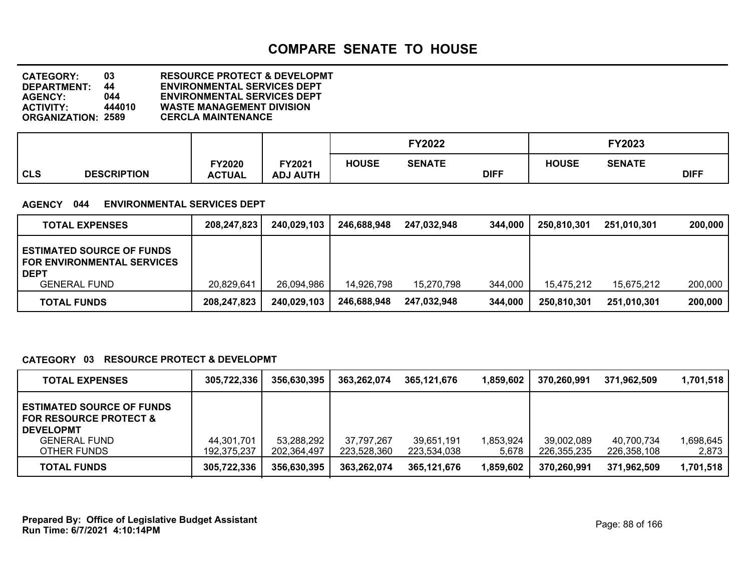# COMPARE SENATE TO HOUSE

**CATEGORY:** 03 RESOURCE PROTECT & DEVELOPMT
**DEPARTMENT:** 44 ENVIRONMENTAL SERVICES DEPT
**AGENCY:** 044 ENVIRONMENTAL SERVICES DEPT
**ACTIVITY:** 444010 WASTE MANAGEMENT DIVISION
**ORGANIZATION:** 2589 CERCLA MAINTENANCE

| CLS | DESCRIPTION | FY2020 ACTUAL | FY2021 ADJ AUTH | FY2022 HOUSE | FY2022 SENATE | FY2022 DIFF | FY2023 HOUSE | FY2023 SENATE | FY2023 DIFF |
|---|---|---|---|---|---|---|---|---|---|

**AGENCY 044 ENVIRONMENTAL SERVICES DEPT**

| | FY2020 ACTUAL | FY2021 ADJ AUTH | FY2022 HOUSE | FY2022 SENATE | FY2022 DIFF | FY2023 HOUSE | FY2023 SENATE | FY2023 DIFF |
|---|---|---|---|---|---|---|---|---|
| **TOTAL EXPENSES** | 208,247,823 | 240,029,103 | 246,688,948 | 247,032,948 | 344,000 | 250,810,301 | 251,010,301 | 200,000 |
| **ESTIMATED SOURCE OF FUNDS FOR ENVIRONMENTAL SERVICES DEPT** | | | | | | | | |
| GENERAL FUND | 20,829,641 | 26,094,986 | 14,926,798 | 15,270,798 | 344,000 | 15,475,212 | 15,675,212 | 200,000 |
| **TOTAL FUNDS** | 208,247,823 | 240,029,103 | 246,688,948 | 247,032,948 | 344,000 | 250,810,301 | 251,010,301 | 200,000 |

**CATEGORY 03 RESOURCE PROTECT & DEVELOPMT**

| | FY2020 ACTUAL | FY2021 ADJ AUTH | FY2022 HOUSE | FY2022 SENATE | FY2022 DIFF | FY2023 HOUSE | FY2023 SENATE | FY2023 DIFF |
|---|---|---|---|---|---|---|---|---|
| **TOTAL EXPENSES** | 305,722,336 | 356,630,395 | 363,262,074 | 365,121,676 | 1,859,602 | 370,260,991 | 371,962,509 | 1,701,518 |
| **ESTIMATED SOURCE OF FUNDS FOR RESOURCE PROTECT & DEVELOPMT** | | | | | | | | |
| GENERAL FUND | 44,301,701 | 53,288,292 | 37,797,267 | 39,651,191 | 1,853,924 | 39,002,089 | 40,700,734 | 1,698,645 |
| OTHER FUNDS | 192,375,237 | 202,364,497 | 223,528,360 | 223,534,038 | 5,678 | 226,355,235 | 226,358,108 | 2,873 |
| **TOTAL FUNDS** | 305,722,336 | 356,630,395 | 363,262,074 | 365,121,676 | 1,859,602 | 370,260,991 | 371,962,509 | 1,701,518 |

**Prepared By: Office of Legislative Budget Assistant**
**Run Time: 6/7/2021 4:10:14PM**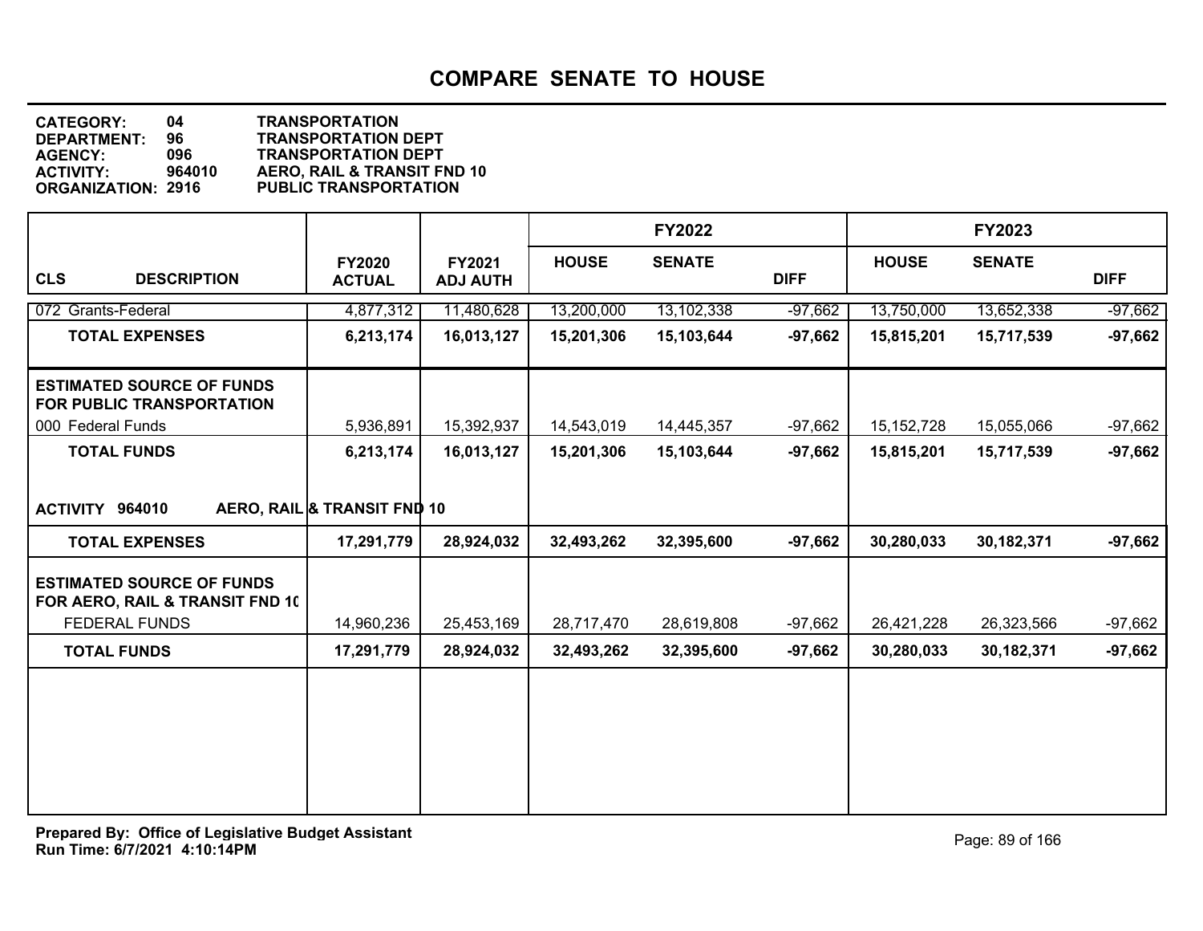# COMPARE SENATE TO HOUSE

**CATEGORY:** 04 TRANSPORTATION
**DEPARTMENT:** 96 TRANSPORTATION DEPT
**AGENCY:** 096 TRANSPORTATION DEPT
**ACTIVITY:** 964010 AERO, RAIL & TRANSIT FND 10
**ORGANIZATION:** 2916 PUBLIC TRANSPORTATION

| CLS DESCRIPTION | FY2020 ACTUAL | FY2021 ADJ AUTH | FY2022 HOUSE | FY2022 SENATE | FY2022 DIFF | FY2023 HOUSE | FY2023 SENATE | FY2023 DIFF |
|---|---|---|---|---|---|---|---|---|
| 072 Grants-Federal | 4,877,312 | 11,480,628 | 13,200,000 | 13,102,338 | -97,662 | 13,750,000 | 13,652,338 | -97,662 |
| **TOTAL EXPENSES** | **6,213,174** | **16,013,127** | **15,201,306** | **15,103,644** | **-97,662** | **15,815,201** | **15,717,539** | **-97,662** |
| **ESTIMATED SOURCE OF FUNDS FOR PUBLIC TRANSPORTATION** | | | | | | | | |
| 000 Federal Funds | 5,936,891 | 15,392,937 | 14,543,019 | 14,445,357 | -97,662 | 15,152,728 | 15,055,066 | -97,662 |
| **TOTAL FUNDS** | **6,213,174** | **16,013,127** | **15,201,306** | **15,103,644** | **-97,662** | **15,815,201** | **15,717,539** | **-97,662** |
| **ACTIVITY 964010 AERO, RAIL & TRANSIT FND 10** | | | | | | | | |
| **TOTAL EXPENSES** | **17,291,779** | **28,924,032** | **32,493,262** | **32,395,600** | **-97,662** | **30,280,033** | **30,182,371** | **-97,662** |
| **ESTIMATED SOURCE OF FUNDS FOR AERO, RAIL & TRANSIT FND 10** | | | | | | | | |
| FEDERAL FUNDS | 14,960,236 | 25,453,169 | 28,717,470 | 28,619,808 | -97,662 | 26,421,228 | 26,323,566 | -97,662 |
| **TOTAL FUNDS** | **17,291,779** | **28,924,032** | **32,493,262** | **32,395,600** | **-97,662** | **30,280,033** | **30,182,371** | **-97,662** |

**Prepared By: Office of Legislative Budget Assistant**
**Run Time: 6/7/2021 4:10:14PM**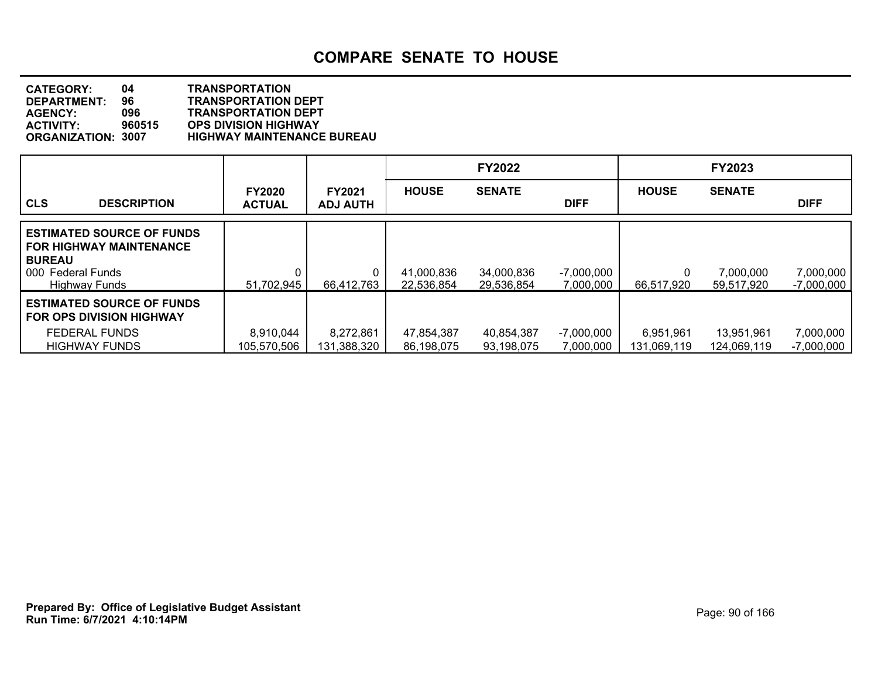# COMPARE SENATE TO HOUSE

**CATEGORY:** 04 TRANSPORTATION
**DEPARTMENT:** 96 TRANSPORTATION DEPT
**AGENCY:** 096 TRANSPORTATION DEPT
**ACTIVITY:** 960515 OPS DIVISION HIGHWAY
**ORGANIZATION:** 3007 HIGHWAY MAINTENANCE BUREAU

| CLS DESCRIPTION | FY2020 ACTUAL | FY2021 ADJ AUTH | FY2022 HOUSE | FY2022 SENATE | FY2022 DIFF | FY2023 HOUSE | FY2023 SENATE | FY2023 DIFF |
|---|---|---|---|---|---|---|---|---|
| **ESTIMATED SOURCE OF FUNDS FOR HIGHWAY MAINTENANCE BUREAU** | | | | | | | | |
| 000 Federal Funds | 0 | 0 | 41,000,836 | 34,000,836 | -7,000,000 | 0 | 7,000,000 | 7,000,000 |
| Highway Funds | 51,702,945 | 66,412,763 | 22,536,854 | 29,536,854 | 7,000,000 | 66,517,920 | 59,517,920 | -7,000,000 |
| **ESTIMATED SOURCE OF FUNDS FOR OPS DIVISION HIGHWAY** | | | | | | | | |
| FEDERAL FUNDS | 8,910,044 | 8,272,861 | 47,854,387 | 40,854,387 | -7,000,000 | 6,951,961 | 13,951,961 | 7,000,000 |
| HIGHWAY FUNDS | 105,570,506 | 131,388,320 | 86,198,075 | 93,198,075 | 7,000,000 | 131,069,119 | 124,069,119 | -7,000,000 |

**Prepared By: Office of Legislative Budget Assistant**
**Run Time: 6/7/2021 4:10:14PM**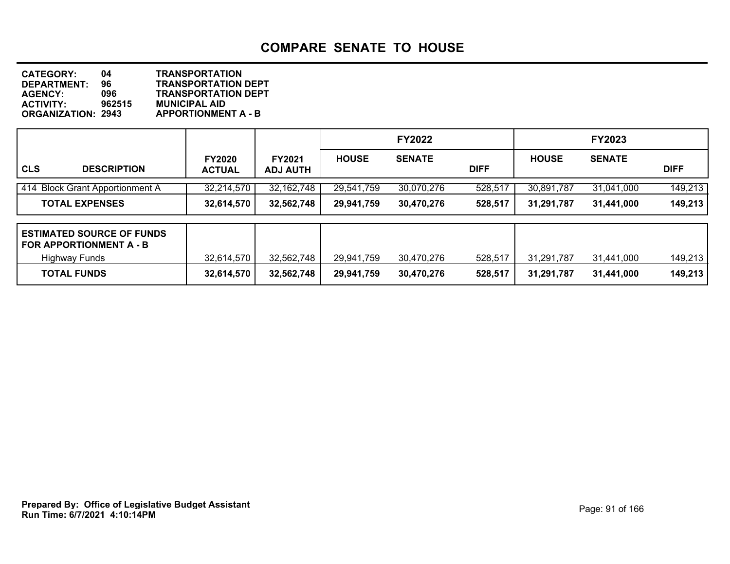# COMPARE SENATE TO HOUSE

**CATEGORY:** 04 TRANSPORTATION
**DEPARTMENT:** 96 TRANSPORTATION DEPT
**AGENCY:** 096 TRANSPORTATION DEPT
**ACTIVITY:** 962515 MUNICIPAL AID
**ORGANIZATION:** 2943 APPORTIONMENT A - B

| CLS DESCRIPTION | FY2020 ACTUAL | FY2021 ADJ AUTH | FY2022 HOUSE | FY2022 SENATE | FY2022 DIFF | FY2023 HOUSE | FY2023 SENATE | FY2023 DIFF |
|---|---|---|---|---|---|---|---|---|
| 414 Block Grant Apportionment A | 32,214,570 | 32,162,748 | 29,541,759 | 30,070,276 | 528,517 | 30,891,787 | 31,041,000 | 149,213 |
| **TOTAL EXPENSES** | **32,614,570** | **32,562,748** | **29,941,759** | **30,470,276** | **528,517** | **31,291,787** | **31,441,000** | **149,213** |

| ESTIMATED SOURCE OF FUNDS FOR APPORTIONMENT A - B | FY2020 ACTUAL | FY2021 ADJ AUTH | FY2022 HOUSE | FY2022 SENATE | FY2022 DIFF | FY2023 HOUSE | FY2023 SENATE | FY2023 DIFF |
|---|---|---|---|---|---|---|---|---|
| Highway Funds | 32,614,570 | 32,562,748 | 29,941,759 | 30,470,276 | 528,517 | 31,291,787 | 31,441,000 | 149,213 |
| **TOTAL FUNDS** | **32,614,570** | **32,562,748** | **29,941,759** | **30,470,276** | **528,517** | **31,291,787** | **31,441,000** | **149,213** |

**Prepared By: Office of Legislative Budget Assistant**
**Run Time: 6/7/2021 4:10:14PM**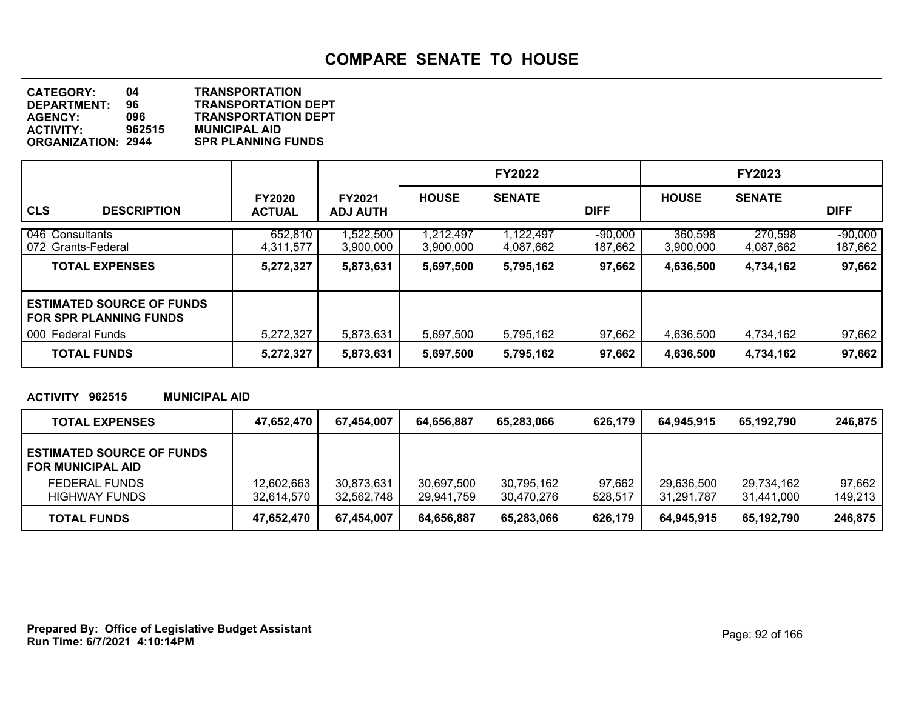# COMPARE SENATE TO HOUSE

**CATEGORY:** 04 TRANSPORTATION
**DEPARTMENT:** 96 TRANSPORTATION DEPT
**AGENCY:** 096 TRANSPORTATION DEPT
**ACTIVITY:** 962515 MUNICIPAL AID
**ORGANIZATION:** 2944 SPR PLANNING FUNDS

| CLS DESCRIPTION | FY2020 ACTUAL | FY2021 ADJ AUTH | FY2022 HOUSE | FY2022 SENATE | FY2022 DIFF | FY2023 HOUSE | FY2023 SENATE | FY2023 DIFF |
|---|---|---|---|---|---|---|---|---|
| 046 Consultants | 652,810 | 1,522,500 | 1,212,497 | 1,122,497 | -90,000 | 360,598 | 270,598 | -90,000 |
| 072 Grants-Federal | 4,311,577 | 3,900,000 | 3,900,000 | 4,087,662 | 187,662 | 3,900,000 | 4,087,662 | 187,662 |
| **TOTAL EXPENSES** | **5,272,327** | **5,873,631** | **5,697,500** | **5,795,162** | **97,662** | **4,636,500** | **4,734,162** | **97,662** |
| **ESTIMATED SOURCE OF FUNDS FOR SPR PLANNING FUNDS** | | | | | | | | |
| 000 Federal Funds | 5,272,327 | 5,873,631 | 5,697,500 | 5,795,162 | 97,662 | 4,636,500 | 4,734,162 | 97,662 |
| **TOTAL FUNDS** | **5,272,327** | **5,873,631** | **5,697,500** | **5,795,162** | **97,662** | **4,636,500** | **4,734,162** | **97,662** |

**ACTIVITY 962515 MUNICIPAL AID**

| DESCRIPTION | FY2020 ACTUAL | FY2021 ADJ AUTH | FY2022 HOUSE | FY2022 SENATE | FY2022 DIFF | FY2023 HOUSE | FY2023 SENATE | FY2023 DIFF |
|---|---|---|---|---|---|---|---|---|
| **TOTAL EXPENSES** | **47,652,470** | **67,454,007** | **64,656,887** | **65,283,066** | **626,179** | **64,945,915** | **65,192,790** | **246,875** |
| **ESTIMATED SOURCE OF FUNDS FOR MUNICIPAL AID** | | | | | | | | |
| FEDERAL FUNDS | 12,602,663 | 30,873,631 | 30,697,500 | 30,795,162 | 97,662 | 29,636,500 | 29,734,162 | 97,662 |
| HIGHWAY FUNDS | 32,614,570 | 32,562,748 | 29,941,759 | 30,470,276 | 528,517 | 31,291,787 | 31,441,000 | 149,213 |
| **TOTAL FUNDS** | **47,652,470** | **67,454,007** | **64,656,887** | **65,283,066** | **626,179** | **64,945,915** | **65,192,790** | **246,875** |

**Prepared By: Office of Legislative Budget Assistant**
**Run Time: 6/7/2021 4:10:14PM**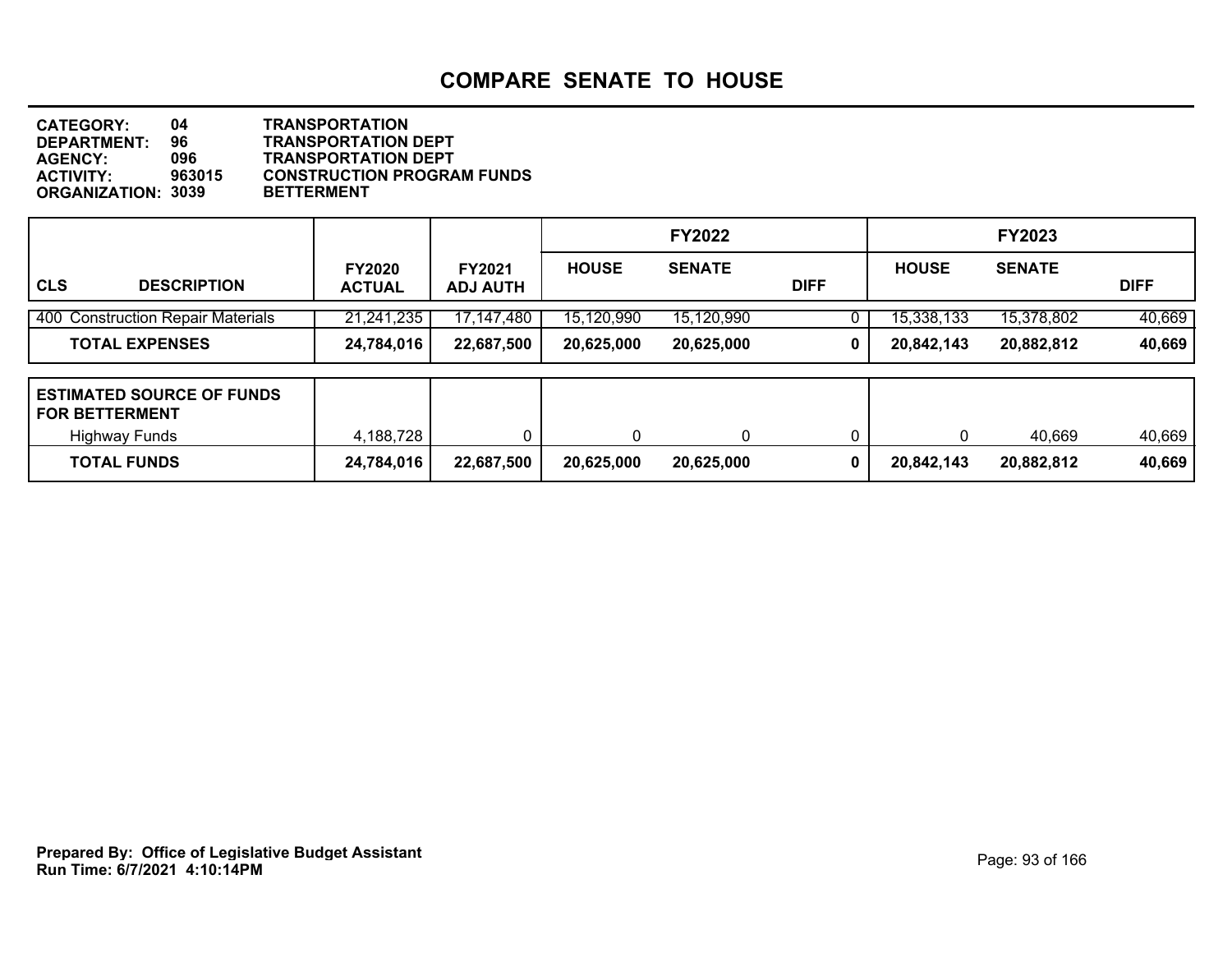# COMPARE SENATE TO HOUSE

**CATEGORY:** 04 TRANSPORTATION
**DEPARTMENT:** 96 TRANSPORTATION DEPT
**AGENCY:** 096 TRANSPORTATION DEPT
**ACTIVITY:** 963015 CONSTRUCTION PROGRAM FUNDS
**ORGANIZATION:** 3039 BETTERMENT

| CLS | DESCRIPTION | FY2020 ACTUAL | FY2021 ADJ AUTH | FY2022 HOUSE | FY2022 SENATE | FY2022 DIFF | FY2023 HOUSE | FY2023 SENATE | FY2023 DIFF |
|---|---|---|---|---|---|---|---|---|---|
| 400 | Construction Repair Materials | 21,241,235 | 17,147,480 | 15,120,990 | 15,120,990 | 0 | 15,338,133 | 15,378,802 | 40,669 |
| | **TOTAL EXPENSES** | **24,784,016** | **22,687,500** | **20,625,000** | **20,625,000** | **0** | **20,842,143** | **20,882,812** | **40,669** |
| | **ESTIMATED SOURCE OF FUNDS FOR BETTERMENT** | | | | | | | | |
| | Highway Funds | 4,188,728 | 0 | 0 | 0 | 0 | 0 | 40,669 | 40,669 |
| | **TOTAL FUNDS** | **24,784,016** | **22,687,500** | **20,625,000** | **20,625,000** | **0** | **20,842,143** | **20,882,812** | **40,669** |

**Prepared By: Office of Legislative Budget Assistant**
**Run Time: 6/7/2021 4:10:14PM**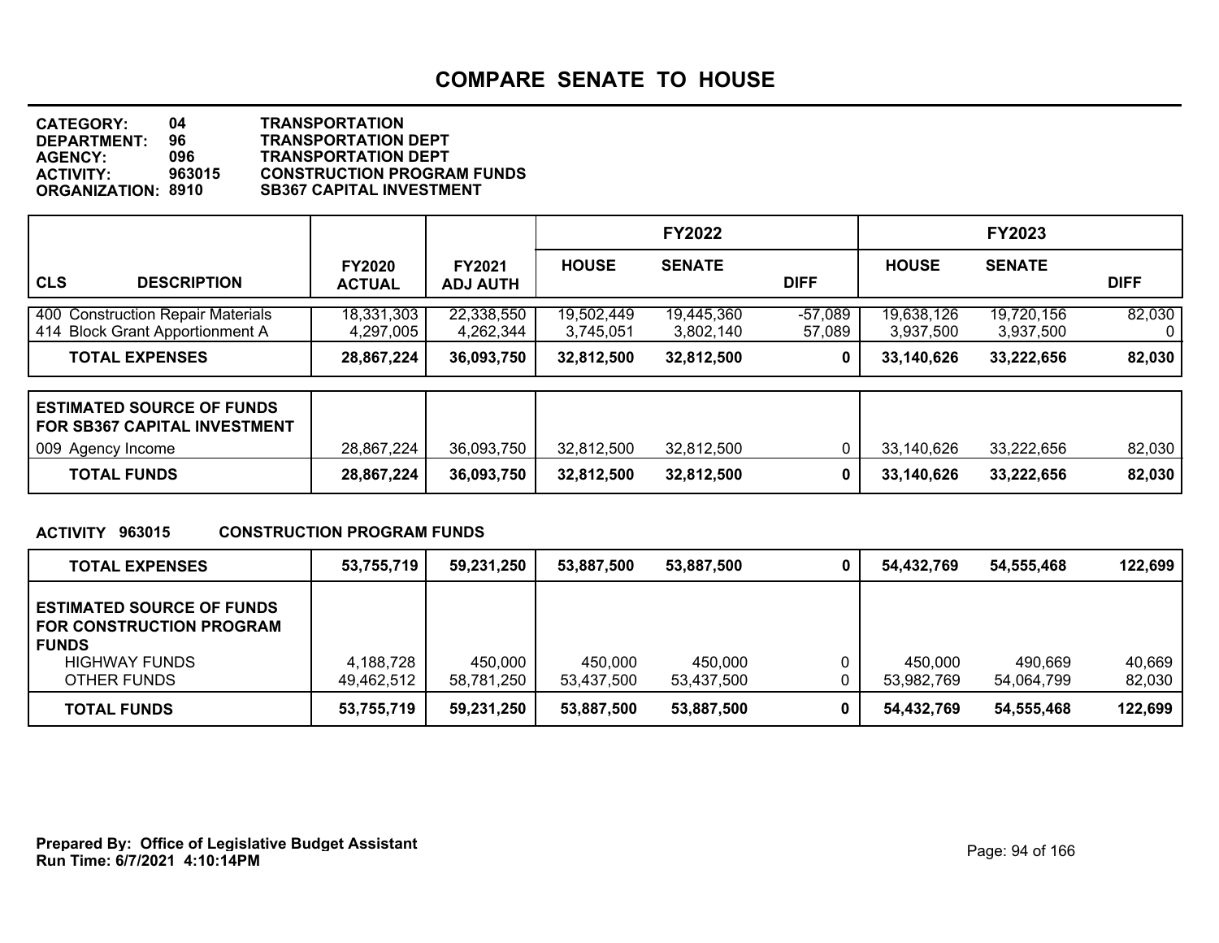# COMPARE SENATE TO HOUSE

**CATEGORY:** 04 TRANSPORTATION
**DEPARTMENT:** 96 TRANSPORTATION DEPT
**AGENCY:** 096 TRANSPORTATION DEPT
**ACTIVITY:** 963015 CONSTRUCTION PROGRAM FUNDS
**ORGANIZATION:** 8910 SB367 CAPITAL INVESTMENT

| CLS DESCRIPTION | FY2020 ACTUAL | FY2021 ADJ AUTH | FY2022 HOUSE | FY2022 SENATE | FY2022 DIFF | FY2023 HOUSE | FY2023 SENATE | FY2023 DIFF |
|---|---|---|---|---|---|---|---|---|
| 400 Construction Repair Materials | 18,331,303 | 22,338,550 | 19,502,449 | 19,445,360 | -57,089 | 19,638,126 | 19,720,156 | 82,030 |
| 414 Block Grant Apportionment A | 4,297,005 | 4,262,344 | 3,745,051 | 3,802,140 | 57,089 | 3,937,500 | 3,937,500 | 0 |
| **TOTAL EXPENSES** | **28,867,224** | **36,093,750** | **32,812,500** | **32,812,500** | **0** | **33,140,626** | **33,222,656** | **82,030** |

| ESTIMATED SOURCE OF FUNDS FOR SB367 CAPITAL INVESTMENT | FY2020 ACTUAL | FY2021 ADJ AUTH | FY2022 HOUSE | FY2022 SENATE | FY2022 DIFF | FY2023 HOUSE | FY2023 SENATE | FY2023 DIFF |
|---|---|---|---|---|---|---|---|---|
| 009 Agency Income | 28,867,224 | 36,093,750 | 32,812,500 | 32,812,500 | 0 | 33,140,626 | 33,222,656 | 82,030 |
| **TOTAL FUNDS** | **28,867,224** | **36,093,750** | **32,812,500** | **32,812,500** | **0** | **33,140,626** | **33,222,656** | **82,030** |

**ACTIVITY 963015 CONSTRUCTION PROGRAM FUNDS**

| | FY2020 ACTUAL | FY2021 ADJ AUTH | FY2022 HOUSE | FY2022 SENATE | FY2022 DIFF | FY2023 HOUSE | FY2023 SENATE | FY2023 DIFF |
|---|---|---|---|---|---|---|---|---|
| **TOTAL EXPENSES** | **53,755,719** | **59,231,250** | **53,887,500** | **53,887,500** | **0** | **54,432,769** | **54,555,468** | **122,699** |
| **ESTIMATED SOURCE OF FUNDS FOR CONSTRUCTION PROGRAM FUNDS** | | | | | | | | |
| HIGHWAY FUNDS | 4,188,728 | 450,000 | 450,000 | 450,000 | 0 | 450,000 | 490,669 | 40,669 |
| OTHER FUNDS | 49,462,512 | 58,781,250 | 53,437,500 | 53,437,500 | 0 | 53,982,769 | 54,064,799 | 82,030 |
| **TOTAL FUNDS** | **53,755,719** | **59,231,250** | **53,887,500** | **53,887,500** | **0** | **54,432,769** | **54,555,468** | **122,699** |

**Prepared By: Office of Legislative Budget Assistant**
**Run Time: 6/7/2021 4:10:14PM**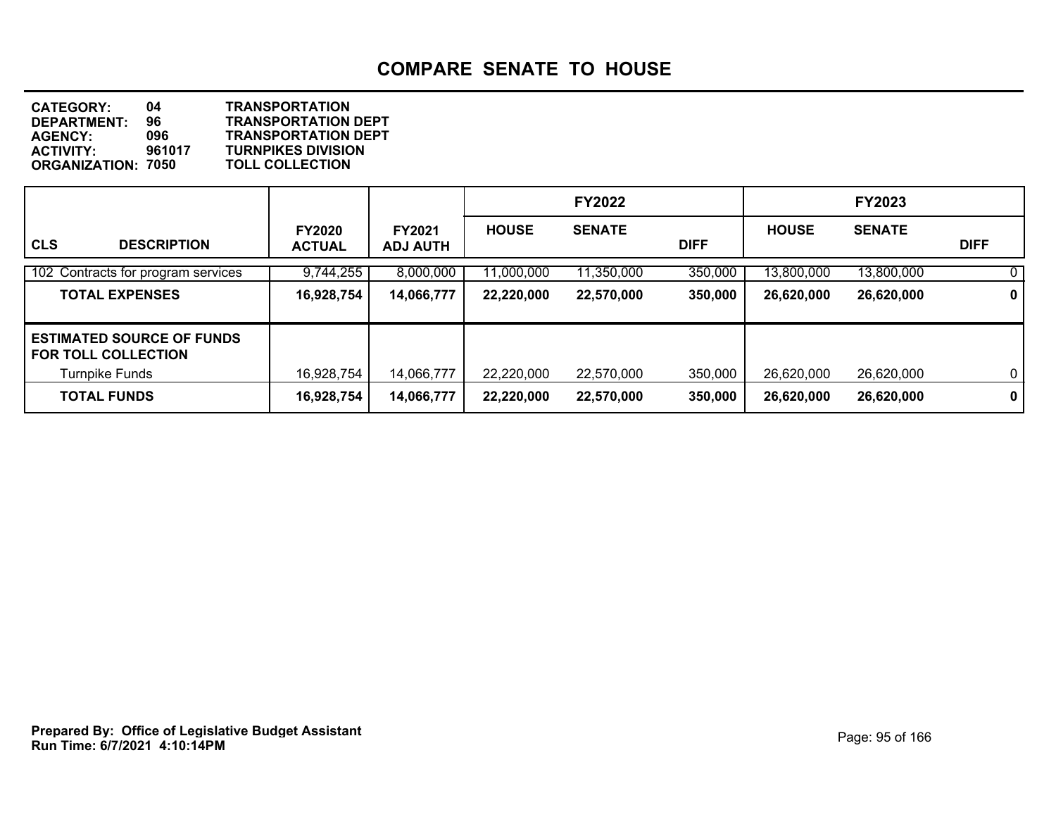# COMPARE SENATE TO HOUSE

**CATEGORY:** 04 TRANSPORTATION
**DEPARTMENT:** 96 TRANSPORTATION DEPT
**AGENCY:** 096 TRANSPORTATION DEPT
**ACTIVITY:** 961017 TURNPIKES DIVISION
**ORGANIZATION:** 7050 TOLL COLLECTION

| CLS DESCRIPTION | FY2020 ACTUAL | FY2021 ADJ AUTH | FY2022 HOUSE | FY2022 SENATE | FY2022 DIFF | FY2023 HOUSE | FY2023 SENATE | FY2023 DIFF |
|---|---|---|---|---|---|---|---|---|
| 102 Contracts for program services | 9,744,255 | 8,000,000 | 11,000,000 | 11,350,000 | 350,000 | 13,800,000 | 13,800,000 | 0 |
| **TOTAL EXPENSES** | **16,928,754** | **14,066,777** | **22,220,000** | **22,570,000** | **350,000** | **26,620,000** | **26,620,000** | **0** |
| **ESTIMATED SOURCE OF FUNDS FOR TOLL COLLECTION** | | | | | | | | |
| Turnpike Funds | 16,928,754 | 14,066,777 | 22,220,000 | 22,570,000 | 350,000 | 26,620,000 | 26,620,000 | 0 |
| **TOTAL FUNDS** | **16,928,754** | **14,066,777** | **22,220,000** | **22,570,000** | **350,000** | **26,620,000** | **26,620,000** | **0** |

**Prepared By: Office of Legislative Budget Assistant**
**Run Time: 6/7/2021 4:10:14PM**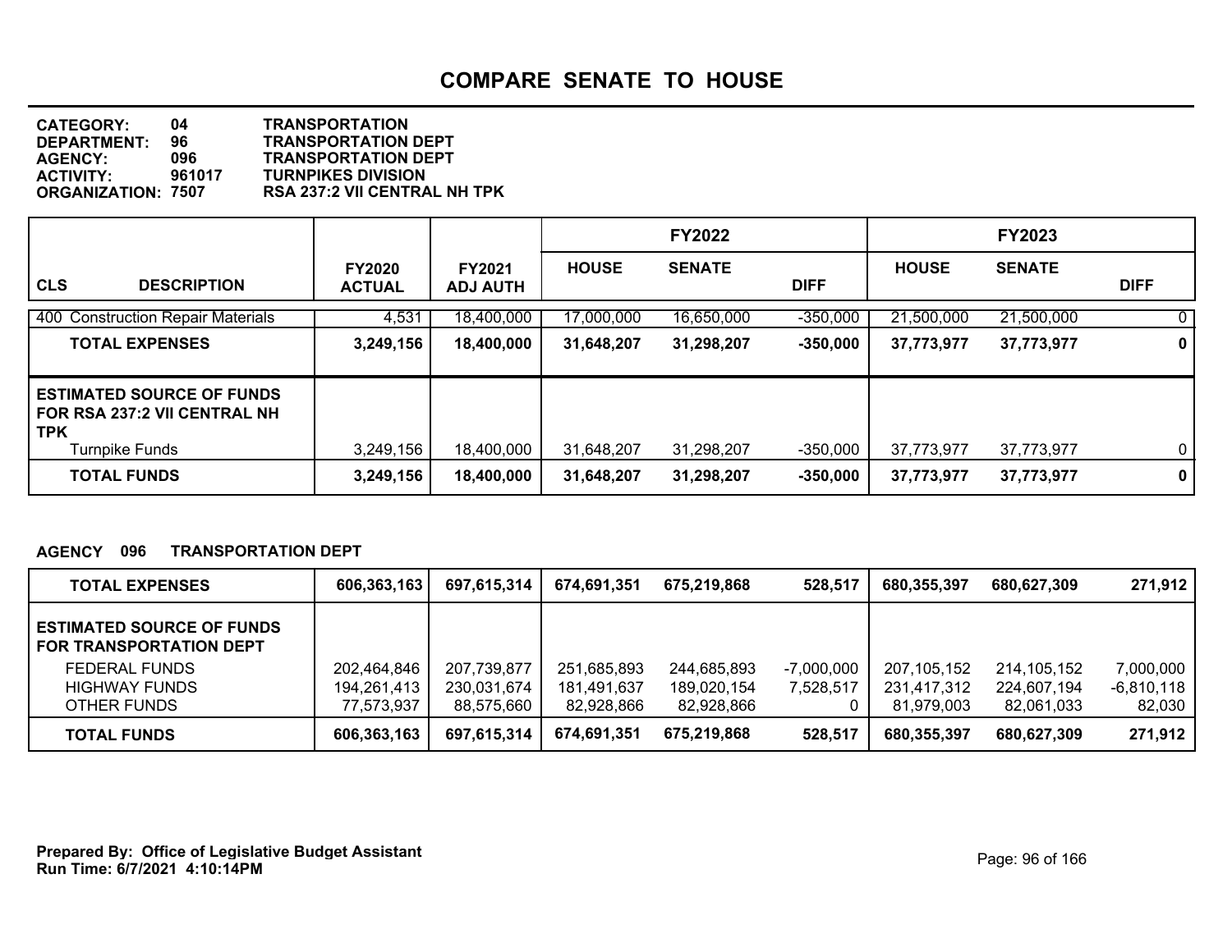# COMPARE SENATE TO HOUSE

**CATEGORY:** 04 TRANSPORTATION
**DEPARTMENT:** 96 TRANSPORTATION DEPT
**AGENCY:** 096 TRANSPORTATION DEPT
**ACTIVITY:** 961017 TURNPIKES DIVISION
**ORGANIZATION:** 7507 RSA 237:2 VII CENTRAL NH TPK

| CLS DESCRIPTION | FY2020 ACTUAL | FY2021 ADJ AUTH | FY2022 HOUSE | FY2022 SENATE | FY2022 DIFF | FY2023 HOUSE | FY2023 SENATE | FY2023 DIFF |
|---|---|---|---|---|---|---|---|---|
| 400 Construction Repair Materials | 4,531 | 18,400,000 | 17,000,000 | 16,650,000 | -350,000 | 21,500,000 | 21,500,000 | 0 |
| **TOTAL EXPENSES** | **3,249,156** | **18,400,000** | **31,648,207** | **31,298,207** | **-350,000** | **37,773,977** | **37,773,977** | **0** |
| **ESTIMATED SOURCE OF FUNDS FOR RSA 237:2 VII CENTRAL NH TPK** | | | | | | | | |
| Turnpike Funds | 3,249,156 | 18,400,000 | 31,648,207 | 31,298,207 | -350,000 | 37,773,977 | 37,773,977 | 0 |
| **TOTAL FUNDS** | **3,249,156** | **18,400,000** | **31,648,207** | **31,298,207** | **-350,000** | **37,773,977** | **37,773,977** | **0** |

**AGENCY 096 TRANSPORTATION DEPT**

| | FY2020 ACTUAL | FY2021 ADJ AUTH | FY2022 HOUSE | FY2022 SENATE | FY2022 DIFF | FY2023 HOUSE | FY2023 SENATE | FY2023 DIFF |
|---|---|---|---|---|---|---|---|---|
| **TOTAL EXPENSES** | **606,363,163** | **697,615,314** | **674,691,351** | **675,219,868** | **528,517** | **680,355,397** | **680,627,309** | **271,912** |
| **ESTIMATED SOURCE OF FUNDS FOR TRANSPORTATION DEPT** | | | | | | | | |
| FEDERAL FUNDS | 202,464,846 | 207,739,877 | 251,685,893 | 244,685,893 | -7,000,000 | 207,105,152 | 214,105,152 | 7,000,000 |
| HIGHWAY FUNDS | 194,261,413 | 230,031,674 | 181,491,637 | 189,020,154 | 7,528,517 | 231,417,312 | 224,607,194 | -6,810,118 |
| OTHER FUNDS | 77,573,937 | 88,575,660 | 82,928,866 | 82,928,866 | 0 | 81,979,003 | 82,061,033 | 82,030 |
| **TOTAL FUNDS** | **606,363,163** | **697,615,314** | **674,691,351** | **675,219,868** | **528,517** | **680,355,397** | **680,627,309** | **271,912** |

**Prepared By: Office of Legislative Budget Assistant**
**Run Time: 6/7/2021 4:10:14PM**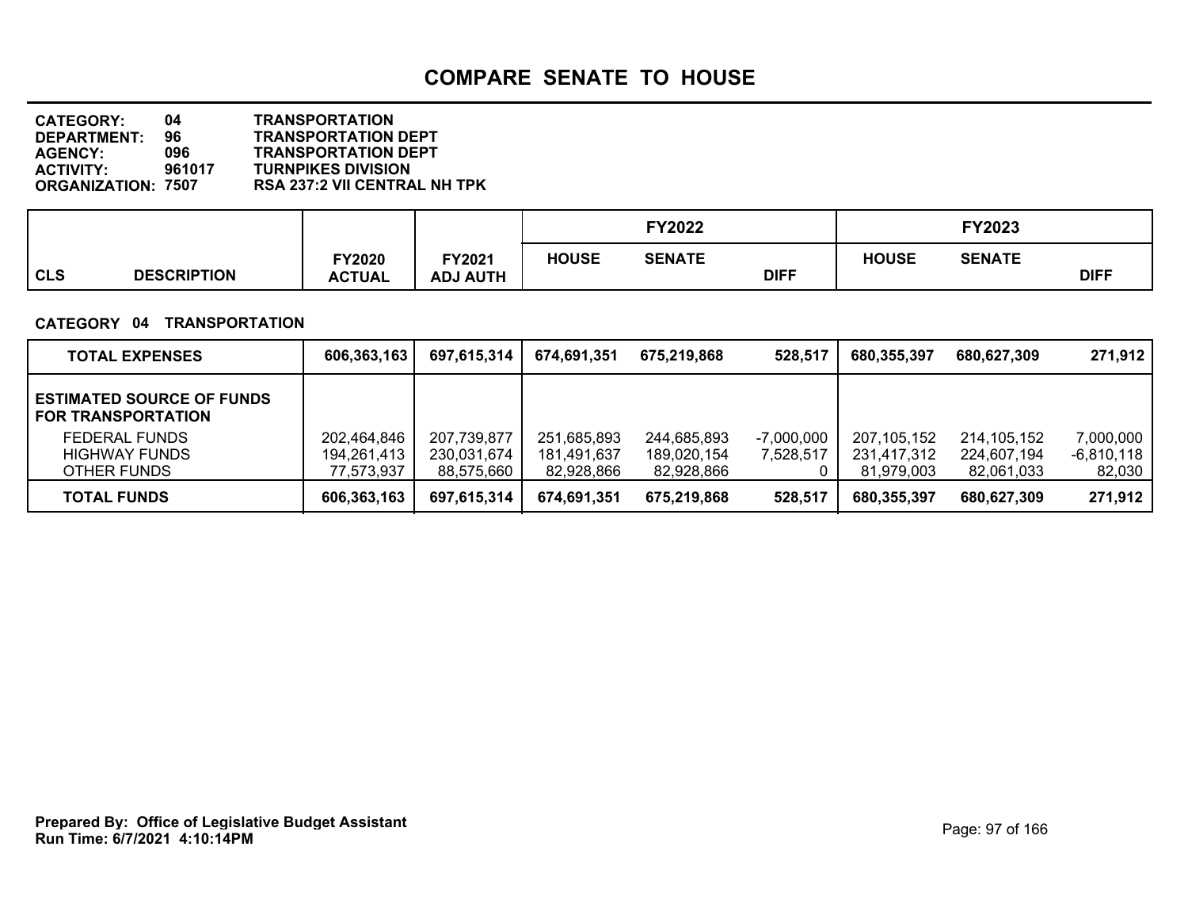# COMPARE SENATE TO HOUSE

**CATEGORY:** 04 TRANSPORTATION
**DEPARTMENT:** 96 TRANSPORTATION DEPT
**AGENCY:** 096 TRANSPORTATION DEPT
**ACTIVITY:** 961017 TURNPIKES DIVISION
**ORGANIZATION:** 7507 RSA 237:2 VII CENTRAL NH TPK

**CATEGORY 04 TRANSPORTATION**

| CLS DESCRIPTION | FY2020 ACTUAL | FY2021 ADJ AUTH | FY2022 HOUSE | FY2022 SENATE | FY2022 DIFF | FY2023 HOUSE | FY2023 SENATE | FY2023 DIFF |
|---|---|---|---|---|---|---|---|---|
| **TOTAL EXPENSES** | **606,363,163** | **697,615,314** | **674,691,351** | **675,219,868** | **528,517** | **680,355,397** | **680,627,309** | **271,912** |
| **ESTIMATED SOURCE OF FUNDS FOR TRANSPORTATION** | | | | | | | | |
| FEDERAL FUNDS | 202,464,846 | 207,739,877 | 251,685,893 | 244,685,893 | -7,000,000 | 207,105,152 | 214,105,152 | 7,000,000 |
| HIGHWAY FUNDS | 194,261,413 | 230,031,674 | 181,491,637 | 189,020,154 | 7,528,517 | 231,417,312 | 224,607,194 | -6,810,118 |
| OTHER FUNDS | 77,573,937 | 88,575,660 | 82,928,866 | 82,928,866 | 0 | 81,979,003 | 82,061,033 | 82,030 |
| **TOTAL FUNDS** | **606,363,163** | **697,615,314** | **674,691,351** | **675,219,868** | **528,517** | **680,355,397** | **680,627,309** | **271,912** |

**Prepared By: Office of Legislative Budget Assistant**
**Run Time: 6/7/2021 4:10:14PM**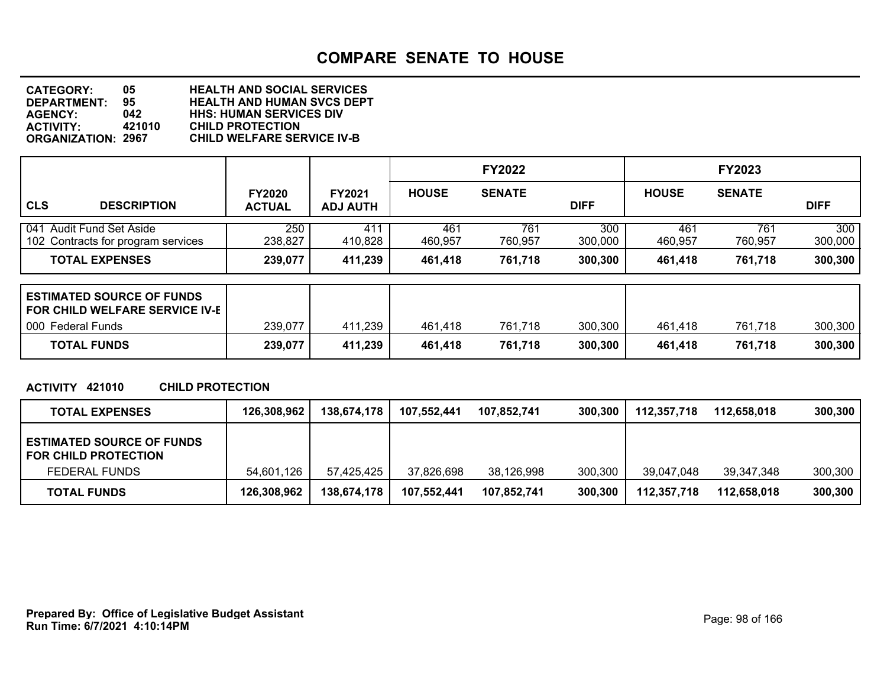# COMPARE SENATE TO HOUSE

**CATEGORY:** 05 HEALTH AND SOCIAL SERVICES
**DEPARTMENT:** 95 HEALTH AND HUMAN SVCS DEPT
**AGENCY:** 042 HHS: HUMAN SERVICES DIV
**ACTIVITY:** 421010 CHILD PROTECTION
**ORGANIZATION:** 2967 CHILD WELFARE SERVICE IV-B

| CLS DESCRIPTION | FY2020 ACTUAL | FY2021 ADJ AUTH | FY2022 HOUSE | FY2022 SENATE | FY2022 DIFF | FY2023 HOUSE | FY2023 SENATE | FY2023 DIFF |
|---|---|---|---|---|---|---|---|---|
| 041 Audit Fund Set Aside | 250 | 411 | 461 | 761 | 300 | 461 | 761 | 300 |
| 102 Contracts for program services | 238,827 | 410,828 | 460,957 | 760,957 | 300,000 | 460,957 | 760,957 | 300,000 |
| **TOTAL EXPENSES** | **239,077** | **411,239** | **461,418** | **761,718** | **300,300** | **461,418** | **761,718** | **300,300** |
| **ESTIMATED SOURCE OF FUNDS FOR CHILD WELFARE SERVICE IV-E** | | | | | | | | |
| 000 Federal Funds | 239,077 | 411,239 | 461,418 | 761,718 | 300,300 | 461,418 | 761,718 | 300,300 |
| **TOTAL FUNDS** | **239,077** | **411,239** | **461,418** | **761,718** | **300,300** | **461,418** | **761,718** | **300,300** |

**ACTIVITY 421010 CHILD PROTECTION**

| | FY2020 ACTUAL | FY2021 ADJ AUTH | FY2022 HOUSE | FY2022 SENATE | FY2022 DIFF | FY2023 HOUSE | FY2023 SENATE | FY2023 DIFF |
|---|---|---|---|---|---|---|---|---|
| **TOTAL EXPENSES** | **126,308,962** | **138,674,178** | **107,552,441** | **107,852,741** | **300,300** | **112,357,718** | **112,658,018** | **300,300** |
| **ESTIMATED SOURCE OF FUNDS FOR CHILD PROTECTION** | | | | | | | | |
| FEDERAL FUNDS | 54,601,126 | 57,425,425 | 37,826,698 | 38,126,998 | 300,300 | 39,047,048 | 39,347,348 | 300,300 |
| **TOTAL FUNDS** | **126,308,962** | **138,674,178** | **107,552,441** | **107,852,741** | **300,300** | **112,357,718** | **112,658,018** | **300,300** |

**Prepared By: Office of Legislative Budget Assistant**
**Run Time: 6/7/2021 4:10:14PM**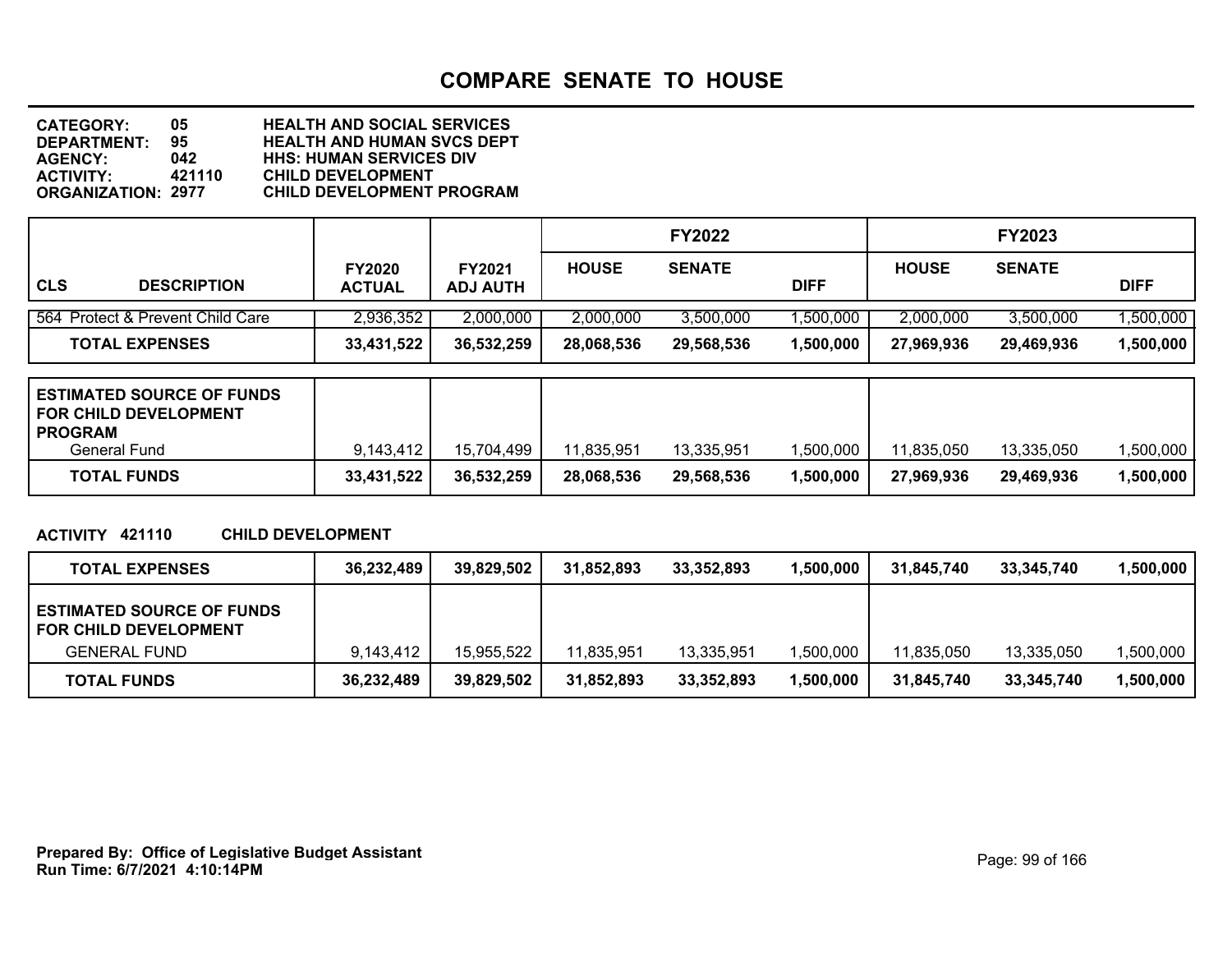# COMPARE SENATE TO HOUSE

**CATEGORY:** 05 HEALTH AND SOCIAL SERVICES
**DEPARTMENT:** 95 HEALTH AND HUMAN SVCS DEPT
**AGENCY:** 042 HHS: HUMAN SERVICES DIV
**ACTIVITY:** 421110 CHILD DEVELOPMENT
**ORGANIZATION:** 2977 CHILD DEVELOPMENT PROGRAM

| CLS DESCRIPTION | FY2020 ACTUAL | FY2021 ADJ AUTH | FY2022 HOUSE | FY2022 SENATE | FY2022 DIFF | FY2023 HOUSE | FY2023 SENATE | FY2023 DIFF |
|---|---|---|---|---|---|---|---|---|
| 564 Protect & Prevent Child Care | 2,936,352 | 2,000,000 | 2,000,000 | 3,500,000 | 1,500,000 | 2,000,000 | 3,500,000 | 1,500,000 |
| **TOTAL EXPENSES** | **33,431,522** | **36,532,259** | **28,068,536** | **29,568,536** | **1,500,000** | **27,969,936** | **29,469,936** | **1,500,000** |
| **ESTIMATED SOURCE OF FUNDS FOR CHILD DEVELOPMENT PROGRAM** | | | | | | | | |
| General Fund | 9,143,412 | 15,704,499 | 11,835,951 | 13,335,951 | 1,500,000 | 11,835,050 | 13,335,050 | 1,500,000 |
| **TOTAL FUNDS** | **33,431,522** | **36,532,259** | **28,068,536** | **29,568,536** | **1,500,000** | **27,969,936** | **29,469,936** | **1,500,000** |

**ACTIVITY 421110 CHILD DEVELOPMENT**

| | FY2020 ACTUAL | FY2021 ADJ AUTH | FY2022 HOUSE | FY2022 SENATE | FY2022 DIFF | FY2023 HOUSE | FY2023 SENATE | FY2023 DIFF |
|---|---|---|---|---|---|---|---|---|
| **TOTAL EXPENSES** | **36,232,489** | **39,829,502** | **31,852,893** | **33,352,893** | **1,500,000** | **31,845,740** | **33,345,740** | **1,500,000** |
| **ESTIMATED SOURCE OF FUNDS FOR CHILD DEVELOPMENT** | | | | | | | | |
| GENERAL FUND | 9,143,412 | 15,955,522 | 11,835,951 | 13,335,951 | 1,500,000 | 11,835,050 | 13,335,050 | 1,500,000 |
| **TOTAL FUNDS** | **36,232,489** | **39,829,502** | **31,852,893** | **33,352,893** | **1,500,000** | **31,845,740** | **33,345,740** | **1,500,000** |

**Prepared By: Office of Legislative Budget Assistant**
**Run Time: 6/7/2021 4:10:14PM**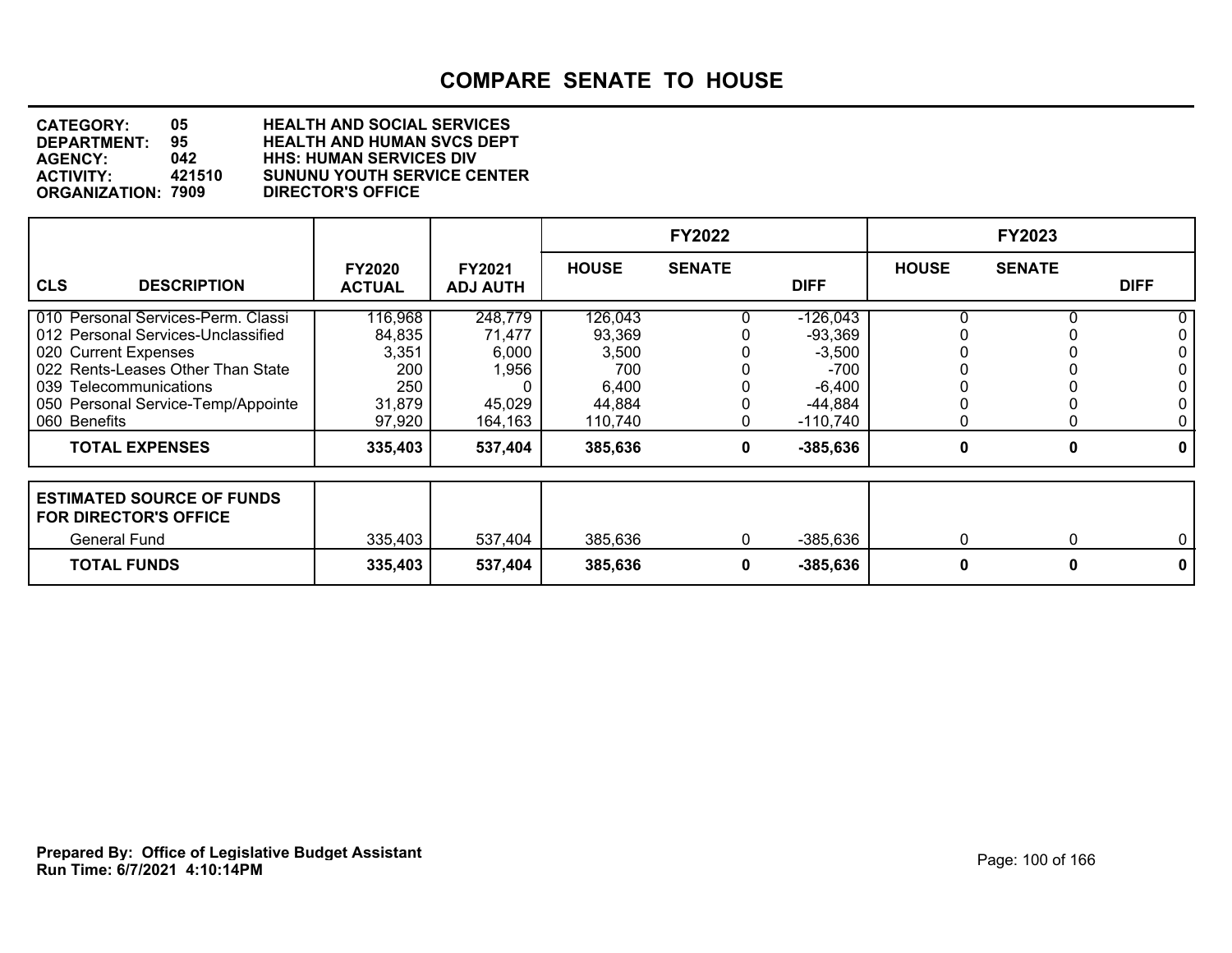# COMPARE SENATE TO HOUSE

**CATEGORY:** 05 HEALTH AND SOCIAL SERVICES
**DEPARTMENT:** 95 HEALTH AND HUMAN SVCS DEPT
**AGENCY:** 042 HHS: HUMAN SERVICES DIV
**ACTIVITY:** 421510 SUNUNU YOUTH SERVICE CENTER
**ORGANIZATION:** 7909 DIRECTOR'S OFFICE

| | | | FY2022 | | | FY2023 | | |
|---|---|---|---|---|---|---|---|---|
| **CLS DESCRIPTION** | **FY2020 ACTUAL** | **FY2021 ADJ AUTH** | **HOUSE** | **SENATE** | **DIFF** | **HOUSE** | **SENATE** | **DIFF** |
| 010 Personal Services-Perm. Classi | 116,968 | 248,779 | 126,043 | 0 | -126,043 | 0 | 0 | 0 |
| 012 Personal Services-Unclassified | 84,835 | 71,477 | 93,369 | 0 | -93,369 | 0 | 0 | 0 |
| 020 Current Expenses | 3,351 | 6,000 | 3,500 | 0 | -3,500 | 0 | 0 | 0 |
| 022 Rents-Leases Other Than State | 200 | 1,956 | 700 | 0 | -700 | 0 | 0 | 0 |
| 039 Telecommunications | 250 | 0 | 6,400 | 0 | -6,400 | 0 | 0 | 0 |
| 050 Personal Service-Temp/Appointe | 31,879 | 45,029 | 44,884 | 0 | -44,884 | 0 | 0 | 0 |
| 060 Benefits | 97,920 | 164,163 | 110,740 | 0 | -110,740 | 0 | 0 | 0 |
| **TOTAL EXPENSES** | **335,403** | **537,404** | **385,636** | **0** | **-385,636** | **0** | **0** | **0** |
| **ESTIMATED SOURCE OF FUNDS FOR DIRECTOR'S OFFICE** | | | | | | | | |
| General Fund | 335,403 | 537,404 | 385,636 | 0 | -385,636 | 0 | 0 | 0 |
| **TOTAL FUNDS** | **335,403** | **537,404** | **385,636** | **0** | **-385,636** | **0** | **0** | **0** |

**Prepared By: Office of Legislative Budget Assistant**
**Run Time: 6/7/2021 4:10:14PM**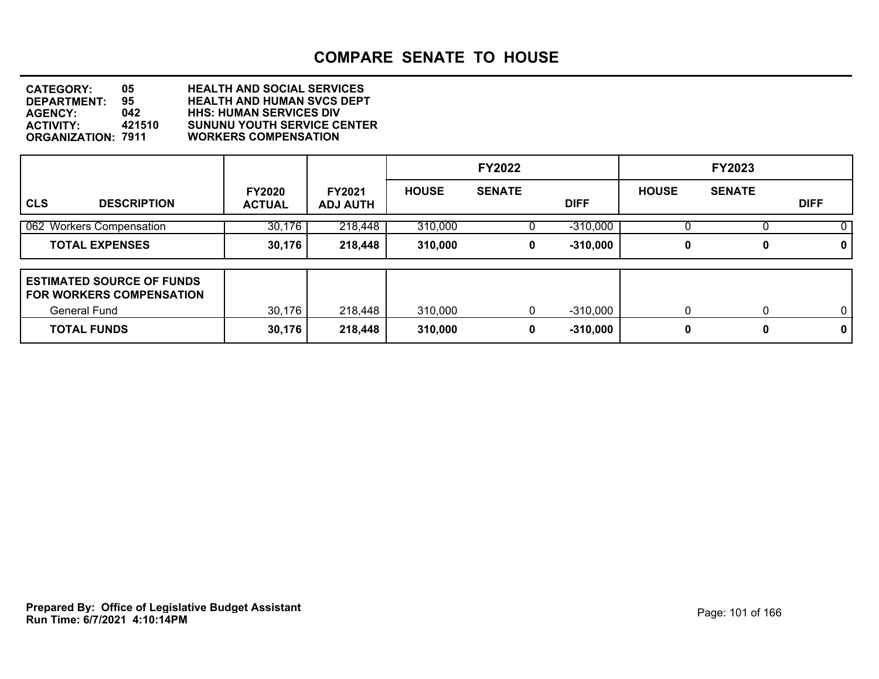# COMPARE SENATE TO HOUSE

**CATEGORY:** 05 HEALTH AND SOCIAL SERVICES
**DEPARTMENT:** 95 HEALTH AND HUMAN SVCS DEPT
**AGENCY:** 042 HHS: HUMAN SERVICES DIV
**ACTIVITY:** 421510 SUNUNU YOUTH SERVICE CENTER
**ORGANIZATION:** 7911 WORKERS COMPENSATION

| CLS DESCRIPTION | FY2020 ACTUAL | FY2021 ADJ AUTH | FY2022 HOUSE | FY2022 SENATE | FY2022 DIFF | FY2023 HOUSE | FY2023 SENATE | FY2023 DIFF |
|---|---|---|---|---|---|---|---|---|
| 062 Workers Compensation | 30,176 | 218,448 | 310,000 | 0 | -310,000 | 0 | 0 | 0 |
| **TOTAL EXPENSES** | **30,176** | **218,448** | **310,000** | **0** | **-310,000** | **0** | **0** | **0** |

| ESTIMATED SOURCE OF FUNDS FOR WORKERS COMPENSATION | FY2020 ACTUAL | FY2021 ADJ AUTH | FY2022 HOUSE | FY2022 SENATE | FY2022 DIFF | FY2023 HOUSE | FY2023 SENATE | FY2023 DIFF |
|---|---|---|---|---|---|---|---|---|
| General Fund | 30,176 | 218,448 | 310,000 | 0 | -310,000 | 0 | 0 | 0 |
| **TOTAL FUNDS** | **30,176** | **218,448** | **310,000** | **0** | **-310,000** | **0** | **0** | **0** |

**Prepared By: Office of Legislative Budget Assistant**
**Run Time: 6/7/2021 4:10:14PM**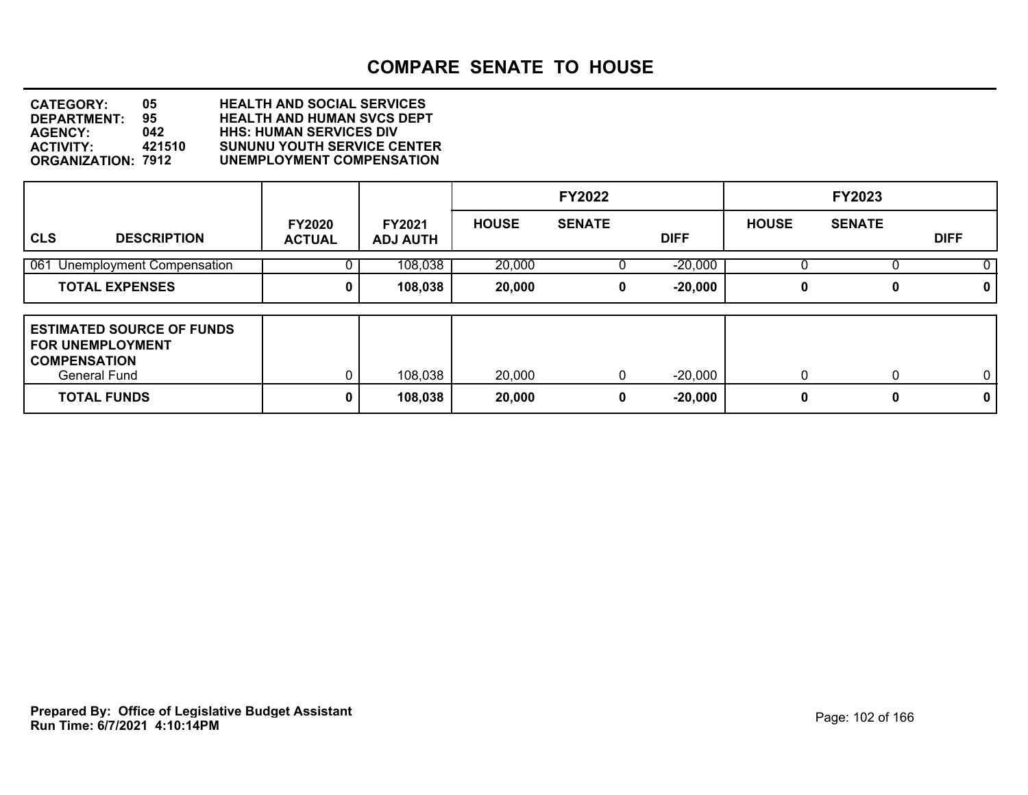# COMPARE SENATE TO HOUSE

**CATEGORY:** 05 HEALTH AND SOCIAL SERVICES
**DEPARTMENT:** 95 HEALTH AND HUMAN SVCS DEPT
**AGENCY:** 042 HHS: HUMAN SERVICES DIV
**ACTIVITY:** 421510 SUNUNU YOUTH SERVICE CENTER
**ORGANIZATION:** 7912 UNEMPLOYMENT COMPENSATION

| CLS DESCRIPTION | FY2020 ACTUAL | FY2021 ADJ AUTH | FY2022 HOUSE | FY2022 SENATE | FY2022 DIFF | FY2023 HOUSE | FY2023 SENATE | FY2023 DIFF |
|---|---|---|---|---|---|---|---|---|
| 061 Unemployment Compensation | 0 | 108,038 | 20,000 | 0 | -20,000 | 0 | 0 | 0 |
| **TOTAL EXPENSES** | **0** | **108,038** | **20,000** | **0** | **-20,000** | **0** | **0** | **0** |
| **ESTIMATED SOURCE OF FUNDS FOR UNEMPLOYMENT COMPENSATION** | | | | | | | | |
| General Fund | 0 | 108,038 | 20,000 | 0 | -20,000 | 0 | 0 | 0 |
| **TOTAL FUNDS** | **0** | **108,038** | **20,000** | **0** | **-20,000** | **0** | **0** | **0** |

**Prepared By: Office of Legislative Budget Assistant**
**Run Time: 6/7/2021 4:10:14PM**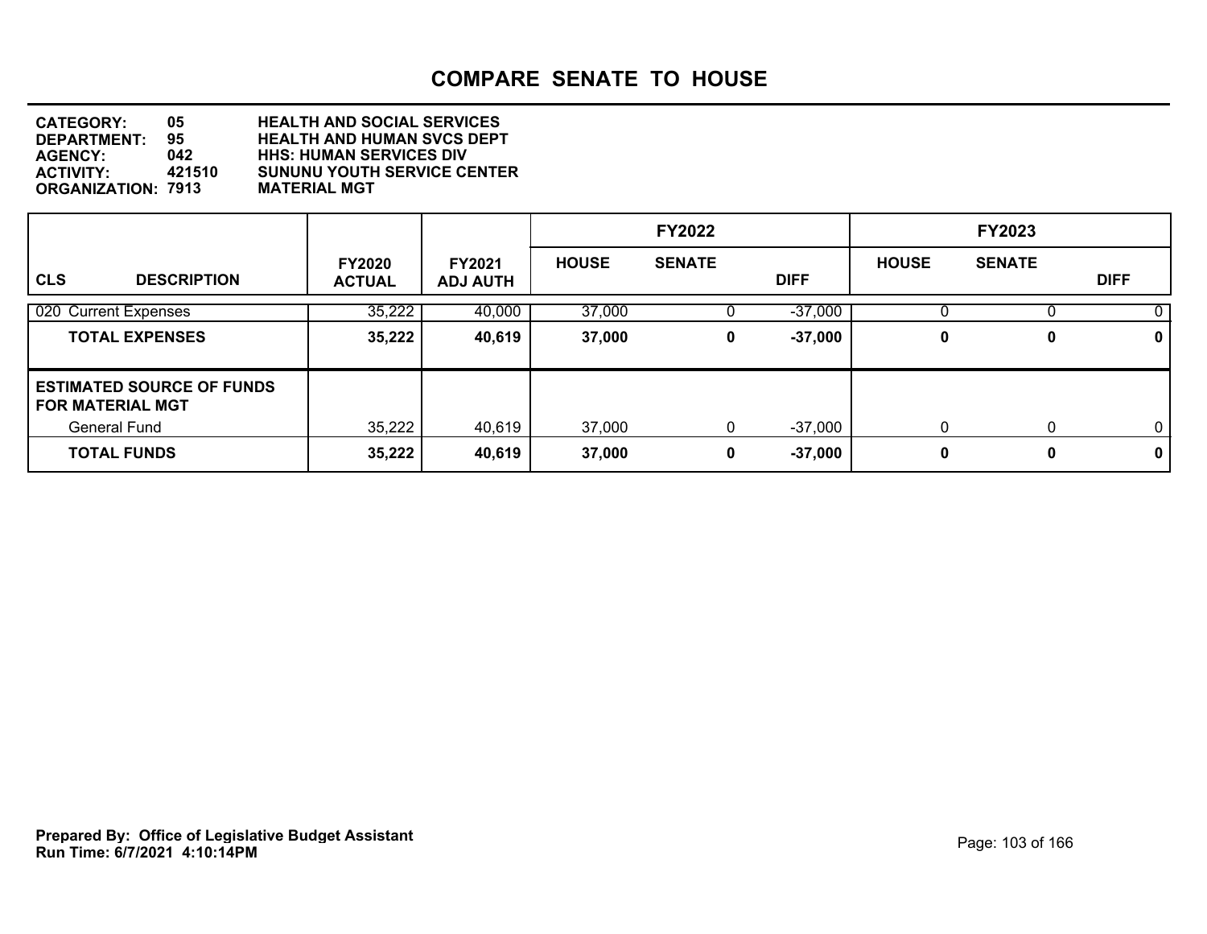# COMPARE SENATE TO HOUSE

**CATEGORY:** 05 **HEALTH AND SOCIAL SERVICES**
**DEPARTMENT:** 95 **HEALTH AND HUMAN SVCS DEPT**
**AGENCY:** 042 **HHS: HUMAN SERVICES DIV**
**ACTIVITY:** 421510 **SUNUNU YOUTH SERVICE CENTER**
**ORGANIZATION:** 7913 **MATERIAL MGT**

| | | | FY2022 | | | FY2023 | | |
|---|---|---|---|---|---|---|---|---|
| **CLS DESCRIPTION** | **FY2020 ACTUAL** | **FY2021 ADJ AUTH** | **HOUSE** | **SENATE** | **DIFF** | **HOUSE** | **SENATE** | **DIFF** |
| 020 Current Expenses | 35,222 | 40,000 | 37,000 | 0 | -37,000 | 0 | 0 | 0 |
| **TOTAL EXPENSES** | **35,222** | **40,619** | **37,000** | **0** | **-37,000** | **0** | **0** | **0** |
| **ESTIMATED SOURCE OF FUNDS FOR MATERIAL MGT** | | | | | | | | |
| General Fund | 35,222 | 40,619 | 37,000 | 0 | -37,000 | 0 | 0 | 0 |
| **TOTAL FUNDS** | **35,222** | **40,619** | **37,000** | **0** | **-37,000** | **0** | **0** | **0** |

**Prepared By: Office of Legislative Budget Assistant**
**Run Time: 6/7/2021 4:10:14PM**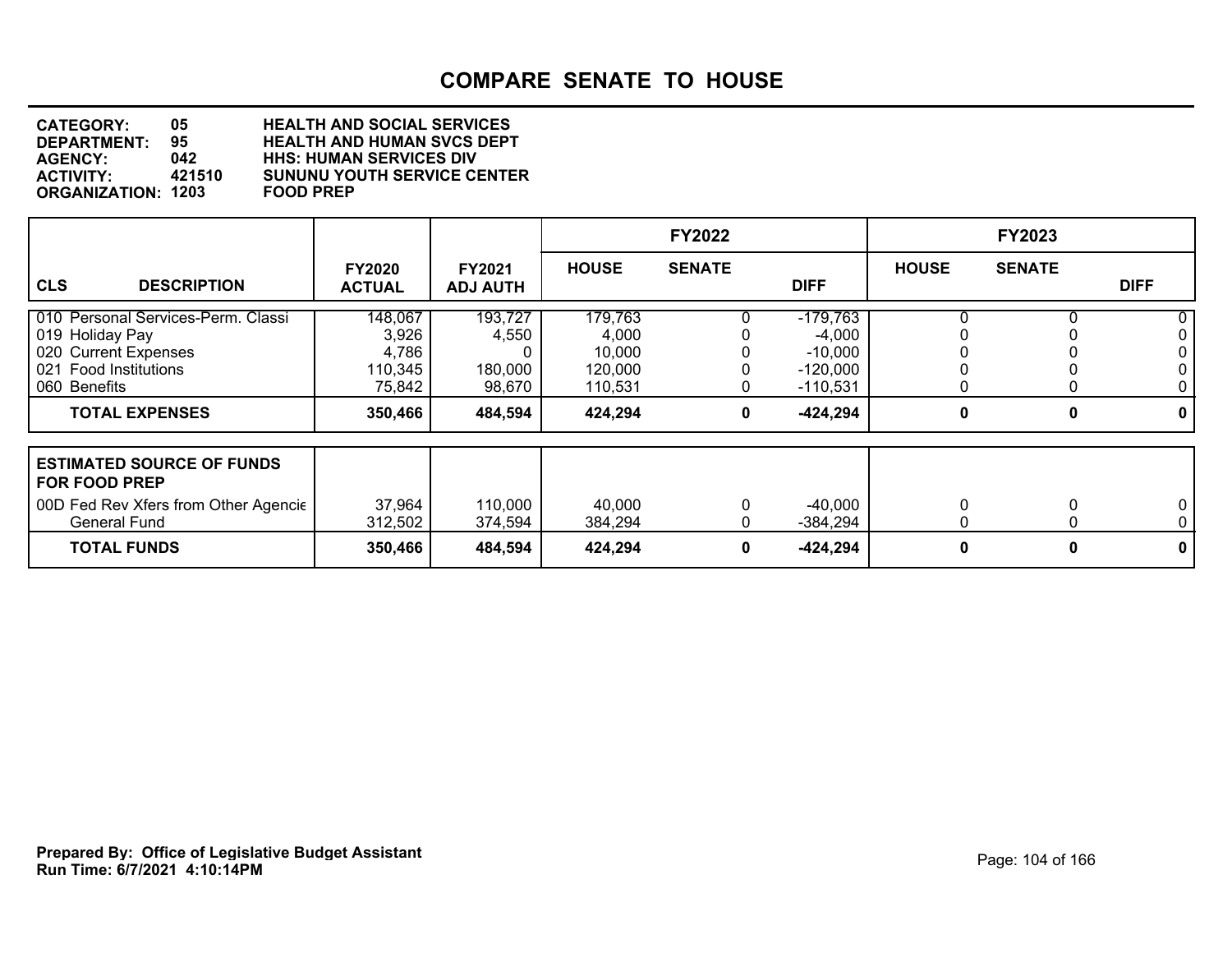# COMPARE SENATE TO HOUSE

**CATEGORY:** 05 HEALTH AND SOCIAL SERVICES
**DEPARTMENT:** 95 HEALTH AND HUMAN SVCS DEPT
**AGENCY:** 042 HHS: HUMAN SERVICES DIV
**ACTIVITY:** 421510 SUNUNU YOUTH SERVICE CENTER
**ORGANIZATION:** 1203 FOOD PREP

| | | | FY2022 | | | FY2023 | | |
|---|---|---|---|---|---|---|---|---|
| **CLS DESCRIPTION** | **FY2020 ACTUAL** | **FY2021 ADJ AUTH** | **HOUSE** | **SENATE** | **DIFF** | **HOUSE** | **SENATE** | **DIFF** |
| 010 Personal Services-Perm. Classi | 148,067 | 193,727 | 179,763 | 0 | -179,763 | 0 | 0 | 0 |
| 019 Holiday Pay | 3,926 | 4,550 | 4,000 | 0 | -4,000 | 0 | 0 | 0 |
| 020 Current Expenses | 4,786 | 0 | 10,000 | 0 | -10,000 | 0 | 0 | 0 |
| 021 Food Institutions | 110,345 | 180,000 | 120,000 | 0 | -120,000 | 0 | 0 | 0 |
| 060 Benefits | 75,842 | 98,670 | 110,531 | 0 | -110,531 | 0 | 0 | 0 |
| **TOTAL EXPENSES** | **350,466** | **484,594** | **424,294** | **0** | **-424,294** | **0** | **0** | **0** |

| **ESTIMATED SOURCE OF FUNDS FOR FOOD PREP** | | | | | | | | |
|---|---|---|---|---|---|---|---|---|
| 00D Fed Rev Xfers from Other Agencie | 37,964 | 110,000 | 40,000 | 0 | -40,000 | 0 | 0 | 0 |
| General Fund | 312,502 | 374,594 | 384,294 | 0 | -384,294 | 0 | 0 | 0 |
| **TOTAL FUNDS** | **350,466** | **484,594** | **424,294** | **0** | **-424,294** | **0** | **0** | **0** |

**Prepared By: Office of Legislative Budget Assistant**
**Run Time: 6/7/2021 4:10:14PM**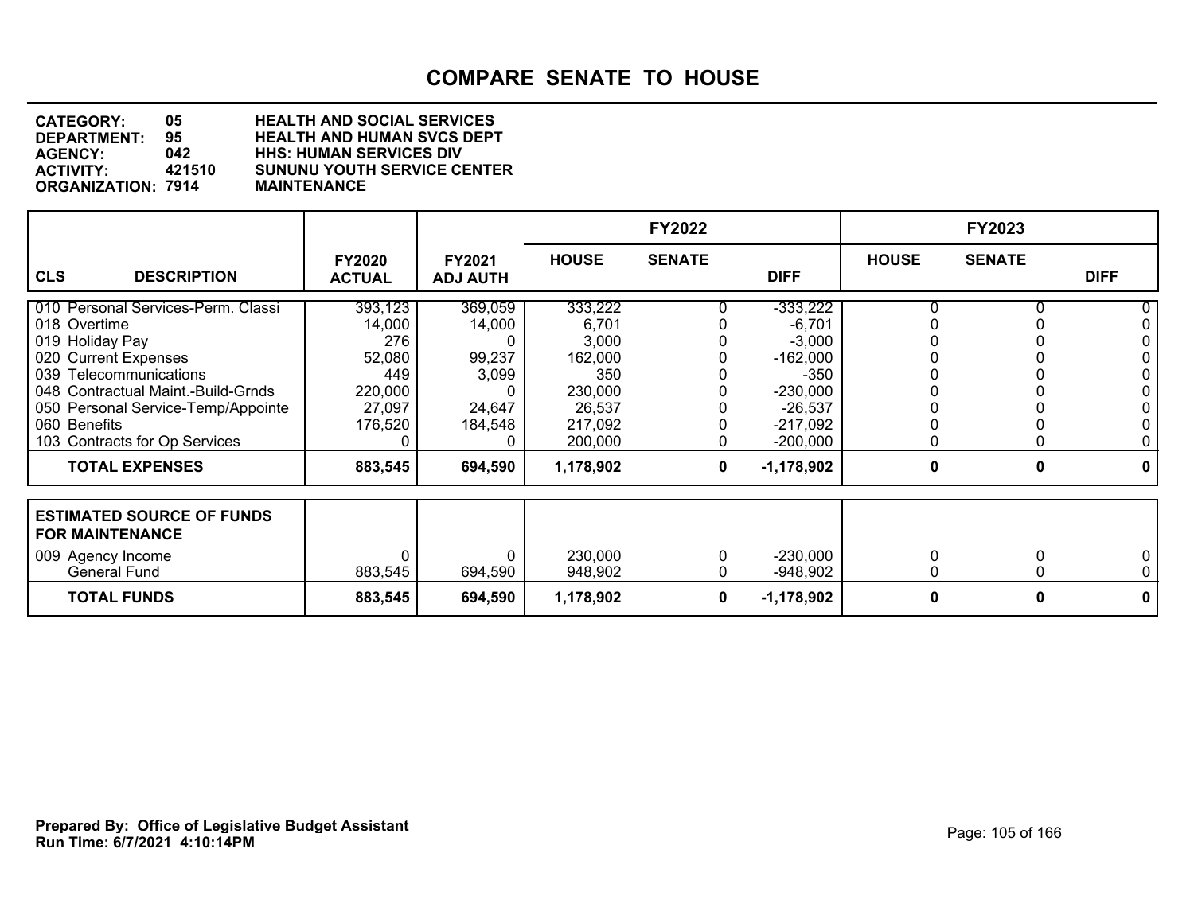# COMPARE SENATE TO HOUSE

**CATEGORY:** 05 HEALTH AND SOCIAL SERVICES
**DEPARTMENT:** 95 HEALTH AND HUMAN SVCS DEPT
**AGENCY:** 042 HHS: HUMAN SERVICES DIV
**ACTIVITY:** 421510 SUNUNU YOUTH SERVICE CENTER
**ORGANIZATION:** 7914 MAINTENANCE

| | | | FY2022 | | | FY2023 | | |
|---|---|---|---|---|---|---|---|---|
| **CLS DESCRIPTION** | **FY2020 ACTUAL** | **FY2021 ADJ AUTH** | **HOUSE** | **SENATE** | **DIFF** | **HOUSE** | **SENATE** | **DIFF** |
| 010 Personal Services-Perm. Classi | 393,123 | 369,059 | 333,222 | 0 | -333,222 | 0 | 0 | 0 |
| 018 Overtime | 14,000 | 14,000 | 6,701 | 0 | -6,701 | 0 | 0 | 0 |
| 019 Holiday Pay | 276 | 0 | 3,000 | 0 | -3,000 | 0 | 0 | 0 |
| 020 Current Expenses | 52,080 | 99,237 | 162,000 | 0 | -162,000 | 0 | 0 | 0 |
| 039 Telecommunications | 449 | 3,099 | 350 | 0 | -350 | 0 | 0 | 0 |
| 048 Contractual Maint.-Build-Grnds | 220,000 | 0 | 230,000 | 0 | -230,000 | 0 | 0 | 0 |
| 050 Personal Service-Temp/Appointe | 27,097 | 24,647 | 26,537 | 0 | -26,537 | 0 | 0 | 0 |
| 060 Benefits | 176,520 | 184,548 | 217,092 | 0 | -217,092 | 0 | 0 | 0 |
| 103 Contracts for Op Services | 0 | 0 | 200,000 | 0 | -200,000 | 0 | 0 | 0 |
| **TOTAL EXPENSES** | **883,545** | **694,590** | **1,178,902** | **0** | **-1,178,902** | **0** | **0** | **0** |

| **ESTIMATED SOURCE OF FUNDS FOR MAINTENANCE** | | | | | | | | |
|---|---|---|---|---|---|---|---|---|
| 009 Agency Income | 0 | 0 | 230,000 | 0 | -230,000 | 0 | 0 | 0 |
| General Fund | 883,545 | 694,590 | 948,902 | 0 | -948,902 | 0 | 0 | 0 |
| **TOTAL FUNDS** | **883,545** | **694,590** | **1,178,902** | **0** | **-1,178,902** | **0** | **0** | **0** |

**Prepared By: Office of Legislative Budget Assistant**
**Run Time: 6/7/2021 4:10:14PM**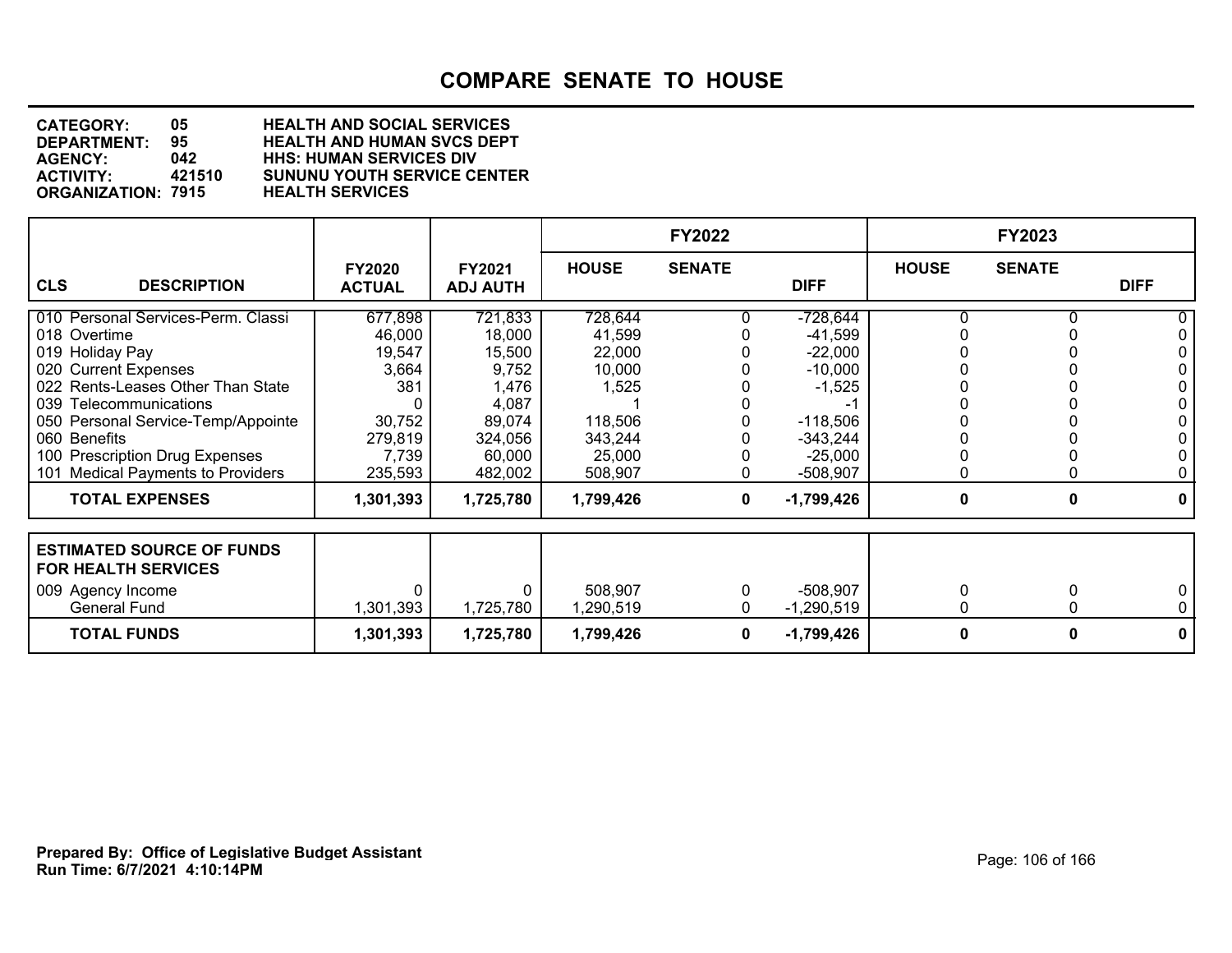# COMPARE SENATE TO HOUSE

**CATEGORY:** 05 HEALTH AND SOCIAL SERVICES
**DEPARTMENT:** 95 HEALTH AND HUMAN SVCS DEPT
**AGENCY:** 042 HHS: HUMAN SERVICES DIV
**ACTIVITY:** 421510 SUNUNU YOUTH SERVICE CENTER
**ORGANIZATION:** 7915 HEALTH SERVICES

| | | | FY2022 | | | FY2023 | | |
|---|---|---|---|---|---|---|---|---|
| **CLS DESCRIPTION** | **FY2020 ACTUAL** | **FY2021 ADJ AUTH** | **HOUSE** | **SENATE** | **DIFF** | **HOUSE** | **SENATE** | **DIFF** |
| 010 Personal Services-Perm. Classi | 677,898 | 721,833 | 728,644 | 0 | -728,644 | 0 | 0 | 0 |
| 018 Overtime | 46,000 | 18,000 | 41,599 | 0 | -41,599 | 0 | 0 | 0 |
| 019 Holiday Pay | 19,547 | 15,500 | 22,000 | 0 | -22,000 | 0 | 0 | 0 |
| 020 Current Expenses | 3,664 | 9,752 | 10,000 | 0 | -10,000 | 0 | 0 | 0 |
| 022 Rents-Leases Other Than State | 381 | 1,476 | 1,525 | 0 | -1,525 | 0 | 0 | 0 |
| 039 Telecommunications | 0 | 4,087 | 1 | 0 | -1 | 0 | 0 | 0 |
| 050 Personal Service-Temp/Appointe | 30,752 | 89,074 | 118,506 | 0 | -118,506 | 0 | 0 | 0 |
| 060 Benefits | 279,819 | 324,056 | 343,244 | 0 | -343,244 | 0 | 0 | 0 |
| 100 Prescription Drug Expenses | 7,739 | 60,000 | 25,000 | 0 | -25,000 | 0 | 0 | 0 |
| 101 Medical Payments to Providers | 235,593 | 482,002 | 508,907 | 0 | -508,907 | 0 | 0 | 0 |
| **TOTAL EXPENSES** | **1,301,393** | **1,725,780** | **1,799,426** | **0** | **-1,799,426** | **0** | **0** | **0** |
| **ESTIMATED SOURCE OF FUNDS FOR HEALTH SERVICES** | | | | | | | | |
| 009 Agency Income | 0 | 0 | 508,907 | 0 | -508,907 | 0 | 0 | 0 |
| General Fund | 1,301,393 | 1,725,780 | 1,290,519 | 0 | -1,290,519 | 0 | 0 | 0 |
| **TOTAL FUNDS** | **1,301,393** | **1,725,780** | **1,799,426** | **0** | **-1,799,426** | **0** | **0** | **0** |

**Prepared By: Office of Legislative Budget Assistant**
**Run Time: 6/7/2021 4:10:14PM**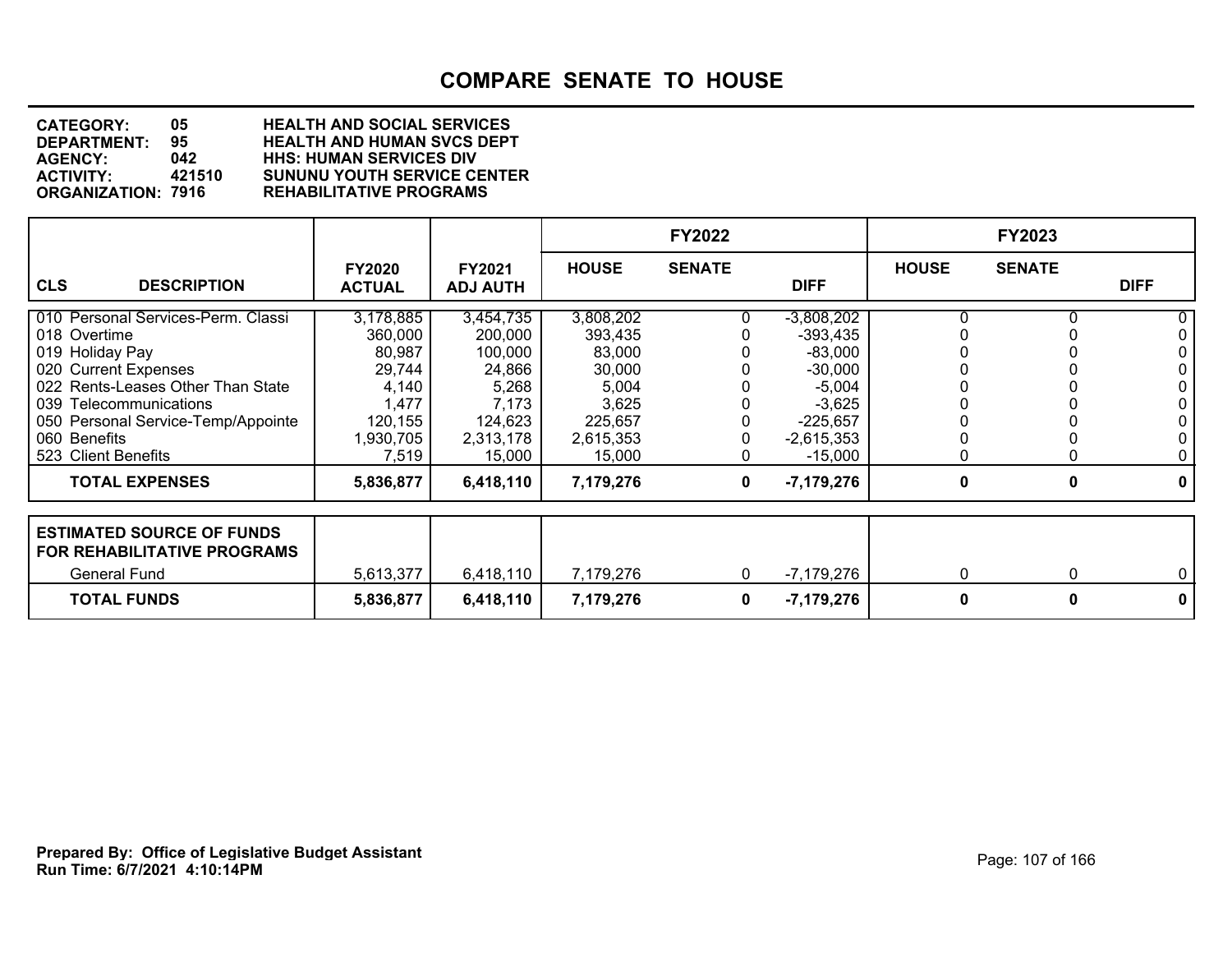# COMPARE SENATE TO HOUSE

**CATEGORY:** 05 HEALTH AND SOCIAL SERVICES
**DEPARTMENT:** 95 HEALTH AND HUMAN SVCS DEPT
**AGENCY:** 042 HHS: HUMAN SERVICES DIV
**ACTIVITY:** 421510 SUNUNU YOUTH SERVICE CENTER
**ORGANIZATION:** 7916 REHABILITATIVE PROGRAMS

| CLS DESCRIPTION | FY2020 ACTUAL | FY2021 ADJ AUTH | FY2022 HOUSE | FY2022 SENATE | FY2022 DIFF | FY2023 HOUSE | FY2023 SENATE | FY2023 DIFF |
|---|---|---|---|---|---|---|---|---|
| 010 Personal Services-Perm. Classi | 3,178,885 | 3,454,735 | 3,808,202 | 0 | -3,808,202 | 0 | 0 | 0 |
| 018 Overtime | 360,000 | 200,000 | 393,435 | 0 | -393,435 | 0 | 0 | 0 |
| 019 Holiday Pay | 80,987 | 100,000 | 83,000 | 0 | -83,000 | 0 | 0 | 0 |
| 020 Current Expenses | 29,744 | 24,866 | 30,000 | 0 | -30,000 | 0 | 0 | 0 |
| 022 Rents-Leases Other Than State | 4,140 | 5,268 | 5,004 | 0 | -5,004 | 0 | 0 | 0 |
| 039 Telecommunications | 1,477 | 7,173 | 3,625 | 0 | -3,625 | 0 | 0 | 0 |
| 050 Personal Service-Temp/Appointe | 120,155 | 124,623 | 225,657 | 0 | -225,657 | 0 | 0 | 0 |
| 060 Benefits | 1,930,705 | 2,313,178 | 2,615,353 | 0 | -2,615,353 | 0 | 0 | 0 |
| 523 Client Benefits | 7,519 | 15,000 | 15,000 | 0 | -15,000 | 0 | 0 | 0 |
| **TOTAL EXPENSES** | **5,836,877** | **6,418,110** | **7,179,276** | **0** | **-7,179,276** | **0** | **0** | **0** |

| ESTIMATED SOURCE OF FUNDS FOR REHABILITATIVE PROGRAMS | FY2020 ACTUAL | FY2021 ADJ AUTH | FY2022 HOUSE | FY2022 SENATE | FY2022 DIFF | FY2023 HOUSE | FY2023 SENATE | FY2023 DIFF |
|---|---|---|---|---|---|---|---|---|
| General Fund | 5,613,377 | 6,418,110 | 7,179,276 | 0 | -7,179,276 | 0 | 0 | 0 |
| **TOTAL FUNDS** | **5,836,877** | **6,418,110** | **7,179,276** | **0** | **-7,179,276** | **0** | **0** | **0** |

**Prepared By: Office of Legislative Budget Assistant**
**Run Time: 6/7/2021 4:10:14PM**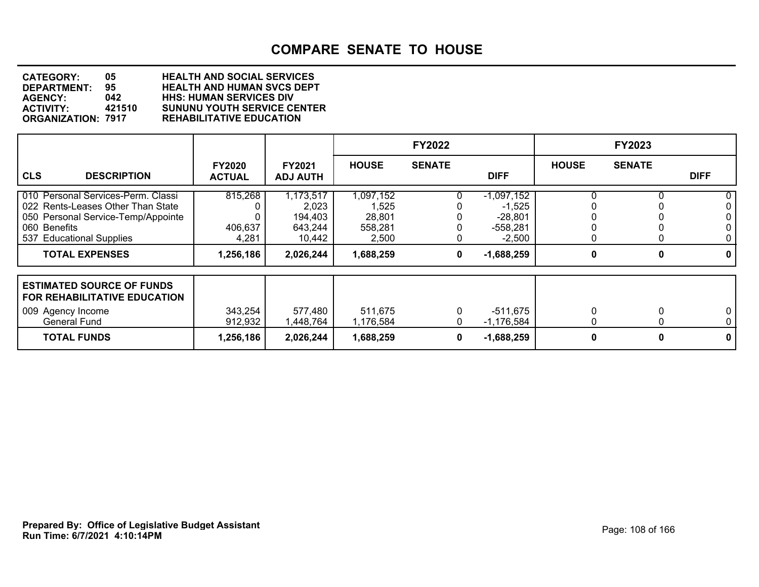# COMPARE SENATE TO HOUSE

**CATEGORY:** 05 HEALTH AND SOCIAL SERVICES
**DEPARTMENT:** 95 HEALTH AND HUMAN SVCS DEPT
**AGENCY:** 042 HHS: HUMAN SERVICES DIV
**ACTIVITY:** 421510 SUNUNU YOUTH SERVICE CENTER
**ORGANIZATION:** 7917 REHABILITATIVE EDUCATION

| CLS DESCRIPTION | FY2020 ACTUAL | FY2021 ADJ AUTH | FY2022 HOUSE | FY2022 SENATE | FY2022 DIFF | FY2023 HOUSE | FY2023 SENATE | FY2023 DIFF |
|---|---|---|---|---|---|---|---|---|
| 010 Personal Services-Perm. Classi | 815,268 | 1,173,517 | 1,097,152 | 0 | -1,097,152 | 0 | 0 | 0 |
| 022 Rents-Leases Other Than State | 0 | 2,023 | 1,525 | 0 | -1,525 | 0 | 0 | 0 |
| 050 Personal Service-Temp/Appointe | 0 | 194,403 | 28,801 | 0 | -28,801 | 0 | 0 | 0 |
| 060 Benefits | 406,637 | 643,244 | 558,281 | 0 | -558,281 | 0 | 0 | 0 |
| 537 Educational Supplies | 4,281 | 10,442 | 2,500 | 0 | -2,500 | 0 | 0 | 0 |
| **TOTAL EXPENSES** | **1,256,186** | **2,026,244** | **1,688,259** | **0** | **-1,688,259** | **0** | **0** | **0** |

| ESTIMATED SOURCE OF FUNDS FOR REHABILITATIVE EDUCATION | FY2020 ACTUAL | FY2021 ADJ AUTH | FY2022 HOUSE | FY2022 SENATE | FY2022 DIFF | FY2023 HOUSE | FY2023 SENATE | FY2023 DIFF |
|---|---|---|---|---|---|---|---|---|
| 009 Agency Income | 343,254 | 577,480 | 511,675 | 0 | -511,675 | 0 | 0 | 0 |
| General Fund | 912,932 | 1,448,764 | 1,176,584 | 0 | -1,176,584 | 0 | 0 | 0 |
| **TOTAL FUNDS** | **1,256,186** | **2,026,244** | **1,688,259** | **0** | **-1,688,259** | **0** | **0** | **0** |

**Prepared By: Office of Legislative Budget Assistant**
**Run Time: 6/7/2021 4:10:14PM**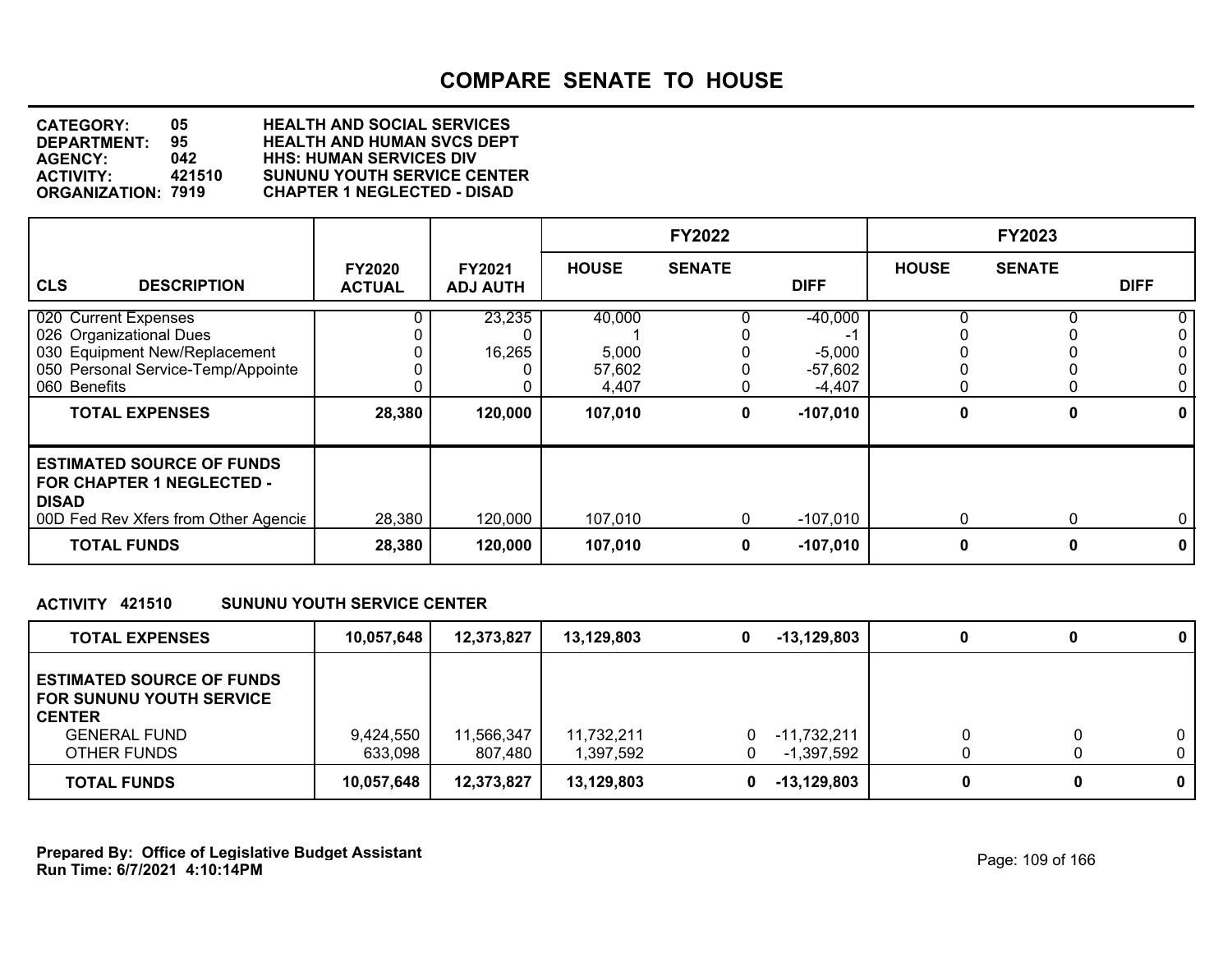# COMPARE SENATE TO HOUSE

**CATEGORY:** 05 HEALTH AND SOCIAL SERVICES
**DEPARTMENT:** 95 HEALTH AND HUMAN SVCS DEPT
**AGENCY:** 042 HHS: HUMAN SERVICES DIV
**ACTIVITY:** 421510 SUNUNU YOUTH SERVICE CENTER
**ORGANIZATION:** 7919 CHAPTER 1 NEGLECTED - DISAD

| CLS DESCRIPTION | FY2020 ACTUAL | FY2021 ADJ AUTH | FY2022 HOUSE | FY2022 SENATE | FY2022 DIFF | FY2023 HOUSE | FY2023 SENATE | FY2023 DIFF |
|---|---|---|---|---|---|---|---|---|
| 020 Current Expenses | 0 | 23,235 | 40,000 | 0 | -40,000 | 0 | 0 | 0 |
| 026 Organizational Dues | 0 | 0 | 1 | 0 | -1 | 0 | 0 | 0 |
| 030 Equipment New/Replacement | 0 | 16,265 | 5,000 | 0 | -5,000 | 0 | 0 | 0 |
| 050 Personal Service-Temp/Appointe | 0 | 0 | 57,602 | 0 | -57,602 | 0 | 0 | 0 |
| 060 Benefits | 0 | 0 | 4,407 | 0 | -4,407 | 0 | 0 | 0 |
| **TOTAL EXPENSES** | **28,380** | **120,000** | **107,010** | **0** | **-107,010** | **0** | **0** | **0** |
| **ESTIMATED SOURCE OF FUNDS FOR CHAPTER 1 NEGLECTED - DISAD** | | | | | | | | |
| 00D Fed Rev Xfers from Other Agencie | 28,380 | 120,000 | 107,010 | 0 | -107,010 | 0 | 0 | 0 |
| **TOTAL FUNDS** | **28,380** | **120,000** | **107,010** | **0** | **-107,010** | **0** | **0** | **0** |

**ACTIVITY 421510 SUNUNU YOUTH SERVICE CENTER**

| DESCRIPTION | FY2020 ACTUAL | FY2021 ADJ AUTH | FY2022 HOUSE | FY2022 SENATE | FY2022 DIFF | FY2023 HOUSE | FY2023 SENATE | FY2023 DIFF |
|---|---|---|---|---|---|---|---|---|
| **TOTAL EXPENSES** | **10,057,648** | **12,373,827** | **13,129,803** | **0** | **-13,129,803** | **0** | **0** | **0** |
| **ESTIMATED SOURCE OF FUNDS FOR SUNUNU YOUTH SERVICE CENTER** | | | | | | | | |
| GENERAL FUND | 9,424,550 | 11,566,347 | 11,732,211 | 0 | -11,732,211 | 0 | 0 | 0 |
| OTHER FUNDS | 633,098 | 807,480 | 1,397,592 | 0 | -1,397,592 | 0 | 0 | 0 |
| **TOTAL FUNDS** | **10,057,648** | **12,373,827** | **13,129,803** | **0** | **-13,129,803** | **0** | **0** | **0** |

**Prepared By: Office of Legislative Budget Assistant**
**Run Time: 6/7/2021 4:10:14PM**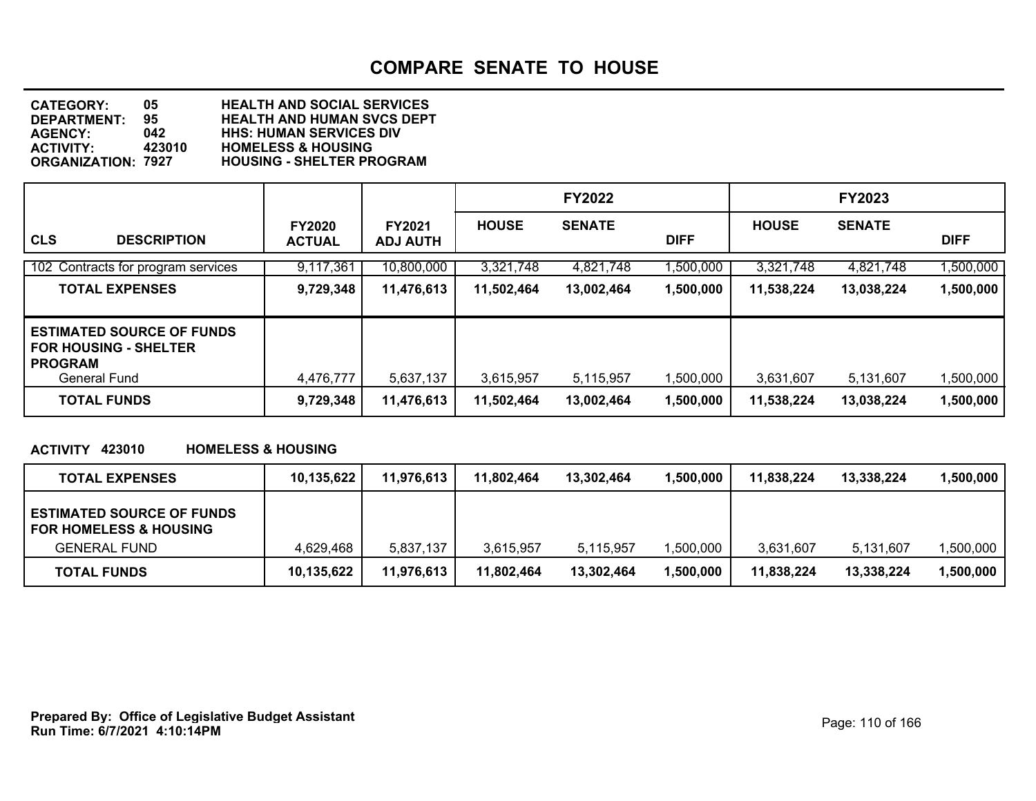# COMPARE SENATE TO HOUSE

**CATEGORY:** 05 HEALTH AND SOCIAL SERVICES
**DEPARTMENT:** 95 HEALTH AND HUMAN SVCS DEPT
**AGENCY:** 042 HHS: HUMAN SERVICES DIV
**ACTIVITY:** 423010 HOMELESS & HOUSING
**ORGANIZATION:** 7927 HOUSING - SHELTER PROGRAM

| CLS DESCRIPTION | FY2020 ACTUAL | FY2021 ADJ AUTH | FY2022 HOUSE | FY2022 SENATE | FY2022 DIFF | FY2023 HOUSE | FY2023 SENATE | FY2023 DIFF |
|---|---|---|---|---|---|---|---|---|
| 102 Contracts for program services | 9,117,361 | 10,800,000 | 3,321,748 | 4,821,748 | 1,500,000 | 3,321,748 | 4,821,748 | 1,500,000 |
| **TOTAL EXPENSES** | **9,729,348** | **11,476,613** | **11,502,464** | **13,002,464** | **1,500,000** | **11,538,224** | **13,038,224** | **1,500,000** |
| **ESTIMATED SOURCE OF FUNDS FOR HOUSING - SHELTER PROGRAM** | | | | | | | | |
| General Fund | 4,476,777 | 5,637,137 | 3,615,957 | 5,115,957 | 1,500,000 | 3,631,607 | 5,131,607 | 1,500,000 |
| **TOTAL FUNDS** | **9,729,348** | **11,476,613** | **11,502,464** | **13,002,464** | **1,500,000** | **11,538,224** | **13,038,224** | **1,500,000** |

**ACTIVITY 423010 HOMELESS & HOUSING**

| | FY2020 ACTUAL | FY2021 ADJ AUTH | FY2022 HOUSE | FY2022 SENATE | FY2022 DIFF | FY2023 HOUSE | FY2023 SENATE | FY2023 DIFF |
|---|---|---|---|---|---|---|---|---|
| **TOTAL EXPENSES** | **10,135,622** | **11,976,613** | **11,802,464** | **13,302,464** | **1,500,000** | **11,838,224** | **13,338,224** | **1,500,000** |
| **ESTIMATED SOURCE OF FUNDS FOR HOMELESS & HOUSING** | | | | | | | | |
| GENERAL FUND | 4,629,468 | 5,837,137 | 3,615,957 | 5,115,957 | 1,500,000 | 3,631,607 | 5,131,607 | 1,500,000 |
| **TOTAL FUNDS** | **10,135,622** | **11,976,613** | **11,802,464** | **13,302,464** | **1,500,000** | **11,838,224** | **13,338,224** | **1,500,000** |

**Prepared By: Office of Legislative Budget Assistant**
**Run Time: 6/7/2021 4:10:14PM**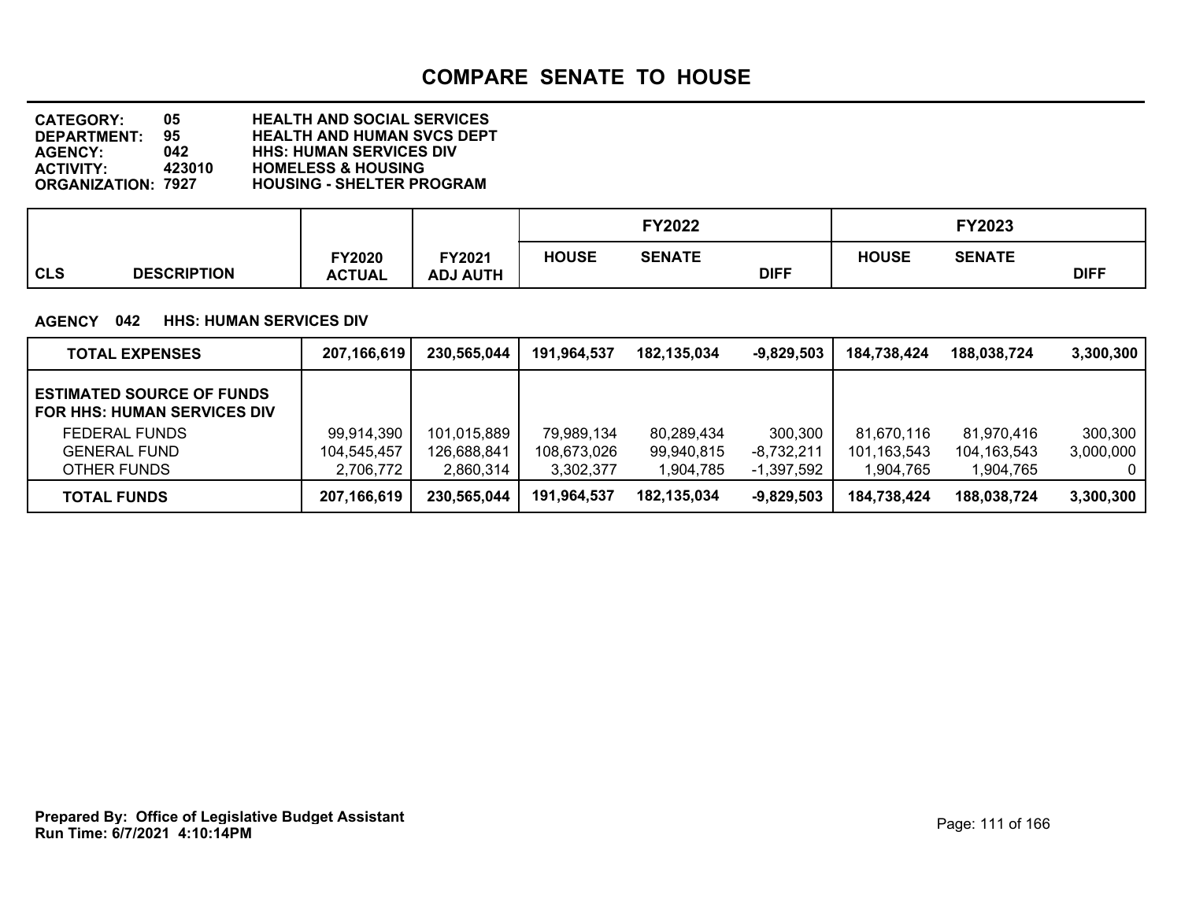# COMPARE SENATE TO HOUSE

**CATEGORY:** 05 HEALTH AND SOCIAL SERVICES
**DEPARTMENT:** 95 HEALTH AND HUMAN SVCS DEPT
**AGENCY:** 042 HHS: HUMAN SERVICES DIV
**ACTIVITY:** 423010 HOMELESS & HOUSING
**ORGANIZATION:** 7927 HOUSING - SHELTER PROGRAM

| CLS | DESCRIPTION | FY2020 ACTUAL | FY2021 ADJ AUTH | FY2022 HOUSE | FY2022 SENATE | FY2022 DIFF | FY2023 HOUSE | FY2023 SENATE | FY2023 DIFF |
|---|---|---|---|---|---|---|---|---|---|

**AGENCY 042 HHS: HUMAN SERVICES DIV**

| | FY2020 ACTUAL | FY2021 ADJ AUTH | FY2022 HOUSE | FY2022 SENATE | FY2022 DIFF | FY2023 HOUSE | FY2023 SENATE | FY2023 DIFF |
|---|---|---|---|---|---|---|---|---|
| **TOTAL EXPENSES** | **207,166,619** | **230,565,044** | **191,964,537** | **182,135,034** | **-9,829,503** | **184,738,424** | **188,038,724** | **3,300,300** |
| **ESTIMATED SOURCE OF FUNDS FOR HHS: HUMAN SERVICES DIV** | | | | | | | | |
| FEDERAL FUNDS | 99,914,390 | 101,015,889 | 79,989,134 | 80,289,434 | 300,300 | 81,670,116 | 81,970,416 | 300,300 |
| GENERAL FUND | 104,545,457 | 126,688,841 | 108,673,026 | 99,940,815 | -8,732,211 | 101,163,543 | 104,163,543 | 3,000,000 |
| OTHER FUNDS | 2,706,772 | 2,860,314 | 3,302,377 | 1,904,785 | -1,397,592 | 1,904,765 | 1,904,765 | 0 |
| **TOTAL FUNDS** | **207,166,619** | **230,565,044** | **191,964,537** | **182,135,034** | **-9,829,503** | **184,738,424** | **188,038,724** | **3,300,300** |

**Prepared By: Office of Legislative Budget Assistant**
**Run Time: 6/7/2021 4:10:14PM**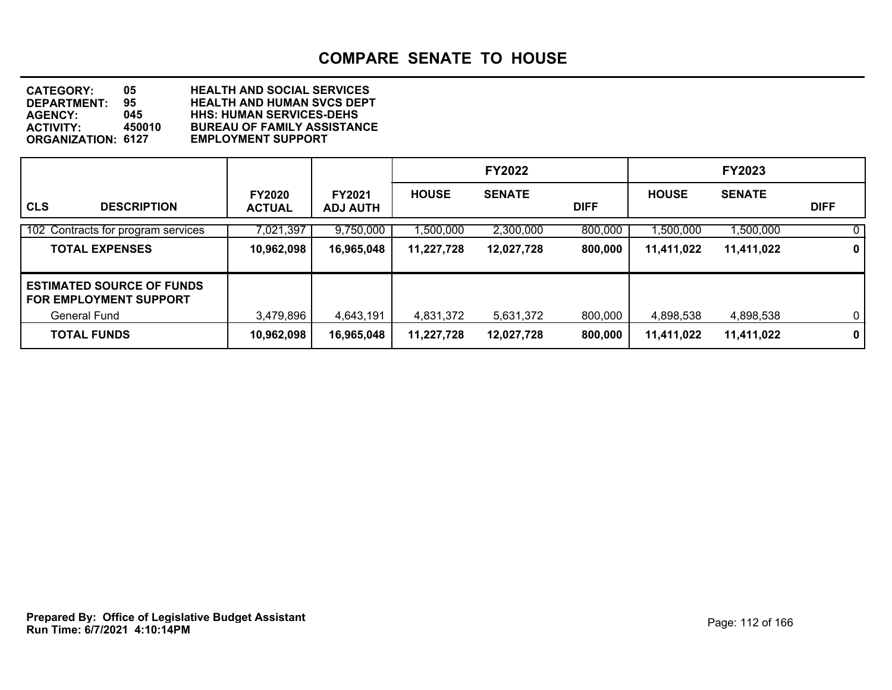# COMPARE SENATE TO HOUSE

**CATEGORY:** 05 HEALTH AND SOCIAL SERVICES
**DEPARTMENT:** 95 HEALTH AND HUMAN SVCS DEPT
**AGENCY:** 045 HHS: HUMAN SERVICES-DEHS
**ACTIVITY:** 450010 BUREAU OF FAMILY ASSISTANCE
**ORGANIZATION:** 6127 EMPLOYMENT SUPPORT

| | | | FY2022 | | | FY2023 | | |
|---|---|---|---|---|---|---|---|---|
| **CLS DESCRIPTION** | **FY2020 ACTUAL** | **FY2021 ADJ AUTH** | **HOUSE** | **SENATE** | **DIFF** | **HOUSE** | **SENATE** | **DIFF** |
| 102 Contracts for program services | 7,021,397 | 9,750,000 | 1,500,000 | 2,300,000 | 800,000 | 1,500,000 | 1,500,000 | 0 |
| **TOTAL EXPENSES** | **10,962,098** | **16,965,048** | **11,227,728** | **12,027,728** | **800,000** | **11,411,022** | **11,411,022** | **0** |
| **ESTIMATED SOURCE OF FUNDS FOR EMPLOYMENT SUPPORT** | | | | | | | | |
| General Fund | 3,479,896 | 4,643,191 | 4,831,372 | 5,631,372 | 800,000 | 4,898,538 | 4,898,538 | 0 |
| **TOTAL FUNDS** | **10,962,098** | **16,965,048** | **11,227,728** | **12,027,728** | **800,000** | **11,411,022** | **11,411,022** | **0** |

**Prepared By: Office of Legislative Budget Assistant**
**Run Time: 6/7/2021 4:10:14PM**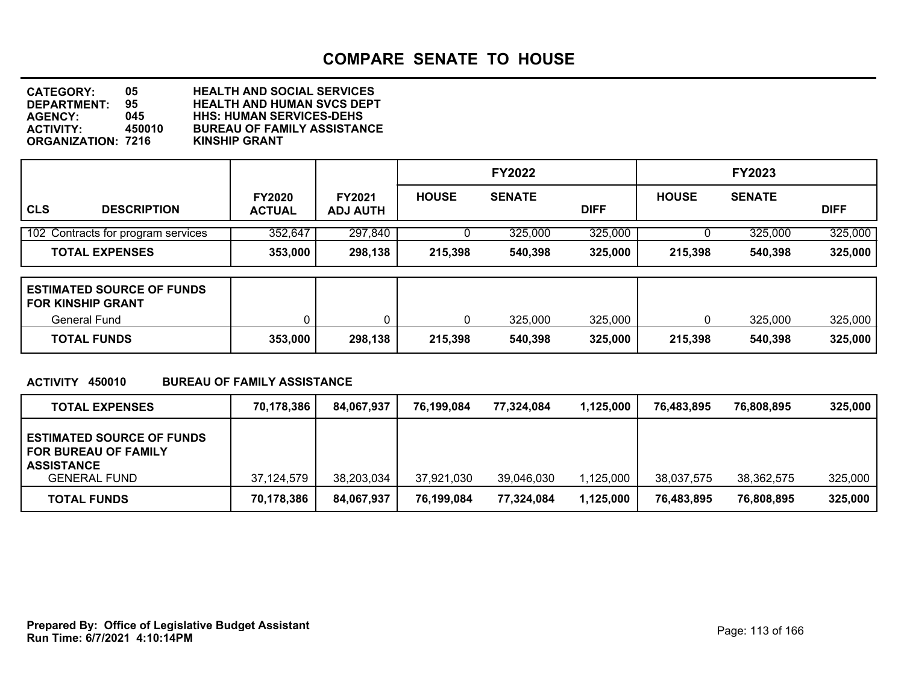# COMPARE SENATE TO HOUSE

**CATEGORY:** 05 HEALTH AND SOCIAL SERVICES
**DEPARTMENT:** 95 HEALTH AND HUMAN SVCS DEPT
**AGENCY:** 045 HHS: HUMAN SERVICES-DEHS
**ACTIVITY:** 450010 BUREAU OF FAMILY ASSISTANCE
**ORGANIZATION:** 7216 KINSHIP GRANT

| CLS DESCRIPTION | FY2020 ACTUAL | FY2021 ADJ AUTH | FY2022 HOUSE | FY2022 SENATE | FY2022 DIFF | FY2023 HOUSE | FY2023 SENATE | FY2023 DIFF |
|---|---|---|---|---|---|---|---|---|
| 102 Contracts for program services | 352,647 | 297,840 | 0 | 325,000 | 325,000 | 0 | 325,000 | 325,000 |
| **TOTAL EXPENSES** | **353,000** | **298,138** | **215,398** | **540,398** | **325,000** | **215,398** | **540,398** | **325,000** |
| **ESTIMATED SOURCE OF FUNDS FOR KINSHIP GRANT** | | | | | | | | |
| General Fund | 0 | 0 | 0 | 325,000 | 325,000 | 0 | 325,000 | 325,000 |
| **TOTAL FUNDS** | **353,000** | **298,138** | **215,398** | **540,398** | **325,000** | **215,398** | **540,398** | **325,000** |

**ACTIVITY 450010 BUREAU OF FAMILY ASSISTANCE**

| | FY2020 ACTUAL | FY2021 ADJ AUTH | FY2022 HOUSE | FY2022 SENATE | FY2022 DIFF | FY2023 HOUSE | FY2023 SENATE | FY2023 DIFF |
|---|---|---|---|---|---|---|---|---|
| **TOTAL EXPENSES** | **70,178,386** | **84,067,937** | **76,199,084** | **77,324,084** | **1,125,000** | **76,483,895** | **76,808,895** | **325,000** |
| **ESTIMATED SOURCE OF FUNDS FOR BUREAU OF FAMILY ASSISTANCE** | | | | | | | | |
| GENERAL FUND | 37,124,579 | 38,203,034 | 37,921,030 | 39,046,030 | 1,125,000 | 38,037,575 | 38,362,575 | 325,000 |
| **TOTAL FUNDS** | **70,178,386** | **84,067,937** | **76,199,084** | **77,324,084** | **1,125,000** | **76,483,895** | **76,808,895** | **325,000** |

**Prepared By: Office of Legislative Budget Assistant**
**Run Time: 6/7/2021 4:10:14PM**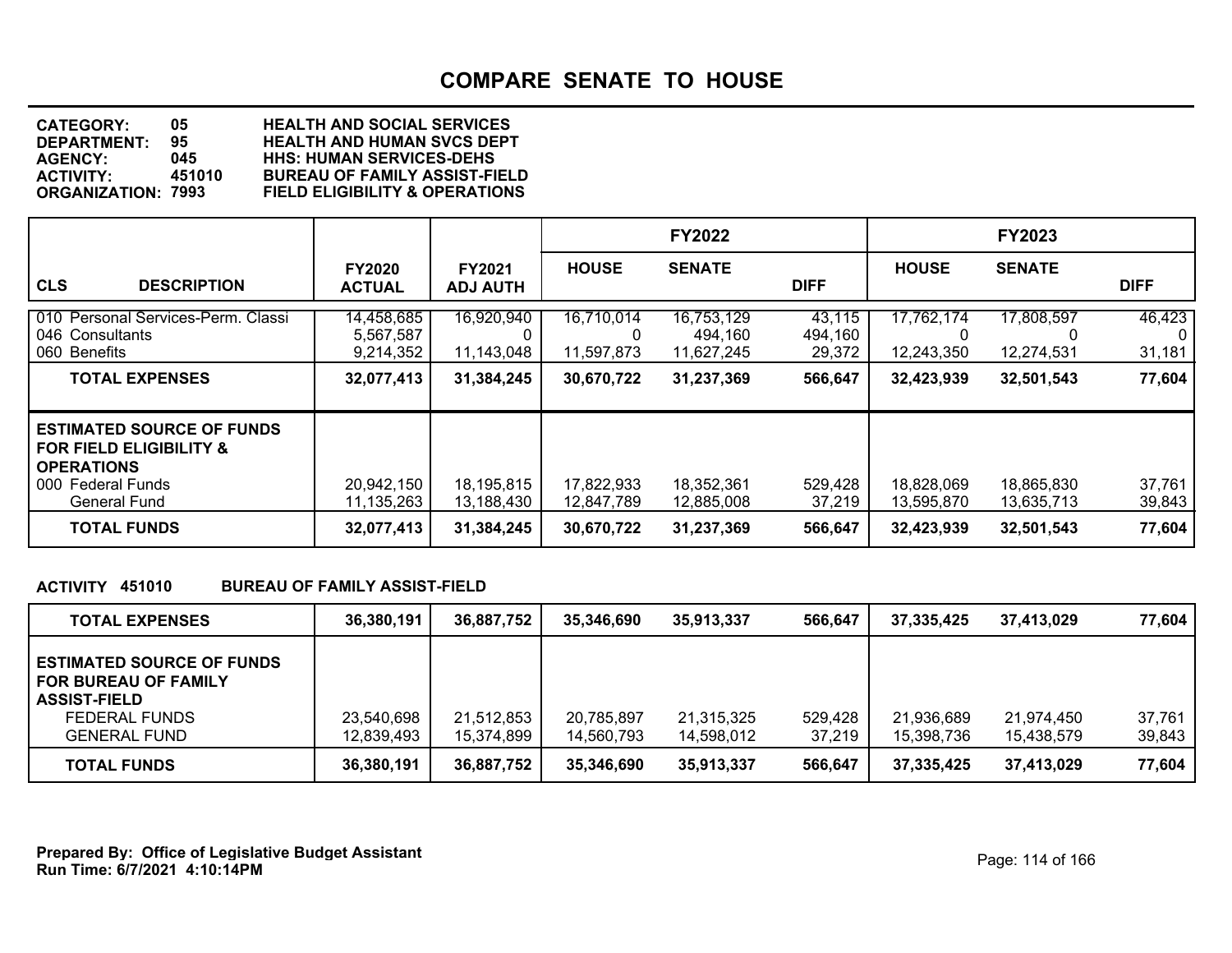# COMPARE SENATE TO HOUSE

**CATEGORY:** 05 HEALTH AND SOCIAL SERVICES
**DEPARTMENT:** 95 HEALTH AND HUMAN SVCS DEPT
**AGENCY:** 045 HHS: HUMAN SERVICES-DEHS
**ACTIVITY:** 451010 BUREAU OF FAMILY ASSIST-FIELD
**ORGANIZATION:** 7993 FIELD ELIGIBILITY & OPERATIONS

| CLS DESCRIPTION | FY2020 ACTUAL | FY2021 ADJ AUTH | FY2022 HOUSE | FY2022 SENATE | FY2022 DIFF | FY2023 HOUSE | FY2023 SENATE | FY2023 DIFF |
|---|---|---|---|---|---|---|---|---|
| 010 Personal Services-Perm. Classi | 14,458,685 | 16,920,940 | 16,710,014 | 16,753,129 | 43,115 | 17,762,174 | 17,808,597 | 46,423 |
| 046 Consultants | 5,567,587 | 0 | 0 | 494,160 | 494,160 | 0 | 0 | 0 |
| 060 Benefits | 9,214,352 | 11,143,048 | 11,597,873 | 11,627,245 | 29,372 | 12,243,350 | 12,274,531 | 31,181 |
| **TOTAL EXPENSES** | **32,077,413** | **31,384,245** | **30,670,722** | **31,237,369** | **566,647** | **32,423,939** | **32,501,543** | **77,604** |
| **ESTIMATED SOURCE OF FUNDS FOR FIELD ELIGIBILITY & OPERATIONS** | | | | | | | | |
| 000 Federal Funds | 20,942,150 | 18,195,815 | 17,822,933 | 18,352,361 | 529,428 | 18,828,069 | 18,865,830 | 37,761 |
| General Fund | 11,135,263 | 13,188,430 | 12,847,789 | 12,885,008 | 37,219 | 13,595,870 | 13,635,713 | 39,843 |
| **TOTAL FUNDS** | **32,077,413** | **31,384,245** | **30,670,722** | **31,237,369** | **566,647** | **32,423,939** | **32,501,543** | **77,604** |

**ACTIVITY 451010 BUREAU OF FAMILY ASSIST-FIELD**

| | FY2020 ACTUAL | FY2021 ADJ AUTH | FY2022 HOUSE | FY2022 SENATE | FY2022 DIFF | FY2023 HOUSE | FY2023 SENATE | FY2023 DIFF |
|---|---|---|---|---|---|---|---|---|
| **TOTAL EXPENSES** | **36,380,191** | **36,887,752** | **35,346,690** | **35,913,337** | **566,647** | **37,335,425** | **37,413,029** | **77,604** |
| **ESTIMATED SOURCE OF FUNDS FOR BUREAU OF FAMILY ASSIST-FIELD** | | | | | | | | |
| FEDERAL FUNDS | 23,540,698 | 21,512,853 | 20,785,897 | 21,315,325 | 529,428 | 21,936,689 | 21,974,450 | 37,761 |
| GENERAL FUND | 12,839,493 | 15,374,899 | 14,560,793 | 14,598,012 | 37,219 | 15,398,736 | 15,438,579 | 39,843 |
| **TOTAL FUNDS** | **36,380,191** | **36,887,752** | **35,346,690** | **35,913,337** | **566,647** | **37,335,425** | **37,413,029** | **77,604** |

**Prepared By: Office of Legislative Budget Assistant**
**Run Time: 6/7/2021 4:10:14PM**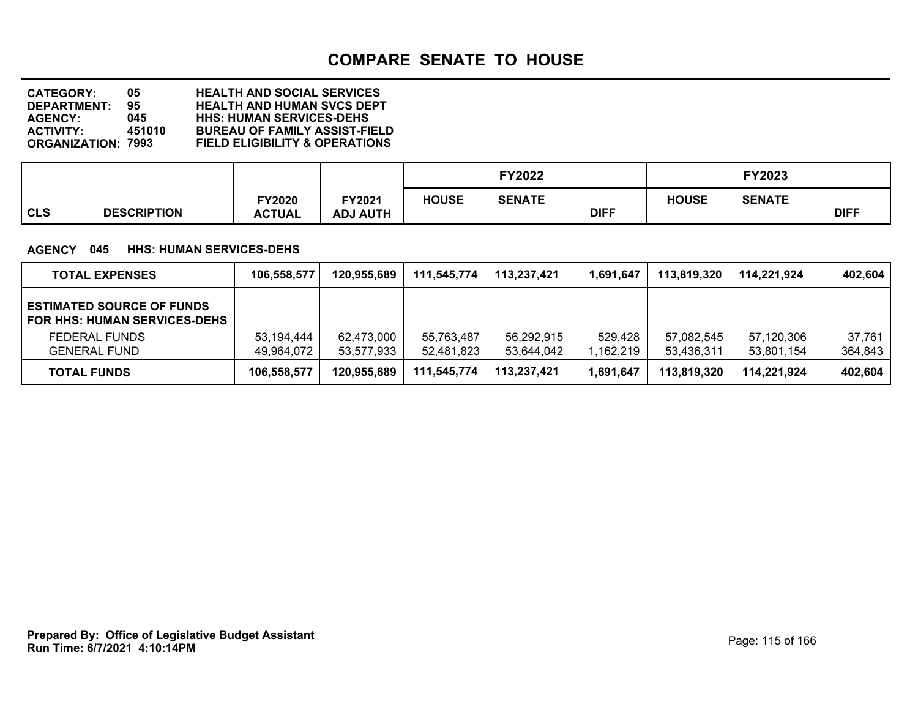# COMPARE SENATE TO HOUSE

**CATEGORY:** 05 HEALTH AND SOCIAL SERVICES
**DEPARTMENT:** 95 HEALTH AND HUMAN SVCS DEPT
**AGENCY:** 045 HHS: HUMAN SERVICES-DEHS
**ACTIVITY:** 451010 BUREAU OF FAMILY ASSIST-FIELD
**ORGANIZATION:** 7993 FIELD ELIGIBILITY & OPERATIONS

**AGENCY 045 HHS: HUMAN SERVICES-DEHS**

| CLS DESCRIPTION | FY2020 ACTUAL | FY2021 ADJ AUTH | FY2022 HOUSE | FY2022 SENATE | FY2022 DIFF | FY2023 HOUSE | FY2023 SENATE | FY2023 DIFF |
|---|---|---|---|---|---|---|---|---|
| **TOTAL EXPENSES** | **106,558,577** | **120,955,689** | **111,545,774** | **113,237,421** | **1,691,647** | **113,819,320** | **114,221,924** | **402,604** |
| **ESTIMATED SOURCE OF FUNDS FOR HHS: HUMAN SERVICES-DEHS** | | | | | | | | |
| FEDERAL FUNDS | 53,194,444 | 62,473,000 | 55,763,487 | 56,292,915 | 529,428 | 57,082,545 | 57,120,306 | 37,761 |
| GENERAL FUND | 49,964,072 | 53,577,933 | 52,481,823 | 53,644,042 | 1,162,219 | 53,436,311 | 53,801,154 | 364,843 |
| **TOTAL FUNDS** | **106,558,577** | **120,955,689** | **111,545,774** | **113,237,421** | **1,691,647** | **113,819,320** | **114,221,924** | **402,604** |

**Prepared By: Office of Legislative Budget Assistant**
**Run Time: 6/7/2021 4:10:14PM**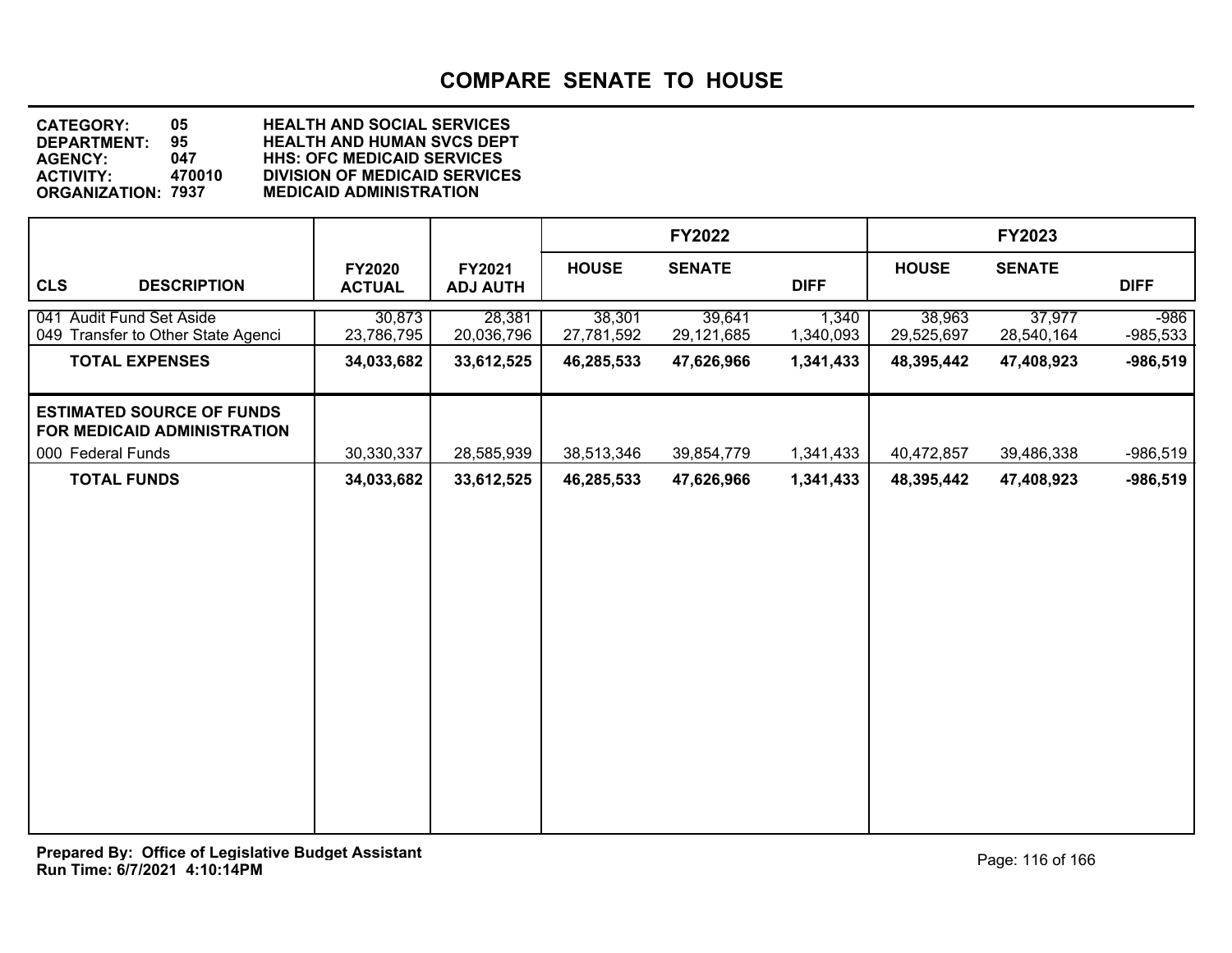# COMPARE SENATE TO HOUSE

**CATEGORY:** 05 HEALTH AND SOCIAL SERVICES
**DEPARTMENT:** 95 HEALTH AND HUMAN SVCS DEPT
**AGENCY:** 047 HHS: OFC MEDICAID SERVICES
**ACTIVITY:** 470010 DIVISION OF MEDICAID SERVICES
**ORGANIZATION:** 7937 MEDICAID ADMINISTRATION

| | | | FY2022 | | | FY2023 | | |
|---|---|---|---|---|---|---|---|---|
| **CLS DESCRIPTION** | **FY2020 ACTUAL** | **FY2021 ADJ AUTH** | **HOUSE** | **SENATE** | **DIFF** | **HOUSE** | **SENATE** | **DIFF** |
| 041 Audit Fund Set Aside | 30,873 | 28,381 | 38,301 | 39,641 | 1,340 | 38,963 | 37,977 | -986 |
| 049 Transfer to Other State Agenci | 23,786,795 | 20,036,796 | 27,781,592 | 29,121,685 | 1,340,093 | 29,525,697 | 28,540,164 | -985,533 |
| **TOTAL EXPENSES** | **34,033,682** | **33,612,525** | **46,285,533** | **47,626,966** | **1,341,433** | **48,395,442** | **47,408,923** | **-986,519** |
| **ESTIMATED SOURCE OF FUNDS FOR MEDICAID ADMINISTRATION** | | | | | | | | |
| 000 Federal Funds | 30,330,337 | 28,585,939 | 38,513,346 | 39,854,779 | 1,341,433 | 40,472,857 | 39,486,338 | -986,519 |
| **TOTAL FUNDS** | **34,033,682** | **33,612,525** | **46,285,533** | **47,626,966** | **1,341,433** | **48,395,442** | **47,408,923** | **-986,519** |

**Prepared By: Office of Legislative Budget Assistant**
**Run Time: 6/7/2021 4:10:14PM**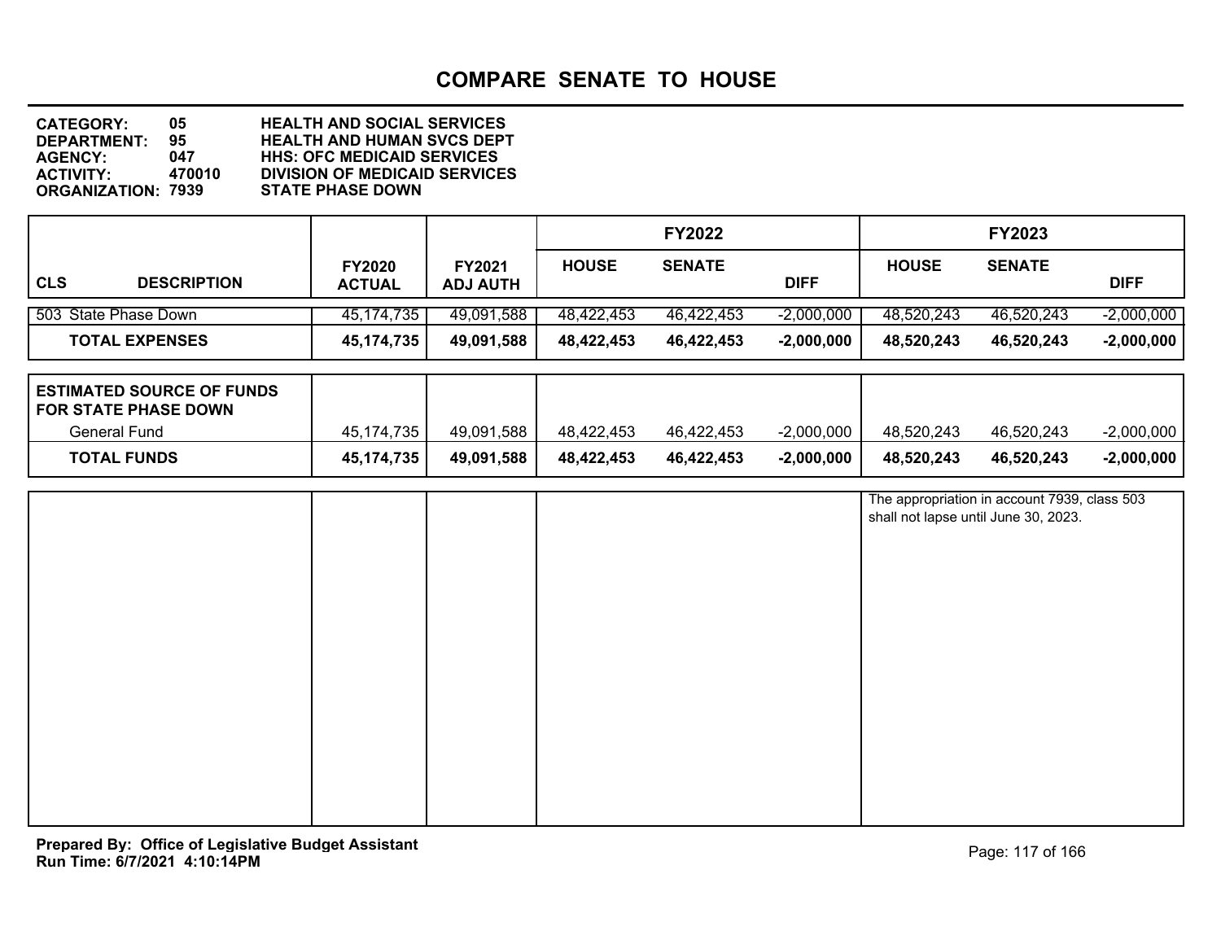# COMPARE SENATE TO HOUSE

**CATEGORY:** 05 HEALTH AND SOCIAL SERVICES
**DEPARTMENT:** 95 HEALTH AND HUMAN SVCS DEPT
**AGENCY:** 047 HHS: OFC MEDICAID SERVICES
**ACTIVITY:** 470010 DIVISION OF MEDICAID SERVICES
**ORGANIZATION:** 7939 STATE PHASE DOWN

| | | | FY2022 | | | FY2023 | | |
|---|---|---|---|---|---|---|---|---|
| **CLS DESCRIPTION** | **FY2020 ACTUAL** | **FY2021 ADJ AUTH** | **HOUSE** | **SENATE** | **DIFF** | **HOUSE** | **SENATE** | **DIFF** |
| 503 State Phase Down | 45,174,735 | 49,091,588 | 48,422,453 | 46,422,453 | -2,000,000 | 48,520,243 | 46,520,243 | -2,000,000 |
| **TOTAL EXPENSES** | **45,174,735** | **49,091,588** | **48,422,453** | **46,422,453** | **-2,000,000** | **48,520,243** | **46,520,243** | **-2,000,000** |

| | | | | | | | | |
|---|---|---|---|---|---|---|---|---|
| **ESTIMATED SOURCE OF FUNDS FOR STATE PHASE DOWN** | | | | | | | | |
| General Fund | 45,174,735 | 49,091,588 | 48,422,453 | 46,422,453 | -2,000,000 | 48,520,243 | 46,520,243 | -2,000,000 |
| **TOTAL FUNDS** | **45,174,735** | **49,091,588** | **48,422,453** | **46,422,453** | **-2,000,000** | **48,520,243** | **46,520,243** | **-2,000,000** |

The appropriation in account 7939, class 503 shall not lapse until June 30, 2023.

**Prepared By: Office of Legislative Budget Assistant**
**Run Time: 6/7/2021 4:10:14PM**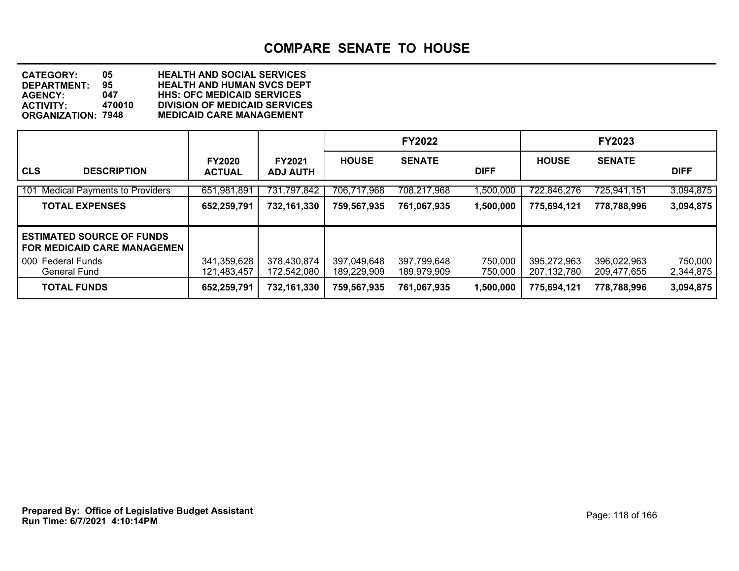# COMPARE SENATE TO HOUSE

**CATEGORY:** 05 HEALTH AND SOCIAL SERVICES
**DEPARTMENT:** 95 HEALTH AND HUMAN SVCS DEPT
**AGENCY:** 047 HHS: OFC MEDICAID SERVICES
**ACTIVITY:** 470010 DIVISION OF MEDICAID SERVICES
**ORGANIZATION:** 7948 MEDICAID CARE MANAGEMENT

| | | | FY2022 | | | FY2023 | | |
|---|---|---|---|---|---|---|---|---|
| **CLS DESCRIPTION** | **FY2020 ACTUAL** | **FY2021 ADJ AUTH** | **HOUSE** | **SENATE** | **DIFF** | **HOUSE** | **SENATE** | **DIFF** |
| 101 Medical Payments to Providers | 651,981,891 | 731,797,842 | 706,717,968 | 708,217,968 | 1,500,000 | 722,846,276 | 725,941,151 | 3,094,875 |
| **TOTAL EXPENSES** | **652,259,791** | **732,161,330** | **759,567,935** | **761,067,935** | **1,500,000** | **775,694,121** | **778,788,996** | **3,094,875** |
| **ESTIMATED SOURCE OF FUNDS FOR MEDICAID CARE MANAGEMEN** | | | | | | | | |
| 000 Federal Funds | 341,359,628 | 378,430,874 | 397,049,648 | 397,799,648 | 750,000 | 395,272,963 | 396,022,963 | 750,000 |
| General Fund | 121,483,457 | 172,542,080 | 189,229,909 | 189,979,909 | 750,000 | 207,132,780 | 209,477,655 | 2,344,875 |
| **TOTAL FUNDS** | **652,259,791** | **732,161,330** | **759,567,935** | **761,067,935** | **1,500,000** | **775,694,121** | **778,788,996** | **3,094,875** |

**Prepared By: Office of Legislative Budget Assistant**
**Run Time: 6/7/2021 4:10:14PM**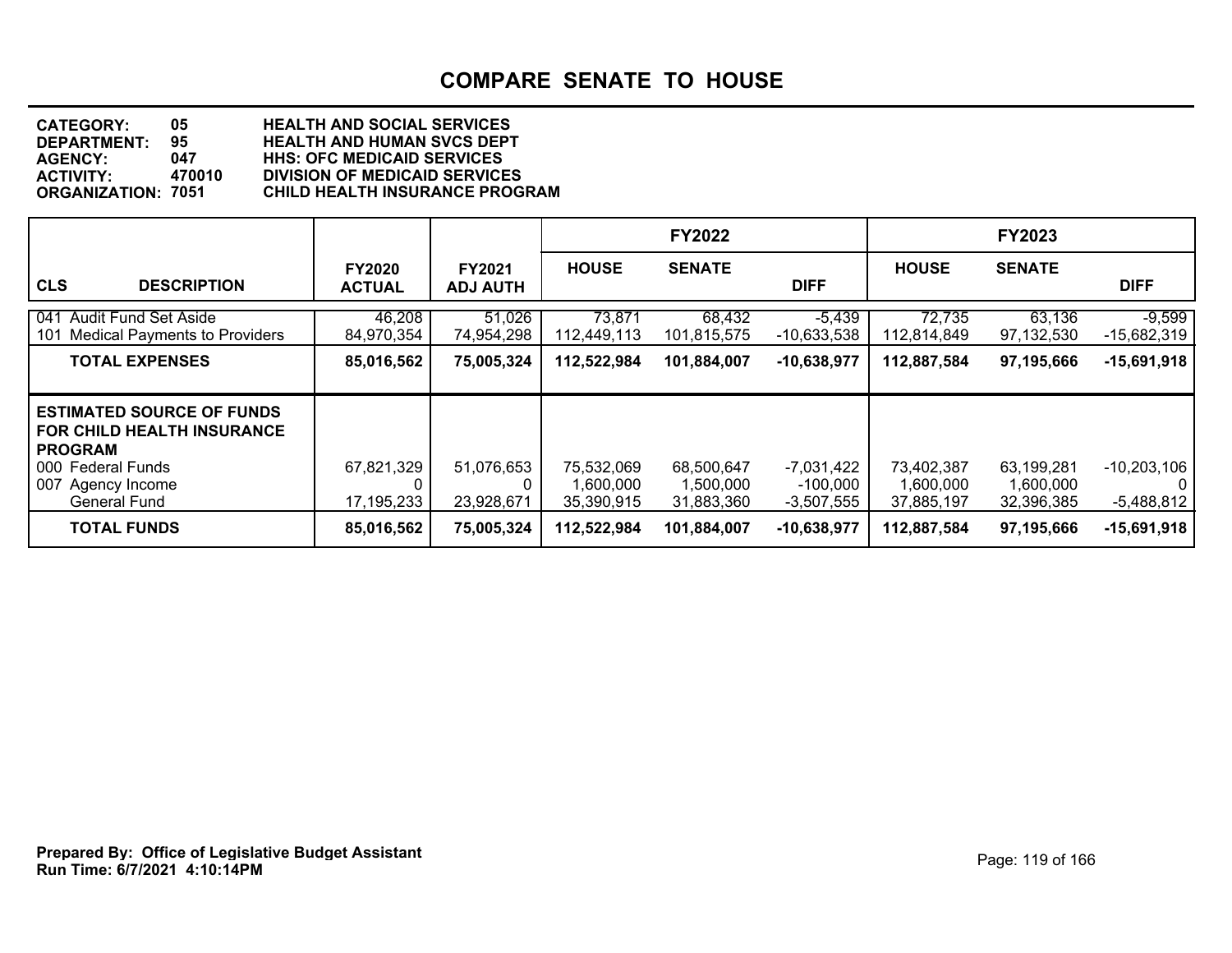# COMPARE SENATE TO HOUSE

**CATEGORY:** 05 HEALTH AND SOCIAL SERVICES
**DEPARTMENT:** 95 HEALTH AND HUMAN SVCS DEPT
**AGENCY:** 047 HHS: OFC MEDICAID SERVICES
**ACTIVITY:** 470010 DIVISION OF MEDICAID SERVICES
**ORGANIZATION:** 7051 CHILD HEALTH INSURANCE PROGRAM

| | | | FY2022 | | | FY2023 | | |
|---|---|---|---|---|---|---|---|---|
| **CLS DESCRIPTION** | **FY2020 ACTUAL** | **FY2021 ADJ AUTH** | **HOUSE** | **SENATE** | **DIFF** | **HOUSE** | **SENATE** | **DIFF** |
| 041 Audit Fund Set Aside | 46,208 | 51,026 | 73,871 | 68,432 | -5,439 | 72,735 | 63,136 | -9,599 |
| 101 Medical Payments to Providers | 84,970,354 | 74,954,298 | 112,449,113 | 101,815,575 | -10,633,538 | 112,814,849 | 97,132,530 | -15,682,319 |
| **TOTAL EXPENSES** | **85,016,562** | **75,005,324** | **112,522,984** | **101,884,007** | **-10,638,977** | **112,887,584** | **97,195,666** | **-15,691,918** |
| **ESTIMATED SOURCE OF FUNDS FOR CHILD HEALTH INSURANCE PROGRAM** | | | | | | | | |
| 000 Federal Funds | 67,821,329 | 51,076,653 | 75,532,069 | 68,500,647 | -7,031,422 | 73,402,387 | 63,199,281 | -10,203,106 |
| 007 Agency Income | 0 | 0 | 1,600,000 | 1,500,000 | -100,000 | 1,600,000 | 1,600,000 | 0 |
| General Fund | 17,195,233 | 23,928,671 | 35,390,915 | 31,883,360 | -3,507,555 | 37,885,197 | 32,396,385 | -5,488,812 |
| **TOTAL FUNDS** | **85,016,562** | **75,005,324** | **112,522,984** | **101,884,007** | **-10,638,977** | **112,887,584** | **97,195,666** | **-15,691,918** |

**Prepared By: Office of Legislative Budget Assistant**
**Run Time: 6/7/2021 4:10:14PM**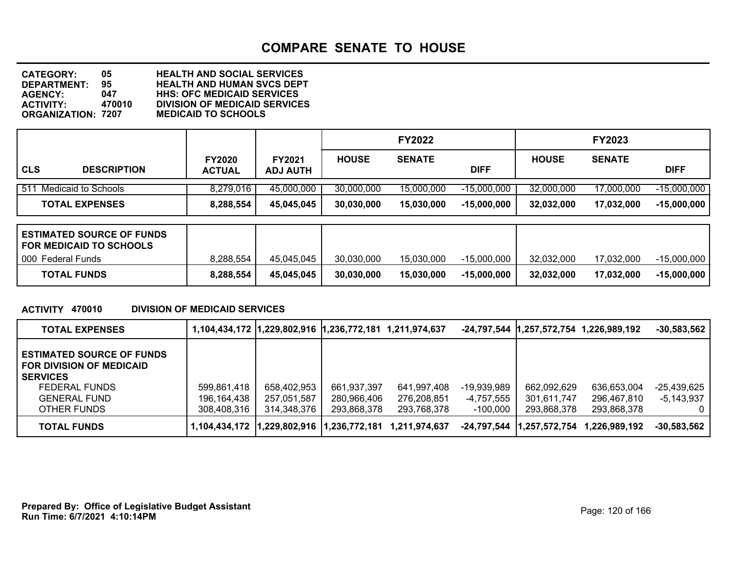# COMPARE SENATE TO HOUSE

**CATEGORY:** 05 HEALTH AND SOCIAL SERVICES
**DEPARTMENT:** 95 HEALTH AND HUMAN SVCS DEPT
**AGENCY:** 047 HHS: OFC MEDICAID SERVICES
**ACTIVITY:** 470010 DIVISION OF MEDICAID SERVICES
**ORGANIZATION:** 7207 MEDICAID TO SCHOOLS

| CLS DESCRIPTION | FY2020 ACTUAL | FY2021 ADJ AUTH | FY2022 HOUSE | FY2022 SENATE | FY2022 DIFF | FY2023 HOUSE | FY2023 SENATE | FY2023 DIFF |
|---|---|---|---|---|---|---|---|---|
| 511 Medicaid to Schools | 8,279,016 | 45,000,000 | 30,000,000 | 15,000,000 | -15,000,000 | 32,000,000 | 17,000,000 | -15,000,000 |
| **TOTAL EXPENSES** | **8,288,554** | **45,045,045** | **30,030,000** | **15,030,000** | **-15,000,000** | **32,032,000** | **17,032,000** | **-15,000,000** |
| **ESTIMATED SOURCE OF FUNDS FOR MEDICAID TO SCHOOLS** | | | | | | | | |
| 000 Federal Funds | 8,288,554 | 45,045,045 | 30,030,000 | 15,030,000 | -15,000,000 | 32,032,000 | 17,032,000 | -15,000,000 |
| **TOTAL FUNDS** | **8,288,554** | **45,045,045** | **30,030,000** | **15,030,000** | **-15,000,000** | **32,032,000** | **17,032,000** | **-15,000,000** |

**ACTIVITY 470010 DIVISION OF MEDICAID SERVICES**

| | FY2020 ACTUAL | FY2021 ADJ AUTH | FY2022 HOUSE | FY2022 SENATE | FY2022 DIFF | FY2023 HOUSE | FY2023 SENATE | FY2023 DIFF |
|---|---|---|---|---|---|---|---|---|
| **TOTAL EXPENSES** | **1,104,434,172** | **1,229,802,916** | **1,236,772,181** | **1,211,974,637** | **-24,797,544** | **1,257,572,754** | **1,226,989,192** | **-30,583,562** |
| **ESTIMATED SOURCE OF FUNDS FOR DIVISION OF MEDICAID SERVICES** | | | | | | | | |
| FEDERAL FUNDS | 599,861,418 | 658,402,953 | 661,937,397 | 641,997,408 | -19,939,989 | 662,092,629 | 636,653,004 | -25,439,625 |
| GENERAL FUND | 196,164,438 | 257,051,587 | 280,966,406 | 276,208,851 | -4,757,555 | 301,611,747 | 296,467,810 | -5,143,937 |
| OTHER FUNDS | 308,408,316 | 314,348,376 | 293,868,378 | 293,768,378 | -100,000 | 293,868,378 | 293,868,378 | 0 |
| **TOTAL FUNDS** | **1,104,434,172** | **1,229,802,916** | **1,236,772,181** | **1,211,974,637** | **-24,797,544** | **1,257,572,754** | **1,226,989,192** | **-30,583,562** |

**Prepared By: Office of Legislative Budget Assistant**
**Run Time: 6/7/2021 4:10:14PM**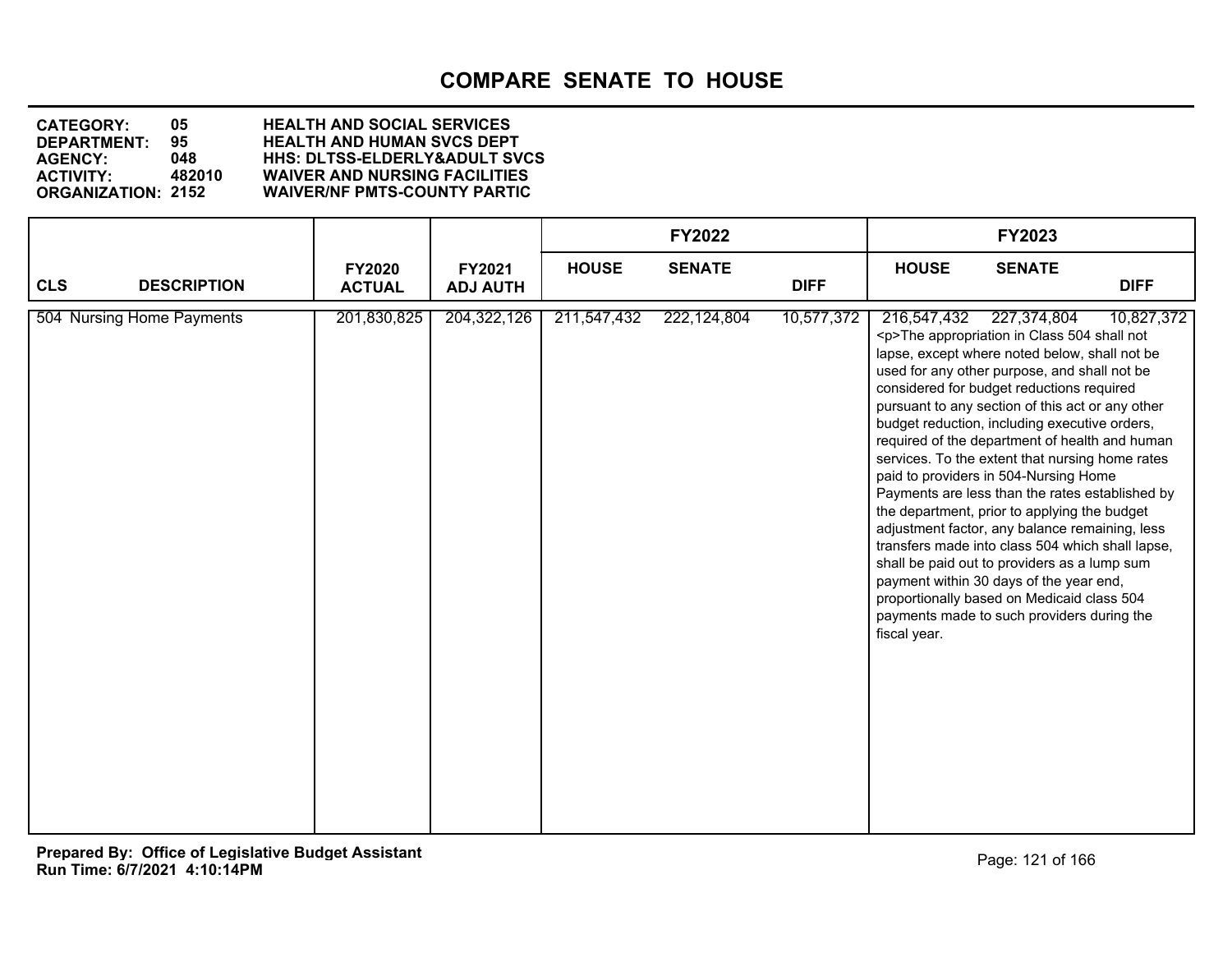# COMPARE SENATE TO HOUSE

**CATEGORY:** 05 **HEALTH AND SOCIAL SERVICES**
**DEPARTMENT:** 95 **HEALTH AND HUMAN SVCS DEPT**
**AGENCY:** 048 **HHS: DLTSS-ELDERLY&ADULT SVCS**
**ACTIVITY:** 482010 **WAIVER AND NURSING FACILITIES**
**ORGANIZATION:** 2152 **WAIVER/NF PMTS-COUNTY PARTIC**

| CLS | DESCRIPTION | FY2020 ACTUAL | FY2021 ADJ AUTH | FY2022 HOUSE | FY2022 SENATE | FY2022 DIFF | FY2023 HOUSE | FY2023 SENATE | FY2023 DIFF |
|---|---|---|---|---|---|---|---|---|---|
| 504 | Nursing Home Payments | 201,830,825 | 204,322,126 | 211,547,432 | 222,124,804 | 10,577,372 | 216,547,432 | 227,374,804 | 10,827,372 |

<p>The appropriation in Class 504 shall not lapse, except where noted below, shall not be used for any other purpose, and shall not be considered for budget reductions required pursuant to any section of this act or any other budget reduction, including executive orders, required of the department of health and human services. To the extent that nursing home rates paid to providers in 504-Nursing Home Payments are less than the rates established by the department, prior to applying the budget adjustment factor, any balance remaining, less transfers made into class 504 which shall lapse, shall be paid out to providers as a lump sum payment within 30 days of the year end, proportionally based on Medicaid class 504 payments made to such providers during the fiscal year.

**Prepared By: Office of Legislative Budget Assistant**
**Run Time: 6/7/2021 4:10:14PM**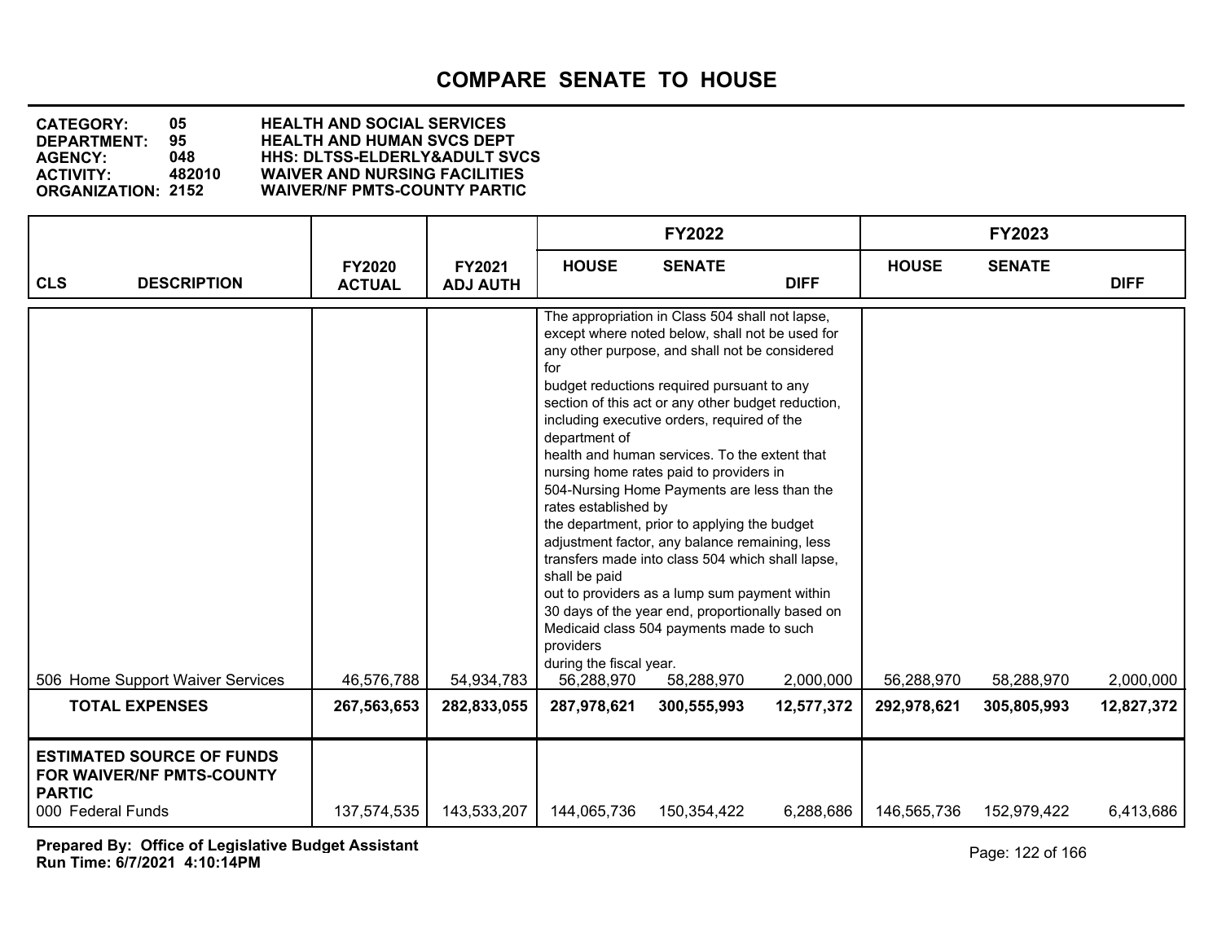# COMPARE SENATE TO HOUSE

**CATEGORY: 05 HEALTH AND SOCIAL SERVICES**
**DEPARTMENT: 95 HEALTH AND HUMAN SVCS DEPT**
**AGENCY: 048 HHS: DLTSS-ELDERLY&ADULT SVCS**
**ACTIVITY: 482010 WAIVER AND NURSING FACILITIES**
**ORGANIZATION: 2152 WAIVER/NF PMTS-COUNTY PARTIC**

| CLS DESCRIPTION | FY2020 ACTUAL | FY2021 ADJ AUTH | FY2022 HOUSE | FY2022 SENATE | FY2022 DIFF | FY2023 HOUSE | FY2023 SENATE | FY2023 DIFF |
|---|---|---|---|---|---|---|---|---|
| | | | The appropriation in Class 504 shall not lapse, except where noted below, shall not be used for any other purpose, and shall not be considered for budget reductions required pursuant to any section of this act or any other budget reduction, including executive orders, required of the department of health and human services. To the extent that nursing home rates paid to providers in 504-Nursing Home Payments are less than the rates established by the department, prior to applying the budget adjustment factor, any balance remaining, less transfers made into class 504 which shall lapse, shall be paid out to providers as a lump sum payment within 30 days of the year end, proportionally based on Medicaid class 504 payments made to such providers during the fiscal year. | | | | | |
| 506 Home Support Waiver Services | 46,576,788 | 54,934,783 | 56,288,970 | 58,288,970 | 2,000,000 | 56,288,970 | 58,288,970 | 2,000,000 |
| **TOTAL EXPENSES** | **267,563,653** | **282,833,055** | **287,978,621** | **300,555,993** | **12,577,372** | **292,978,621** | **305,805,993** | **12,827,372** |
| **ESTIMATED SOURCE OF FUNDS FOR WAIVER/NF PMTS-COUNTY PARTIC** | | | | | | | | |
| 000 Federal Funds | 137,574,535 | 143,533,207 | 144,065,736 | 150,354,422 | 6,288,686 | 146,565,736 | 152,979,422 | 6,413,686 |

**Prepared By: Office of Legislative Budget Assistant**
**Run Time: 6/7/2021 4:10:14PM**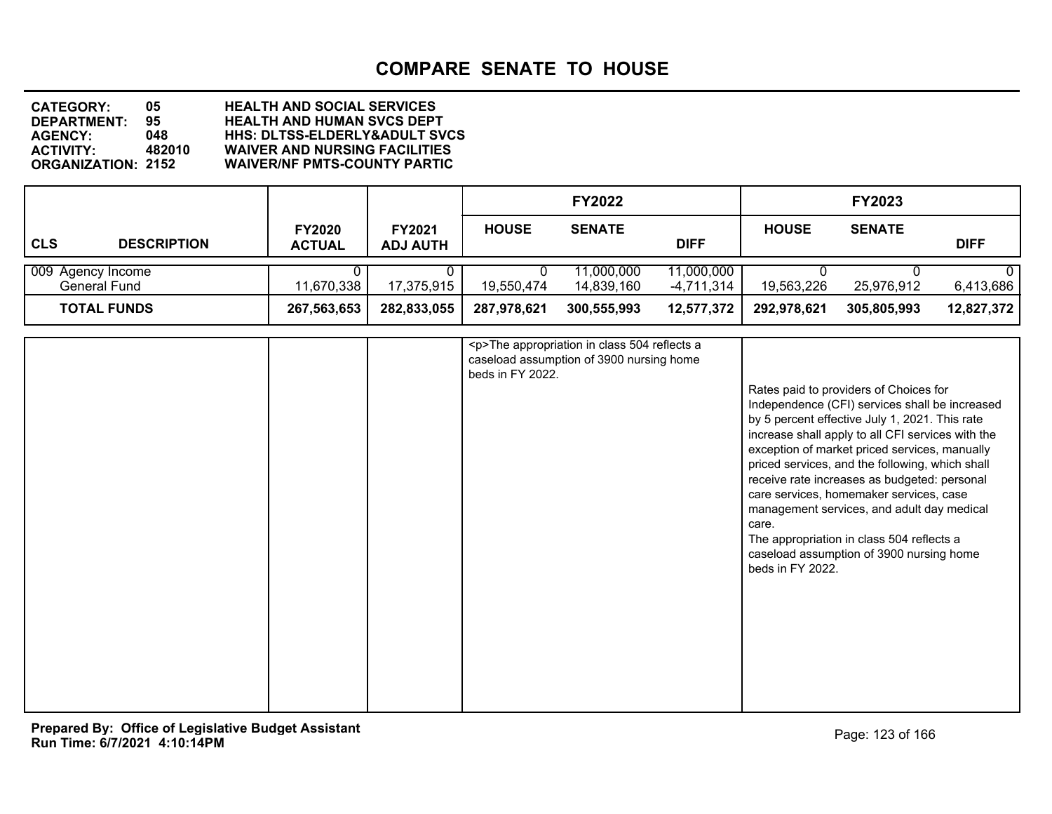# COMPARE SENATE TO HOUSE

**CATEGORY: 05** HEALTH AND SOCIAL SERVICES
**DEPARTMENT: 95** HEALTH AND HUMAN SVCS DEPT
**AGENCY: 048** HHS: DLTSS-ELDERLY&ADULT SVCS
**ACTIVITY: 482010** WAIVER AND NURSING FACILITIES
**ORGANIZATION: 2152** WAIVER/NF PMTS-COUNTY PARTIC

| CLS | DESCRIPTION | FY2020 ACTUAL | FY2021 ADJ AUTH | FY2022 HOUSE | FY2022 SENATE | FY2022 DIFF | FY2023 HOUSE | FY2023 SENATE | FY2023 DIFF |
|---|---|---|---|---|---|---|---|---|---|
| 009 | Agency Income | 0 | 0 | 0 | 11,000,000 | 11,000,000 | 0 | 0 | 0 |
| | General Fund | 11,670,338 | 17,375,915 | 19,550,474 | 14,839,160 | -4,711,314 | 19,563,226 | 25,976,912 | 6,413,686 |
| | **TOTAL FUNDS** | **267,563,653** | **282,833,055** | **287,978,621** | **300,555,993** | **12,577,372** | **292,978,621** | **305,805,993** | **12,827,372** |

**FY2022:**

<p>The appropriation in class 504 reflects a caseload assumption of 3900 nursing home beds in FY 2022.

**FY2023:**

Rates paid to providers of Choices for Independence (CFI) services shall be increased by 5 percent effective July 1, 2021. This rate increase shall apply to all CFI services with the exception of market priced services, manually priced services, and the following, which shall receive rate increases as budgeted: personal care services, homemaker services, case management services, and adult day medical care.
The appropriation in class 504 reflects a caseload assumption of 3900 nursing home beds in FY 2022.

**Prepared By: Office of Legislative Budget Assistant**
**Run Time: 6/7/2021 4:10:14PM**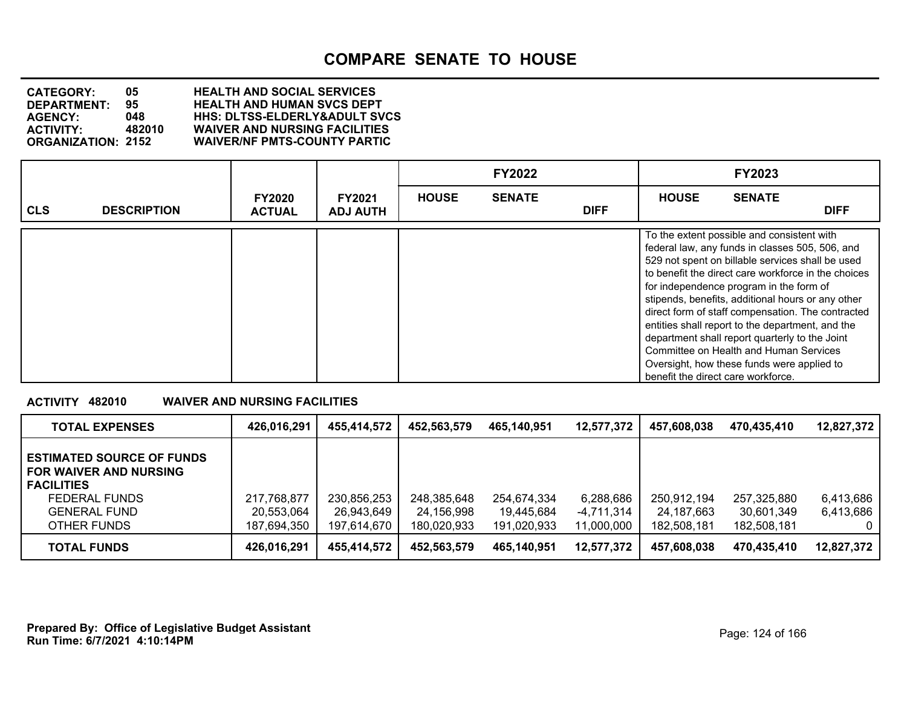# COMPARE SENATE TO HOUSE

**CATEGORY:** 05 HEALTH AND SOCIAL SERVICES
**DEPARTMENT:** 95 HEALTH AND HUMAN SVCS DEPT
**AGENCY:** 048 HHS: DLTSS-ELDERLY&ADULT SVCS
**ACTIVITY:** 482010 WAIVER AND NURSING FACILITIES
**ORGANIZATION:** 2152 WAIVER/NF PMTS-COUNTY PARTIC

| CLS | DESCRIPTION | FY2020 ACTUAL | FY2021 ADJ AUTH | FY2022 HOUSE | FY2022 SENATE | FY2022 DIFF | FY2023 HOUSE | FY2023 SENATE | FY2023 DIFF |
|---|---|---|---|---|---|---|---|---|---|
| | | | | | | | To the extent possible and consistent with federal law, any funds in classes 505, 506, and 529 not spent on billable services shall be used to benefit the direct care workforce in the choices for independence program in the form of stipends, benefits, additional hours or any other direct form of staff compensation. The contracted entities shall report to the department, and the department shall report quarterly to the Joint Committee on Health and Human Services Oversight, how these funds were applied to benefit the direct care workforce. | | |

**ACTIVITY 482010 WAIVER AND NURSING FACILITIES**

| | FY2020 ACTUAL | FY2021 ADJ AUTH | FY2022 HOUSE | FY2022 SENATE | FY2022 DIFF | FY2023 HOUSE | FY2023 SENATE | FY2023 DIFF |
|---|---|---|---|---|---|---|---|---|
| **TOTAL EXPENSES** | **426,016,291** | **455,414,572** | **452,563,579** | **465,140,951** | **12,577,372** | **457,608,038** | **470,435,410** | **12,827,372** |
| **ESTIMATED SOURCE OF FUNDS FOR WAIVER AND NURSING FACILITIES** | | | | | | | | |
| FEDERAL FUNDS | 217,768,877 | 230,856,253 | 248,385,648 | 254,674,334 | 6,288,686 | 250,912,194 | 257,325,880 | 6,413,686 |
| GENERAL FUND | 20,553,064 | 26,943,649 | 24,156,998 | 19,445,684 | -4,711,314 | 24,187,663 | 30,601,349 | 6,413,686 |
| OTHER FUNDS | 187,694,350 | 197,614,670 | 180,020,933 | 191,020,933 | 11,000,000 | 182,508,181 | 182,508,181 | 0 |
| **TOTAL FUNDS** | **426,016,291** | **455,414,572** | **452,563,579** | **465,140,951** | **12,577,372** | **457,608,038** | **470,435,410** | **12,827,372** |

**Prepared By: Office of Legislative Budget Assistant**
**Run Time: 6/7/2021 4:10:14PM**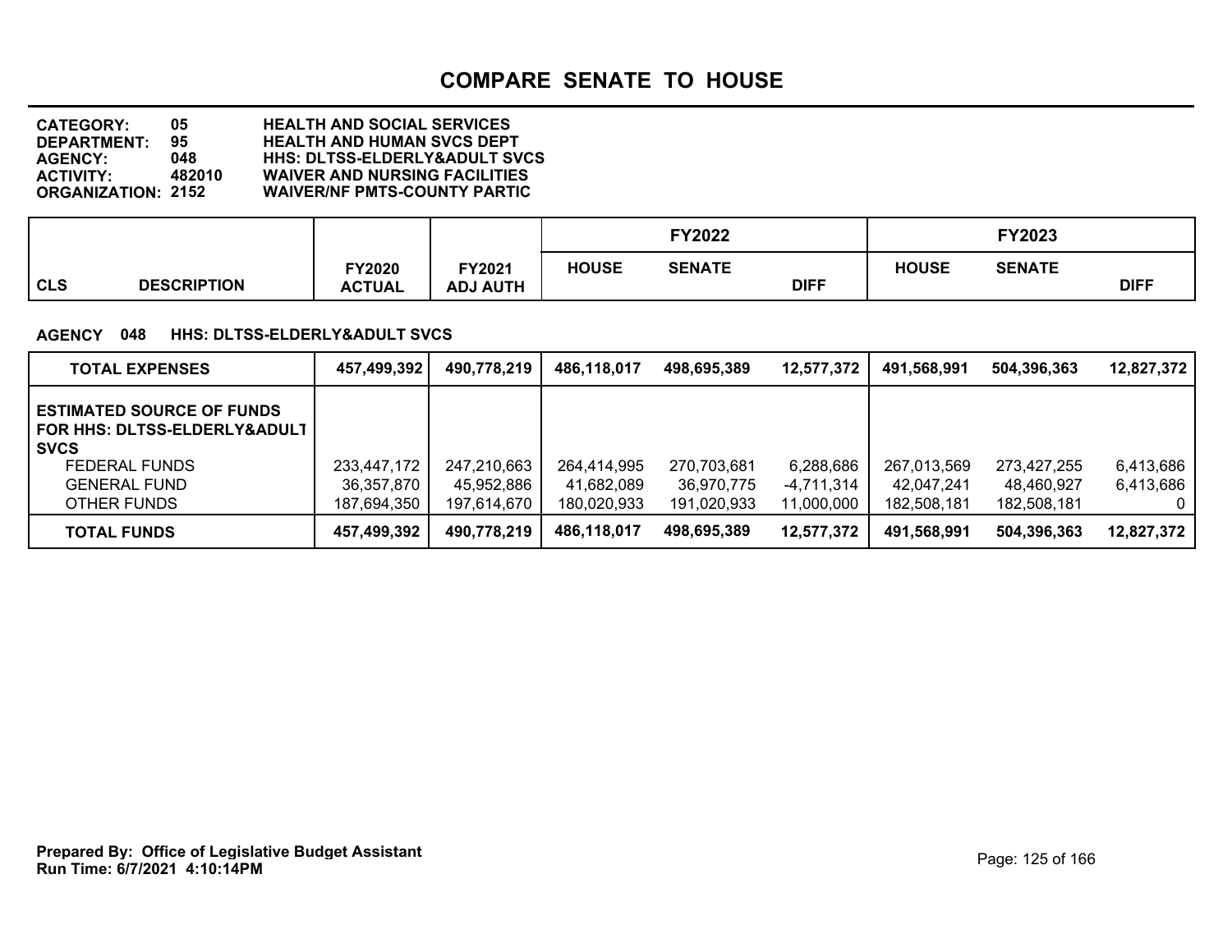# COMPARE SENATE TO HOUSE

**CATEGORY:** 05 HEALTH AND SOCIAL SERVICES
**DEPARTMENT:** 95 HEALTH AND HUMAN SVCS DEPT
**AGENCY:** 048 HHS: DLTSS-ELDERLY&ADULT SVCS
**ACTIVITY:** 482010 WAIVER AND NURSING FACILITIES
**ORGANIZATION:** 2152 WAIVER/NF PMTS-COUNTY PARTIC

**AGENCY 048 HHS: DLTSS-ELDERLY&ADULT SVCS**

| CLS DESCRIPTION | FY2020 ACTUAL | FY2021 ADJ AUTH | FY2022 HOUSE | FY2022 SENATE | FY2022 DIFF | FY2023 HOUSE | FY2023 SENATE | FY2023 DIFF |
|---|---|---|---|---|---|---|---|---|
| **TOTAL EXPENSES** | **457,499,392** | **490,778,219** | **486,118,017** | **498,695,389** | **12,577,372** | **491,568,991** | **504,396,363** | **12,827,372** |
| **ESTIMATED SOURCE OF FUNDS FOR HHS: DLTSS-ELDERLY&ADULT SVCS** | | | | | | | | |
| FEDERAL FUNDS | 233,447,172 | 247,210,663 | 264,414,995 | 270,703,681 | 6,288,686 | 267,013,569 | 273,427,255 | 6,413,686 |
| GENERAL FUND | 36,357,870 | 45,952,886 | 41,682,089 | 36,970,775 | -4,711,314 | 42,047,241 | 48,460,927 | 6,413,686 |
| OTHER FUNDS | 187,694,350 | 197,614,670 | 180,020,933 | 191,020,933 | 11,000,000 | 182,508,181 | 182,508,181 | 0 |
| **TOTAL FUNDS** | **457,499,392** | **490,778,219** | **486,118,017** | **498,695,389** | **12,577,372** | **491,568,991** | **504,396,363** | **12,827,372** |

**Prepared By: Office of Legislative Budget Assistant**
**Run Time: 6/7/2021 4:10:14PM**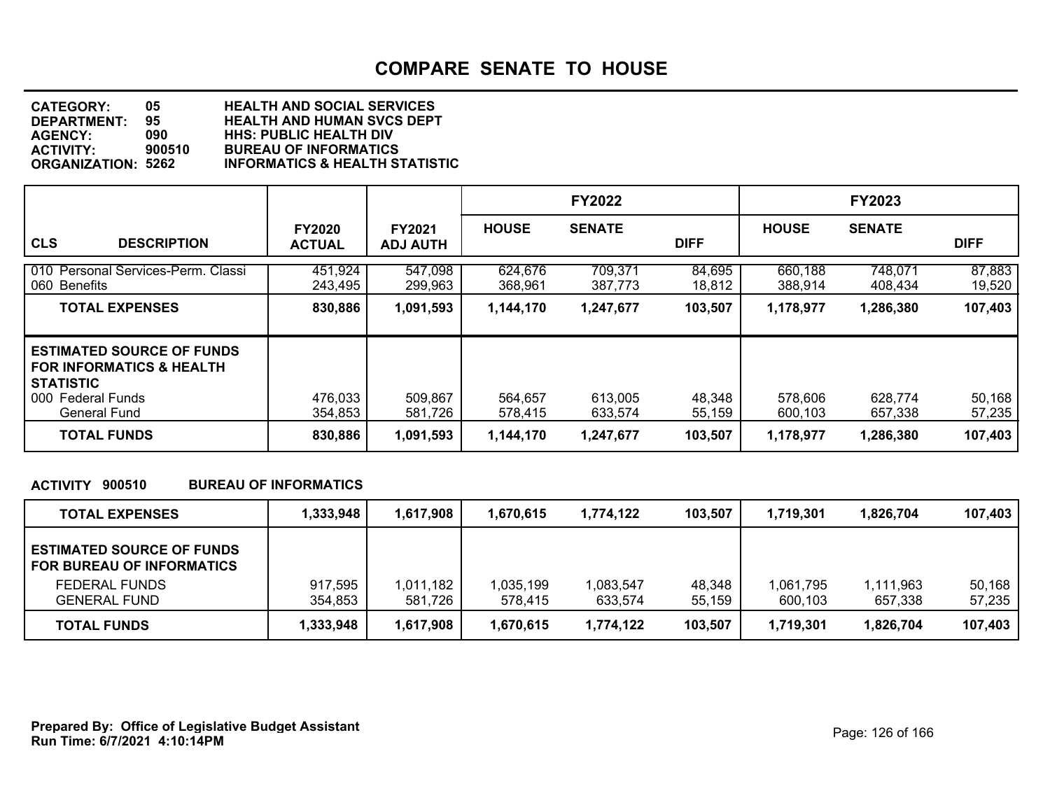# COMPARE SENATE TO HOUSE

**CATEGORY:** 05 HEALTH AND SOCIAL SERVICES
**DEPARTMENT:** 95 HEALTH AND HUMAN SVCS DEPT
**AGENCY:** 090 HHS: PUBLIC HEALTH DIV
**ACTIVITY:** 900510 BUREAU OF INFORMATICS
**ORGANIZATION:** 5262 INFORMATICS & HEALTH STATISTIC

| CLS DESCRIPTION | FY2020 ACTUAL | FY2021 ADJ AUTH | FY2022 HOUSE | FY2022 SENATE | FY2022 DIFF | FY2023 HOUSE | FY2023 SENATE | FY2023 DIFF |
|---|---|---|---|---|---|---|---|---|
| 010 Personal Services-Perm. Classi | 451,924 | 547,098 | 624,676 | 709,371 | 84,695 | 660,188 | 748,071 | 87,883 |
| 060 Benefits | 243,495 | 299,963 | 368,961 | 387,773 | 18,812 | 388,914 | 408,434 | 19,520 |
| **TOTAL EXPENSES** | **830,886** | **1,091,593** | **1,144,170** | **1,247,677** | **103,507** | **1,178,977** | **1,286,380** | **107,403** |
| **ESTIMATED SOURCE OF FUNDS FOR INFORMATICS & HEALTH STATISTIC** | | | | | | | | |
| 000 Federal Funds | 476,033 | 509,867 | 564,657 | 613,005 | 48,348 | 578,606 | 628,774 | 50,168 |
| General Fund | 354,853 | 581,726 | 578,415 | 633,574 | 55,159 | 600,103 | 657,338 | 57,235 |
| **TOTAL FUNDS** | **830,886** | **1,091,593** | **1,144,170** | **1,247,677** | **103,507** | **1,178,977** | **1,286,380** | **107,403** |

**ACTIVITY 900510 BUREAU OF INFORMATICS**

| | FY2020 ACTUAL | FY2021 ADJ AUTH | FY2022 HOUSE | FY2022 SENATE | FY2022 DIFF | FY2023 HOUSE | FY2023 SENATE | FY2023 DIFF |
|---|---|---|---|---|---|---|---|---|
| **TOTAL EXPENSES** | **1,333,948** | **1,617,908** | **1,670,615** | **1,774,122** | **103,507** | **1,719,301** | **1,826,704** | **107,403** |
| **ESTIMATED SOURCE OF FUNDS FOR BUREAU OF INFORMATICS** | | | | | | | | |
| FEDERAL FUNDS | 917,595 | 1,011,182 | 1,035,199 | 1,083,547 | 48,348 | 1,061,795 | 1,111,963 | 50,168 |
| GENERAL FUND | 354,853 | 581,726 | 578,415 | 633,574 | 55,159 | 600,103 | 657,338 | 57,235 |
| **TOTAL FUNDS** | **1,333,948** | **1,617,908** | **1,670,615** | **1,774,122** | **103,507** | **1,719,301** | **1,826,704** | **107,403** |

**Prepared By: Office of Legislative Budget Assistant**
**Run Time: 6/7/2021 4:10:14PM**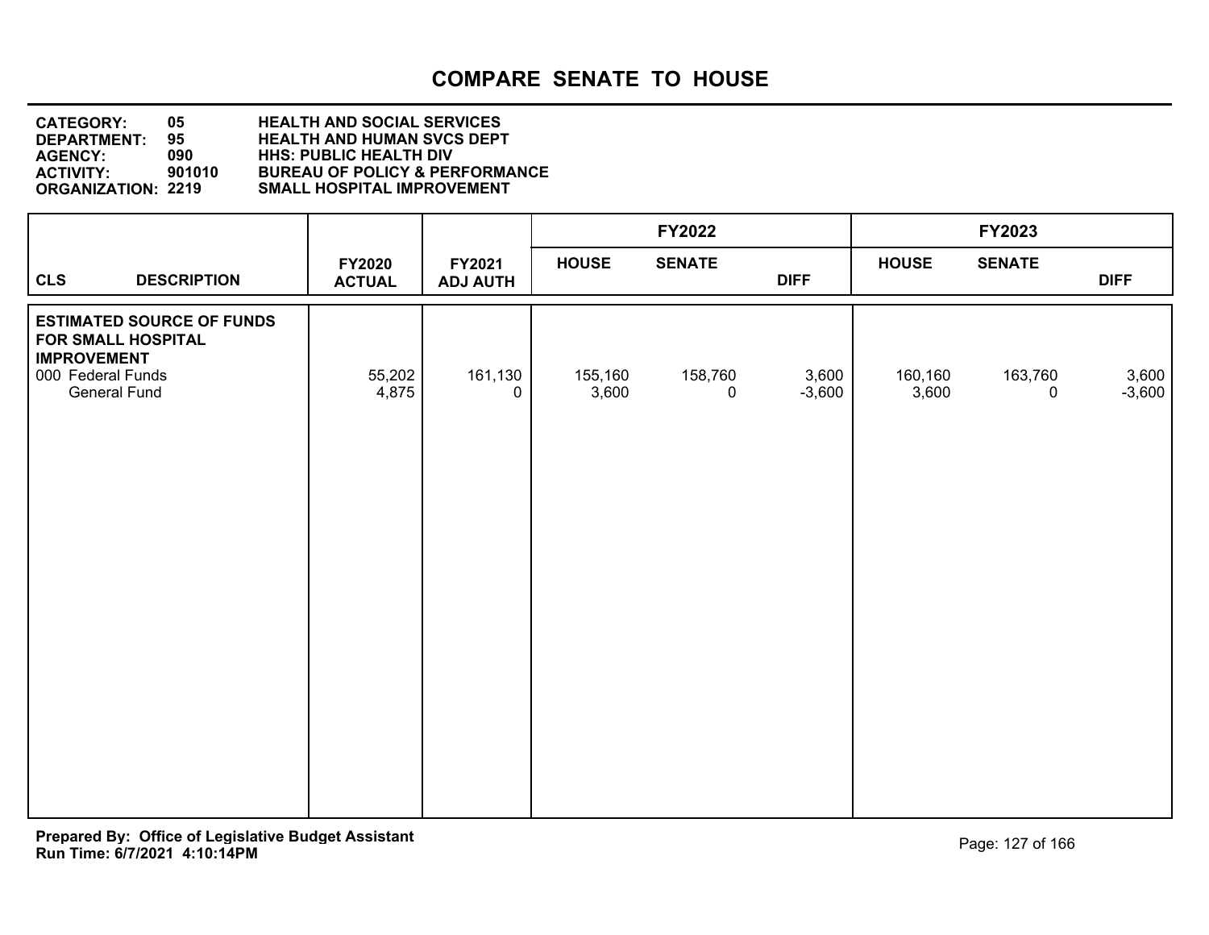# COMPARE SENATE TO HOUSE

**CATEGORY:** 05 HEALTH AND SOCIAL SERVICES
**DEPARTMENT:** 95 HEALTH AND HUMAN SVCS DEPT
**AGENCY:** 090 HHS: PUBLIC HEALTH DIV
**ACTIVITY:** 901010 BUREAU OF POLICY & PERFORMANCE
**ORGANIZATION:** 2219 SMALL HOSPITAL IMPROVEMENT

| CLS | DESCRIPTION | FY2020 ACTUAL | FY2021 ADJ AUTH | FY2022 HOUSE | FY2022 SENATE | FY2022 DIFF | FY2023 HOUSE | FY2023 SENATE | FY2023 DIFF |
|---|---|---|---|---|---|---|---|---|---|
| | **ESTIMATED SOURCE OF FUNDS FOR SMALL HOSPITAL IMPROVEMENT** | | | | | | | | |
| 000 | Federal Funds | 55,202 | 161,130 | 155,160 | 158,760 | 3,600 | 160,160 | 163,760 | 3,600 |
| | General Fund | 4,875 | 0 | 3,600 | 0 | -3,600 | 3,600 | 0 | -3,600 |

**Prepared By: Office of Legislative Budget Assistant**
**Run Time: 6/7/2021 4:10:14PM**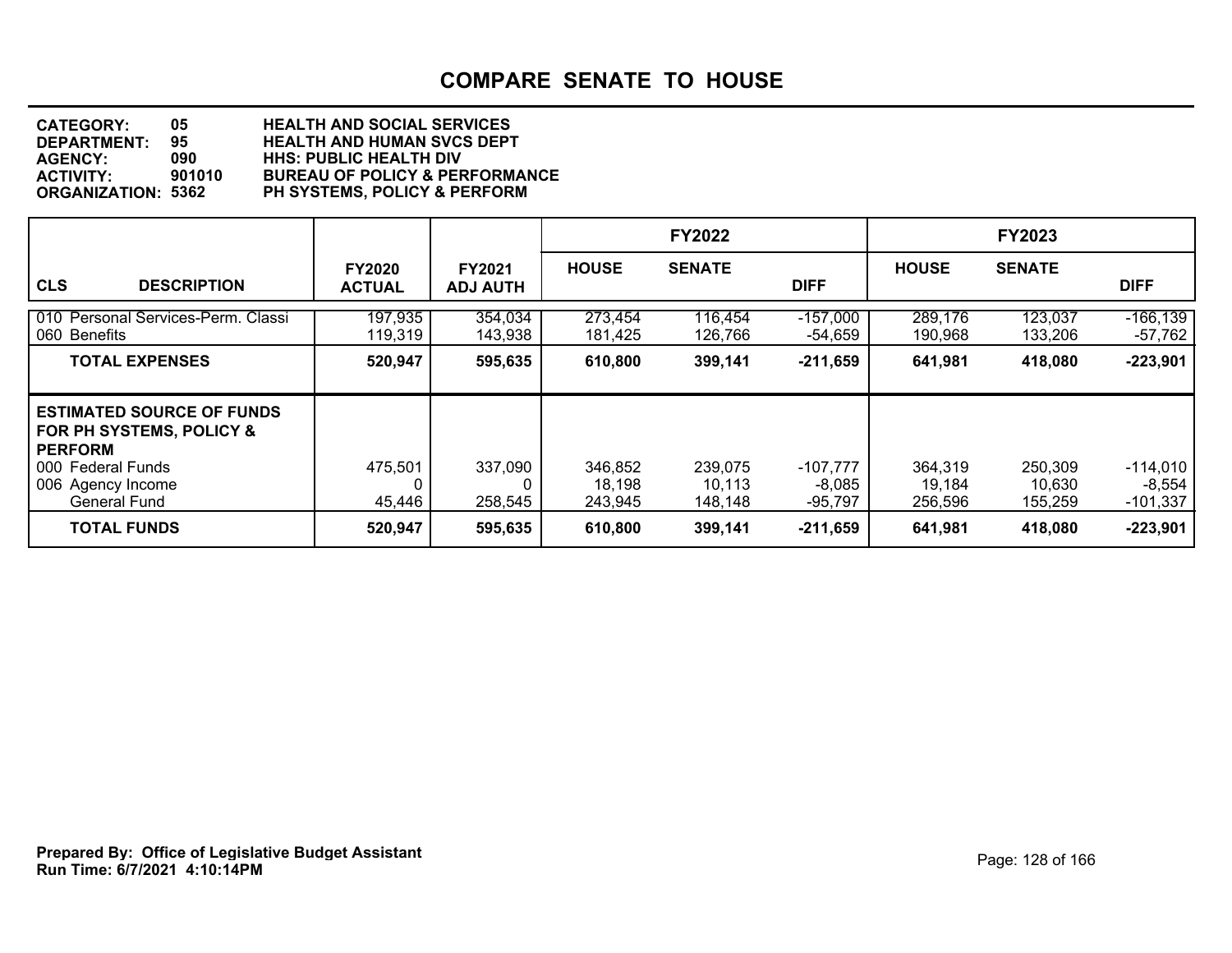# COMPARE SENATE TO HOUSE

**CATEGORY:** 05 HEALTH AND SOCIAL SERVICES
**DEPARTMENT:** 95 HEALTH AND HUMAN SVCS DEPT
**AGENCY:** 090 HHS: PUBLIC HEALTH DIV
**ACTIVITY:** 901010 BUREAU OF POLICY & PERFORMANCE
**ORGANIZATION:** 5362 PH SYSTEMS, POLICY & PERFORM

| | | | FY2022 | | | FY2023 | | |
|---|---|---|---|---|---|---|---|---|
| **CLS DESCRIPTION** | **FY2020 ACTUAL** | **FY2021 ADJ AUTH** | **HOUSE** | **SENATE** | **DIFF** | **HOUSE** | **SENATE** | **DIFF** |
| 010 Personal Services-Perm. Classi | 197,935 | 354,034 | 273,454 | 116,454 | -157,000 | 289,176 | 123,037 | -166,139 |
| 060 Benefits | 119,319 | 143,938 | 181,425 | 126,766 | -54,659 | 190,968 | 133,206 | -57,762 |
| **TOTAL EXPENSES** | **520,947** | **595,635** | **610,800** | **399,141** | **-211,659** | **641,981** | **418,080** | **-223,901** |
| **ESTIMATED SOURCE OF FUNDS FOR PH SYSTEMS, POLICY & PERFORM** | | | | | | | | |
| 000 Federal Funds | 475,501 | 337,090 | 346,852 | 239,075 | -107,777 | 364,319 | 250,309 | -114,010 |
| 006 Agency Income | 0 | 0 | 18,198 | 10,113 | -8,085 | 19,184 | 10,630 | -8,554 |
| General Fund | 45,446 | 258,545 | 243,945 | 148,148 | -95,797 | 256,596 | 155,259 | -101,337 |
| **TOTAL FUNDS** | **520,947** | **595,635** | **610,800** | **399,141** | **-211,659** | **641,981** | **418,080** | **-223,901** |

**Prepared By: Office of Legislative Budget Assistant**
**Run Time: 6/7/2021 4:10:14PM**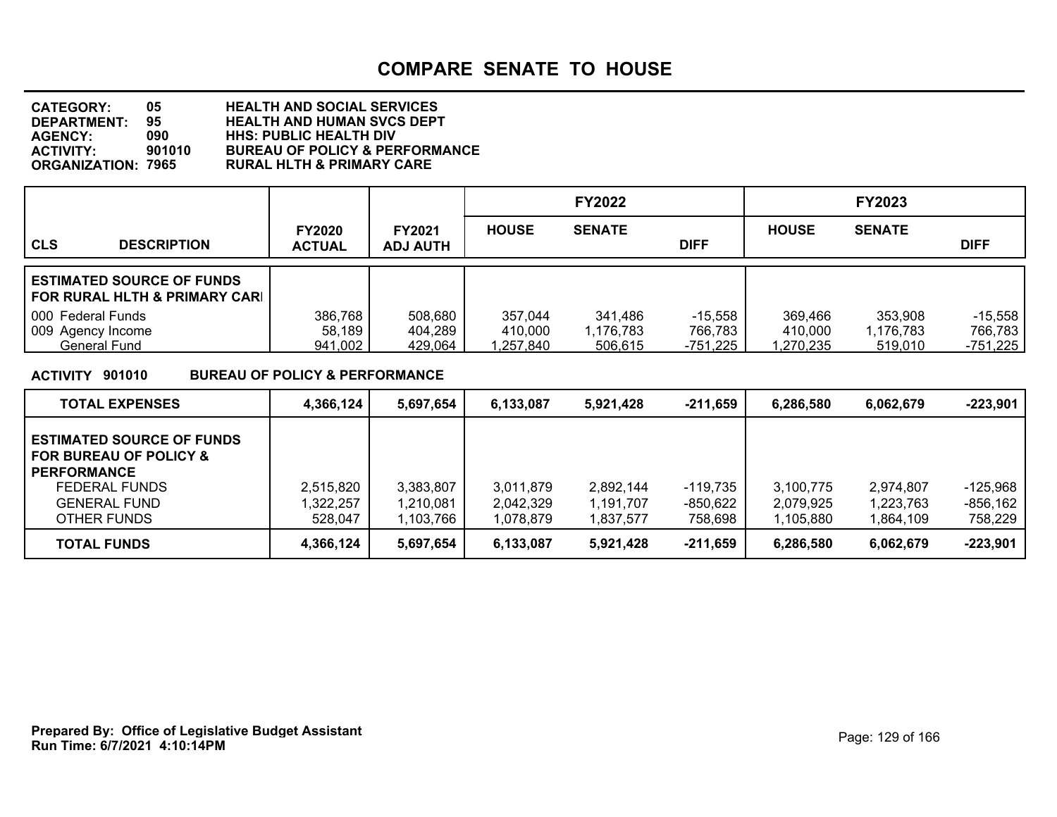# COMPARE SENATE TO HOUSE

**CATEGORY:** 05 HEALTH AND SOCIAL SERVICES
**DEPARTMENT:** 95 HEALTH AND HUMAN SVCS DEPT
**AGENCY:** 090 HHS: PUBLIC HEALTH DIV
**ACTIVITY:** 901010 BUREAU OF POLICY & PERFORMANCE
**ORGANIZATION:** 7965 RURAL HLTH & PRIMARY CARE

| CLS DESCRIPTION | FY2020 ACTUAL | FY2021 ADJ AUTH | FY2022 HOUSE | FY2022 SENATE | FY2022 DIFF | FY2023 HOUSE | FY2023 SENATE | FY2023 DIFF |
|---|---|---|---|---|---|---|---|---|
| **ESTIMATED SOURCE OF FUNDS FOR RURAL HLTH & PRIMARY CARI** | | | | | | | | |
| 000 Federal Funds | 386,768 | 508,680 | 357,044 | 341,486 | -15,558 | 369,466 | 353,908 | -15,558 |
| 009 Agency Income | 58,189 | 404,289 | 410,000 | 1,176,783 | 766,783 | 410,000 | 1,176,783 | 766,783 |
| General Fund | 941,002 | 429,064 | 1,257,840 | 506,615 | -751,225 | 1,270,235 | 519,010 | -751,225 |

**ACTIVITY 901010 BUREAU OF POLICY & PERFORMANCE**

| | FY2020 ACTUAL | FY2021 ADJ AUTH | FY2022 HOUSE | FY2022 SENATE | FY2022 DIFF | FY2023 HOUSE | FY2023 SENATE | FY2023 DIFF |
|---|---|---|---|---|---|---|---|---|
| **TOTAL EXPENSES** | **4,366,124** | **5,697,654** | **6,133,087** | **5,921,428** | **-211,659** | **6,286,580** | **6,062,679** | **-223,901** |
| **ESTIMATED SOURCE OF FUNDS FOR BUREAU OF POLICY & PERFORMANCE** | | | | | | | | |
| FEDERAL FUNDS | 2,515,820 | 3,383,807 | 3,011,879 | 2,892,144 | -119,735 | 3,100,775 | 2,974,807 | -125,968 |
| GENERAL FUND | 1,322,257 | 1,210,081 | 2,042,329 | 1,191,707 | -850,622 | 2,079,925 | 1,223,763 | -856,162 |
| OTHER FUNDS | 528,047 | 1,103,766 | 1,078,879 | 1,837,577 | 758,698 | 1,105,880 | 1,864,109 | 758,229 |
| **TOTAL FUNDS** | **4,366,124** | **5,697,654** | **6,133,087** | **5,921,428** | **-211,659** | **6,286,580** | **6,062,679** | **-223,901** |

**Prepared By: Office of Legislative Budget Assistant**
**Run Time: 6/7/2021 4:10:14PM**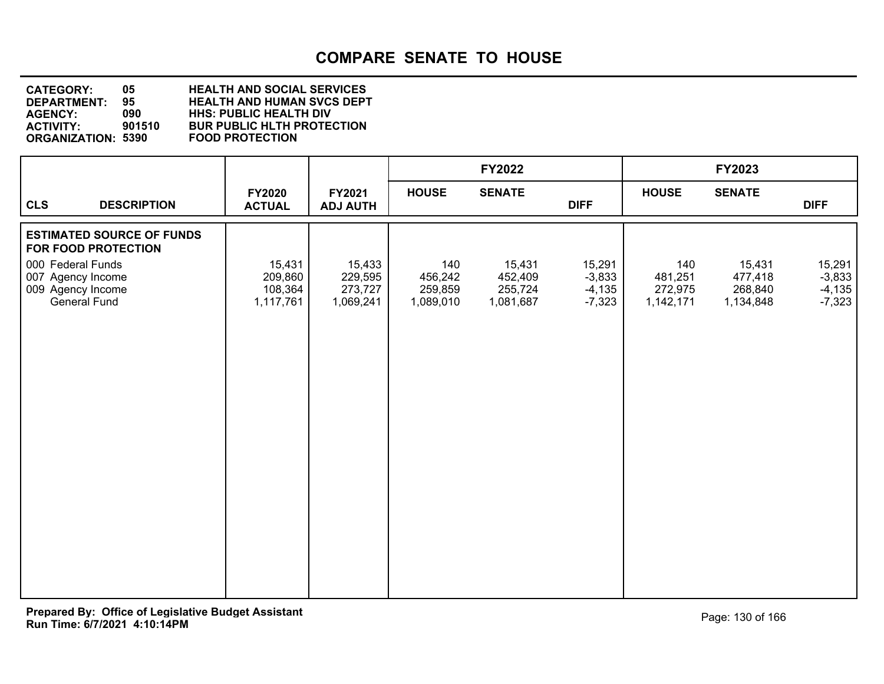# COMPARE SENATE TO HOUSE

**CATEGORY:** 05 HEALTH AND SOCIAL SERVICES
**DEPARTMENT:** 95 HEALTH AND HUMAN SVCS DEPT
**AGENCY:** 090 HHS: PUBLIC HEALTH DIV
**ACTIVITY:** 901510 BUR PUBLIC HLTH PROTECTION
**ORGANIZATION:** 5390 FOOD PROTECTION

| CLS | DESCRIPTION | FY2020 ACTUAL | FY2021 ADJ AUTH | FY2022 HOUSE | FY2022 SENATE | FY2022 DIFF | FY2023 HOUSE | FY2023 SENATE | FY2023 DIFF |
|---|---|---|---|---|---|---|---|---|---|
| | **ESTIMATED SOURCE OF FUNDS FOR FOOD PROTECTION** | | | | | | | | |
| 000 | Federal Funds | 15,431 | 15,433 | 140 | 15,431 | 15,291 | 140 | 15,431 | 15,291 |
| 007 | Agency Income | 209,860 | 229,595 | 456,242 | 452,409 | -3,833 | 481,251 | 477,418 | -3,833 |
| 009 | Agency Income | 108,364 | 273,727 | 259,859 | 255,724 | -4,135 | 272,975 | 268,840 | -4,135 |
| | General Fund | 1,117,761 | 1,069,241 | 1,089,010 | 1,081,687 | -7,323 | 1,142,171 | 1,134,848 | -7,323 |

**Prepared By: Office of Legislative Budget Assistant**
**Run Time: 6/7/2021 4:10:14PM**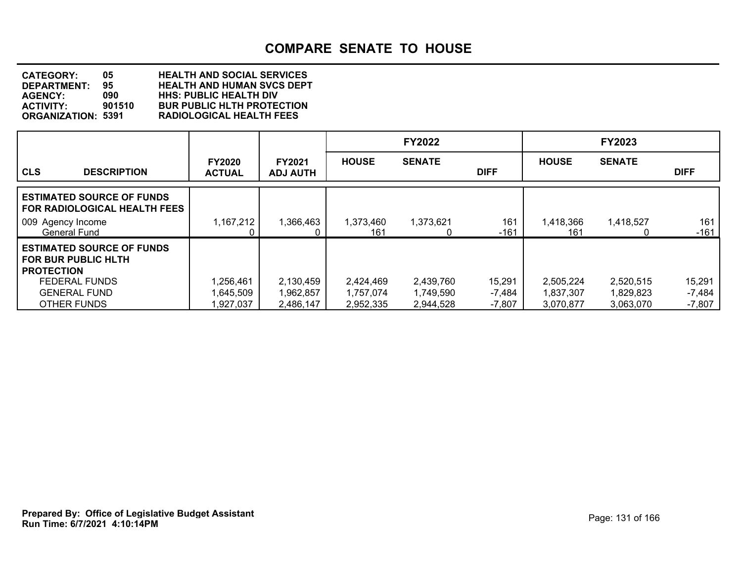# COMPARE SENATE TO HOUSE

**CATEGORY:** 05 HEALTH AND SOCIAL SERVICES
**DEPARTMENT:** 95 HEALTH AND HUMAN SVCS DEPT
**AGENCY:** 090 HHS: PUBLIC HEALTH DIV
**ACTIVITY:** 901510 BUR PUBLIC HLTH PROTECTION
**ORGANIZATION:** 5391 RADIOLOGICAL HEALTH FEES

| CLS DESCRIPTION | FY2020 ACTUAL | FY2021 ADJ AUTH | FY2022 HOUSE | FY2022 SENATE | FY2022 DIFF | FY2023 HOUSE | FY2023 SENATE | FY2023 DIFF |
|---|---|---|---|---|---|---|---|---|
| **ESTIMATED SOURCE OF FUNDS FOR RADIOLOGICAL HEALTH FEES** | | | | | | | | |
| 009 Agency Income | 1,167,212 | 1,366,463 | 1,373,460 | 1,373,621 | 161 | 1,418,366 | 1,418,527 | 161 |
| General Fund | 0 | 0 | 161 | 0 | -161 | 161 | 0 | -161 |
| **ESTIMATED SOURCE OF FUNDS FOR BUR PUBLIC HLTH PROTECTION** | | | | | | | | |
| FEDERAL FUNDS | 1,256,461 | 2,130,459 | 2,424,469 | 2,439,760 | 15,291 | 2,505,224 | 2,520,515 | 15,291 |
| GENERAL FUND | 1,645,509 | 1,962,857 | 1,757,074 | 1,749,590 | -7,484 | 1,837,307 | 1,829,823 | -7,484 |
| OTHER FUNDS | 1,927,037 | 2,486,147 | 2,952,335 | 2,944,528 | -7,807 | 3,070,877 | 3,063,070 | -7,807 |

**Prepared By: Office of Legislative Budget Assistant**
**Run Time: 6/7/2021 4:10:14PM**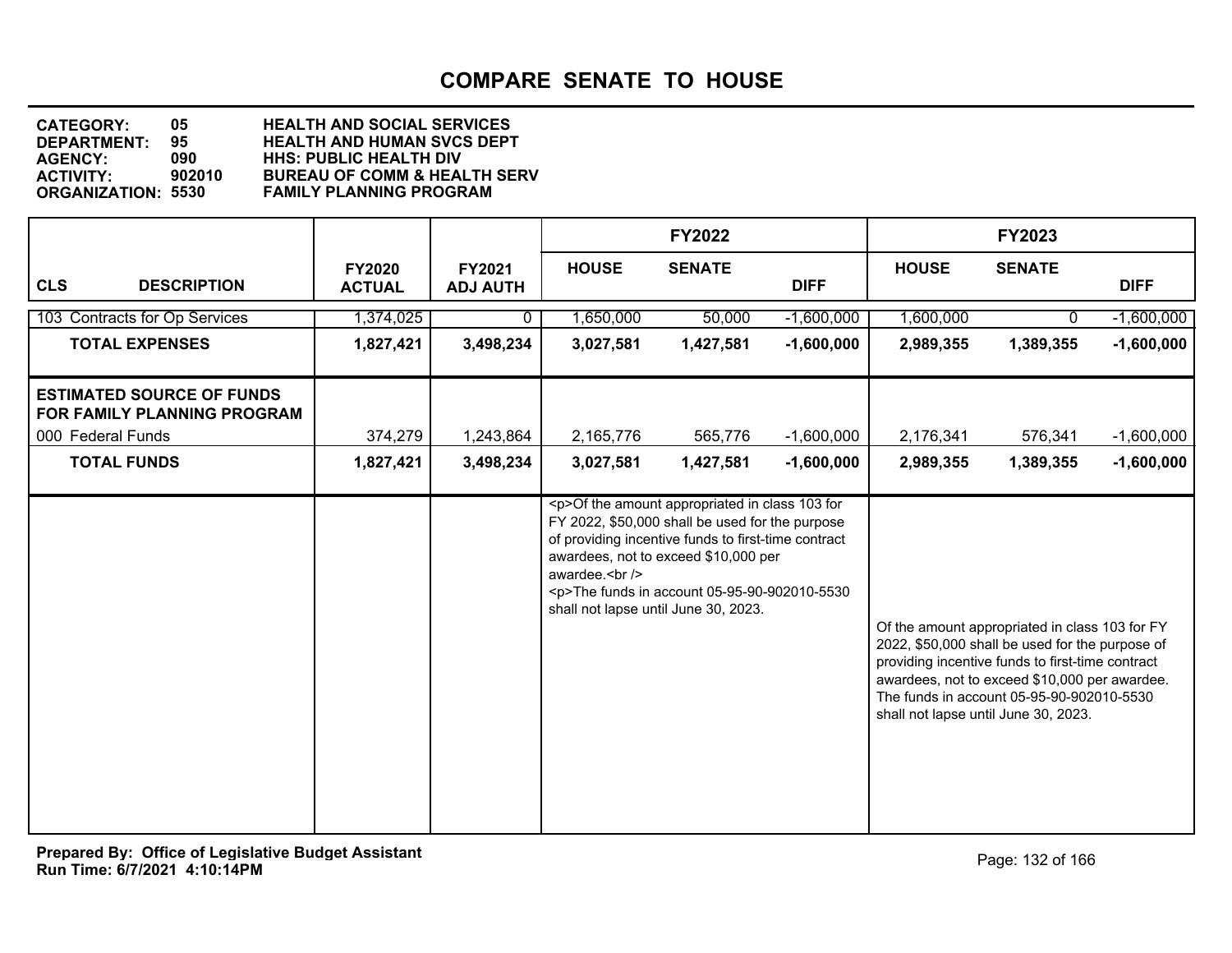# COMPARE SENATE TO HOUSE

**CATEGORY: 05 HEALTH AND SOCIAL SERVICES**
**DEPARTMENT: 95 HEALTH AND HUMAN SVCS DEPT**
**AGENCY: 090 HHS: PUBLIC HEALTH DIV**
**ACTIVITY: 902010 BUREAU OF COMM & HEALTH SERV**
**ORGANIZATION: 5530 FAMILY PLANNING PROGRAM**

| CLS DESCRIPTION | FY2020 ACTUAL | FY2021 ADJ AUTH | FY2022 HOUSE | FY2022 SENATE | FY2022 DIFF | FY2023 HOUSE | FY2023 SENATE | FY2023 DIFF |
|---|---|---|---|---|---|---|---|---|
| 103 Contracts for Op Services | 1,374,025 | 0 | 1,650,000 | 50,000 | -1,600,000 | 1,600,000 | 0 | -1,600,000 |
| **TOTAL EXPENSES** | **1,827,421** | **3,498,234** | **3,027,581** | **1,427,581** | **-1,600,000** | **2,989,355** | **1,389,355** | **-1,600,000** |
| **ESTIMATED SOURCE OF FUNDS FOR FAMILY PLANNING PROGRAM** | | | | | | | | |
| 000 Federal Funds | 374,279 | 1,243,864 | 2,165,776 | 565,776 | -1,600,000 | 2,176,341 | 576,341 | -1,600,000 |
| **TOTAL FUNDS** | **1,827,421** | **3,498,234** | **3,027,581** | **1,427,581** | **-1,600,000** | **2,989,355** | **1,389,355** | **-1,600,000** |

**FY2022:**

<p>Of the amount appropriated in class 103 for FY 2022, $50,000 shall be used for the purpose of providing incentive funds to first-time contract awardees, not to exceed $10,000 per awardee.<br />
<p>The funds in account 05-95-90-902010-5530 shall not lapse until June 30, 2023.

**FY2023:**

Of the amount appropriated in class 103 for FY 2022, $50,000 shall be used for the purpose of providing incentive funds to first-time contract awardees, not to exceed $10,000 per awardee. The funds in account 05-95-90-902010-5530 shall not lapse until June 30, 2023.

**Prepared By: Office of Legislative Budget Assistant**
**Run Time: 6/7/2021 4:10:14PM**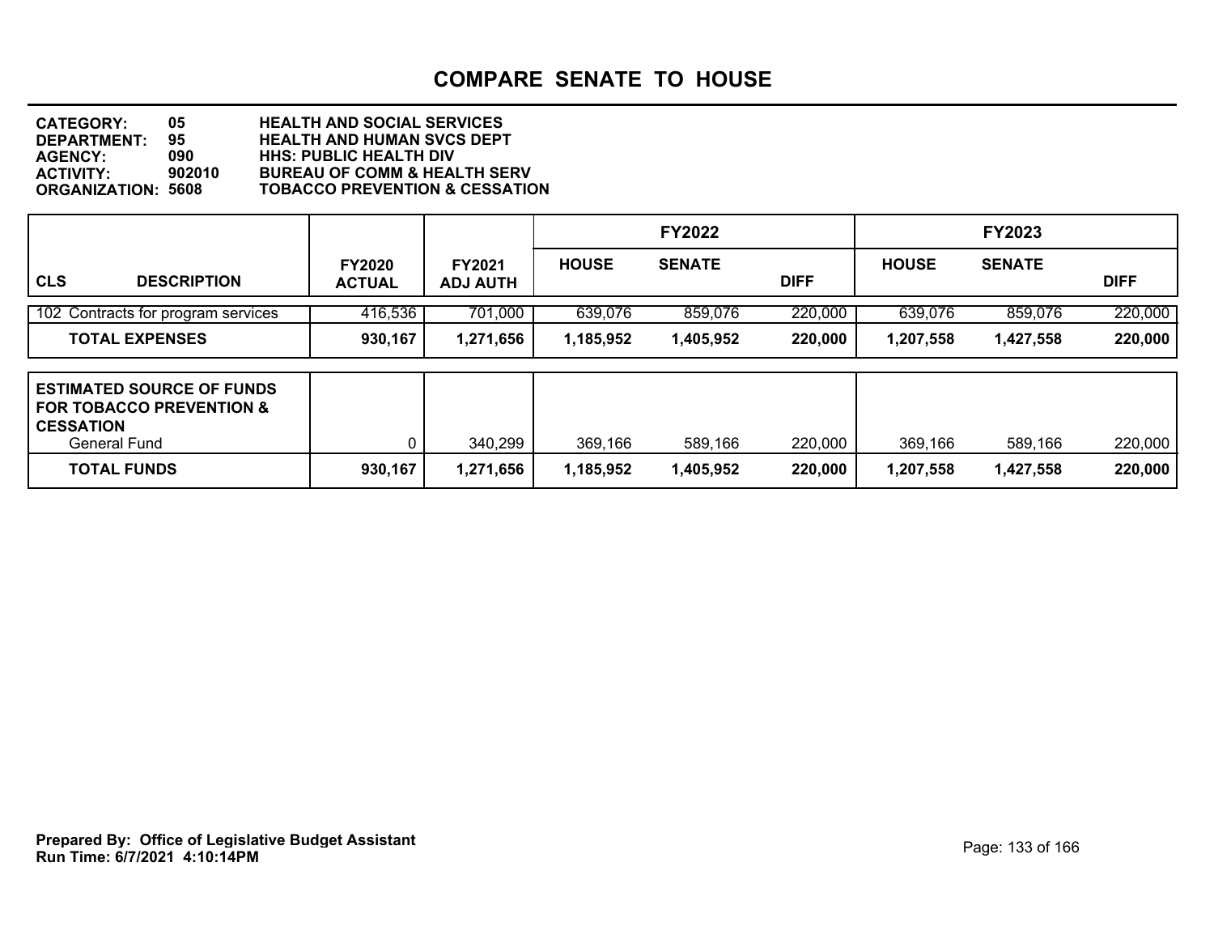# COMPARE SENATE TO HOUSE

**CATEGORY:** 05 HEALTH AND SOCIAL SERVICES
**DEPARTMENT:** 95 HEALTH AND HUMAN SVCS DEPT
**AGENCY:** 090 HHS: PUBLIC HEALTH DIV
**ACTIVITY:** 902010 BUREAU OF COMM & HEALTH SERV
**ORGANIZATION:** 5608 TOBACCO PREVENTION & CESSATION

| CLS | DESCRIPTION | FY2020 ACTUAL | FY2021 ADJ AUTH | FY2022 HOUSE | FY2022 SENATE | FY2022 DIFF | FY2023 HOUSE | FY2023 SENATE | FY2023 DIFF |
|---|---|---|---|---|---|---|---|---|---|
| 102 | Contracts for program services | 416,536 | 701,000 | 639,076 | 859,076 | 220,000 | 639,076 | 859,076 | 220,000 |
| | **TOTAL EXPENSES** | **930,167** | **1,271,656** | **1,185,952** | **1,405,952** | **220,000** | **1,207,558** | **1,427,558** | **220,000** |

| ESTIMATED SOURCE OF FUNDS FOR TOBACCO PREVENTION & CESSATION | FY2020 ACTUAL | FY2021 ADJ AUTH | FY2022 HOUSE | FY2022 SENATE | FY2022 DIFF | FY2023 HOUSE | FY2023 SENATE | FY2023 DIFF |
|---|---|---|---|---|---|---|---|---|
| General Fund | 0 | 340,299 | 369,166 | 589,166 | 220,000 | 369,166 | 589,166 | 220,000 |
| **TOTAL FUNDS** | **930,167** | **1,271,656** | **1,185,952** | **1,405,952** | **220,000** | **1,207,558** | **1,427,558** | **220,000** |

**Prepared By: Office of Legislative Budget Assistant**
**Run Time: 6/7/2021 4:10:14PM**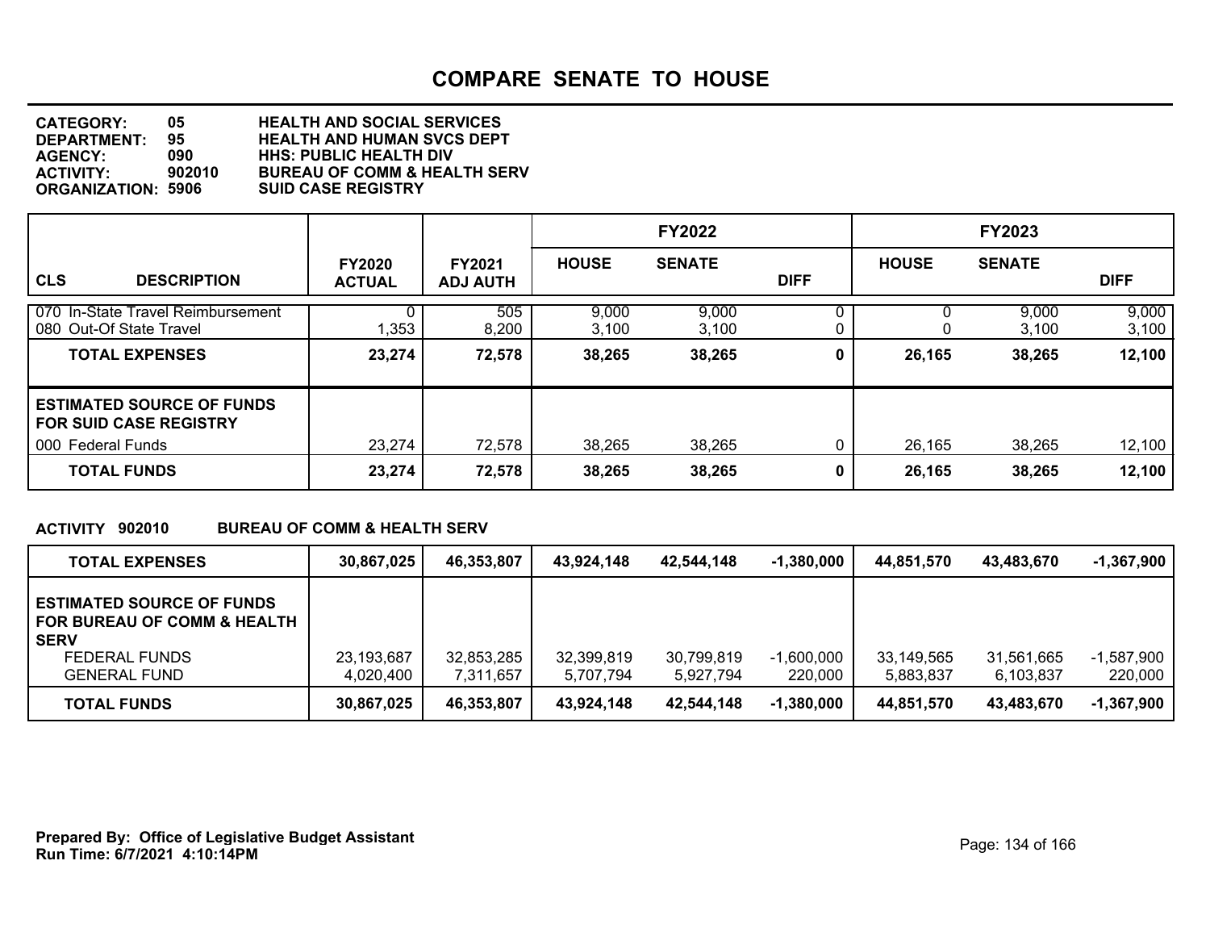# COMPARE SENATE TO HOUSE

**CATEGORY:** 05 HEALTH AND SOCIAL SERVICES
**DEPARTMENT:** 95 HEALTH AND HUMAN SVCS DEPT
**AGENCY:** 090 HHS: PUBLIC HEALTH DIV
**ACTIVITY:** 902010 BUREAU OF COMM & HEALTH SERV
**ORGANIZATION:** 5906 SUID CASE REGISTRY

| CLS DESCRIPTION | FY2020 ACTUAL | FY2021 ADJ AUTH | FY2022 HOUSE | FY2022 SENATE | FY2022 DIFF | FY2023 HOUSE | FY2023 SENATE | FY2023 DIFF |
|---|---|---|---|---|---|---|---|---|
| 070 In-State Travel Reimbursement | 0 | 505 | 9,000 | 9,000 | 0 | 0 | 9,000 | 9,000 |
| 080 Out-Of State Travel | 1,353 | 8,200 | 3,100 | 3,100 | 0 | 0 | 3,100 | 3,100 |
| **TOTAL EXPENSES** | **23,274** | **72,578** | **38,265** | **38,265** | **0** | **26,165** | **38,265** | **12,100** |
| **ESTIMATED SOURCE OF FUNDS FOR SUID CASE REGISTRY** | | | | | | | | |
| 000 Federal Funds | 23,274 | 72,578 | 38,265 | 38,265 | 0 | 26,165 | 38,265 | 12,100 |
| **TOTAL FUNDS** | **23,274** | **72,578** | **38,265** | **38,265** | **0** | **26,165** | **38,265** | **12,100** |

**ACTIVITY 902010 BUREAU OF COMM & HEALTH SERV**

| | FY2020 ACTUAL | FY2021 ADJ AUTH | FY2022 HOUSE | FY2022 SENATE | FY2022 DIFF | FY2023 HOUSE | FY2023 SENATE | FY2023 DIFF |
|---|---|---|---|---|---|---|---|---|
| **TOTAL EXPENSES** | **30,867,025** | **46,353,807** | **43,924,148** | **42,544,148** | **-1,380,000** | **44,851,570** | **43,483,670** | **-1,367,900** |
| **ESTIMATED SOURCE OF FUNDS FOR BUREAU OF COMM & HEALTH SERV** | | | | | | | | |
| FEDERAL FUNDS | 23,193,687 | 32,853,285 | 32,399,819 | 30,799,819 | -1,600,000 | 33,149,565 | 31,561,665 | -1,587,900 |
| GENERAL FUND | 4,020,400 | 7,311,657 | 5,707,794 | 5,927,794 | 220,000 | 5,883,837 | 6,103,837 | 220,000 |
| **TOTAL FUNDS** | **30,867,025** | **46,353,807** | **43,924,148** | **42,544,148** | **-1,380,000** | **44,851,570** | **43,483,670** | **-1,367,900** |

**Prepared By: Office of Legislative Budget Assistant**
**Run Time: 6/7/2021 4:10:14PM**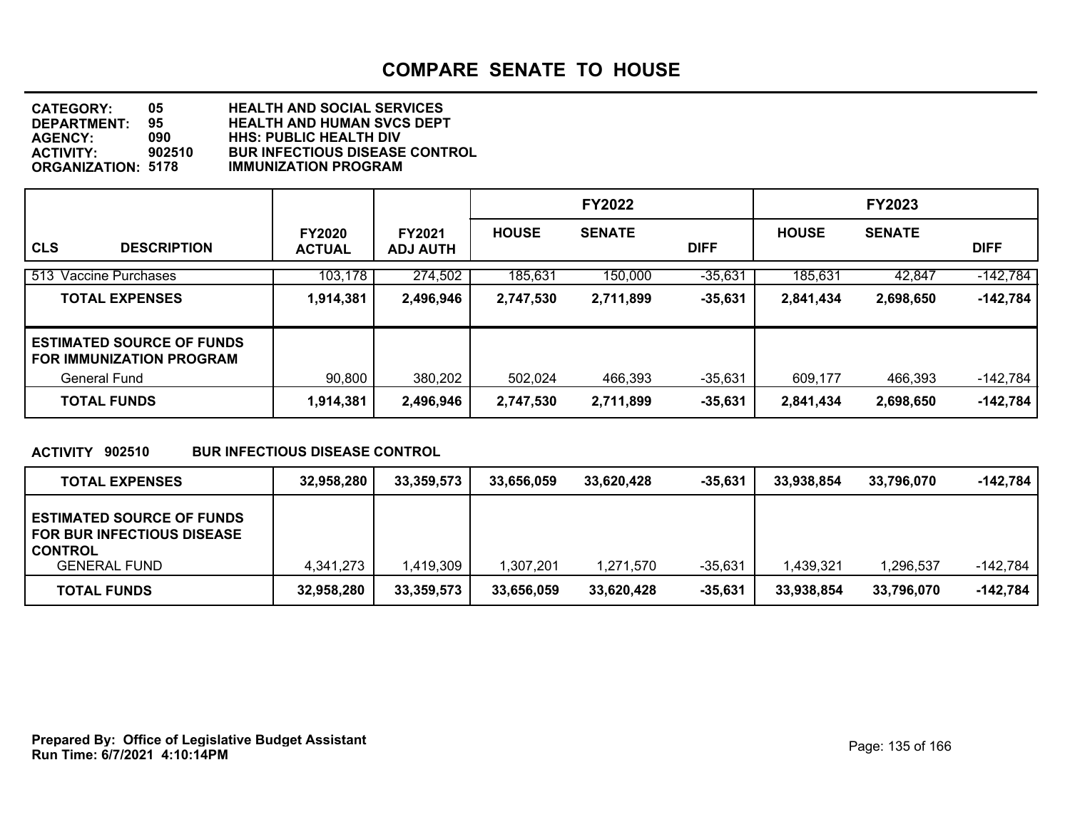# COMPARE SENATE TO HOUSE

**CATEGORY:** 05 HEALTH AND SOCIAL SERVICES
**DEPARTMENT:** 95 HEALTH AND HUMAN SVCS DEPT
**AGENCY:** 090 HHS: PUBLIC HEALTH DIV
**ACTIVITY:** 902510 BUR INFECTIOUS DISEASE CONTROL
**ORGANIZATION:** 5178 IMMUNIZATION PROGRAM

| | | | FY2022 | | | FY2023 | | |
|---|---|---|---|---|---|---|---|---|
| **CLS DESCRIPTION** | **FY2020 ACTUAL** | **FY2021 ADJ AUTH** | **HOUSE** | **SENATE** | **DIFF** | **HOUSE** | **SENATE** | **DIFF** |
| 513 Vaccine Purchases | 103,178 | 274,502 | 185,631 | 150,000 | -35,631 | 185,631 | 42,847 | -142,784 |
| **TOTAL EXPENSES** | **1,914,381** | **2,496,946** | **2,747,530** | **2,711,899** | **-35,631** | **2,841,434** | **2,698,650** | **-142,784** |
| **ESTIMATED SOURCE OF FUNDS FOR IMMUNIZATION PROGRAM** | | | | | | | | |
| General Fund | 90,800 | 380,202 | 502,024 | 466,393 | -35,631 | 609,177 | 466,393 | -142,784 |
| **TOTAL FUNDS** | **1,914,381** | **2,496,946** | **2,747,530** | **2,711,899** | **-35,631** | **2,841,434** | **2,698,650** | **-142,784** |

**ACTIVITY 902510 BUR INFECTIOUS DISEASE CONTROL**

| | FY2020 ACTUAL | FY2021 ADJ AUTH | FY2022 HOUSE | FY2022 SENATE | FY2022 DIFF | FY2023 HOUSE | FY2023 SENATE | FY2023 DIFF |
|---|---|---|---|---|---|---|---|---|
| **TOTAL EXPENSES** | **32,958,280** | **33,359,573** | **33,656,059** | **33,620,428** | **-35,631** | **33,938,854** | **33,796,070** | **-142,784** |
| **ESTIMATED SOURCE OF FUNDS FOR BUR INFECTIOUS DISEASE CONTROL** | | | | | | | | |
| GENERAL FUND | 4,341,273 | 1,419,309 | 1,307,201 | 1,271,570 | -35,631 | 1,439,321 | 1,296,537 | -142,784 |
| **TOTAL FUNDS** | **32,958,280** | **33,359,573** | **33,656,059** | **33,620,428** | **-35,631** | **33,938,854** | **33,796,070** | **-142,784** |

**Prepared By: Office of Legislative Budget Assistant**
**Run Time: 6/7/2021 4:10:14PM**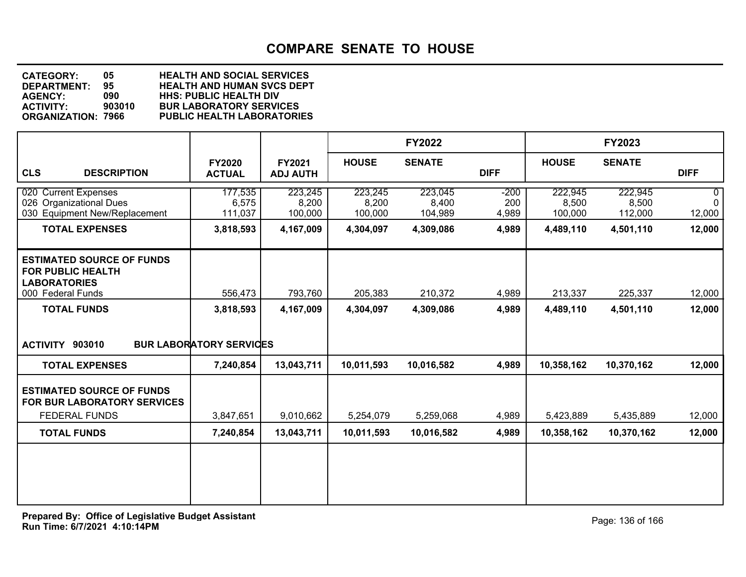# COMPARE SENATE TO HOUSE

**CATEGORY:** 05 HEALTH AND SOCIAL SERVICES
**DEPARTMENT:** 95 HEALTH AND HUMAN SVCS DEPT
**AGENCY:** 090 HHS: PUBLIC HEALTH DIV
**ACTIVITY:** 903010 BUR LABORATORY SERVICES
**ORGANIZATION:** 7966 PUBLIC HEALTH LABORATORIES

| | | | FY2022 | | | FY2023 | | |
|---|---|---|---|---|---|---|---|---|
| **CLS DESCRIPTION** | **FY2020 ACTUAL** | **FY2021 ADJ AUTH** | **HOUSE** | **SENATE** | **DIFF** | **HOUSE** | **SENATE** | **DIFF** |
| 020 Current Expenses | 177,535 | 223,245 | 223,245 | 223,045 | -200 | 222,945 | 222,945 | 0 |
| 026 Organizational Dues | 6,575 | 8,200 | 8,200 | 8,400 | 200 | 8,500 | 8,500 | 0 |
| 030 Equipment New/Replacement | 111,037 | 100,000 | 100,000 | 104,989 | 4,989 | 100,000 | 112,000 | 12,000 |
| **TOTAL EXPENSES** | **3,818,593** | **4,167,009** | **4,304,097** | **4,309,086** | **4,989** | **4,489,110** | **4,501,110** | **12,000** |
| **ESTIMATED SOURCE OF FUNDS FOR PUBLIC HEALTH LABORATORIES** | | | | | | | | |
| 000 Federal Funds | 556,473 | 793,760 | 205,383 | 210,372 | 4,989 | 213,337 | 225,337 | 12,000 |
| **TOTAL FUNDS** | **3,818,593** | **4,167,009** | **4,304,097** | **4,309,086** | **4,989** | **4,489,110** | **4,501,110** | **12,000** |
| **ACTIVITY 903010 BUR LABORATORY SERVICES** | | | | | | | | |
| **TOTAL EXPENSES** | **7,240,854** | **13,043,711** | **10,011,593** | **10,016,582** | **4,989** | **10,358,162** | **10,370,162** | **12,000** |
| **ESTIMATED SOURCE OF FUNDS FOR BUR LABORATORY SERVICES** | | | | | | | | |
| FEDERAL FUNDS | 3,847,651 | 9,010,662 | 5,254,079 | 5,259,068 | 4,989 | 5,423,889 | 5,435,889 | 12,000 |
| **TOTAL FUNDS** | **7,240,854** | **13,043,711** | **10,011,593** | **10,016,582** | **4,989** | **10,358,162** | **10,370,162** | **12,000** |

**Prepared By: Office of Legislative Budget Assistant**
**Run Time: 6/7/2021 4:10:14PM**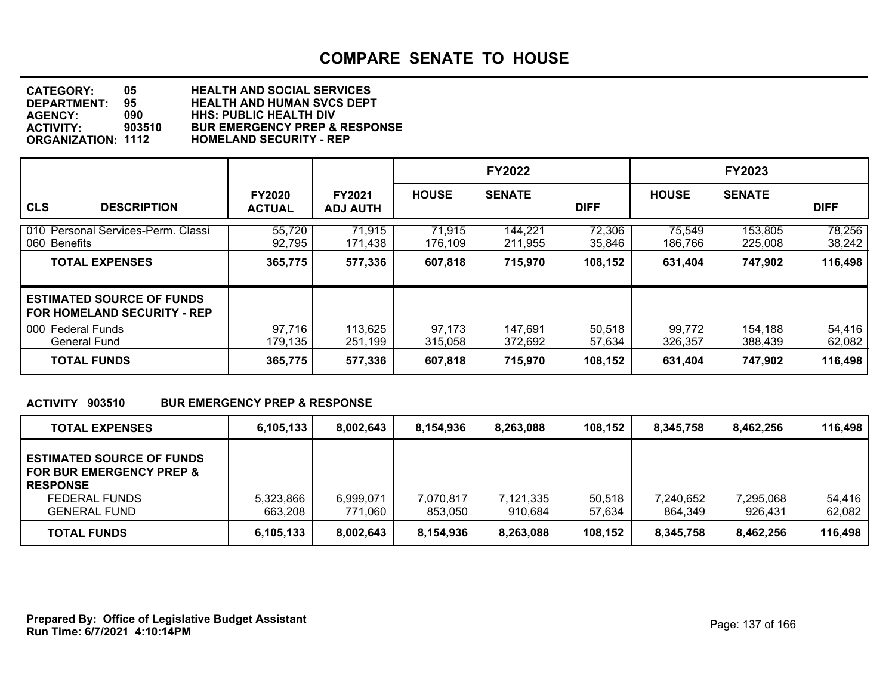# COMPARE SENATE TO HOUSE

**CATEGORY:** 05 HEALTH AND SOCIAL SERVICES
**DEPARTMENT:** 95 HEALTH AND HUMAN SVCS DEPT
**AGENCY:** 090 HHS: PUBLIC HEALTH DIV
**ACTIVITY:** 903510 BUR EMERGENCY PREP & RESPONSE
**ORGANIZATION:** 1112 HOMELAND SECURITY - REP

| CLS DESCRIPTION | FY2020 ACTUAL | FY2021 ADJ AUTH | FY2022 HOUSE | FY2022 SENATE | FY2022 DIFF | FY2023 HOUSE | FY2023 SENATE | FY2023 DIFF |
|---|---|---|---|---|---|---|---|---|
| 010 Personal Services-Perm. Classi | 55,720 | 71,915 | 71,915 | 144,221 | 72,306 | 75,549 | 153,805 | 78,256 |
| 060 Benefits | 92,795 | 171,438 | 176,109 | 211,955 | 35,846 | 186,766 | 225,008 | 38,242 |
| **TOTAL EXPENSES** | **365,775** | **577,336** | **607,818** | **715,970** | **108,152** | **631,404** | **747,902** | **116,498** |
| **ESTIMATED SOURCE OF FUNDS FOR HOMELAND SECURITY - REP** | | | | | | | | |
| 000 Federal Funds | 97,716 | 113,625 | 97,173 | 147,691 | 50,518 | 99,772 | 154,188 | 54,416 |
| General Fund | 179,135 | 251,199 | 315,058 | 372,692 | 57,634 | 326,357 | 388,439 | 62,082 |
| **TOTAL FUNDS** | **365,775** | **577,336** | **607,818** | **715,970** | **108,152** | **631,404** | **747,902** | **116,498** |

**ACTIVITY 903510 BUR EMERGENCY PREP & RESPONSE**

| | FY2020 ACTUAL | FY2021 ADJ AUTH | FY2022 HOUSE | FY2022 SENATE | FY2022 DIFF | FY2023 HOUSE | FY2023 SENATE | FY2023 DIFF |
|---|---|---|---|---|---|---|---|---|
| **TOTAL EXPENSES** | **6,105,133** | **8,002,643** | **8,154,936** | **8,263,088** | **108,152** | **8,345,758** | **8,462,256** | **116,498** |
| **ESTIMATED SOURCE OF FUNDS FOR BUR EMERGENCY PREP & RESPONSE** | | | | | | | | |
| FEDERAL FUNDS | 5,323,866 | 6,999,071 | 7,070,817 | 7,121,335 | 50,518 | 7,240,652 | 7,295,068 | 54,416 |
| GENERAL FUND | 663,208 | 771,060 | 853,050 | 910,684 | 57,634 | 864,349 | 926,431 | 62,082 |
| **TOTAL FUNDS** | **6,105,133** | **8,002,643** | **8,154,936** | **8,263,088** | **108,152** | **8,345,758** | **8,462,256** | **116,498** |

**Prepared By: Office of Legislative Budget Assistant**
**Run Time: 6/7/2021 4:10:14PM**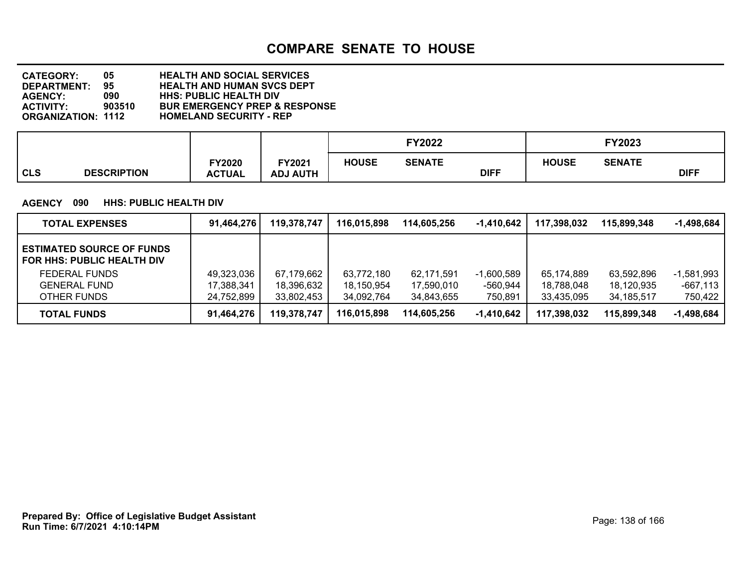# COMPARE SENATE TO HOUSE

**CATEGORY:** 05 HEALTH AND SOCIAL SERVICES
**DEPARTMENT:** 95 HEALTH AND HUMAN SVCS DEPT
**AGENCY:** 090 HHS: PUBLIC HEALTH DIV
**ACTIVITY:** 903510 BUR EMERGENCY PREP & RESPONSE
**ORGANIZATION:** 1112 HOMELAND SECURITY - REP

**AGENCY 090 HHS: PUBLIC HEALTH DIV**

| CLS | DESCRIPTION | FY2020 ACTUAL | FY2021 ADJ AUTH | FY2022 HOUSE | FY2022 SENATE | FY2022 DIFF | FY2023 HOUSE | FY2023 SENATE | FY2023 DIFF |
|---|---|---|---|---|---|---|---|---|---|
| | **TOTAL EXPENSES** | **91,464,276** | **119,378,747** | **116,015,898** | **114,605,256** | **-1,410,642** | **117,398,032** | **115,899,348** | **-1,498,684** |
| | **ESTIMATED SOURCE OF FUNDS FOR HHS: PUBLIC HEALTH DIV** | | | | | | | | |
| | FEDERAL FUNDS | 49,323,036 | 67,179,662 | 63,772,180 | 62,171,591 | -1,600,589 | 65,174,889 | 63,592,896 | -1,581,993 |
| | GENERAL FUND | 17,388,341 | 18,396,632 | 18,150,954 | 17,590,010 | -560,944 | 18,788,048 | 18,120,935 | -667,113 |
| | OTHER FUNDS | 24,752,899 | 33,802,453 | 34,092,764 | 34,843,655 | 750,891 | 33,435,095 | 34,185,517 | 750,422 |
| | **TOTAL FUNDS** | **91,464,276** | **119,378,747** | **116,015,898** | **114,605,256** | **-1,410,642** | **117,398,032** | **115,899,348** | **-1,498,684** |

**Prepared By: Office of Legislative Budget Assistant**
**Run Time: 6/7/2021 4:10:14PM**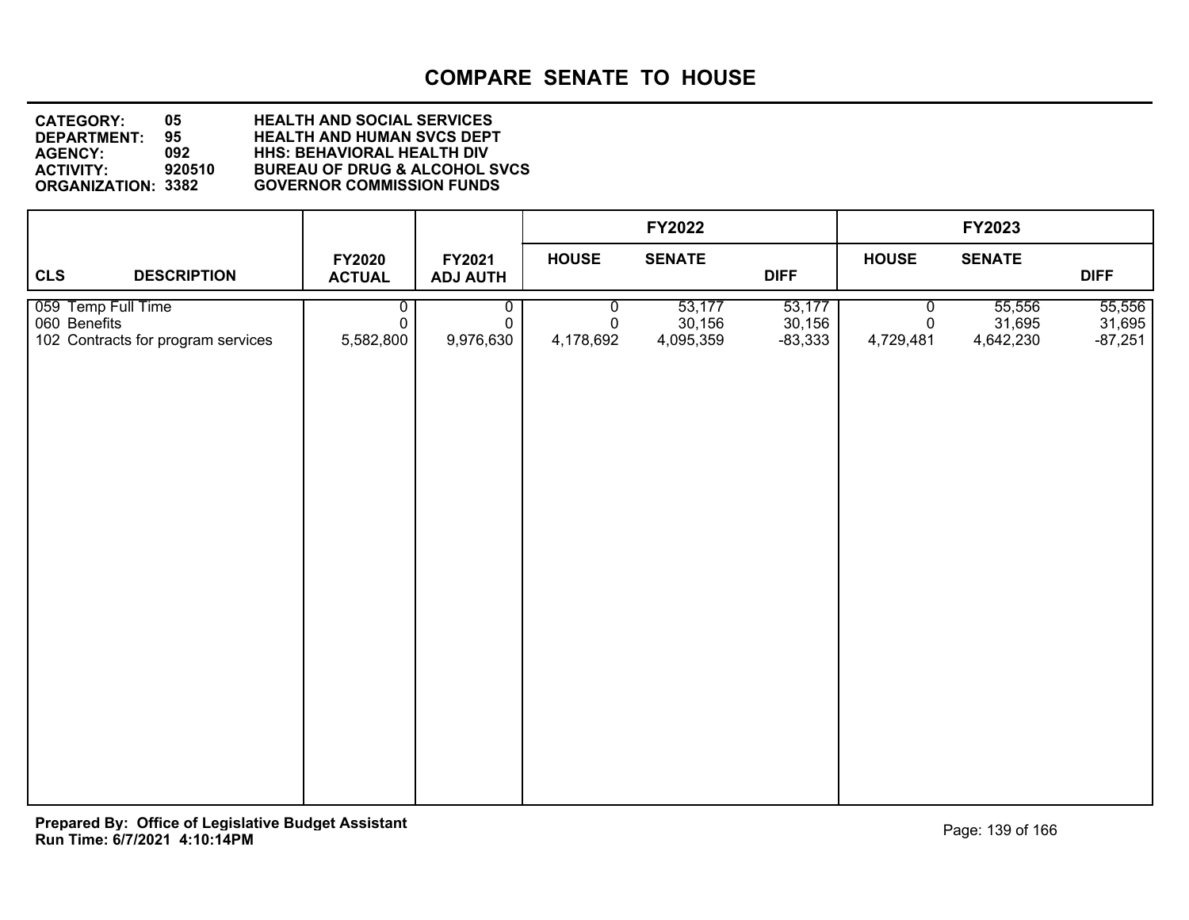# COMPARE SENATE TO HOUSE

**CATEGORY:** 05 **HEALTH AND SOCIAL SERVICES**
**DEPARTMENT:** 95 **HEALTH AND HUMAN SVCS DEPT**
**AGENCY:** 092 **HHS: BEHAVIORAL HEALTH DIV**
**ACTIVITY:** 920510 **BUREAU OF DRUG & ALCOHOL SVCS**
**ORGANIZATION:** 3382 **GOVERNOR COMMISSION FUNDS**

| CLS | DESCRIPTION | FY2020 ACTUAL | FY2021 ADJ AUTH | FY2022 HOUSE | FY2022 SENATE | FY2022 DIFF | FY2023 HOUSE | FY2023 SENATE | FY2023 DIFF |
|---|---|---|---|---|---|---|---|---|---|
| 059 | Temp Full Time | 0 | 0 | 0 | 53,177 | 53,177 | 0 | 55,556 | 55,556 |
| 060 | Benefits | 0 | 0 | 0 | 30,156 | 30,156 | 0 | 31,695 | 31,695 |
| 102 | Contracts for program services | 5,582,800 | 9,976,630 | 4,178,692 | 4,095,359 | -83,333 | 4,729,481 | 4,642,230 | -87,251 |

**Prepared By: Office of Legislative Budget Assistant**
**Run Time: 6/7/2021 4:10:14PM**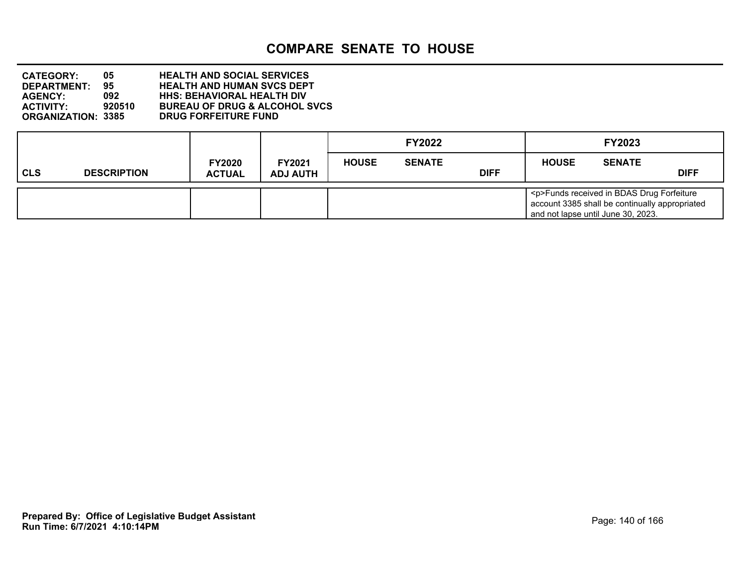# COMPARE SENATE TO HOUSE

**CATEGORY:** 05 HEALTH AND SOCIAL SERVICES
**DEPARTMENT:** 95 HEALTH AND HUMAN SVCS DEPT
**AGENCY:** 092 HHS: BEHAVIORAL HEALTH DIV
**ACTIVITY:** 920510 BUREAU OF DRUG & ALCOHOL SVCS
**ORGANIZATION:** 3385 DRUG FORFEITURE FUND

| CLS | DESCRIPTION | FY2020 ACTUAL | FY2021 ADJ AUTH | FY2022 HOUSE | FY2022 SENATE | FY2022 DIFF | FY2023 HOUSE | FY2023 SENATE | FY2023 DIFF |
|---|---|---|---|---|---|---|---|---|---|
| | | | | | | | <p>Funds received in BDAS Drug Forfeiture account 3385 shall be continually appropriated and not lapse until June 30, 2023. | | |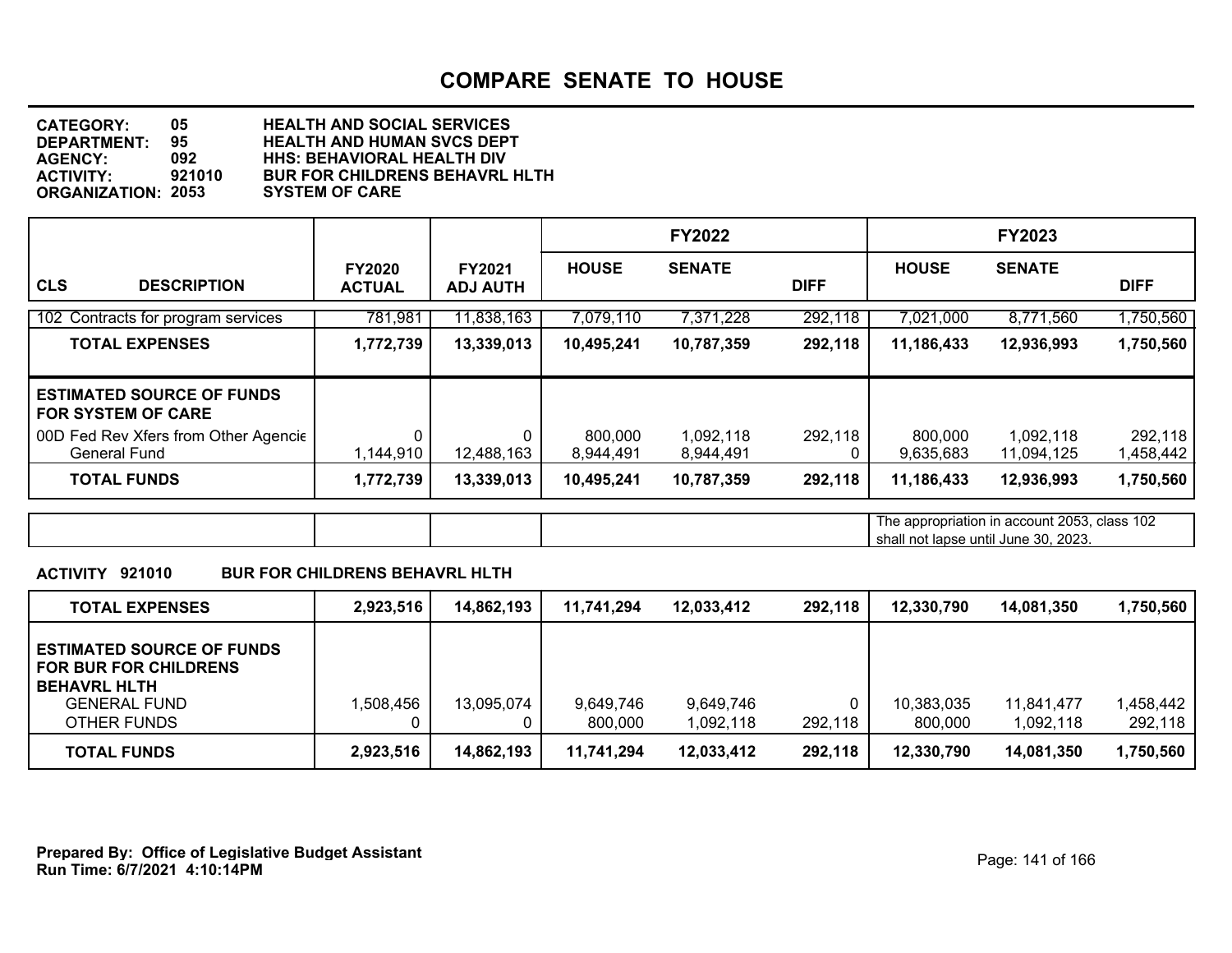# COMPARE SENATE TO HOUSE

**CATEGORY: 05 HEALTH AND SOCIAL SERVICES**
**DEPARTMENT: 95 HEALTH AND HUMAN SVCS DEPT**
**AGENCY: 092 HHS: BEHAVIORAL HEALTH DIV**
**ACTIVITY: 921010 BUR FOR CHILDRENS BEHAVRL HLTH**
**ORGANIZATION: 2053 SYSTEM OF CARE**

| CLS DESCRIPTION | FY2020 ACTUAL | FY2021 ADJ AUTH | FY2022 HOUSE | FY2022 SENATE | FY2022 DIFF | FY2023 HOUSE | FY2023 SENATE | FY2023 DIFF |
|---|---|---|---|---|---|---|---|---|
| 102 Contracts for program services | 781,981 | 11,838,163 | 7,079,110 | 7,371,228 | 292,118 | 7,021,000 | 8,771,560 | 1,750,560 |
| **TOTAL EXPENSES** | **1,772,739** | **13,339,013** | **10,495,241** | **10,787,359** | **292,118** | **11,186,433** | **12,936,993** | **1,750,560** |
| **ESTIMATED SOURCE OF FUNDS FOR SYSTEM OF CARE** | | | | | | | | |
| 00D Fed Rev Xfers from Other Agencie | 0 | 0 | 800,000 | 1,092,118 | 292,118 | 800,000 | 1,092,118 | 292,118 |
| General Fund | 1,144,910 | 12,488,163 | 8,944,491 | 8,944,491 | 0 | 9,635,683 | 11,094,125 | 1,458,442 |
| **TOTAL FUNDS** | **1,772,739** | **13,339,013** | **10,495,241** | **10,787,359** | **292,118** | **11,186,433** | **12,936,993** | **1,750,560** |
| | | | | | | The appropriation in account 2053, class 102 shall not lapse until June 30, 2023. | | |

**ACTIVITY 921010 BUR FOR CHILDRENS BEHAVRL HLTH**

| | FY2020 ACTUAL | FY2021 ADJ AUTH | FY2022 HOUSE | FY2022 SENATE | FY2022 DIFF | FY2023 HOUSE | FY2023 SENATE | FY2023 DIFF |
|---|---|---|---|---|---|---|---|---|
| **TOTAL EXPENSES** | **2,923,516** | **14,862,193** | **11,741,294** | **12,033,412** | **292,118** | **12,330,790** | **14,081,350** | **1,750,560** |
| **ESTIMATED SOURCE OF FUNDS FOR BUR FOR CHILDRENS BEHAVRL HLTH** | | | | | | | | |
| GENERAL FUND | 1,508,456 | 13,095,074 | 9,649,746 | 9,649,746 | 0 | 10,383,035 | 11,841,477 | 1,458,442 |
| OTHER FUNDS | 0 | 0 | 800,000 | 1,092,118 | 292,118 | 800,000 | 1,092,118 | 292,118 |
| **TOTAL FUNDS** | **2,923,516** | **14,862,193** | **11,741,294** | **12,033,412** | **292,118** | **12,330,790** | **14,081,350** | **1,750,560** |

**Prepared By: Office of Legislative Budget Assistant**
**Run Time: 6/7/2021 4:10:14PM**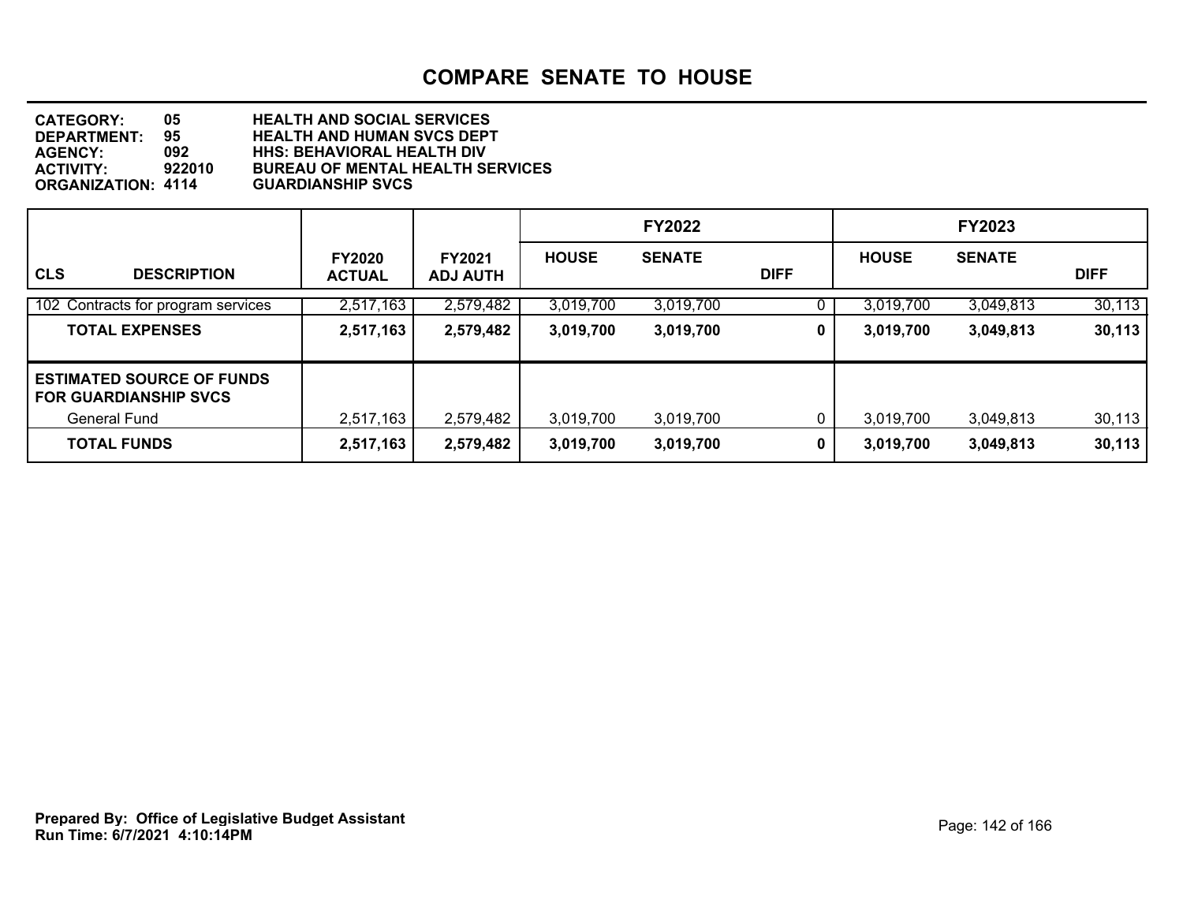# COMPARE SENATE TO HOUSE

**CATEGORY:** 05 HEALTH AND SOCIAL SERVICES
**DEPARTMENT:** 95 HEALTH AND HUMAN SVCS DEPT
**AGENCY:** 092 HHS: BEHAVIORAL HEALTH DIV
**ACTIVITY:** 922010 BUREAU OF MENTAL HEALTH SERVICES
**ORGANIZATION:** 4114 GUARDIANSHIP SVCS

| CLS DESCRIPTION | FY2020 ACTUAL | FY2021 ADJ AUTH | FY2022 HOUSE | FY2022 SENATE | FY2022 DIFF | FY2023 HOUSE | FY2023 SENATE | FY2023 DIFF |
|---|---|---|---|---|---|---|---|---|
| 102 Contracts for program services | 2,517,163 | 2,579,482 | 3,019,700 | 3,019,700 | 0 | 3,019,700 | 3,049,813 | 30,113 |
| **TOTAL EXPENSES** | **2,517,163** | **2,579,482** | **3,019,700** | **3,019,700** | **0** | **3,019,700** | **3,049,813** | **30,113** |
| **ESTIMATED SOURCE OF FUNDS FOR GUARDIANSHIP SVCS** | | | | | | | | |
| General Fund | 2,517,163 | 2,579,482 | 3,019,700 | 3,019,700 | 0 | 3,019,700 | 3,049,813 | 30,113 |
| **TOTAL FUNDS** | **2,517,163** | **2,579,482** | **3,019,700** | **3,019,700** | **0** | **3,019,700** | **3,049,813** | **30,113** |

**Prepared By: Office of Legislative Budget Assistant**
**Run Time: 6/7/2021 4:10:14PM**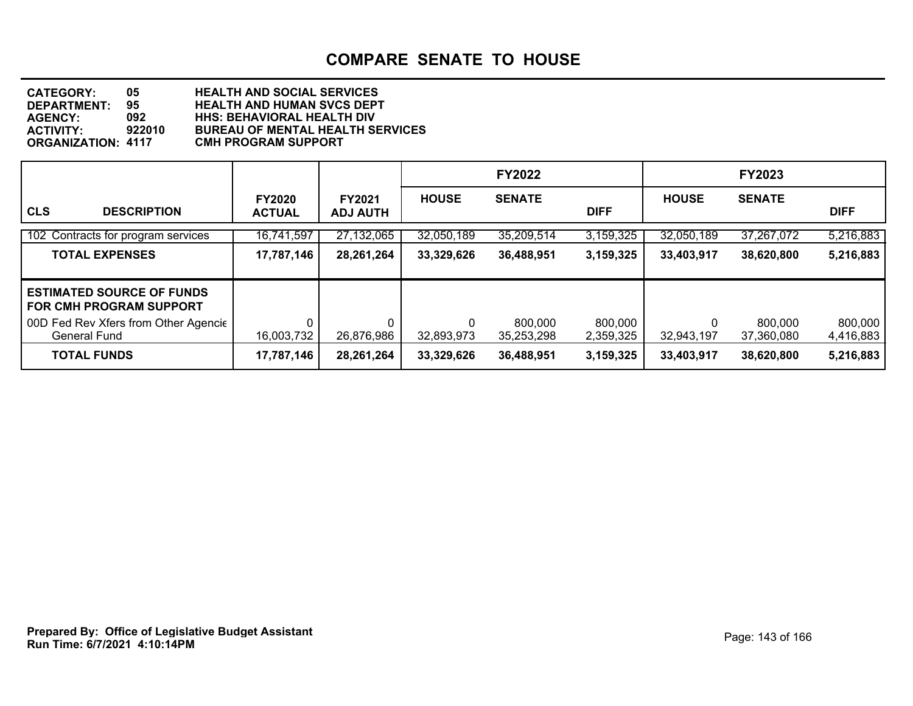# COMPARE SENATE TO HOUSE

**CATEGORY:** 05 HEALTH AND SOCIAL SERVICES
**DEPARTMENT:** 95 HEALTH AND HUMAN SVCS DEPT
**AGENCY:** 092 HHS: BEHAVIORAL HEALTH DIV
**ACTIVITY:** 922010 BUREAU OF MENTAL HEALTH SERVICES
**ORGANIZATION:** 4117 CMH PROGRAM SUPPORT

| | | | FY2022 | | | FY2023 | | |
|---|---|---|---|---|---|---|---|---|
| **CLS DESCRIPTION** | **FY2020 ACTUAL** | **FY2021 ADJ AUTH** | **HOUSE** | **SENATE** | **DIFF** | **HOUSE** | **SENATE** | **DIFF** |
| 102 Contracts for program services | 16,741,597 | 27,132,065 | 32,050,189 | 35,209,514 | 3,159,325 | 32,050,189 | 37,267,072 | 5,216,883 |
| **TOTAL EXPENSES** | **17,787,146** | **28,261,264** | **33,329,626** | **36,488,951** | **3,159,325** | **33,403,917** | **38,620,800** | **5,216,883** |
| **ESTIMATED SOURCE OF FUNDS FOR CMH PROGRAM SUPPORT** | | | | | | | | |
| 00D Fed Rev Xfers from Other Agencie | 0 | 0 | 0 | 800,000 | 800,000 | 0 | 800,000 | 800,000 |
| General Fund | 16,003,732 | 26,876,986 | 32,893,973 | 35,253,298 | 2,359,325 | 32,943,197 | 37,360,080 | 4,416,883 |
| **TOTAL FUNDS** | **17,787,146** | **28,261,264** | **33,329,626** | **36,488,951** | **3,159,325** | **33,403,917** | **38,620,800** | **5,216,883** |

**Prepared By: Office of Legislative Budget Assistant**
**Run Time: 6/7/2021 4:10:14PM**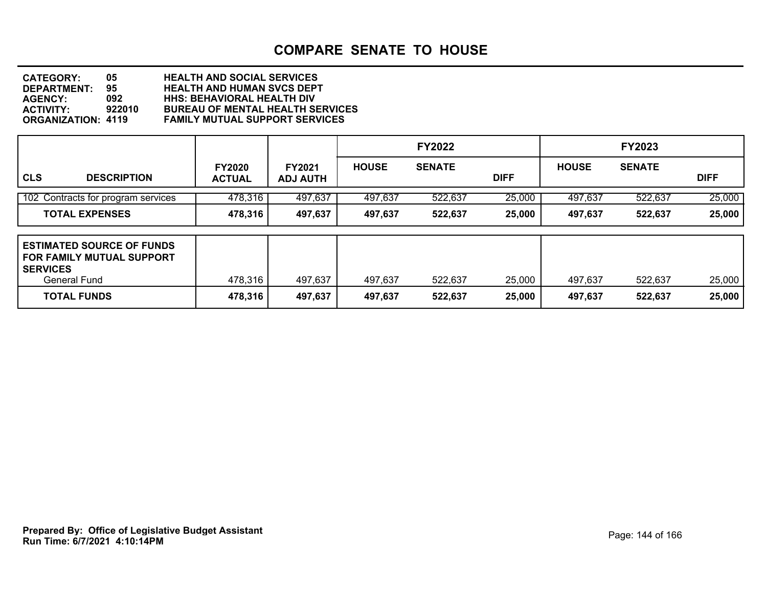# COMPARE SENATE TO HOUSE

**CATEGORY:** 05 HEALTH AND SOCIAL SERVICES
**DEPARTMENT:** 95 HEALTH AND HUMAN SVCS DEPT
**AGENCY:** 092 HHS: BEHAVIORAL HEALTH DIV
**ACTIVITY:** 922010 BUREAU OF MENTAL HEALTH SERVICES
**ORGANIZATION:** 4119 FAMILY MUTUAL SUPPORT SERVICES

| CLS DESCRIPTION | FY2020 ACTUAL | FY2021 ADJ AUTH | FY2022 HOUSE | FY2022 SENATE | FY2022 DIFF | FY2023 HOUSE | FY2023 SENATE | FY2023 DIFF |
|---|---|---|---|---|---|---|---|---|
| 102 Contracts for program services | 478,316 | 497,637 | 497,637 | 522,637 | 25,000 | 497,637 | 522,637 | 25,000 |
| **TOTAL EXPENSES** | **478,316** | **497,637** | **497,637** | **522,637** | **25,000** | **497,637** | **522,637** | **25,000** |
| **ESTIMATED SOURCE OF FUNDS FOR FAMILY MUTUAL SUPPORT SERVICES** | | | | | | | | |
| General Fund | 478,316 | 497,637 | 497,637 | 522,637 | 25,000 | 497,637 | 522,637 | 25,000 |
| **TOTAL FUNDS** | **478,316** | **497,637** | **497,637** | **522,637** | **25,000** | **497,637** | **522,637** | **25,000** |

**Prepared By: Office of Legislative Budget Assistant**
**Run Time: 6/7/2021 4:10:14PM**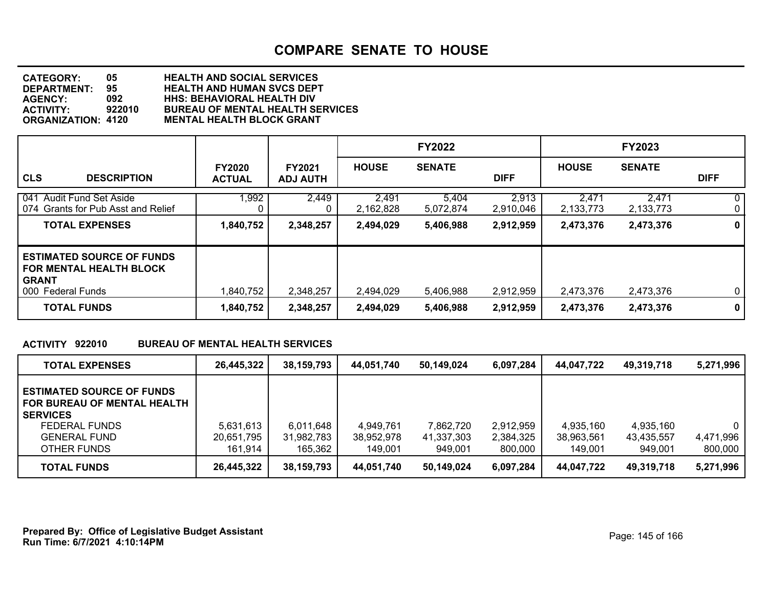# COMPARE SENATE TO HOUSE

**CATEGORY:** 05 HEALTH AND SOCIAL SERVICES
**DEPARTMENT:** 95 HEALTH AND HUMAN SVCS DEPT
**AGENCY:** 092 HHS: BEHAVIORAL HEALTH DIV
**ACTIVITY:** 922010 BUREAU OF MENTAL HEALTH SERVICES
**ORGANIZATION:** 4120 MENTAL HEALTH BLOCK GRANT

| CLS DESCRIPTION | FY2020 ACTUAL | FY2021 ADJ AUTH | FY2022 HOUSE | FY2022 SENATE | FY2022 DIFF | FY2023 HOUSE | FY2023 SENATE | FY2023 DIFF |
|---|---|---|---|---|---|---|---|---|
| 041 Audit Fund Set Aside | 1,992 | 2,449 | 2,491 | 5,404 | 2,913 | 2,471 | 2,471 | 0 |
| 074 Grants for Pub Asst and Relief | 0 | 0 | 2,162,828 | 5,072,874 | 2,910,046 | 2,133,773 | 2,133,773 | 0 |
| **TOTAL EXPENSES** | **1,840,752** | **2,348,257** | **2,494,029** | **5,406,988** | **2,912,959** | **2,473,376** | **2,473,376** | **0** |
| **ESTIMATED SOURCE OF FUNDS FOR MENTAL HEALTH BLOCK GRANT** | | | | | | | | |
| 000 Federal Funds | 1,840,752 | 2,348,257 | 2,494,029 | 5,406,988 | 2,912,959 | 2,473,376 | 2,473,376 | 0 |
| **TOTAL FUNDS** | **1,840,752** | **2,348,257** | **2,494,029** | **5,406,988** | **2,912,959** | **2,473,376** | **2,473,376** | **0** |

**ACTIVITY 922010 BUREAU OF MENTAL HEALTH SERVICES**

| | FY2020 ACTUAL | FY2021 ADJ AUTH | FY2022 HOUSE | FY2022 SENATE | FY2022 DIFF | FY2023 HOUSE | FY2023 SENATE | FY2023 DIFF |
|---|---|---|---|---|---|---|---|---|
| **TOTAL EXPENSES** | **26,445,322** | **38,159,793** | **44,051,740** | **50,149,024** | **6,097,284** | **44,047,722** | **49,319,718** | **5,271,996** |
| **ESTIMATED SOURCE OF FUNDS FOR BUREAU OF MENTAL HEALTH SERVICES** | | | | | | | | |
| FEDERAL FUNDS | 5,631,613 | 6,011,648 | 4,949,761 | 7,862,720 | 2,912,959 | 4,935,160 | 4,935,160 | 0 |
| GENERAL FUND | 20,651,795 | 31,982,783 | 38,952,978 | 41,337,303 | 2,384,325 | 38,963,561 | 43,435,557 | 4,471,996 |
| OTHER FUNDS | 161,914 | 165,362 | 149,001 | 949,001 | 800,000 | 149,001 | 949,001 | 800,000 |
| **TOTAL FUNDS** | **26,445,322** | **38,159,793** | **44,051,740** | **50,149,024** | **6,097,284** | **44,047,722** | **49,319,718** | **5,271,996** |

**Prepared By: Office of Legislative Budget Assistant**
**Run Time: 6/7/2021 4:10:14PM**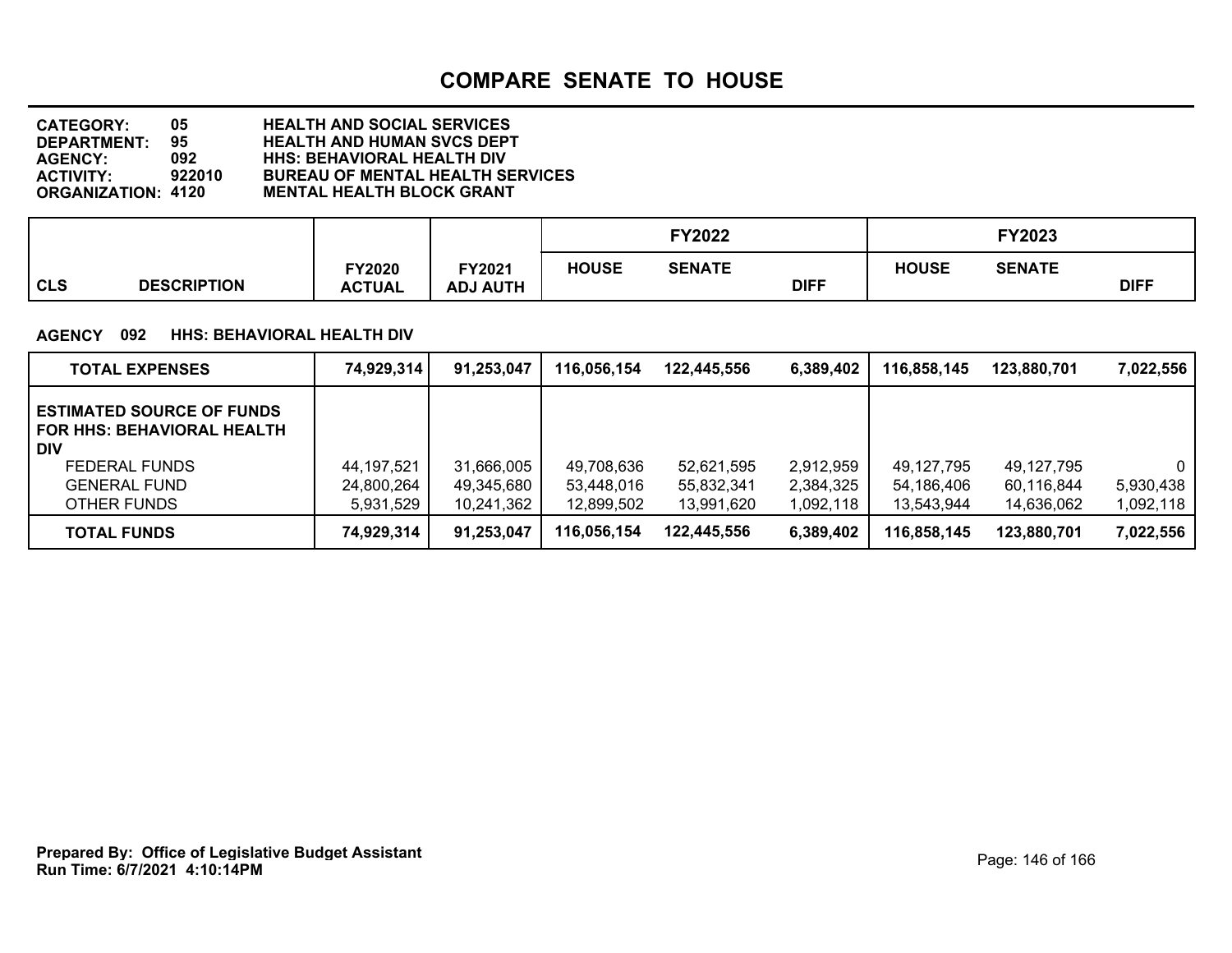# COMPARE SENATE TO HOUSE

**CATEGORY:** 05 HEALTH AND SOCIAL SERVICES
**DEPARTMENT:** 95 HEALTH AND HUMAN SVCS DEPT
**AGENCY:** 092 HHS: BEHAVIORAL HEALTH DIV
**ACTIVITY:** 922010 BUREAU OF MENTAL HEALTH SERVICES
**ORGANIZATION:** 4120 MENTAL HEALTH BLOCK GRANT

**AGENCY 092 HHS: BEHAVIORAL HEALTH DIV**

| CLS DESCRIPTION | FY2020 ACTUAL | FY2021 ADJ AUTH | FY2022 HOUSE | FY2022 SENATE | FY2022 DIFF | FY2023 HOUSE | FY2023 SENATE | FY2023 DIFF |
|---|---|---|---|---|---|---|---|---|
| **TOTAL EXPENSES** | **74,929,314** | **91,253,047** | **116,056,154** | **122,445,556** | **6,389,402** | **116,858,145** | **123,880,701** | **7,022,556** |
| **ESTIMATED SOURCE OF FUNDS FOR HHS: BEHAVIORAL HEALTH DIV** | | | | | | | | |
| FEDERAL FUNDS | 44,197,521 | 31,666,005 | 49,708,636 | 52,621,595 | 2,912,959 | 49,127,795 | 49,127,795 | 0 |
| GENERAL FUND | 24,800,264 | 49,345,680 | 53,448,016 | 55,832,341 | 2,384,325 | 54,186,406 | 60,116,844 | 5,930,438 |
| OTHER FUNDS | 5,931,529 | 10,241,362 | 12,899,502 | 13,991,620 | 1,092,118 | 13,543,944 | 14,636,062 | 1,092,118 |
| **TOTAL FUNDS** | **74,929,314** | **91,253,047** | **116,056,154** | **122,445,556** | **6,389,402** | **116,858,145** | **123,880,701** | **7,022,556** |

**Prepared By: Office of Legislative Budget Assistant**
**Run Time: 6/7/2021 4:10:14PM**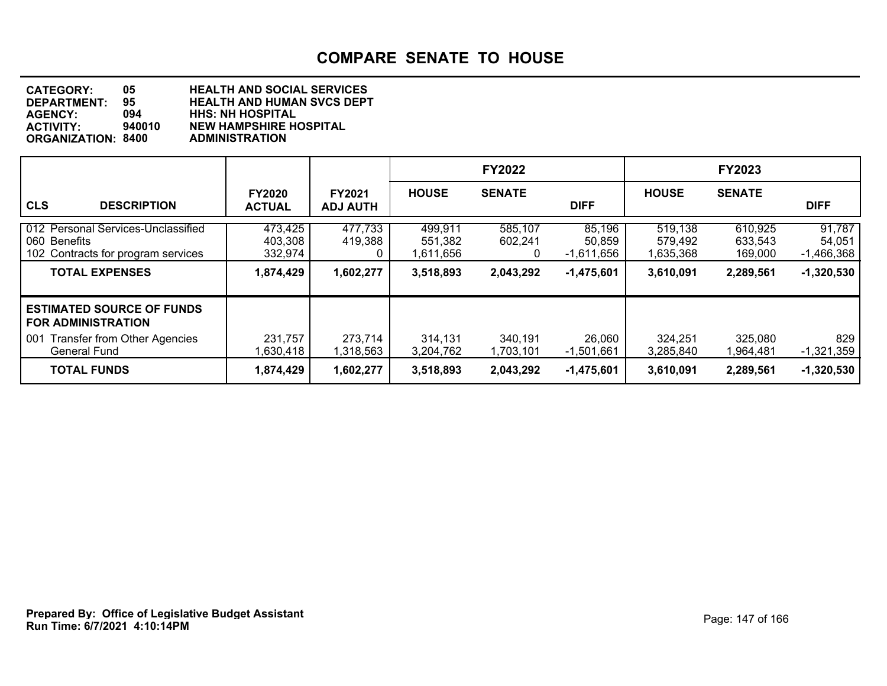# COMPARE SENATE TO HOUSE

**CATEGORY:** 05 HEALTH AND SOCIAL SERVICES
**DEPARTMENT:** 95 HEALTH AND HUMAN SVCS DEPT
**AGENCY:** 094 HHS: NH HOSPITAL
**ACTIVITY:** 940010 NEW HAMPSHIRE HOSPITAL
**ORGANIZATION:** 8400 ADMINISTRATION

| | | | FY2022 | | | FY2023 | | |
|---|---|---|---|---|---|---|---|---|
| **CLS DESCRIPTION** | **FY2020 ACTUAL** | **FY2021 ADJ AUTH** | **HOUSE** | **SENATE** | **DIFF** | **HOUSE** | **SENATE** | **DIFF** |
| 012 Personal Services-Unclassified | 473,425 | 477,733 | 499,911 | 585,107 | 85,196 | 519,138 | 610,925 | 91,787 |
| 060 Benefits | 403,308 | 419,388 | 551,382 | 602,241 | 50,859 | 579,492 | 633,543 | 54,051 |
| 102 Contracts for program services | 332,974 | 0 | 1,611,656 | 0 | -1,611,656 | 1,635,368 | 169,000 | -1,466,368 |
| **TOTAL EXPENSES** | **1,874,429** | **1,602,277** | **3,518,893** | **2,043,292** | **-1,475,601** | **3,610,091** | **2,289,561** | **-1,320,530** |
| **ESTIMATED SOURCE OF FUNDS FOR ADMINISTRATION** | | | | | | | | |
| 001 Transfer from Other Agencies | 231,757 | 273,714 | 314,131 | 340,191 | 26,060 | 324,251 | 325,080 | 829 |
| General Fund | 1,630,418 | 1,318,563 | 3,204,762 | 1,703,101 | -1,501,661 | 3,285,840 | 1,964,481 | -1,321,359 |
| **TOTAL FUNDS** | **1,874,429** | **1,602,277** | **3,518,893** | **2,043,292** | **-1,475,601** | **3,610,091** | **2,289,561** | **-1,320,530** |

**Prepared By: Office of Legislative Budget Assistant**
**Run Time: 6/7/2021 4:10:14PM**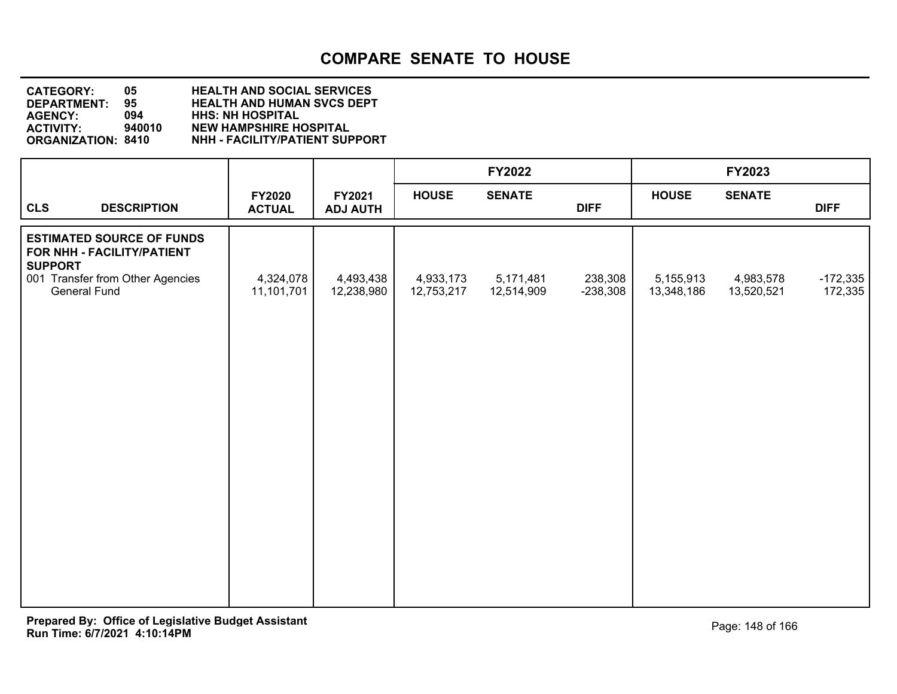# COMPARE SENATE TO HOUSE

**CATEGORY:** 05 HEALTH AND SOCIAL SERVICES
**DEPARTMENT:** 95 HEALTH AND HUMAN SVCS DEPT
**AGENCY:** 094 HHS: NH HOSPITAL
**ACTIVITY:** 940010 NEW HAMPSHIRE HOSPITAL
**ORGANIZATION:** 8410 NHH - FACILITY/PATIENT SUPPORT

| | | | FY2022 | | | FY2023 | | |
|---|---|---|---|---|---|---|---|---|
| **CLS DESCRIPTION** | **FY2020 ACTUAL** | **FY2021 ADJ AUTH** | **HOUSE** | **SENATE** | **DIFF** | **HOUSE** | **SENATE** | **DIFF** |
| **ESTIMATED SOURCE OF FUNDS FOR NHH - FACILITY/PATIENT SUPPORT** | | | | | | | | |
| 001 Transfer from Other Agencies | 4,324,078 | 4,493,438 | 4,933,173 | 5,171,481 | 238,308 | 5,155,913 | 4,983,578 | -172,335 |
| General Fund | 11,101,701 | 12,238,980 | 12,753,217 | 12,514,909 | -238,308 | 13,348,186 | 13,520,521 | 172,335 |

**Prepared By: Office of Legislative Budget Assistant**
**Run Time: 6/7/2021 4:10:14PM**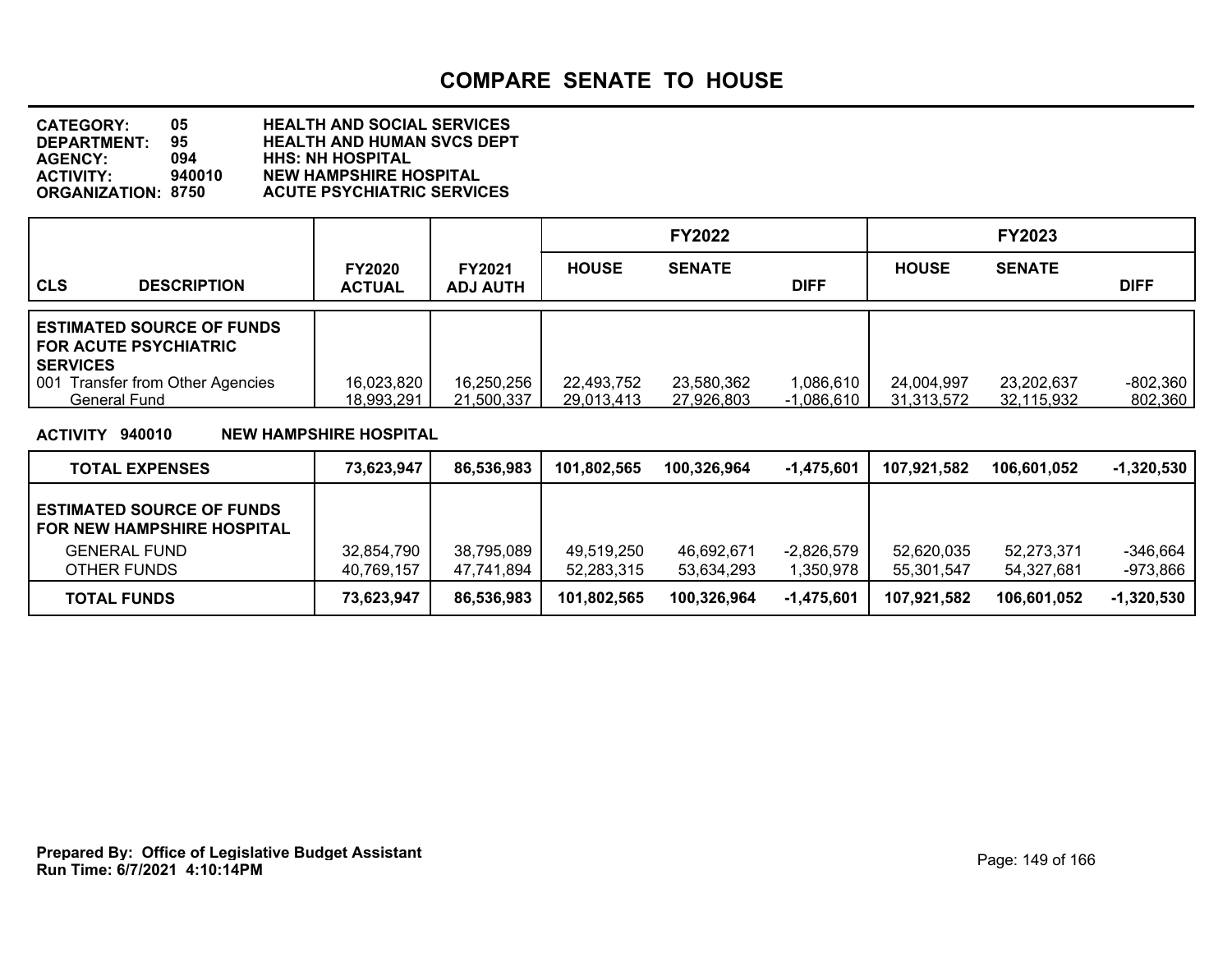# COMPARE SENATE TO HOUSE

**CATEGORY:** 05 HEALTH AND SOCIAL SERVICES
**DEPARTMENT:** 95 HEALTH AND HUMAN SVCS DEPT
**AGENCY:** 094 HHS: NH HOSPITAL
**ACTIVITY:** 940010 NEW HAMPSHIRE HOSPITAL
**ORGANIZATION:** 8750 ACUTE PSYCHIATRIC SERVICES

| CLS DESCRIPTION | FY2020 ACTUAL | FY2021 ADJ AUTH | FY2022 HOUSE | FY2022 SENATE | FY2022 DIFF | FY2023 HOUSE | FY2023 SENATE | FY2023 DIFF |
|---|---|---|---|---|---|---|---|---|
| **ESTIMATED SOURCE OF FUNDS FOR ACUTE PSYCHIATRIC SERVICES** | | | | | | | | |
| 001 Transfer from Other Agencies | 16,023,820 | 16,250,256 | 22,493,752 | 23,580,362 | 1,086,610 | 24,004,997 | 23,202,637 | -802,360 |
| General Fund | 18,993,291 | 21,500,337 | 29,013,413 | 27,926,803 | -1,086,610 | 31,313,572 | 32,115,932 | 802,360 |

**ACTIVITY 940010 NEW HAMPSHIRE HOSPITAL**

| | FY2020 ACTUAL | FY2021 ADJ AUTH | FY2022 HOUSE | FY2022 SENATE | FY2022 DIFF | FY2023 HOUSE | FY2023 SENATE | FY2023 DIFF |
|---|---|---|---|---|---|---|---|---|
| **TOTAL EXPENSES** | **73,623,947** | **86,536,983** | **101,802,565** | **100,326,964** | **-1,475,601** | **107,921,582** | **106,601,052** | **-1,320,530** |
| **ESTIMATED SOURCE OF FUNDS FOR NEW HAMPSHIRE HOSPITAL** | | | | | | | | |
| GENERAL FUND | 32,854,790 | 38,795,089 | 49,519,250 | 46,692,671 | -2,826,579 | 52,620,035 | 52,273,371 | -346,664 |
| OTHER FUNDS | 40,769,157 | 47,741,894 | 52,283,315 | 53,634,293 | 1,350,978 | 55,301,547 | 54,327,681 | -973,866 |
| **TOTAL FUNDS** | **73,623,947** | **86,536,983** | **101,802,565** | **100,326,964** | **-1,475,601** | **107,921,582** | **106,601,052** | **-1,320,530** |

**Prepared By: Office of Legislative Budget Assistant**
**Run Time: 6/7/2021 4:10:14PM**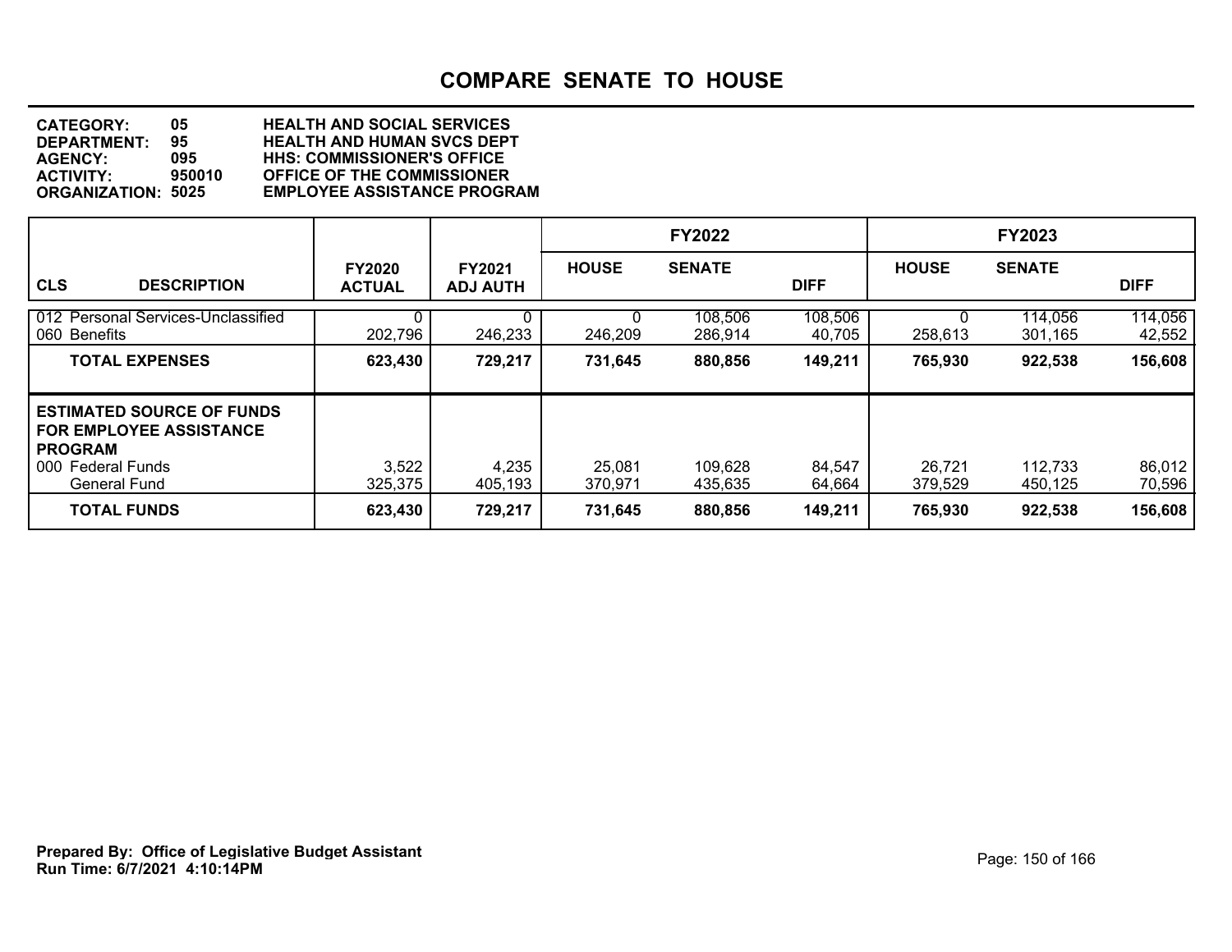# COMPARE SENATE TO HOUSE

**CATEGORY:** 05 HEALTH AND SOCIAL SERVICES
**DEPARTMENT:** 95 HEALTH AND HUMAN SVCS DEPT
**AGENCY:** 095 HHS: COMMISSIONER'S OFFICE
**ACTIVITY:** 950010 OFFICE OF THE COMMISSIONER
**ORGANIZATION:** 5025 EMPLOYEE ASSISTANCE PROGRAM

| CLS | DESCRIPTION | FY2020 ACTUAL | FY2021 ADJ AUTH | FY2022 HOUSE | FY2022 SENATE | FY2022 DIFF | FY2023 HOUSE | FY2023 SENATE | FY2023 DIFF |
|---|---|---|---|---|---|---|---|---|---|
| 012 | Personal Services-Unclassified | 0 | 0 | 0 | 108,506 | 108,506 | 0 | 114,056 | 114,056 |
| 060 | Benefits | 202,796 | 246,233 | 246,209 | 286,914 | 40,705 | 258,613 | 301,165 | 42,552 |
| | **TOTAL EXPENSES** | **623,430** | **729,217** | **731,645** | **880,856** | **149,211** | **765,930** | **922,538** | **156,608** |
| | **ESTIMATED SOURCE OF FUNDS FOR EMPLOYEE ASSISTANCE PROGRAM** | | | | | | | | |
| 000 | Federal Funds | 3,522 | 4,235 | 25,081 | 109,628 | 84,547 | 26,721 | 112,733 | 86,012 |
| | General Fund | 325,375 | 405,193 | 370,971 | 435,635 | 64,664 | 379,529 | 450,125 | 70,596 |
| | **TOTAL FUNDS** | **623,430** | **729,217** | **731,645** | **880,856** | **149,211** | **765,930** | **922,538** | **156,608** |

**Prepared By: Office of Legislative Budget Assistant**
**Run Time: 6/7/2021 4:10:14PM**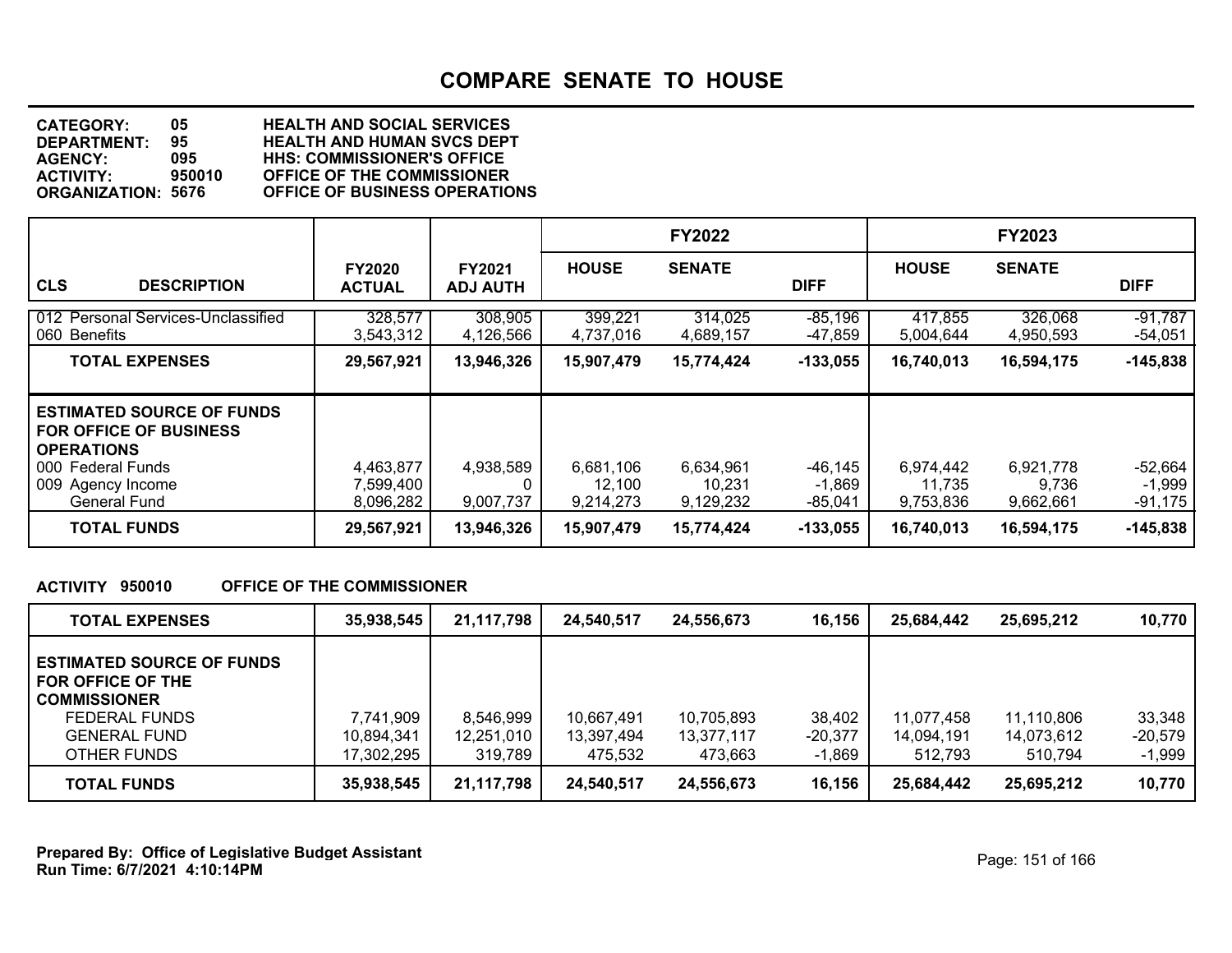# COMPARE SENATE TO HOUSE

**CATEGORY: 05 HEALTH AND SOCIAL SERVICES**
**DEPARTMENT: 95 HEALTH AND HUMAN SVCS DEPT**
**AGENCY: 095 HHS: COMMISSIONER'S OFFICE**
**ACTIVITY: 950010 OFFICE OF THE COMMISSIONER**
**ORGANIZATION: 5676 OFFICE OF BUSINESS OPERATIONS**

| CLS | DESCRIPTION | FY2020 ACTUAL | FY2021 ADJ AUTH | FY2022 HOUSE | FY2022 SENATE | FY2022 DIFF | FY2023 HOUSE | FY2023 SENATE | FY2023 DIFF |
|---|---|---|---|---|---|---|---|---|---|
| 012 | Personal Services-Unclassified | 328,577 | 308,905 | 399,221 | 314,025 | -85,196 | 417,855 | 326,068 | -91,787 |
| 060 | Benefits | 3,543,312 | 4,126,566 | 4,737,016 | 4,689,157 | -47,859 | 5,004,644 | 4,950,593 | -54,051 |
| | **TOTAL EXPENSES** | **29,567,921** | **13,946,326** | **15,907,479** | **15,774,424** | **-133,055** | **16,740,013** | **16,594,175** | **-145,838** |
| | **ESTIMATED SOURCE OF FUNDS FOR OFFICE OF BUSINESS OPERATIONS** | | | | | | | | |
| 000 | Federal Funds | 4,463,877 | 4,938,589 | 6,681,106 | 6,634,961 | -46,145 | 6,974,442 | 6,921,778 | -52,664 |
| 009 | Agency Income | 7,599,400 | 0 | 12,100 | 10,231 | -1,869 | 11,735 | 9,736 | -1,999 |
| | General Fund | 8,096,282 | 9,007,737 | 9,214,273 | 9,129,232 | -85,041 | 9,753,836 | 9,662,661 | -91,175 |
| | **TOTAL FUNDS** | **29,567,921** | **13,946,326** | **15,907,479** | **15,774,424** | **-133,055** | **16,740,013** | **16,594,175** | **-145,838** |

**ACTIVITY 950010 OFFICE OF THE COMMISSIONER**

| DESCRIPTION | FY2020 ACTUAL | FY2021 ADJ AUTH | FY2022 HOUSE | FY2022 SENATE | FY2022 DIFF | FY2023 HOUSE | FY2023 SENATE | FY2023 DIFF |
|---|---|---|---|---|---|---|---|---|
| **TOTAL EXPENSES** | **35,938,545** | **21,117,798** | **24,540,517** | **24,556,673** | **16,156** | **25,684,442** | **25,695,212** | **10,770** |
| **ESTIMATED SOURCE OF FUNDS FOR OFFICE OF THE COMMISSIONER** | | | | | | | | |
| FEDERAL FUNDS | 7,741,909 | 8,546,999 | 10,667,491 | 10,705,893 | 38,402 | 11,077,458 | 11,110,806 | 33,348 |
| GENERAL FUND | 10,894,341 | 12,251,010 | 13,397,494 | 13,377,117 | -20,377 | 14,094,191 | 14,073,612 | -20,579 |
| OTHER FUNDS | 17,302,295 | 319,789 | 475,532 | 473,663 | -1,869 | 512,793 | 510,794 | -1,999 |
| **TOTAL FUNDS** | **35,938,545** | **21,117,798** | **24,540,517** | **24,556,673** | **16,156** | **25,684,442** | **25,695,212** | **10,770** |

**Prepared By: Office of Legislative Budget Assistant**
**Run Time: 6/7/2021 4:10:14PM**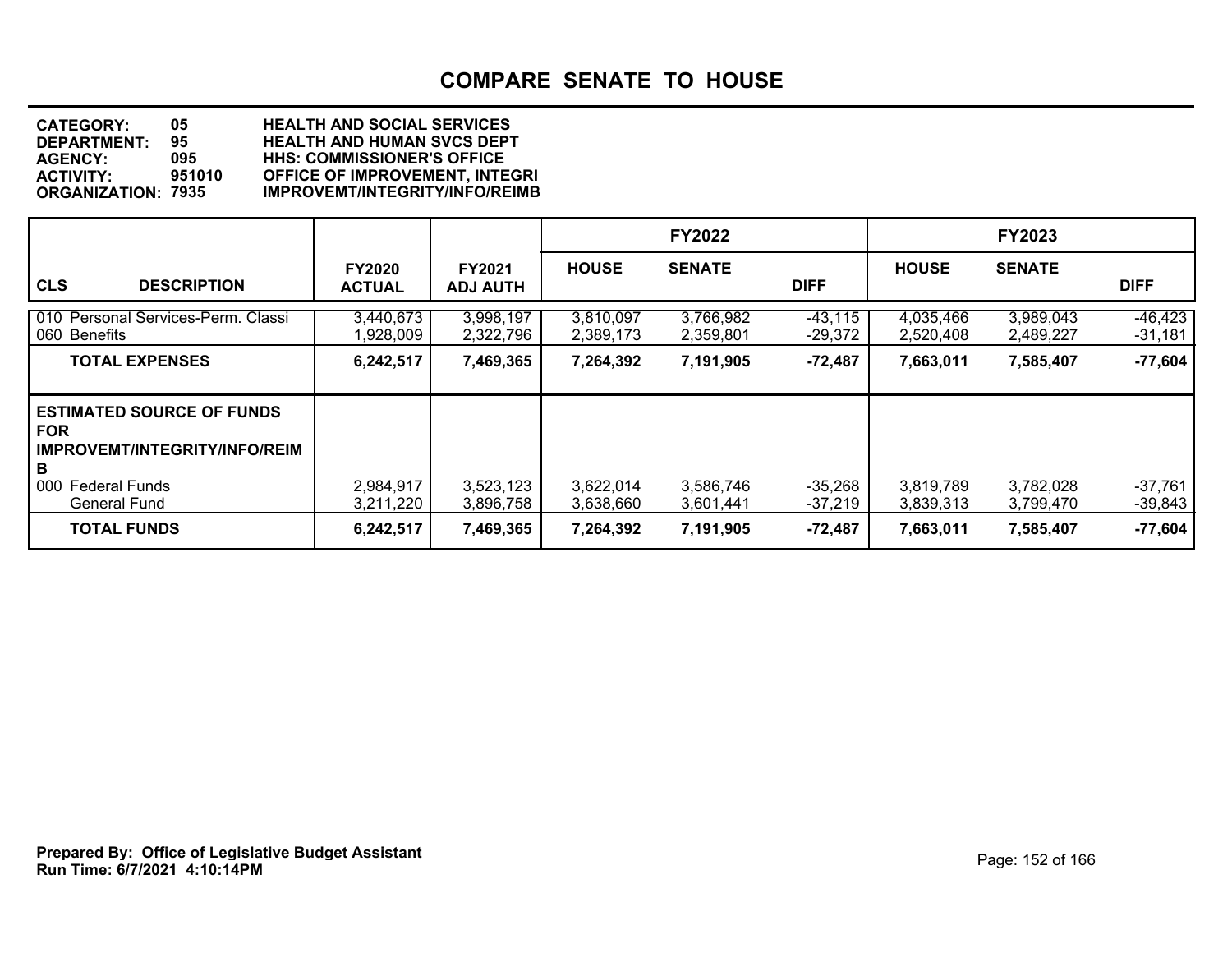# COMPARE SENATE TO HOUSE

**CATEGORY:** 05 HEALTH AND SOCIAL SERVICES
**DEPARTMENT:** 95 HEALTH AND HUMAN SVCS DEPT
**AGENCY:** 095 HHS: COMMISSIONER'S OFFICE
**ACTIVITY:** 951010 OFFICE OF IMPROVEMENT, INTEGRI
**ORGANIZATION:** 7935 IMPROVEMT/INTEGRITY/INFO/REIMB

| | | | FY2022 | | | FY2023 | | |
|---|---|---|---|---|---|---|---|---|
| **CLS DESCRIPTION** | **FY2020 ACTUAL** | **FY2021 ADJ AUTH** | **HOUSE** | **SENATE** | **DIFF** | **HOUSE** | **SENATE** | **DIFF** |
| 010 Personal Services-Perm. Classi | 3,440,673 | 3,998,197 | 3,810,097 | 3,766,982 | -43,115 | 4,035,466 | 3,989,043 | -46,423 |
| 060 Benefits | 1,928,009 | 2,322,796 | 2,389,173 | 2,359,801 | -29,372 | 2,520,408 | 2,489,227 | -31,181 |
| **TOTAL EXPENSES** | **6,242,517** | **7,469,365** | **7,264,392** | **7,191,905** | **-72,487** | **7,663,011** | **7,585,407** | **-77,604** |
| **ESTIMATED SOURCE OF FUNDS FOR IMPROVEMT/INTEGRITY/INFO/REIMB** | | | | | | | | |
| 000 Federal Funds | 2,984,917 | 3,523,123 | 3,622,014 | 3,586,746 | -35,268 | 3,819,789 | 3,782,028 | -37,761 |
| General Fund | 3,211,220 | 3,896,758 | 3,638,660 | 3,601,441 | -37,219 | 3,839,313 | 3,799,470 | -39,843 |
| **TOTAL FUNDS** | **6,242,517** | **7,469,365** | **7,264,392** | **7,191,905** | **-72,487** | **7,663,011** | **7,585,407** | **-77,604** |

**Prepared By: Office of Legislative Budget Assistant**
**Run Time: 6/7/2021 4:10:14PM**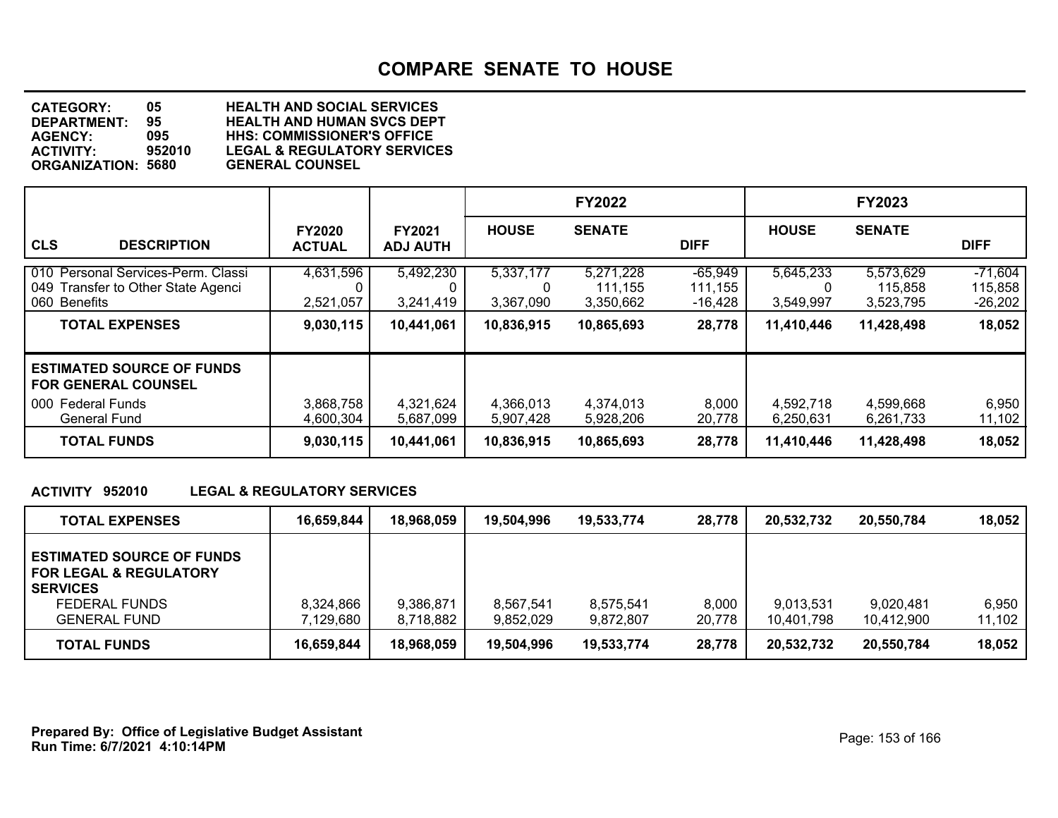# COMPARE SENATE TO HOUSE

**CATEGORY:** 05 HEALTH AND SOCIAL SERVICES
**DEPARTMENT:** 95 HEALTH AND HUMAN SVCS DEPT
**AGENCY:** 095 HHS: COMMISSIONER'S OFFICE
**ACTIVITY:** 952010 LEGAL & REGULATORY SERVICES
**ORGANIZATION:** 5680 GENERAL COUNSEL

| CLS DESCRIPTION | FY2020 ACTUAL | FY2021 ADJ AUTH | FY2022 HOUSE | FY2022 SENATE | FY2022 DIFF | FY2023 HOUSE | FY2023 SENATE | FY2023 DIFF |
|---|---|---|---|---|---|---|---|---|
| 010 Personal Services-Perm. Classi | 4,631,596 | 5,492,230 | 5,337,177 | 5,271,228 | -65,949 | 5,645,233 | 5,573,629 | -71,604 |
| 049 Transfer to Other State Agenci | 0 | 0 | 0 | 111,155 | 111,155 | 0 | 115,858 | 115,858 |
| 060 Benefits | 2,521,057 | 3,241,419 | 3,367,090 | 3,350,662 | -16,428 | 3,549,997 | 3,523,795 | -26,202 |
| **TOTAL EXPENSES** | **9,030,115** | **10,441,061** | **10,836,915** | **10,865,693** | **28,778** | **11,410,446** | **11,428,498** | **18,052** |
| **ESTIMATED SOURCE OF FUNDS FOR GENERAL COUNSEL** | | | | | | | | |
| 000 Federal Funds | 3,868,758 | 4,321,624 | 4,366,013 | 4,374,013 | 8,000 | 4,592,718 | 4,599,668 | 6,950 |
| General Fund | 4,600,304 | 5,687,099 | 5,907,428 | 5,928,206 | 20,778 | 6,250,631 | 6,261,733 | 11,102 |
| **TOTAL FUNDS** | **9,030,115** | **10,441,061** | **10,836,915** | **10,865,693** | **28,778** | **11,410,446** | **11,428,498** | **18,052** |

**ACTIVITY 952010 LEGAL & REGULATORY SERVICES**

| | FY2020 ACTUAL | FY2021 ADJ AUTH | FY2022 HOUSE | FY2022 SENATE | FY2022 DIFF | FY2023 HOUSE | FY2023 SENATE | FY2023 DIFF |
|---|---|---|---|---|---|---|---|---|
| **TOTAL EXPENSES** | **16,659,844** | **18,968,059** | **19,504,996** | **19,533,774** | **28,778** | **20,532,732** | **20,550,784** | **18,052** |
| **ESTIMATED SOURCE OF FUNDS FOR LEGAL & REGULATORY SERVICES** | | | | | | | | |
| FEDERAL FUNDS | 8,324,866 | 9,386,871 | 8,567,541 | 8,575,541 | 8,000 | 9,013,531 | 9,020,481 | 6,950 |
| GENERAL FUND | 7,129,680 | 8,718,882 | 9,852,029 | 9,872,807 | 20,778 | 10,401,798 | 10,412,900 | 11,102 |
| **TOTAL FUNDS** | **16,659,844** | **18,968,059** | **19,504,996** | **19,533,774** | **28,778** | **20,532,732** | **20,550,784** | **18,052** |

**Prepared By: Office of Legislative Budget Assistant**
**Run Time: 6/7/2021 4:10:14PM**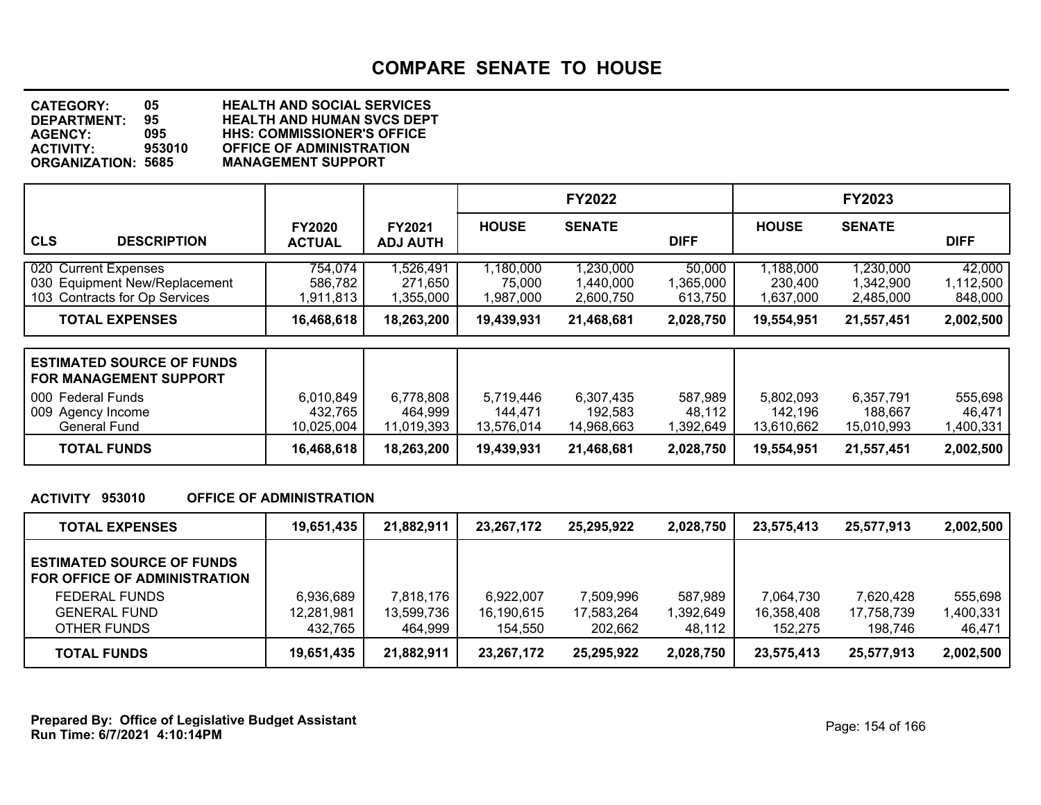# COMPARE SENATE TO HOUSE

**CATEGORY:** 05 HEALTH AND SOCIAL SERVICES
**DEPARTMENT:** 95 HEALTH AND HUMAN SVCS DEPT
**AGENCY:** 095 HHS: COMMISSIONER'S OFFICE
**ACTIVITY:** 953010 OFFICE OF ADMINISTRATION
**ORGANIZATION:** 5685 MANAGEMENT SUPPORT

| CLS DESCRIPTION | FY2020 ACTUAL | FY2021 ADJ AUTH | FY2022 HOUSE | FY2022 SENATE | FY2022 DIFF | FY2023 HOUSE | FY2023 SENATE | FY2023 DIFF |
|---|---|---|---|---|---|---|---|---|
| 020 Current Expenses | 754,074 | 1,526,491 | 1,180,000 | 1,230,000 | 50,000 | 1,188,000 | 1,230,000 | 42,000 |
| 030 Equipment New/Replacement | 586,782 | 271,650 | 75,000 | 1,440,000 | 1,365,000 | 230,400 | 1,342,900 | 1,112,500 |
| 103 Contracts for Op Services | 1,911,813 | 1,355,000 | 1,987,000 | 2,600,750 | 613,750 | 1,637,000 | 2,485,000 | 848,000 |
| **TOTAL EXPENSES** | **16,468,618** | **18,263,200** | **19,439,931** | **21,468,681** | **2,028,750** | **19,554,951** | **21,557,451** | **2,002,500** |

| ESTIMATED SOURCE OF FUNDS FOR MANAGEMENT SUPPORT | FY2020 ACTUAL | FY2021 ADJ AUTH | FY2022 HOUSE | FY2022 SENATE | FY2022 DIFF | FY2023 HOUSE | FY2023 SENATE | FY2023 DIFF |
|---|---|---|---|---|---|---|---|---|
| 000 Federal Funds | 6,010,849 | 6,778,808 | 5,719,446 | 6,307,435 | 587,989 | 5,802,093 | 6,357,791 | 555,698 |
| 009 Agency Income | 432,765 | 464,999 | 144,471 | 192,583 | 48,112 | 142,196 | 188,667 | 46,471 |
| General Fund | 10,025,004 | 11,019,393 | 13,576,014 | 14,968,663 | 1,392,649 | 13,610,662 | 15,010,993 | 1,400,331 |
| **TOTAL FUNDS** | **16,468,618** | **18,263,200** | **19,439,931** | **21,468,681** | **2,028,750** | **19,554,951** | **21,557,451** | **2,002,500** |

**ACTIVITY 953010 OFFICE OF ADMINISTRATION**

| | FY2020 ACTUAL | FY2021 ADJ AUTH | FY2022 HOUSE | FY2022 SENATE | FY2022 DIFF | FY2023 HOUSE | FY2023 SENATE | FY2023 DIFF |
|---|---|---|---|---|---|---|---|---|
| **TOTAL EXPENSES** | **19,651,435** | **21,882,911** | **23,267,172** | **25,295,922** | **2,028,750** | **23,575,413** | **25,577,913** | **2,002,500** |
| **ESTIMATED SOURCE OF FUNDS FOR OFFICE OF ADMINISTRATION** | | | | | | | | |
| FEDERAL FUNDS | 6,936,689 | 7,818,176 | 6,922,007 | 7,509,996 | 587,989 | 7,064,730 | 7,620,428 | 555,698 |
| GENERAL FUND | 12,281,981 | 13,599,736 | 16,190,615 | 17,583,264 | 1,392,649 | 16,358,408 | 17,758,739 | 1,400,331 |
| OTHER FUNDS | 432,765 | 464,999 | 154,550 | 202,662 | 48,112 | 152,275 | 198,746 | 46,471 |
| **TOTAL FUNDS** | **19,651,435** | **21,882,911** | **23,267,172** | **25,295,922** | **2,028,750** | **23,575,413** | **25,577,913** | **2,002,500** |

**Prepared By: Office of Legislative Budget Assistant**
**Run Time: 6/7/2021 4:10:14PM**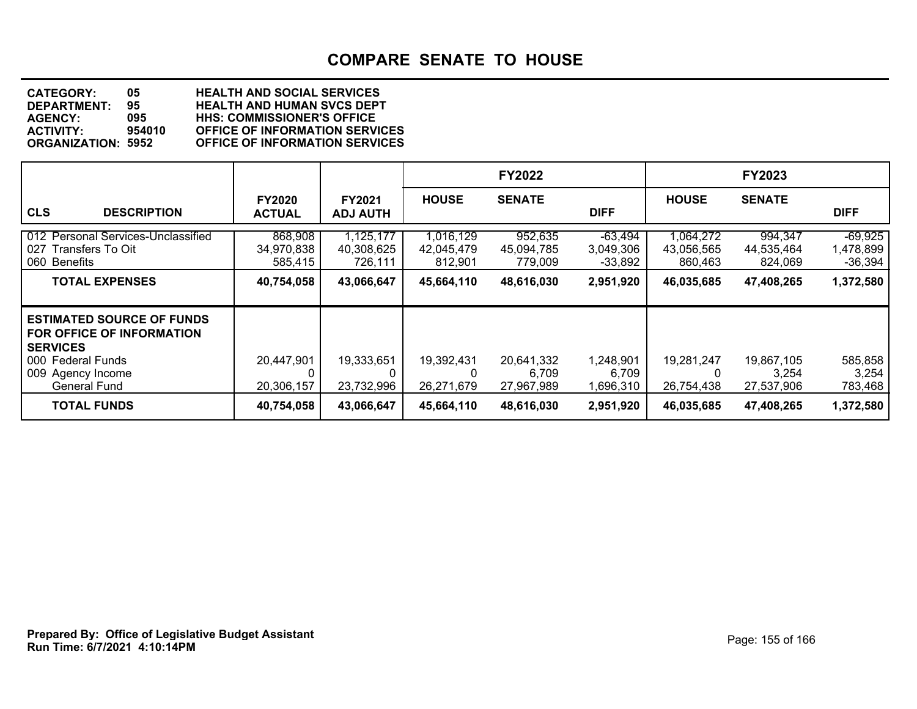# COMPARE SENATE TO HOUSE

**CATEGORY:** 05 HEALTH AND SOCIAL SERVICES
**DEPARTMENT:** 95 HEALTH AND HUMAN SVCS DEPT
**AGENCY:** 095 HHS: COMMISSIONER'S OFFICE
**ACTIVITY:** 954010 OFFICE OF INFORMATION SERVICES
**ORGANIZATION:** 5952 OFFICE OF INFORMATION SERVICES

| CLS | DESCRIPTION | FY2020 ACTUAL | FY2021 ADJ AUTH | FY2022 HOUSE | FY2022 SENATE | FY2022 DIFF | FY2023 HOUSE | FY2023 SENATE | FY2023 DIFF |
|---|---|---|---|---|---|---|---|---|---|
| 012 | Personal Services-Unclassified | 868,908 | 1,125,177 | 1,016,129 | 952,635 | -63,494 | 1,064,272 | 994,347 | -69,925 |
| 027 | Transfers To Oit | 34,970,838 | 40,308,625 | 42,045,479 | 45,094,785 | 3,049,306 | 43,056,565 | 44,535,464 | 1,478,899 |
| 060 | Benefits | 585,415 | 726,111 | 812,901 | 779,009 | -33,892 | 860,463 | 824,069 | -36,394 |
| | **TOTAL EXPENSES** | **40,754,058** | **43,066,647** | **45,664,110** | **48,616,030** | **2,951,920** | **46,035,685** | **47,408,265** | **1,372,580** |
| | **ESTIMATED SOURCE OF FUNDS FOR OFFICE OF INFORMATION SERVICES** | | | | | | | | |
| 000 | Federal Funds | 20,447,901 | 19,333,651 | 19,392,431 | 20,641,332 | 1,248,901 | 19,281,247 | 19,867,105 | 585,858 |
| 009 | Agency Income | 0 | 0 | 0 | 6,709 | 6,709 | 0 | 3,254 | 3,254 |
| | General Fund | 20,306,157 | 23,732,996 | 26,271,679 | 27,967,989 | 1,696,310 | 26,754,438 | 27,537,906 | 783,468 |
| | **TOTAL FUNDS** | **40,754,058** | **43,066,647** | **45,664,110** | **48,616,030** | **2,951,920** | **46,035,685** | **47,408,265** | **1,372,580** |

**Prepared By: Office of Legislative Budget Assistant**
**Run Time: 6/7/2021 4:10:14PM**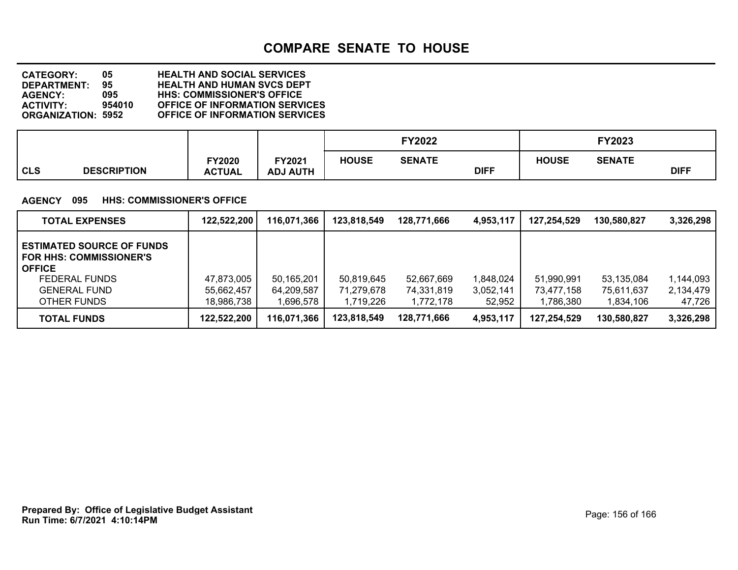# COMPARE SENATE TO HOUSE

**CATEGORY:** 05 **HEALTH AND SOCIAL SERVICES**
**DEPARTMENT:** 95 **HEALTH AND HUMAN SVCS DEPT**
**AGENCY:** 095 **HHS: COMMISSIONER'S OFFICE**
**ACTIVITY:** 954010 **OFFICE OF INFORMATION SERVICES**
**ORGANIZATION:** 5952 **OFFICE OF INFORMATION SERVICES**

**AGENCY 095 HHS: COMMISSIONER'S OFFICE**

| CLS DESCRIPTION | FY2020 ACTUAL | FY2021 ADJ AUTH | FY2022 HOUSE | FY2022 SENATE | FY2022 DIFF | FY2023 HOUSE | FY2023 SENATE | FY2023 DIFF |
|---|---|---|---|---|---|---|---|---|
| **TOTAL EXPENSES** | **122,522,200** | **116,071,366** | **123,818,549** | **128,771,666** | **4,953,117** | **127,254,529** | **130,580,827** | **3,326,298** |
| **ESTIMATED SOURCE OF FUNDS FOR HHS: COMMISSIONER'S OFFICE** | | | | | | | | |
| FEDERAL FUNDS | 47,873,005 | 50,165,201 | 50,819,645 | 52,667,669 | 1,848,024 | 51,990,991 | 53,135,084 | 1,144,093 |
| GENERAL FUND | 55,662,457 | 64,209,587 | 71,279,678 | 74,331,819 | 3,052,141 | 73,477,158 | 75,611,637 | 2,134,479 |
| OTHER FUNDS | 18,986,738 | 1,696,578 | 1,719,226 | 1,772,178 | 52,952 | 1,786,380 | 1,834,106 | 47,726 |
| **TOTAL FUNDS** | **122,522,200** | **116,071,366** | **123,818,549** | **128,771,666** | **4,953,117** | **127,254,529** | **130,580,827** | **3,326,298** |

**Prepared By: Office of Legislative Budget Assistant**
**Run Time: 6/7/2021 4:10:14PM**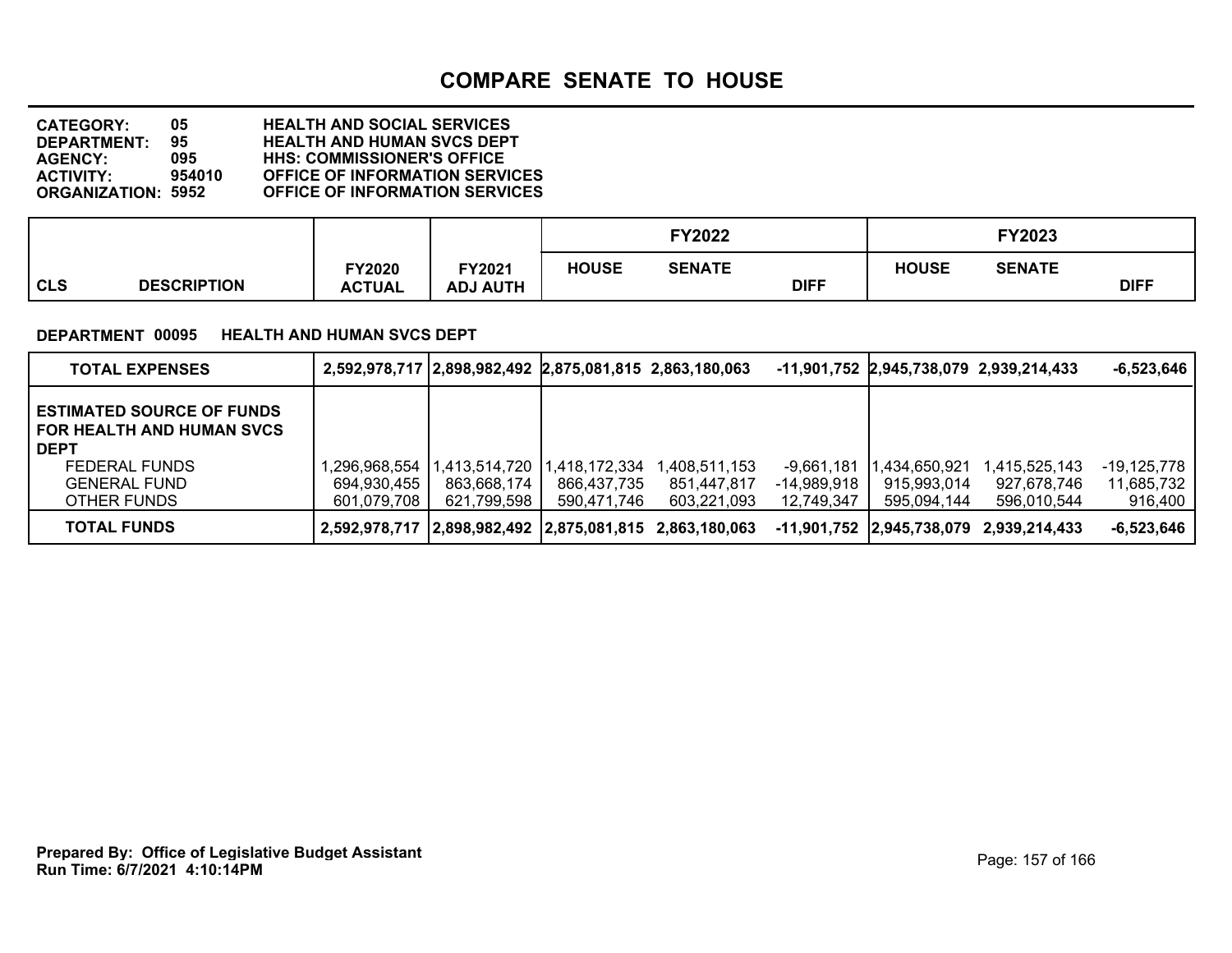# COMPARE SENATE TO HOUSE

**CATEGORY:** 05 HEALTH AND SOCIAL SERVICES
**DEPARTMENT:** 95 HEALTH AND HUMAN SVCS DEPT
**AGENCY:** 095 HHS: COMMISSIONER'S OFFICE
**ACTIVITY:** 954010 OFFICE OF INFORMATION SERVICES
**ORGANIZATION:** 5952 OFFICE OF INFORMATION SERVICES

**DEPARTMENT 00095 HEALTH AND HUMAN SVCS DEPT**

| CLS DESCRIPTION | FY2020 ACTUAL | FY2021 ADJ AUTH | FY2022 HOUSE | FY2022 SENATE | FY2022 DIFF | FY2023 HOUSE | FY2023 SENATE | FY2023 DIFF |
|---|---|---|---|---|---|---|---|---|
| **TOTAL EXPENSES** | **2,592,978,717** | **2,898,982,492** | **2,875,081,815** | **2,863,180,063** | **-11,901,752** | **2,945,738,079** | **2,939,214,433** | **-6,523,646** |
| **ESTIMATED SOURCE OF FUNDS FOR HEALTH AND HUMAN SVCS DEPT** | | | | | | | | |
| FEDERAL FUNDS | 1,296,968,554 | 1,413,514,720 | 1,418,172,334 | 1,408,511,153 | -9,661,181 | 1,434,650,921 | 1,415,525,143 | -19,125,778 |
| GENERAL FUND | 694,930,455 | 863,668,174 | 866,437,735 | 851,447,817 | -14,989,918 | 915,993,014 | 927,678,746 | 11,685,732 |
| OTHER FUNDS | 601,079,708 | 621,799,598 | 590,471,746 | 603,221,093 | 12,749,347 | 595,094,144 | 596,010,544 | 916,400 |
| **TOTAL FUNDS** | **2,592,978,717** | **2,898,982,492** | **2,875,081,815** | **2,863,180,063** | **-11,901,752** | **2,945,738,079** | **2,939,214,433** | **-6,523,646** |

**Prepared By: Office of Legislative Budget Assistant**
**Run Time: 6/7/2021 4:10:14PM**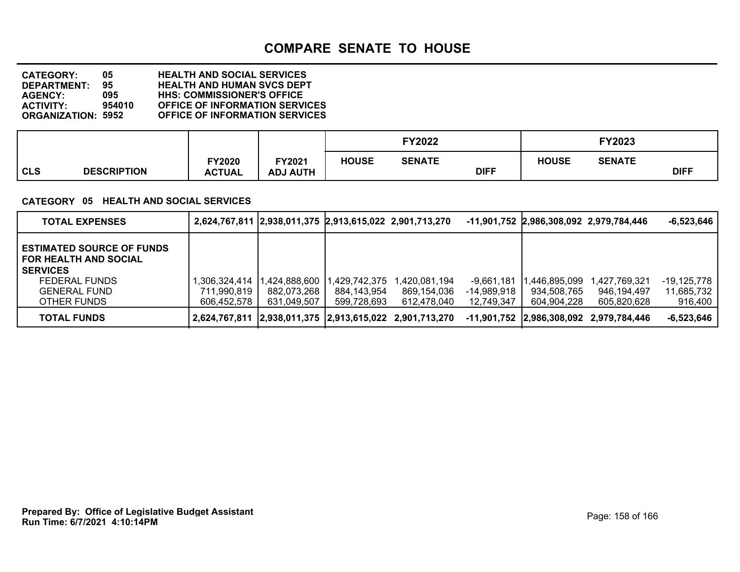# COMPARE SENATE TO HOUSE

**CATEGORY:** 05 HEALTH AND SOCIAL SERVICES
**DEPARTMENT:** 95 HEALTH AND HUMAN SVCS DEPT
**AGENCY:** 095 HHS: COMMISSIONER'S OFFICE
**ACTIVITY:** 954010 OFFICE OF INFORMATION SERVICES
**ORGANIZATION:** 5952 OFFICE OF INFORMATION SERVICES

**CATEGORY 05 HEALTH AND SOCIAL SERVICES**

| CLS | DESCRIPTION | FY2020 ACTUAL | FY2021 ADJ AUTH | FY2022 HOUSE | FY2022 SENATE | FY2022 DIFF | FY2023 HOUSE | FY2023 SENATE | FY2023 DIFF |
|---|---|---|---|---|---|---|---|---|---|
| | **TOTAL EXPENSES** | **2,624,767,811** | **2,938,011,375** | **2,913,615,022** | **2,901,713,270** | **-11,901,752** | **2,986,308,092** | **2,979,784,446** | **-6,523,646** |
| | **ESTIMATED SOURCE OF FUNDS FOR HEALTH AND SOCIAL SERVICES** | | | | | | | | |
| | FEDERAL FUNDS | 1,306,324,414 | 1,424,888,600 | 1,429,742,375 | 1,420,081,194 | -9,661,181 | 1,446,895,099 | 1,427,769,321 | -19,125,778 |
| | GENERAL FUND | 711,990,819 | 882,073,268 | 884,143,954 | 869,154,036 | -14,989,918 | 934,508,765 | 946,194,497 | 11,685,732 |
| | OTHER FUNDS | 606,452,578 | 631,049,507 | 599,728,693 | 612,478,040 | 12,749,347 | 604,904,228 | 605,820,628 | 916,400 |
| | **TOTAL FUNDS** | **2,624,767,811** | **2,938,011,375** | **2,913,615,022** | **2,901,713,270** | **-11,901,752** | **2,986,308,092** | **2,979,784,446** | **-6,523,646** |

**Prepared By: Office of Legislative Budget Assistant**
**Run Time: 6/7/2021 4:10:14PM**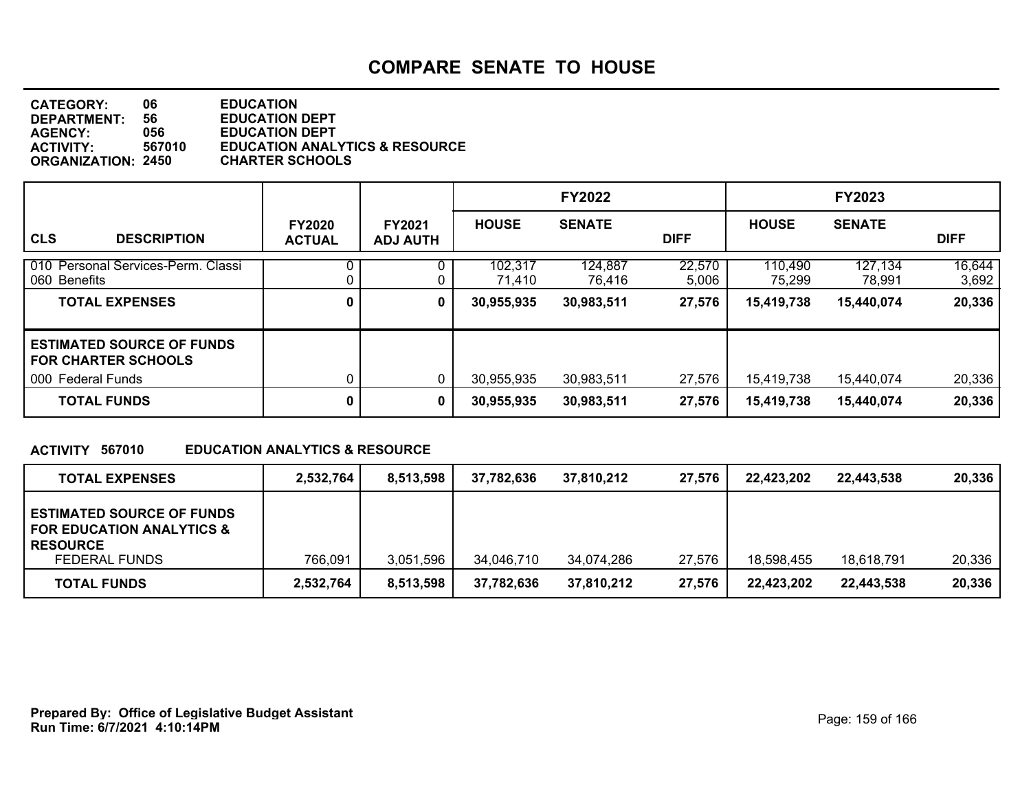# COMPARE SENATE TO HOUSE

**CATEGORY:** 06 EDUCATION
**DEPARTMENT:** 56 EDUCATION DEPT
**AGENCY:** 056 EDUCATION DEPT
**ACTIVITY:** 567010 EDUCATION ANALYTICS & RESOURCE
**ORGANIZATION:** 2450 CHARTER SCHOOLS

| CLS DESCRIPTION | FY2020 ACTUAL | FY2021 ADJ AUTH | FY2022 HOUSE | FY2022 SENATE | FY2022 DIFF | FY2023 HOUSE | FY2023 SENATE | FY2023 DIFF |
|---|---|---|---|---|---|---|---|---|
| 010 Personal Services-Perm. Classi | 0 | 0 | 102,317 | 124,887 | 22,570 | 110,490 | 127,134 | 16,644 |
| 060 Benefits | 0 | 0 | 71,410 | 76,416 | 5,006 | 75,299 | 78,991 | 3,692 |
| **TOTAL EXPENSES** | **0** | **0** | **30,955,935** | **30,983,511** | **27,576** | **15,419,738** | **15,440,074** | **20,336** |
| **ESTIMATED SOURCE OF FUNDS FOR CHARTER SCHOOLS** | | | | | | | | |
| 000 Federal Funds | 0 | 0 | 30,955,935 | 30,983,511 | 27,576 | 15,419,738 | 15,440,074 | 20,336 |
| **TOTAL FUNDS** | **0** | **0** | **30,955,935** | **30,983,511** | **27,576** | **15,419,738** | **15,440,074** | **20,336** |

**ACTIVITY 567010 EDUCATION ANALYTICS & RESOURCE**

| DESCRIPTION | FY2020 ACTUAL | FY2021 ADJ AUTH | FY2022 HOUSE | FY2022 SENATE | FY2022 DIFF | FY2023 HOUSE | FY2023 SENATE | FY2023 DIFF |
|---|---|---|---|---|---|---|---|---|
| **TOTAL EXPENSES** | **2,532,764** | **8,513,598** | **37,782,636** | **37,810,212** | **27,576** | **22,423,202** | **22,443,538** | **20,336** |
| **ESTIMATED SOURCE OF FUNDS FOR EDUCATION ANALYTICS & RESOURCE** | | | | | | | | |
| FEDERAL FUNDS | 766,091 | 3,051,596 | 34,046,710 | 34,074,286 | 27,576 | 18,598,455 | 18,618,791 | 20,336 |
| **TOTAL FUNDS** | **2,532,764** | **8,513,598** | **37,782,636** | **37,810,212** | **27,576** | **22,423,202** | **22,443,538** | **20,336** |

**Prepared By: Office of Legislative Budget Assistant**
**Run Time: 6/7/2021 4:10:14PM**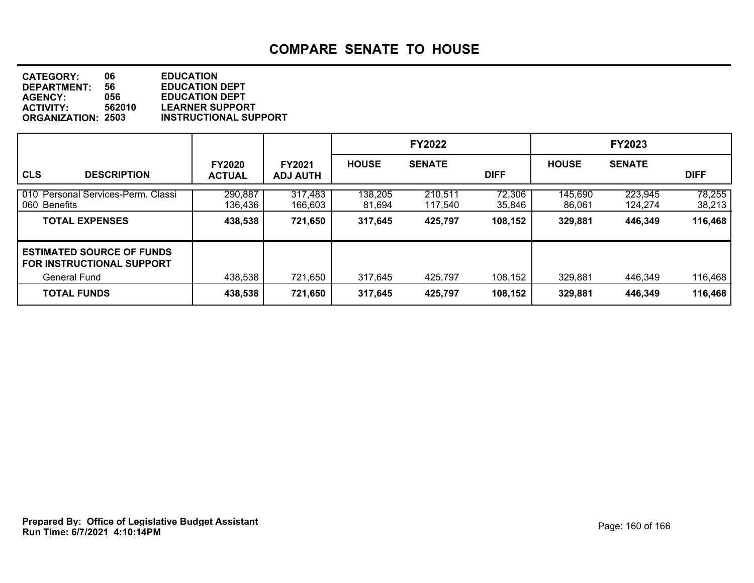# COMPARE SENATE TO HOUSE

**CATEGORY:** 06 EDUCATION
**DEPARTMENT:** 56 EDUCATION DEPT
**AGENCY:** 056 EDUCATION DEPT
**ACTIVITY:** 562010 LEARNER SUPPORT
**ORGANIZATION:** 2503 INSTRUCTIONAL SUPPORT

| CLS DESCRIPTION | FY2020 ACTUAL | FY2021 ADJ AUTH | FY2022 HOUSE | FY2022 SENATE | FY2022 DIFF | FY2023 HOUSE | FY2023 SENATE | FY2023 DIFF |
|---|---|---|---|---|---|---|---|---|
| 010 Personal Services-Perm. Classi | 290,887 | 317,483 | 138,205 | 210,511 | 72,306 | 145,690 | 223,945 | 78,255 |
| 060 Benefits | 136,436 | 166,603 | 81,694 | 117,540 | 35,846 | 86,061 | 124,274 | 38,213 |
| **TOTAL EXPENSES** | **438,538** | **721,650** | **317,645** | **425,797** | **108,152** | **329,881** | **446,349** | **116,468** |
| **ESTIMATED SOURCE OF FUNDS FOR INSTRUCTIONAL SUPPORT** | | | | | | | | |
| General Fund | 438,538 | 721,650 | 317,645 | 425,797 | 108,152 | 329,881 | 446,349 | 116,468 |
| **TOTAL FUNDS** | **438,538** | **721,650** | **317,645** | **425,797** | **108,152** | **329,881** | **446,349** | **116,468** |

**Prepared By: Office of Legislative Budget Assistant**
**Run Time: 6/7/2021 4:10:14PM**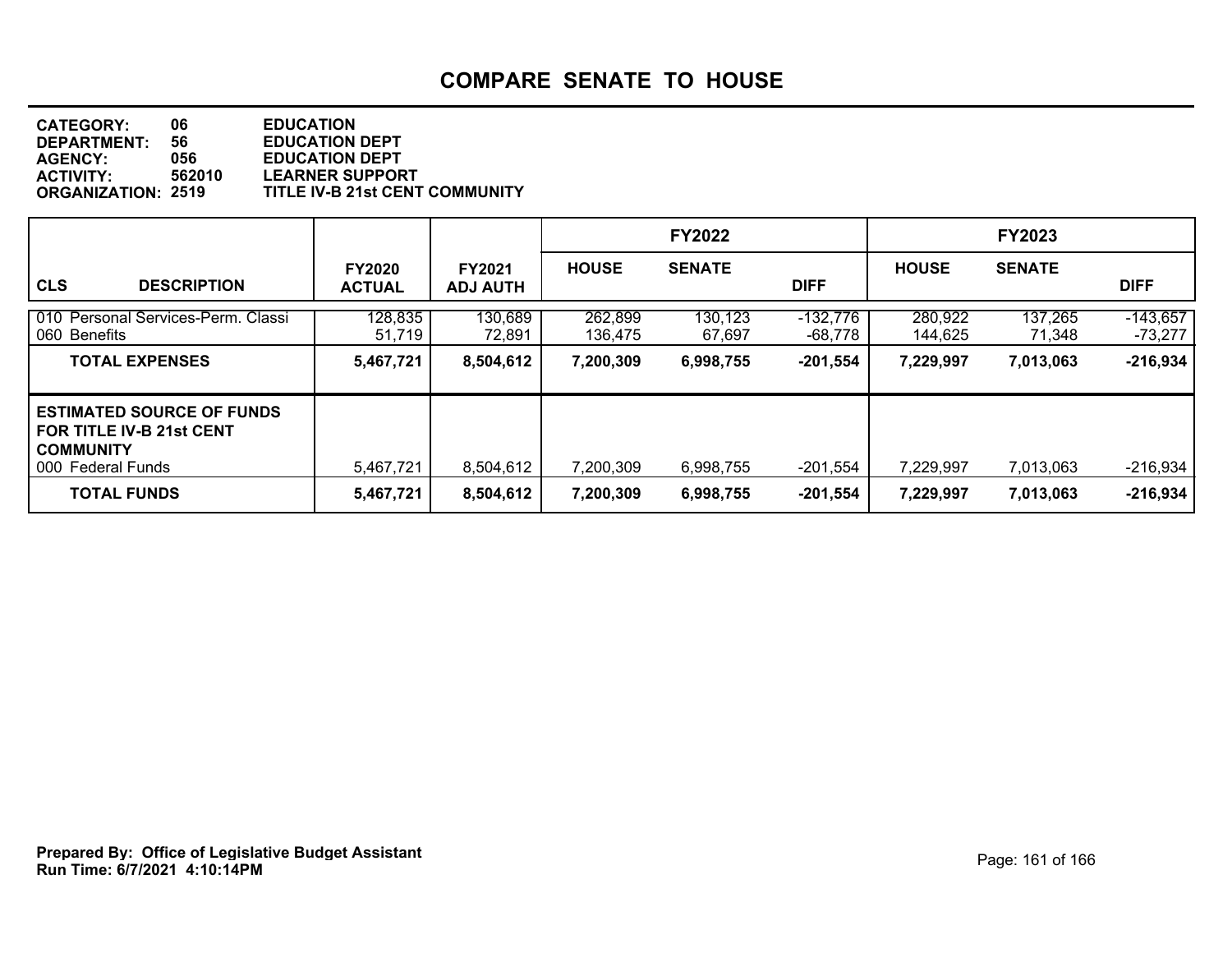# COMPARE SENATE TO HOUSE

**CATEGORY:** 06 EDUCATION
**DEPARTMENT:** 56 EDUCATION DEPT
**AGENCY:** 056 EDUCATION DEPT
**ACTIVITY:** 562010 LEARNER SUPPORT
**ORGANIZATION:** 2519 TITLE IV-B 21st CENT COMMUNITY

| | | | FY2022 | | | FY2023 | | |
|---|---|---|---|---|---|---|---|---|
| **CLS DESCRIPTION** | **FY2020 ACTUAL** | **FY2021 ADJ AUTH** | **HOUSE** | **SENATE** | **DIFF** | **HOUSE** | **SENATE** | **DIFF** |
| 010 Personal Services-Perm. Classi | 128,835 | 130,689 | 262,899 | 130,123 | -132,776 | 280,922 | 137,265 | -143,657 |
| 060 Benefits | 51,719 | 72,891 | 136,475 | 67,697 | -68,778 | 144,625 | 71,348 | -73,277 |
| **TOTAL EXPENSES** | **5,467,721** | **8,504,612** | **7,200,309** | **6,998,755** | **-201,554** | **7,229,997** | **7,013,063** | **-216,934** |
| **ESTIMATED SOURCE OF FUNDS FOR TITLE IV-B 21st CENT COMMUNITY** | | | | | | | | |
| 000 Federal Funds | 5,467,721 | 8,504,612 | 7,200,309 | 6,998,755 | -201,554 | 7,229,997 | 7,013,063 | -216,934 |
| **TOTAL FUNDS** | **5,467,721** | **8,504,612** | **7,200,309** | **6,998,755** | **-201,554** | **7,229,997** | **7,013,063** | **-216,934** |

**Prepared By: Office of Legislative Budget Assistant**
**Run Time: 6/7/2021 4:10:14PM**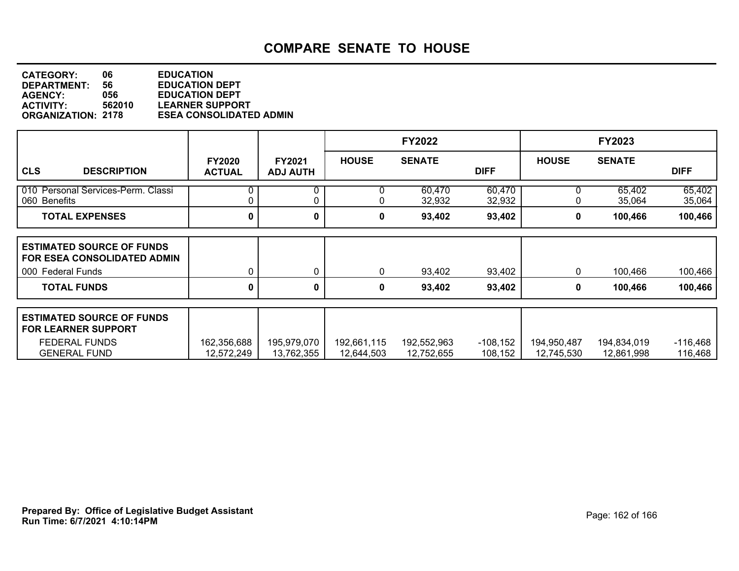# COMPARE SENATE TO HOUSE

**CATEGORY:** 06 EDUCATION
**DEPARTMENT:** 56 EDUCATION DEPT
**AGENCY:** 056 EDUCATION DEPT
**ACTIVITY:** 562010 LEARNER SUPPORT
**ORGANIZATION:** 2178 ESEA CONSOLIDATED ADMIN

| CLS DESCRIPTION | FY2020 ACTUAL | FY2021 ADJ AUTH | FY2022 HOUSE | FY2022 SENATE | FY2022 DIFF | FY2023 HOUSE | FY2023 SENATE | FY2023 DIFF |
|---|---|---|---|---|---|---|---|---|
| 010 Personal Services-Perm. Classi | 0 | 0 | 0 | 60,470 | 60,470 | 0 | 65,402 | 65,402 |
| 060 Benefits | 0 | 0 | 0 | 32,932 | 32,932 | 0 | 35,064 | 35,064 |
| **TOTAL EXPENSES** | **0** | **0** | **0** | **93,402** | **93,402** | **0** | **100,466** | **100,466** |

| ESTIMATED SOURCE OF FUNDS FOR ESEA CONSOLIDATED ADMIN | FY2020 ACTUAL | FY2021 ADJ AUTH | FY2022 HOUSE | FY2022 SENATE | FY2022 DIFF | FY2023 HOUSE | FY2023 SENATE | FY2023 DIFF |
|---|---|---|---|---|---|---|---|---|
| 000 Federal Funds | 0 | 0 | 0 | 93,402 | 93,402 | 0 | 100,466 | 100,466 |
| **TOTAL FUNDS** | **0** | **0** | **0** | **93,402** | **93,402** | **0** | **100,466** | **100,466** |

| ESTIMATED SOURCE OF FUNDS FOR LEARNER SUPPORT | FY2020 ACTUAL | FY2021 ADJ AUTH | FY2022 HOUSE | FY2022 SENATE | FY2022 DIFF | FY2023 HOUSE | FY2023 SENATE | FY2023 DIFF |
|---|---|---|---|---|---|---|---|---|
| FEDERAL FUNDS | 162,356,688 | 195,979,070 | 192,661,115 | 192,552,963 | -108,152 | 194,950,487 | 194,834,019 | -116,468 |
| GENERAL FUND | 12,572,249 | 13,762,355 | 12,644,503 | 12,752,655 | 108,152 | 12,745,530 | 12,861,998 | 116,468 |

**Prepared By: Office of Legislative Budget Assistant**
**Run Time: 6/7/2021 4:10:14PM**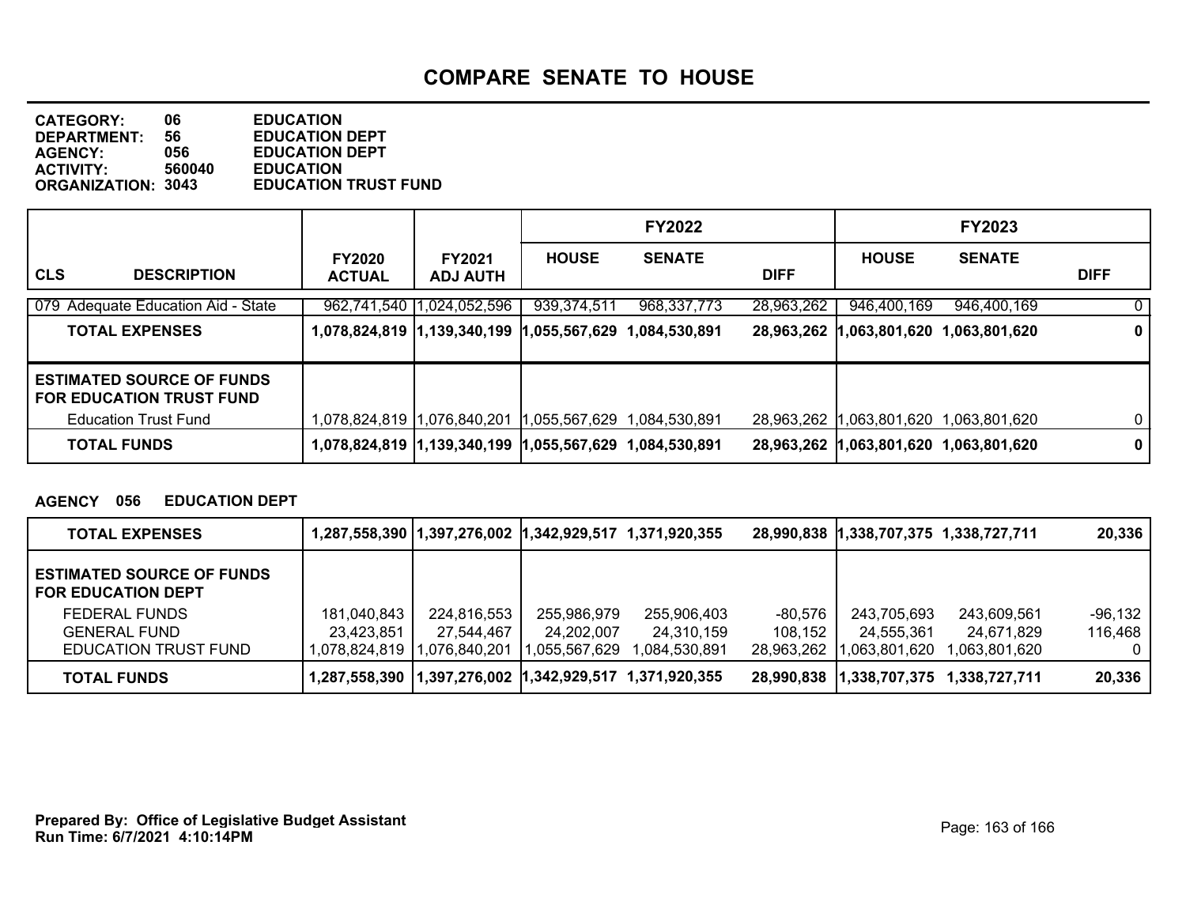# COMPARE SENATE TO HOUSE

**CATEGORY:** 06 EDUCATION
**DEPARTMENT:** 56 EDUCATION DEPT
**AGENCY:** 056 EDUCATION DEPT
**ACTIVITY:** 560040 EDUCATION
**ORGANIZATION:** 3043 EDUCATION TRUST FUND

| CLS DESCRIPTION | FY2020 ACTUAL | FY2021 ADJ AUTH | FY2022 HOUSE | FY2022 SENATE | FY2022 DIFF | FY2023 HOUSE | FY2023 SENATE | FY2023 DIFF |
|---|---|---|---|---|---|---|---|---|
| 079 Adequate Education Aid - State | 962,741,540 | 1,024,052,596 | 939,374,511 | 968,337,773 | 28,963,262 | 946,400,169 | 946,400,169 | 0 |
| **TOTAL EXPENSES** | **1,078,824,819** | **1,139,340,199** | **1,055,567,629** | **1,084,530,891** | **28,963,262** | **1,063,801,620** | **1,063,801,620** | **0** |
| **ESTIMATED SOURCE OF FUNDS FOR EDUCATION TRUST FUND** | | | | | | | | |
| Education Trust Fund | 1,078,824,819 | 1,076,840,201 | 1,055,567,629 | 1,084,530,891 | 28,963,262 | 1,063,801,620 | 1,063,801,620 | 0 |
| **TOTAL FUNDS** | **1,078,824,819** | **1,139,340,199** | **1,055,567,629** | **1,084,530,891** | **28,963,262** | **1,063,801,620** | **1,063,801,620** | **0** |

**AGENCY 056 EDUCATION DEPT**

| | FY2020 ACTUAL | FY2021 ADJ AUTH | FY2022 HOUSE | FY2022 SENATE | FY2022 DIFF | FY2023 HOUSE | FY2023 SENATE | FY2023 DIFF |
|---|---|---|---|---|---|---|---|---|
| **TOTAL EXPENSES** | **1,287,558,390** | **1,397,276,002** | **1,342,929,517** | **1,371,920,355** | **28,990,838** | **1,338,707,375** | **1,338,727,711** | **20,336** |
| **ESTIMATED SOURCE OF FUNDS FOR EDUCATION DEPT** | | | | | | | | |
| FEDERAL FUNDS | 181,040,843 | 224,816,553 | 255,986,979 | 255,906,403 | -80,576 | 243,705,693 | 243,609,561 | -96,132 |
| GENERAL FUND | 23,423,851 | 27,544,467 | 24,202,007 | 24,310,159 | 108,152 | 24,555,361 | 24,671,829 | 116,468 |
| EDUCATION TRUST FUND | 1,078,824,819 | 1,076,840,201 | 1,055,567,629 | 1,084,530,891 | 28,963,262 | 1,063,801,620 | 1,063,801,620 | 0 |
| **TOTAL FUNDS** | **1,287,558,390** | **1,397,276,002** | **1,342,929,517** | **1,371,920,355** | **28,990,838** | **1,338,707,375** | **1,338,727,711** | **20,336** |

**Prepared By: Office of Legislative Budget Assistant**
**Run Time: 6/7/2021 4:10:14PM**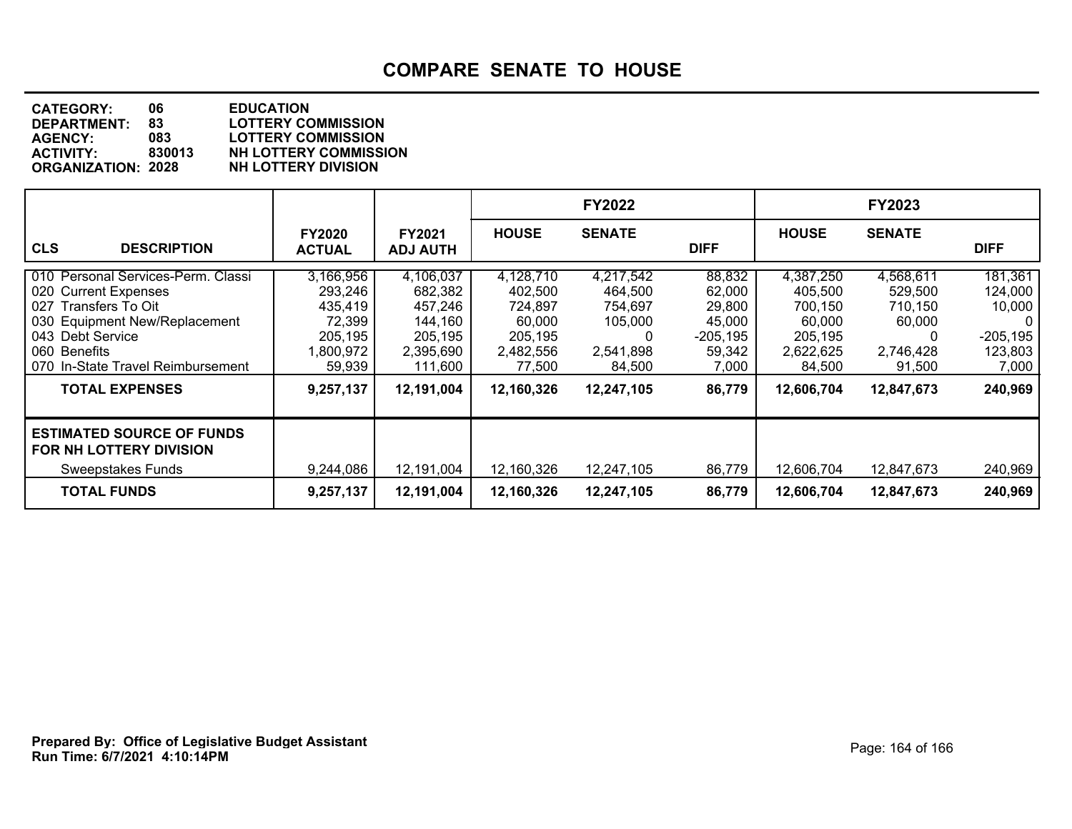# COMPARE SENATE TO HOUSE

**CATEGORY:** 06 EDUCATION
**DEPARTMENT:** 83 LOTTERY COMMISSION
**AGENCY:** 083 LOTTERY COMMISSION
**ACTIVITY:** 830013 NH LOTTERY COMMISSION
**ORGANIZATION:** 2028 NH LOTTERY DIVISION

| CLS DESCRIPTION | FY2020 ACTUAL | FY2021 ADJ AUTH | FY2022 HOUSE | FY2022 SENATE | FY2022 DIFF | FY2023 HOUSE | FY2023 SENATE | FY2023 DIFF |
|---|---|---|---|---|---|---|---|---|
| 010 Personal Services-Perm. Classi | 3,166,956 | 4,106,037 | 4,128,710 | 4,217,542 | 88,832 | 4,387,250 | 4,568,611 | 181,361 |
| 020 Current Expenses | 293,246 | 682,382 | 402,500 | 464,500 | 62,000 | 405,500 | 529,500 | 124,000 |
| 027 Transfers To Oit | 435,419 | 457,246 | 724,897 | 754,697 | 29,800 | 700,150 | 710,150 | 10,000 |
| 030 Equipment New/Replacement | 72,399 | 144,160 | 60,000 | 105,000 | 45,000 | 60,000 | 60,000 | 0 |
| 043 Debt Service | 205,195 | 205,195 | 205,195 | 0 | -205,195 | 205,195 | 0 | -205,195 |
| 060 Benefits | 1,800,972 | 2,395,690 | 2,482,556 | 2,541,898 | 59,342 | 2,622,625 | 2,746,428 | 123,803 |
| 070 In-State Travel Reimbursement | 59,939 | 111,600 | 77,500 | 84,500 | 7,000 | 84,500 | 91,500 | 7,000 |
| **TOTAL EXPENSES** | **9,257,137** | **12,191,004** | **12,160,326** | **12,247,105** | **86,779** | **12,606,704** | **12,847,673** | **240,969** |
| **ESTIMATED SOURCE OF FUNDS FOR NH LOTTERY DIVISION** | | | | | | | | |
| Sweepstakes Funds | 9,244,086 | 12,191,004 | 12,160,326 | 12,247,105 | 86,779 | 12,606,704 | 12,847,673 | 240,969 |
| **TOTAL FUNDS** | **9,257,137** | **12,191,004** | **12,160,326** | **12,247,105** | **86,779** | **12,606,704** | **12,847,673** | **240,969** |

**Prepared By: Office of Legislative Budget Assistant**
**Run Time: 6/7/2021 4:10:14PM**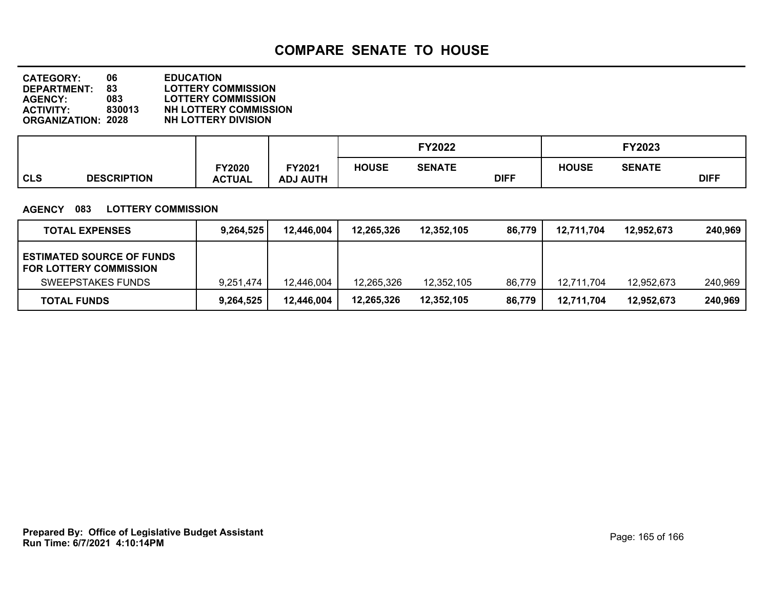# COMPARE SENATE TO HOUSE

**CATEGORY:** 06 EDUCATION
**DEPARTMENT:** 83 LOTTERY COMMISSION
**AGENCY:** 083 LOTTERY COMMISSION
**ACTIVITY:** 830013 NH LOTTERY COMMISSION
**ORGANIZATION:** 2028 NH LOTTERY DIVISION

**AGENCY 083 LOTTERY COMMISSION**

| CLS | DESCRIPTION | FY2020 ACTUAL | FY2021 ADJ AUTH | FY2022 HOUSE | FY2022 SENATE | FY2022 DIFF | FY2023 HOUSE | FY2023 SENATE | FY2023 DIFF |
|---|---|---|---|---|---|---|---|---|---|
| | **TOTAL EXPENSES** | **9,264,525** | **12,446,004** | **12,265,326** | **12,352,105** | **86,779** | **12,711,704** | **12,952,673** | **240,969** |
| | **ESTIMATED SOURCE OF FUNDS FOR LOTTERY COMMISSION** | | | | | | | | |
| | SWEEPSTAKES FUNDS | 9,251,474 | 12,446,004 | 12,265,326 | 12,352,105 | 86,779 | 12,711,704 | 12,952,673 | 240,969 |
| | **TOTAL FUNDS** | **9,264,525** | **12,446,004** | **12,265,326** | **12,352,105** | **86,779** | **12,711,704** | **12,952,673** | **240,969** |

**Prepared By: Office of Legislative Budget Assistant**
**Run Time: 6/7/2021 4:10:14PM**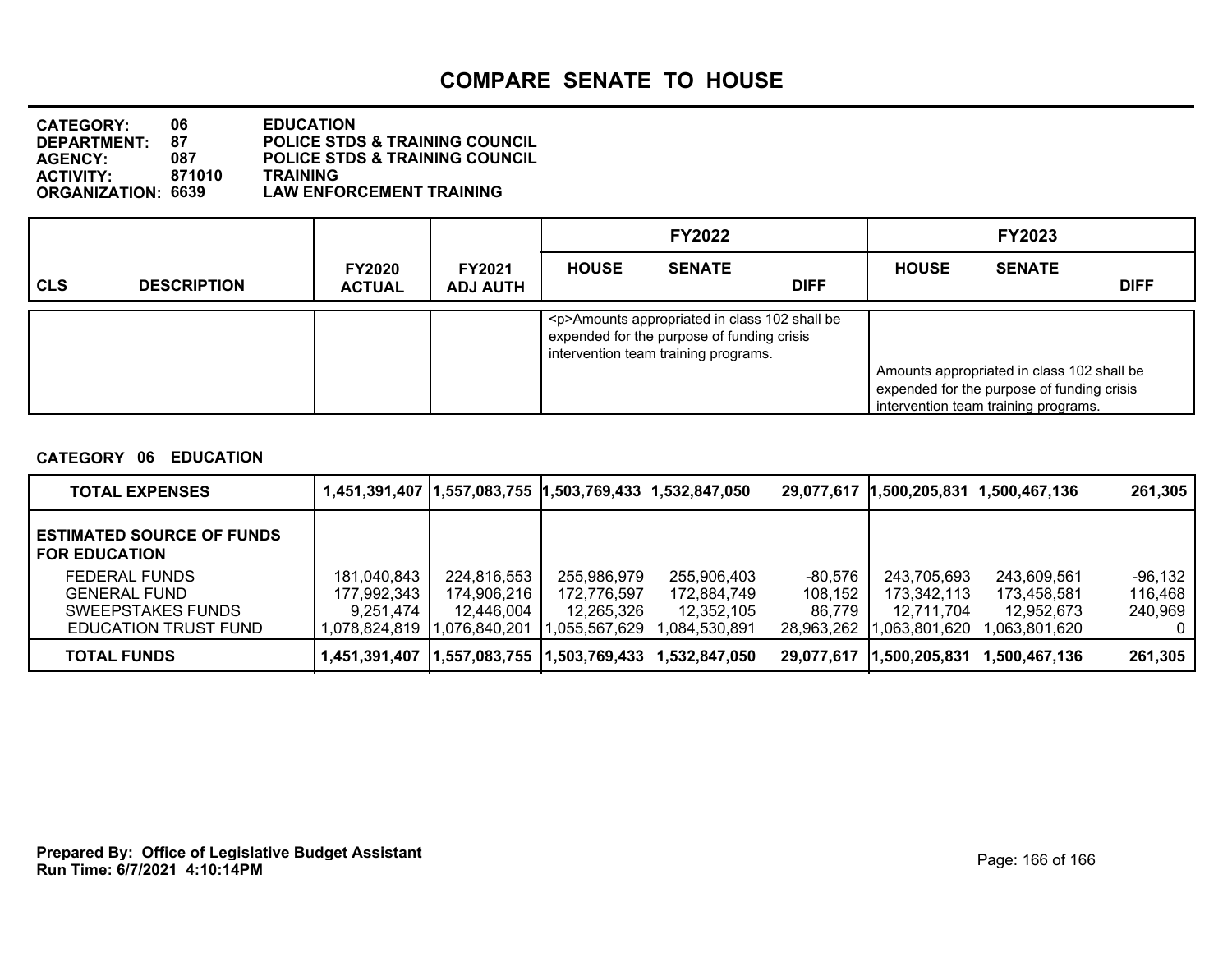# COMPARE SENATE TO HOUSE

**CATEGORY:** 06 EDUCATION
**DEPARTMENT:** 87 POLICE STDS & TRAINING COUNCIL
**AGENCY:** 087 POLICE STDS & TRAINING COUNCIL
**ACTIVITY:** 871010 TRAINING
**ORGANIZATION:** 6639 LAW ENFORCEMENT TRAINING

| CLS | DESCRIPTION | FY2020 ACTUAL | FY2021 ADJ AUTH | FY2022 HOUSE | FY2022 SENATE | FY2022 DIFF | FY2023 HOUSE | FY2023 SENATE | FY2023 DIFF |
|---|---|---|---|---|---|---|---|---|---|
| | | | | <p>Amounts appropriated in class 102 shall be expended for the purpose of funding crisis intervention team training programs. | | | Amounts appropriated in class 102 shall be expended for the purpose of funding crisis intervention team training programs. | | |

**CATEGORY 06 EDUCATION**

| | FY2020 ACTUAL | FY2021 ADJ AUTH | FY2022 HOUSE | FY2022 SENATE | FY2022 DIFF | FY2023 HOUSE | FY2023 SENATE | FY2023 DIFF |
|---|---|---|---|---|---|---|---|---|
| **TOTAL EXPENSES** | **1,451,391,407** | **1,557,083,755** | **1,503,769,433** | **1,532,847,050** | **29,077,617** | **1,500,205,831** | **1,500,467,136** | **261,305** |
| **ESTIMATED SOURCE OF FUNDS FOR EDUCATION** | | | | | | | | |
| FEDERAL FUNDS | 181,040,843 | 224,816,553 | 255,986,979 | 255,906,403 | -80,576 | 243,705,693 | 243,609,561 | -96,132 |
| GENERAL FUND | 177,992,343 | 174,906,216 | 172,776,597 | 172,884,749 | 108,152 | 173,342,113 | 173,458,581 | 116,468 |
| SWEEPSTAKES FUNDS | 9,251,474 | 12,446,004 | 12,265,326 | 12,352,105 | 86,779 | 12,711,704 | 12,952,673 | 240,969 |
| EDUCATION TRUST FUND | 1,078,824,819 | 1,076,840,201 | 1,055,567,629 | 1,084,530,891 | 28,963,262 | 1,063,801,620 | 1,063,801,620 | 0 |
| **TOTAL FUNDS** | **1,451,391,407** | **1,557,083,755** | **1,503,769,433** | **1,532,847,050** | **29,077,617** | **1,500,205,831** | **1,500,467,136** | **261,305** |

**Prepared By: Office of Legislative Budget Assistant**
**Run Time: 6/7/2021 4:10:14PM**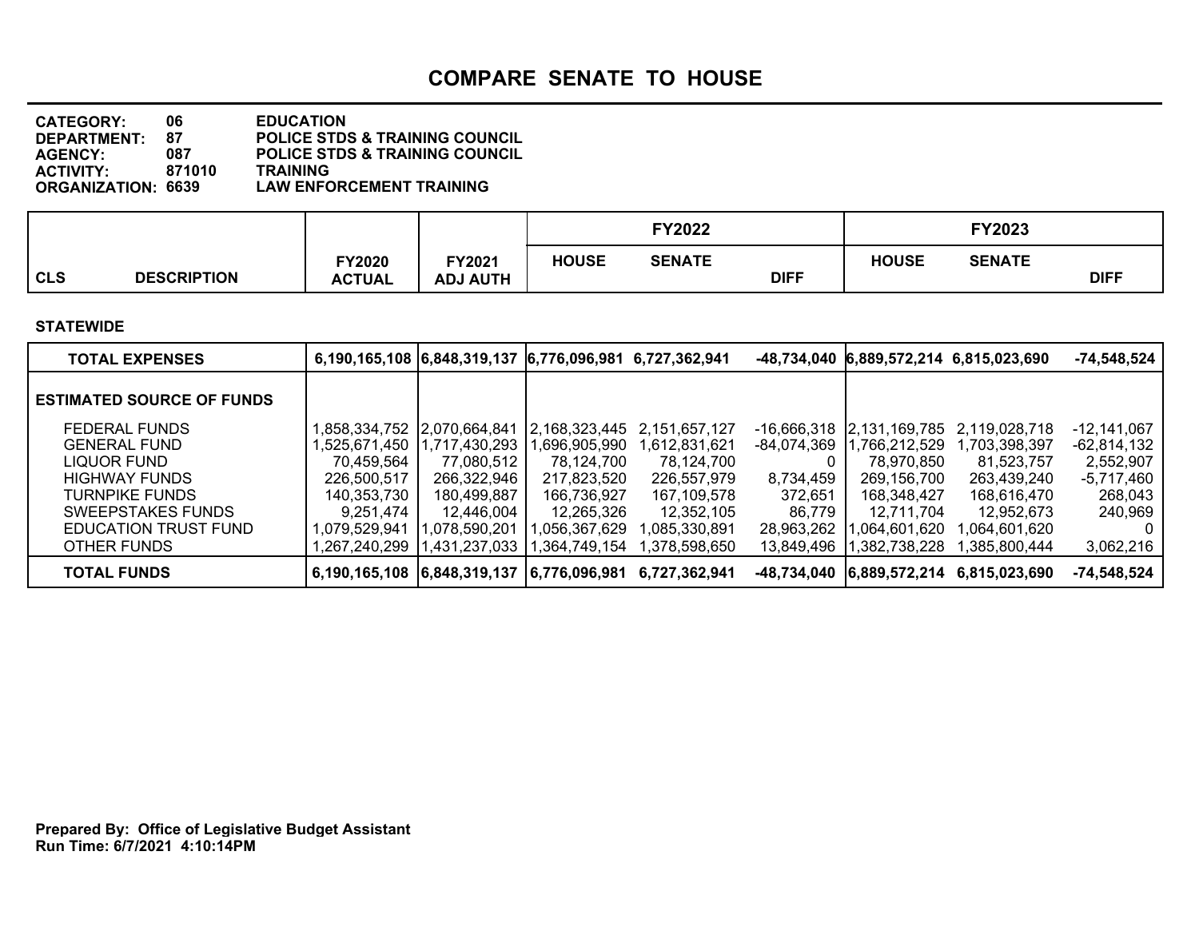# COMPARE SENATE TO HOUSE

**CATEGORY:** 06 **EDUCATION**
**DEPARTMENT:** 87 **POLICE STDS & TRAINING COUNCIL**
**AGENCY:** 087 **POLICE STDS & TRAINING COUNCIL**
**ACTIVITY:** 871010 **TRAINING**
**ORGANIZATION:** 6639 **LAW ENFORCEMENT TRAINING**

**STATEWIDE**

| CLS DESCRIPTION | FY2020 ACTUAL | FY2021 ADJ AUTH | FY2022 HOUSE | FY2022 SENATE | FY2022 DIFF | FY2023 HOUSE | FY2023 SENATE | FY2023 DIFF |
|---|---|---|---|---|---|---|---|---|
| **TOTAL EXPENSES** | **6,190,165,108** | **6,848,319,137** | **6,776,096,981** | **6,727,362,941** | **-48,734,040** | **6,889,572,214** | **6,815,023,690** | **-74,548,524** |
| **ESTIMATED SOURCE OF FUNDS** | | | | | | | | |
| FEDERAL FUNDS | 1,858,334,752 | 2,070,664,841 | 2,168,323,445 | 2,151,657,127 | -16,666,318 | 2,131,169,785 | 2,119,028,718 | -12,141,067 |
| GENERAL FUND | 1,525,671,450 | 1,717,430,293 | 1,696,905,990 | 1,612,831,621 | -84,074,369 | 1,766,212,529 | 1,703,398,397 | -62,814,132 |
| LIQUOR FUND | 70,459,564 | 77,080,512 | 78,124,700 | 78,124,700 | 0 | 78,970,850 | 81,523,757 | 2,552,907 |
| HIGHWAY FUNDS | 226,500,517 | 266,322,946 | 217,823,520 | 226,557,979 | 8,734,459 | 269,156,700 | 263,439,240 | -5,717,460 |
| TURNPIKE FUNDS | 140,353,730 | 180,499,887 | 166,736,927 | 167,109,578 | 372,651 | 168,348,427 | 168,616,470 | 268,043 |
| SWEEPSTAKES FUNDS | 9,251,474 | 12,446,004 | 12,265,326 | 12,352,105 | 86,779 | 12,711,704 | 12,952,673 | 240,969 |
| EDUCATION TRUST FUND | 1,079,529,941 | 1,078,590,201 | 1,056,367,629 | 1,085,330,891 | 28,963,262 | 1,064,601,620 | 1,064,601,620 | 0 |
| OTHER FUNDS | 1,267,240,299 | 1,431,237,033 | 1,364,749,154 | 1,378,598,650 | 13,849,496 | 1,382,738,228 | 1,385,800,444 | 3,062,216 |
| **TOTAL FUNDS** | **6,190,165,108** | **6,848,319,137** | **6,776,096,981** | **6,727,362,941** | **-48,734,040** | **6,889,572,214** | **6,815,023,690** | **-74,548,524** |

**Prepared By: Office of Legislative Budget Assistant**
**Run Time: 6/7/2021 4:10:14PM**